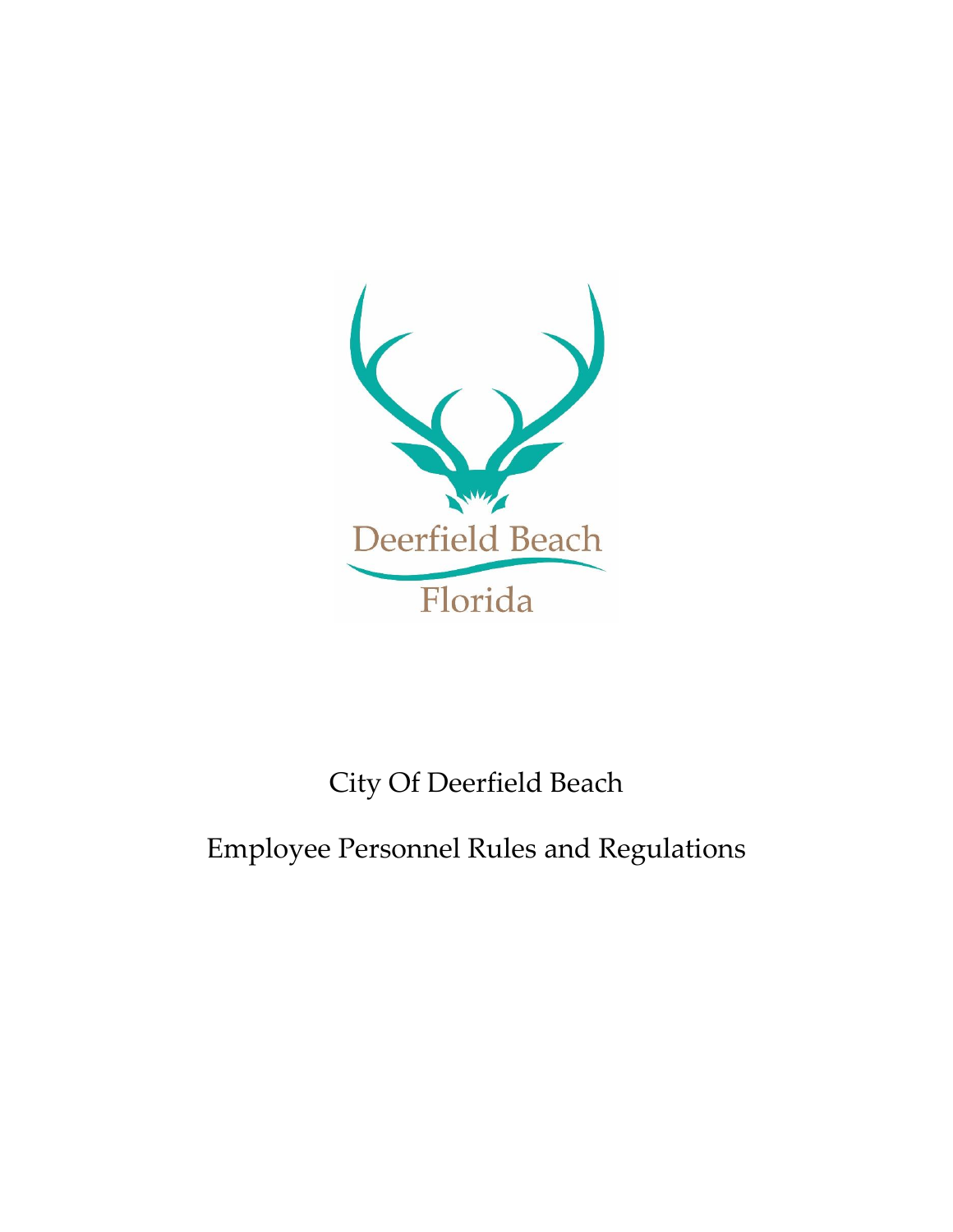Deerfield Beach

Florida

# City Of Deerfield Beach

# Employee Personnel Rules and Regulations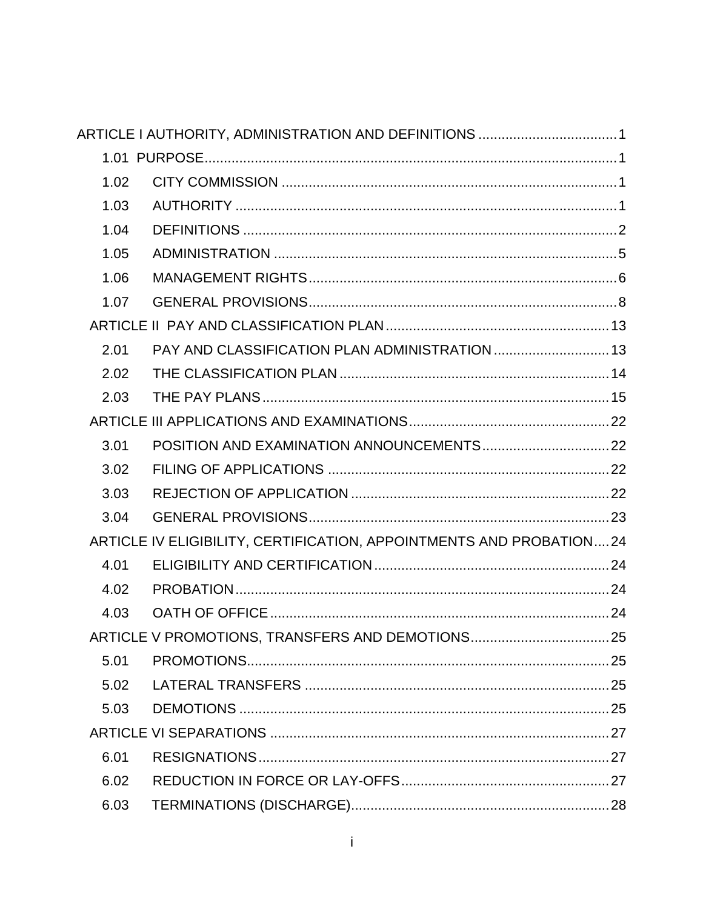ARTICLE I AUTHORITY, ADMINISTRATION AND DEFINITIONS .................................... 1

1.01 PURPOSE ........................................................................................................ 1

1.02 CITY COMMISSION ....................................................................................... 1

1.03 AUTHORITY .................................................................................................. 1

1.04 DEFINITIONS ................................................................................................ 2

1.05 ADMINISTRATION ......................................................................................... 5

1.06 MANAGEMENT RIGHTS ................................................................................ 6

1.07 GENERAL PROVISIONS ................................................................................ 8

ARTICLE II PAY AND CLASSIFICATION PLAN .......................................................... 13

2.01 PAY AND CLASSIFICATION PLAN ADMINISTRATION .............................. 13

2.02 THE CLASSIFICATION PLAN ...................................................................... 14

2.03 THE PAY PLANS .......................................................................................... 15

ARTICLE III APPLICATIONS AND EXAMINATIONS .................................................... 22

3.01 POSITION AND EXAMINATION ANNOUNCEMENTS .................................. 22

3.02 FILING OF APPLICATIONS ......................................................................... 22

3.03 REJECTION OF APPLICATION ................................................................... 22

3.04 GENERAL PROVISIONS .............................................................................. 23

ARTICLE IV ELIGIBILITY, CERTIFICATION, APPOINTMENTS AND PROBATION .... 24

4.01 ELIGIBILITY AND CERTIFICATION ............................................................. 24

4.02 PROBATION ................................................................................................. 24

4.03 OATH OF OFFICE ......................................................................................... 24

ARTICLE V PROMOTIONS, TRANSFERS AND DEMOTIONS .................................... 25

5.01 PROMOTIONS .............................................................................................. 25

5.02 LATERAL TRANSFERS ............................................................................... 25

5.03 DEMOTIONS ................................................................................................ 25

ARTICLE VI SEPARATIONS ........................................................................................ 27

6.01 RESIGNATIONS ........................................................................................... 27

6.02 REDUCTION IN FORCE OR LAY-OFFS ...................................................... 27

6.03 TERMINATIONS (DISCHARGE) ................................................................... 28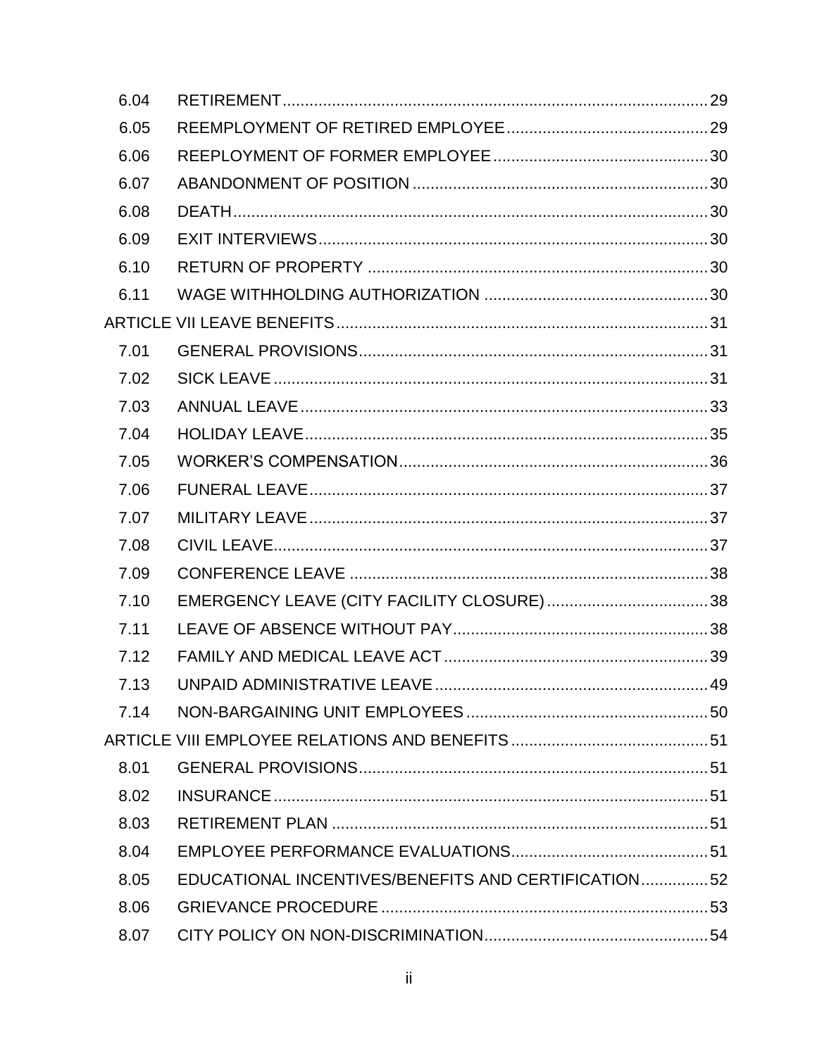| | | |
|---|---|---|
| 6.04 | RETIREMENT | 29 |
| 6.05 | REEMPLOYMENT OF RETIRED EMPLOYEE | 29 |
| 6.06 | REEPLOYMENT OF FORMER EMPLOYEE | 30 |
| 6.07 | ABANDONMENT OF POSITION | 30 |
| 6.08 | DEATH | 30 |
| 6.09 | EXIT INTERVIEWS | 30 |
| 6.10 | RETURN OF PROPERTY | 30 |
| 6.11 | WAGE WITHHOLDING AUTHORIZATION | 30 |
| ARTICLE VII LEAVE BENEFITS | | 31 |
| 7.01 | GENERAL PROVISIONS | 31 |
| 7.02 | SICK LEAVE | 31 |
| 7.03 | ANNUAL LEAVE | 33 |
| 7.04 | HOLIDAY LEAVE | 35 |
| 7.05 | WORKER'S COMPENSATION | 36 |
| 7.06 | FUNERAL LEAVE | 37 |
| 7.07 | MILITARY LEAVE | 37 |
| 7.08 | CIVIL LEAVE | 37 |
| 7.09 | CONFERENCE LEAVE | 38 |
| 7.10 | EMERGENCY LEAVE (CITY FACILITY CLOSURE) | 38 |
| 7.11 | LEAVE OF ABSENCE WITHOUT PAY | 38 |
| 7.12 | FAMILY AND MEDICAL LEAVE ACT | 39 |
| 7.13 | UNPAID ADMINISTRATIVE LEAVE | 49 |
| 7.14 | NON-BARGAINING UNIT EMPLOYEES | 50 |
| ARTICLE VIII EMPLOYEE RELATIONS AND BENEFITS | | 51 |
| 8.01 | GENERAL PROVISIONS | 51 |
| 8.02 | INSURANCE | 51 |
| 8.03 | RETIREMENT PLAN | 51 |
| 8.04 | EMPLOYEE PERFORMANCE EVALUATIONS | 51 |
| 8.05 | EDUCATIONAL INCENTIVES/BENEFITS AND CERTIFICATION | 52 |
| 8.06 | GRIEVANCE PROCEDURE | 53 |
| 8.07 | CITY POLICY ON NON-DISCRIMINATION | 54 |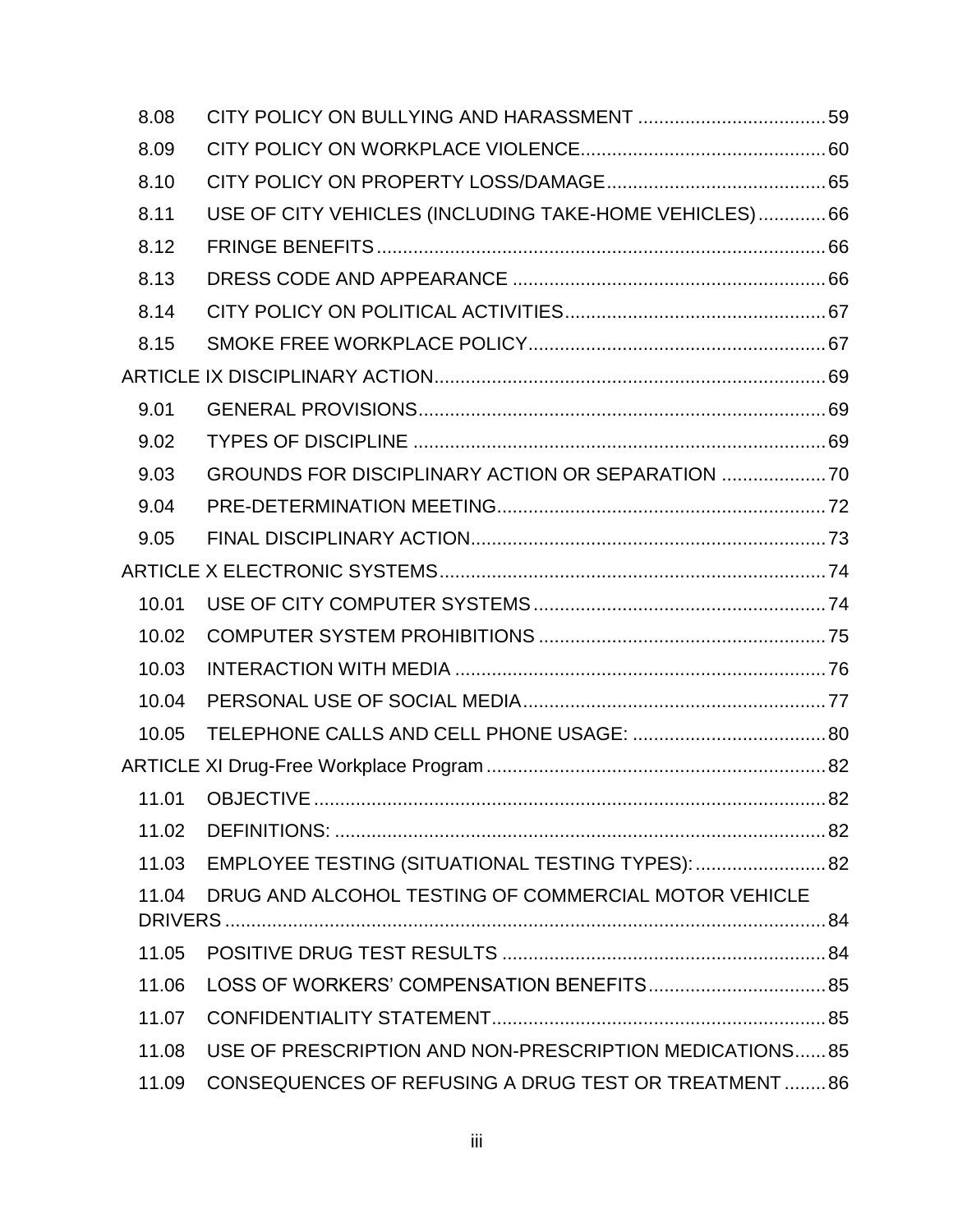| | | |
|---|---|---|
| 8.08 | CITY POLICY ON BULLYING AND HARASSMENT | 59 |
| 8.09 | CITY POLICY ON WORKPLACE VIOLENCE | 60 |
| 8.10 | CITY POLICY ON PROPERTY LOSS/DAMAGE | 65 |
| 8.11 | USE OF CITY VEHICLES (INCLUDING TAKE-HOME VEHICLES) | 66 |
| 8.12 | FRINGE BENEFITS | 66 |
| 8.13 | DRESS CODE AND APPEARANCE | 66 |
| 8.14 | CITY POLICY ON POLITICAL ACTIVITIES | 67 |
| 8.15 | SMOKE FREE WORKPLACE POLICY | 67 |
| ARTICLE IX DISCIPLINARY ACTION | | 69 |
| 9.01 | GENERAL PROVISIONS | 69 |
| 9.02 | TYPES OF DISCIPLINE | 69 |
| 9.03 | GROUNDS FOR DISCIPLINARY ACTION OR SEPARATION | 70 |
| 9.04 | PRE-DETERMINATION MEETING | 72 |
| 9.05 | FINAL DISCIPLINARY ACTION | 73 |
| ARTICLE X ELECTRONIC SYSTEMS | | 74 |
| 10.01 | USE OF CITY COMPUTER SYSTEMS | 74 |
| 10.02 | COMPUTER SYSTEM PROHIBITIONS | 75 |
| 10.03 | INTERACTION WITH MEDIA | 76 |
| 10.04 | PERSONAL USE OF SOCIAL MEDIA | 77 |
| 10.05 | TELEPHONE CALLS AND CELL PHONE USAGE: | 80 |
| ARTICLE XI Drug-Free Workplace Program | | 82 |
| 11.01 | OBJECTIVE | 82 |
| 11.02 | DEFINITIONS: | 82 |
| 11.03 | EMPLOYEE TESTING (SITUATIONAL TESTING TYPES): | 82 |
| 11.04 | DRUG AND ALCOHOL TESTING OF COMMERCIAL MOTOR VEHICLE DRIVERS | 84 |
| 11.05 | POSITIVE DRUG TEST RESULTS | 84 |
| 11.06 | LOSS OF WORKERS' COMPENSATION BENEFITS | 85 |
| 11.07 | CONFIDENTIALITY STATEMENT | 85 |
| 11.08 | USE OF PRESCRIPTION AND NON-PRESCRIPTION MEDICATIONS | 85 |
| 11.09 | CONSEQUENCES OF REFUSING A DRUG TEST OR TREATMENT | 86 |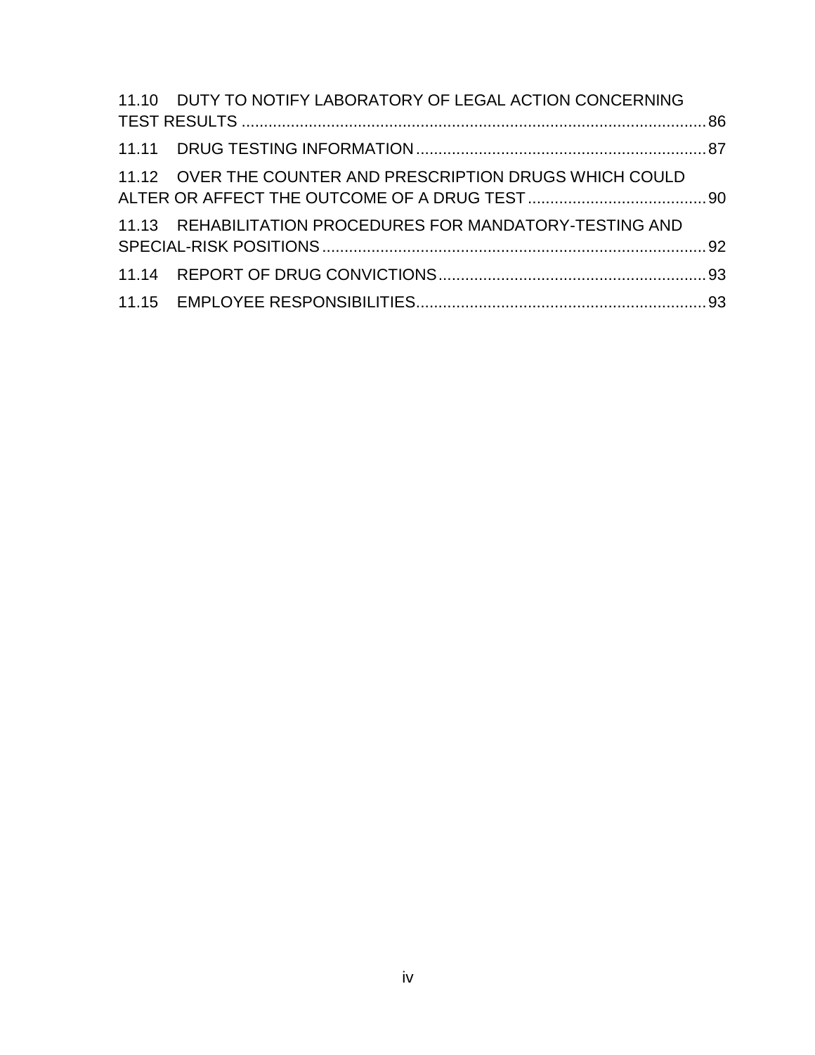11.10 DUTY TO NOTIFY LABORATORY OF LEGAL ACTION CONCERNING TEST RESULTS ........................................................................................................ 86

11.11 DRUG TESTING INFORMATION ................................................................ 87

11.12 OVER THE COUNTER AND PRESCRIPTION DRUGS WHICH COULD ALTER OR AFFECT THE OUTCOME OF A DRUG TEST ........................................ 90

11.13 REHABILITATION PROCEDURES FOR MANDATORY-TESTING AND SPECIAL-RISK POSITIONS ..................................................................................... 92

11.14 REPORT OF DRUG CONVICTIONS ............................................................ 93

11.15 EMPLOYEE RESPONSIBILITIES ................................................................. 93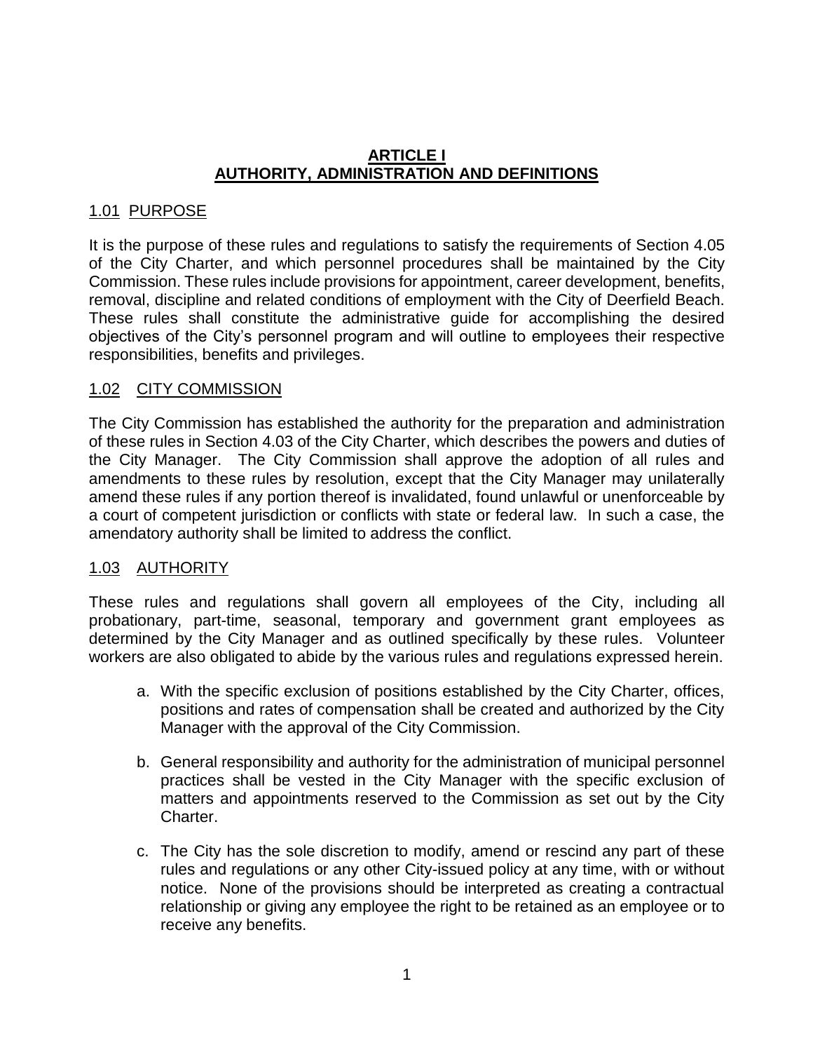# ARTICLE I
# AUTHORITY, ADMINISTRATION AND DEFINITIONS

## 1.01 PURPOSE

It is the purpose of these rules and regulations to satisfy the requirements of Section 4.05 of the City Charter, and which personnel procedures shall be maintained by the City Commission. These rules include provisions for appointment, career development, benefits, removal, discipline and related conditions of employment with the City of Deerfield Beach. These rules shall constitute the administrative guide for accomplishing the desired objectives of the City's personnel program and will outline to employees their respective responsibilities, benefits and privileges.

## 1.02 CITY COMMISSION

The City Commission has established the authority for the preparation and administration of these rules in Section 4.03 of the City Charter, which describes the powers and duties of the City Manager. The City Commission shall approve the adoption of all rules and amendments to these rules by resolution, except that the City Manager may unilaterally amend these rules if any portion thereof is invalidated, found unlawful or unenforceable by a court of competent jurisdiction or conflicts with state or federal law. In such a case, the amendatory authority shall be limited to address the conflict.

## 1.03 AUTHORITY

These rules and regulations shall govern all employees of the City, including all probationary, part-time, seasonal, temporary and government grant employees as determined by the City Manager and as outlined specifically by these rules. Volunteer workers are also obligated to abide by the various rules and regulations expressed herein.

a. With the specific exclusion of positions established by the City Charter, offices, positions and rates of compensation shall be created and authorized by the City Manager with the approval of the City Commission.

b. General responsibility and authority for the administration of municipal personnel practices shall be vested in the City Manager with the specific exclusion of matters and appointments reserved to the Commission as set out by the City Charter.

c. The City has the sole discretion to modify, amend or rescind any part of these rules and regulations or any other City-issued policy at any time, with or without notice. None of the provisions should be interpreted as creating a contractual relationship or giving any employee the right to be retained as an employee or to receive any benefits.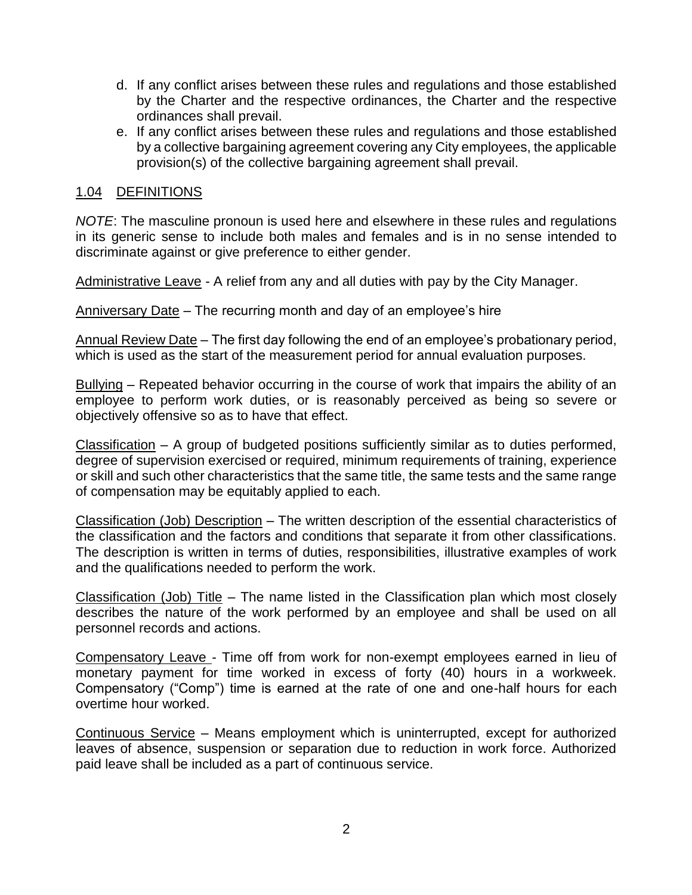d. If any conflict arises between these rules and regulations and those established by the Charter and the respective ordinances, the Charter and the respective ordinances shall prevail.
e. If any conflict arises between these rules and regulations and those established by a collective bargaining agreement covering any City employees, the applicable provision(s) of the collective bargaining agreement shall prevail.

## 1.04 DEFINITIONS

*NOTE*: The masculine pronoun is used here and elsewhere in these rules and regulations in its generic sense to include both males and females and is in no sense intended to discriminate against or give preference to either gender.

Administrative Leave - A relief from any and all duties with pay by the City Manager.

Anniversary Date – The recurring month and day of an employee's hire

Annual Review Date – The first day following the end of an employee's probationary period, which is used as the start of the measurement period for annual evaluation purposes.

Bullying – Repeated behavior occurring in the course of work that impairs the ability of an employee to perform work duties, or is reasonably perceived as being so severe or objectively offensive so as to have that effect.

Classification – A group of budgeted positions sufficiently similar as to duties performed, degree of supervision exercised or required, minimum requirements of training, experience or skill and such other characteristics that the same title, the same tests and the same range of compensation may be equitably applied to each.

Classification (Job) Description – The written description of the essential characteristics of the classification and the factors and conditions that separate it from other classifications. The description is written in terms of duties, responsibilities, illustrative examples of work and the qualifications needed to perform the work.

Classification (Job) Title – The name listed in the Classification plan which most closely describes the nature of the work performed by an employee and shall be used on all personnel records and actions.

Compensatory Leave - Time off from work for non-exempt employees earned in lieu of monetary payment for time worked in excess of forty (40) hours in a workweek. Compensatory ("Comp") time is earned at the rate of one and one-half hours for each overtime hour worked.

Continuous Service – Means employment which is uninterrupted, except for authorized leaves of absence, suspension or separation due to reduction in work force. Authorized paid leave shall be included as a part of continuous service.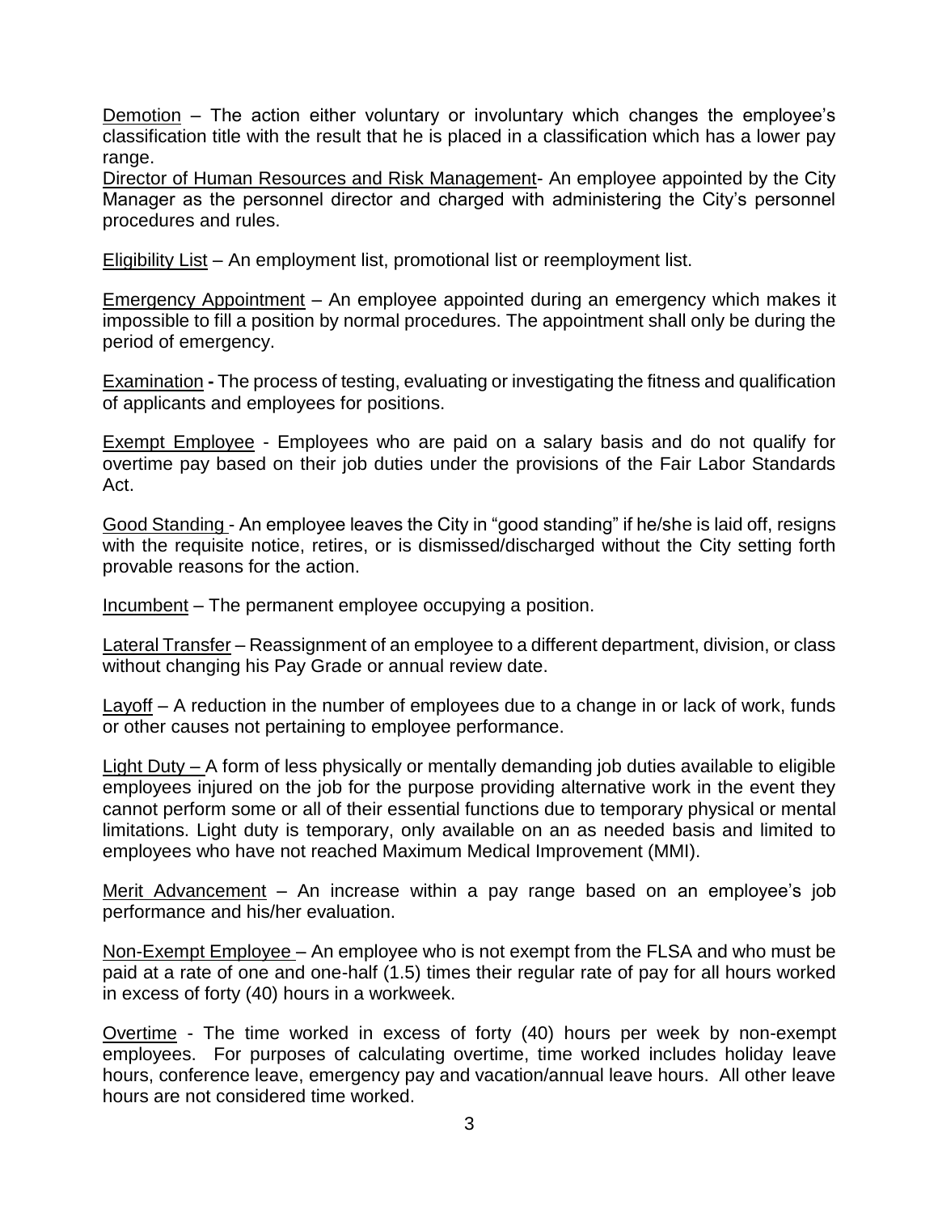Demotion – The action either voluntary or involuntary which changes the employee's classification title with the result that he is placed in a classification which has a lower pay range.

Director of Human Resources and Risk Management- An employee appointed by the City Manager as the personnel director and charged with administering the City's personnel procedures and rules.

Eligibility List – An employment list, promotional list or reemployment list.

Emergency Appointment – An employee appointed during an emergency which makes it impossible to fill a position by normal procedures. The appointment shall only be during the period of emergency.

Examination **-** The process of testing, evaluating or investigating the fitness and qualification of applicants and employees for positions.

Exempt Employee - Employees who are paid on a salary basis and do not qualify for overtime pay based on their job duties under the provisions of the Fair Labor Standards Act.

Good Standing - An employee leaves the City in "good standing" if he/she is laid off, resigns with the requisite notice, retires, or is dismissed/discharged without the City setting forth provable reasons for the action.

Incumbent – The permanent employee occupying a position.

Lateral Transfer – Reassignment of an employee to a different department, division, or class without changing his Pay Grade or annual review date.

Layoff – A reduction in the number of employees due to a change in or lack of work, funds or other causes not pertaining to employee performance.

Light Duty – A form of less physically or mentally demanding job duties available to eligible employees injured on the job for the purpose providing alternative work in the event they cannot perform some or all of their essential functions due to temporary physical or mental limitations. Light duty is temporary, only available on an as needed basis and limited to employees who have not reached Maximum Medical Improvement (MMI).

Merit Advancement – An increase within a pay range based on an employee's job performance and his/her evaluation.

Non-Exempt Employee – An employee who is not exempt from the FLSA and who must be paid at a rate of one and one-half (1.5) times their regular rate of pay for all hours worked in excess of forty (40) hours in a workweek.

Overtime - The time worked in excess of forty (40) hours per week by non-exempt employees. For purposes of calculating overtime, time worked includes holiday leave hours, conference leave, emergency pay and vacation/annual leave hours. All other leave hours are not considered time worked.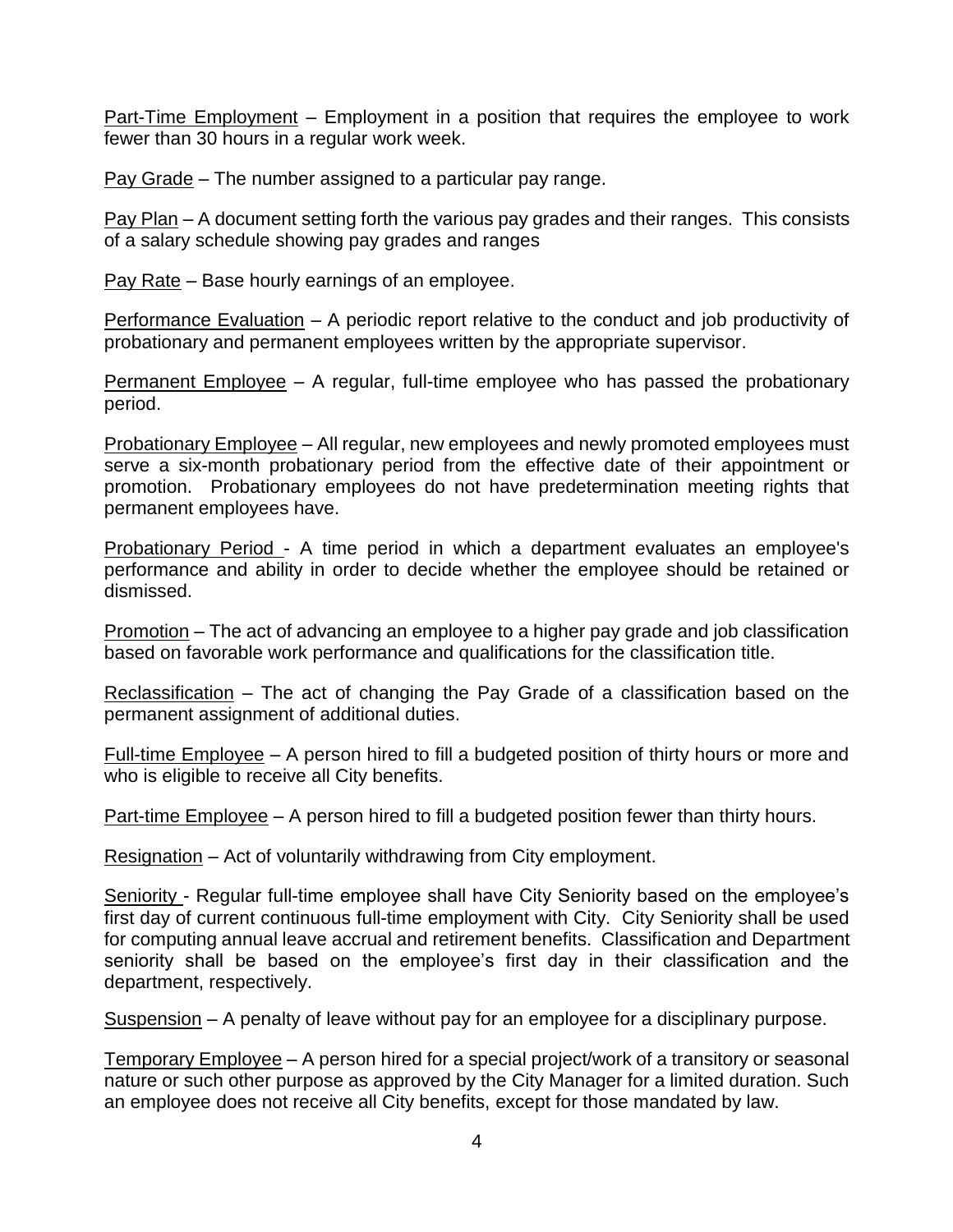<u>Part-Time Employment</u> – Employment in a position that requires the employee to work fewer than 30 hours in a regular work week.

<u>Pay Grade</u> – The number assigned to a particular pay range.

<u>Pay Plan</u> – A document setting forth the various pay grades and their ranges. This consists of a salary schedule showing pay grades and ranges

<u>Pay Rate</u> – Base hourly earnings of an employee.

<u>Performance Evaluation</u> – A periodic report relative to the conduct and job productivity of probationary and permanent employees written by the appropriate supervisor.

<u>Permanent Employee</u> – A regular, full-time employee who has passed the probationary period.

<u>Probationary Employee</u> – All regular, new employees and newly promoted employees must serve a six-month probationary period from the effective date of their appointment or promotion. Probationary employees do not have predetermination meeting rights that permanent employees have.

<u>Probationary Period</u> - A time period in which a department evaluates an employee's performance and ability in order to decide whether the employee should be retained or dismissed.

<u>Promotion</u> – The act of advancing an employee to a higher pay grade and job classification based on favorable work performance and qualifications for the classification title.

<u>Reclassification</u> – The act of changing the Pay Grade of a classification based on the permanent assignment of additional duties.

<u>Full-time Employee</u> – A person hired to fill a budgeted position of thirty hours or more and who is eligible to receive all City benefits.

<u>Part-time Employee</u> – A person hired to fill a budgeted position fewer than thirty hours.

<u>Resignation</u> – Act of voluntarily withdrawing from City employment.

<u>Seniority</u> - Regular full-time employee shall have City Seniority based on the employee's first day of current continuous full-time employment with City. City Seniority shall be used for computing annual leave accrual and retirement benefits. Classification and Department seniority shall be based on the employee's first day in their classification and the department, respectively.

<u>Suspension</u> – A penalty of leave without pay for an employee for a disciplinary purpose.

<u>Temporary Employee</u> – A person hired for a special project/work of a transitory or seasonal nature or such other purpose as approved by the City Manager for a limited duration. Such an employee does not receive all City benefits, except for those mandated by law.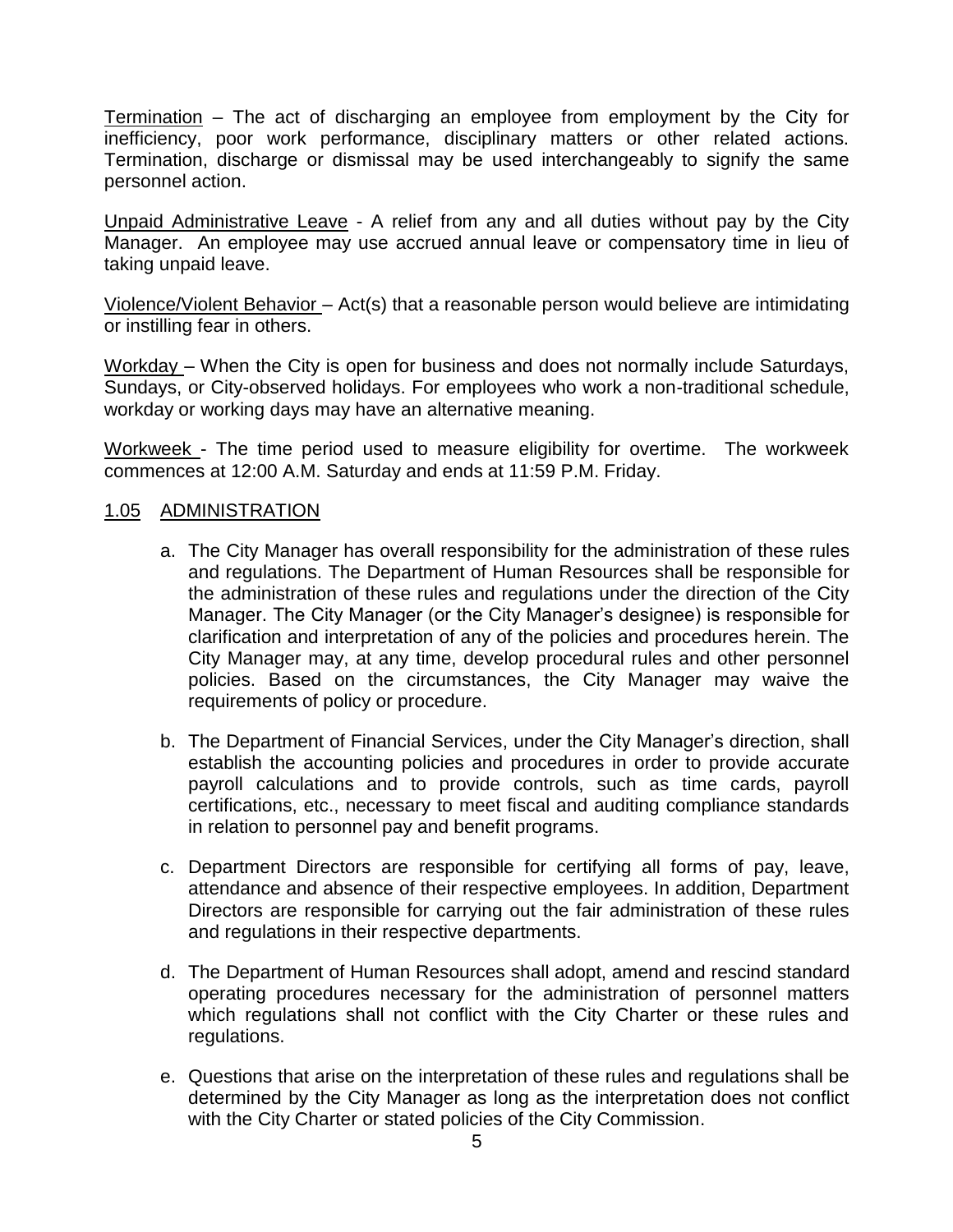Termination – The act of discharging an employee from employment by the City for inefficiency, poor work performance, disciplinary matters or other related actions. Termination, discharge or dismissal may be used interchangeably to signify the same personnel action.

Unpaid Administrative Leave - A relief from any and all duties without pay by the City Manager. An employee may use accrued annual leave or compensatory time in lieu of taking unpaid leave.

Violence/Violent Behavior – Act(s) that a reasonable person would believe are intimidating or instilling fear in others.

Workday – When the City is open for business and does not normally include Saturdays, Sundays, or City-observed holidays. For employees who work a non-traditional schedule, workday or working days may have an alternative meaning.

Workweek - The time period used to measure eligibility for overtime. The workweek commences at 12:00 A.M. Saturday and ends at 11:59 P.M. Friday.

## 1.05 ADMINISTRATION

a. The City Manager has overall responsibility for the administration of these rules and regulations. The Department of Human Resources shall be responsible for the administration of these rules and regulations under the direction of the City Manager. The City Manager (or the City Manager's designee) is responsible for clarification and interpretation of any of the policies and procedures herein. The City Manager may, at any time, develop procedural rules and other personnel policies. Based on the circumstances, the City Manager may waive the requirements of policy or procedure.

b. The Department of Financial Services, under the City Manager's direction, shall establish the accounting policies and procedures in order to provide accurate payroll calculations and to provide controls, such as time cards, payroll certifications, etc., necessary to meet fiscal and auditing compliance standards in relation to personnel pay and benefit programs.

c. Department Directors are responsible for certifying all forms of pay, leave, attendance and absence of their respective employees. In addition, Department Directors are responsible for carrying out the fair administration of these rules and regulations in their respective departments.

d. The Department of Human Resources shall adopt, amend and rescind standard operating procedures necessary for the administration of personnel matters which regulations shall not conflict with the City Charter or these rules and regulations.

e. Questions that arise on the interpretation of these rules and regulations shall be determined by the City Manager as long as the interpretation does not conflict with the City Charter or stated policies of the City Commission.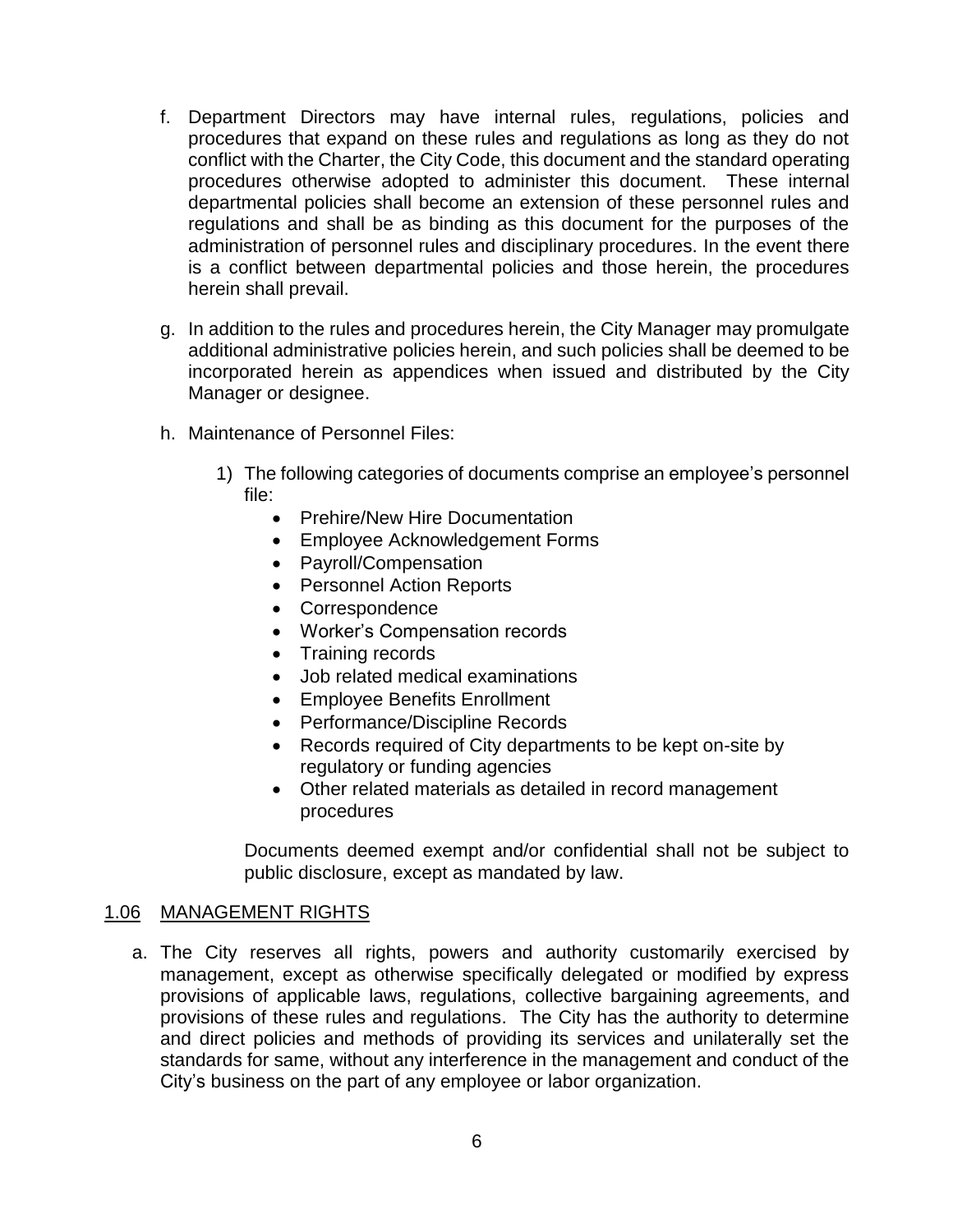f. Department Directors may have internal rules, regulations, policies and procedures that expand on these rules and regulations as long as they do not conflict with the Charter, the City Code, this document and the standard operating procedures otherwise adopted to administer this document. These internal departmental policies shall become an extension of these personnel rules and regulations and shall be as binding as this document for the purposes of the administration of personnel rules and disciplinary procedures. In the event there is a conflict between departmental policies and those herein, the procedures herein shall prevail.

g. In addition to the rules and procedures herein, the City Manager may promulgate additional administrative policies herein, and such policies shall be deemed to be incorporated herein as appendices when issued and distributed by the City Manager or designee.

h. Maintenance of Personnel Files:

   1) The following categories of documents comprise an employee's personnel file:
      - Prehire/New Hire Documentation
      - Employee Acknowledgement Forms
      - Payroll/Compensation
      - Personnel Action Reports
      - Correspondence
      - Worker's Compensation records
      - Training records
      - Job related medical examinations
      - Employee Benefits Enrollment
      - Performance/Discipline Records
      - Records required of City departments to be kept on-site by regulatory or funding agencies
      - Other related materials as detailed in record management procedures

      Documents deemed exempt and/or confidential shall not be subject to public disclosure, except as mandated by law.

## 1.06 MANAGEMENT RIGHTS

a. The City reserves all rights, powers and authority customarily exercised by management, except as otherwise specifically delegated or modified by express provisions of applicable laws, regulations, collective bargaining agreements, and provisions of these rules and regulations. The City has the authority to determine and direct policies and methods of providing its services and unilaterally set the standards for same, without any interference in the management and conduct of the City's business on the part of any employee or labor organization.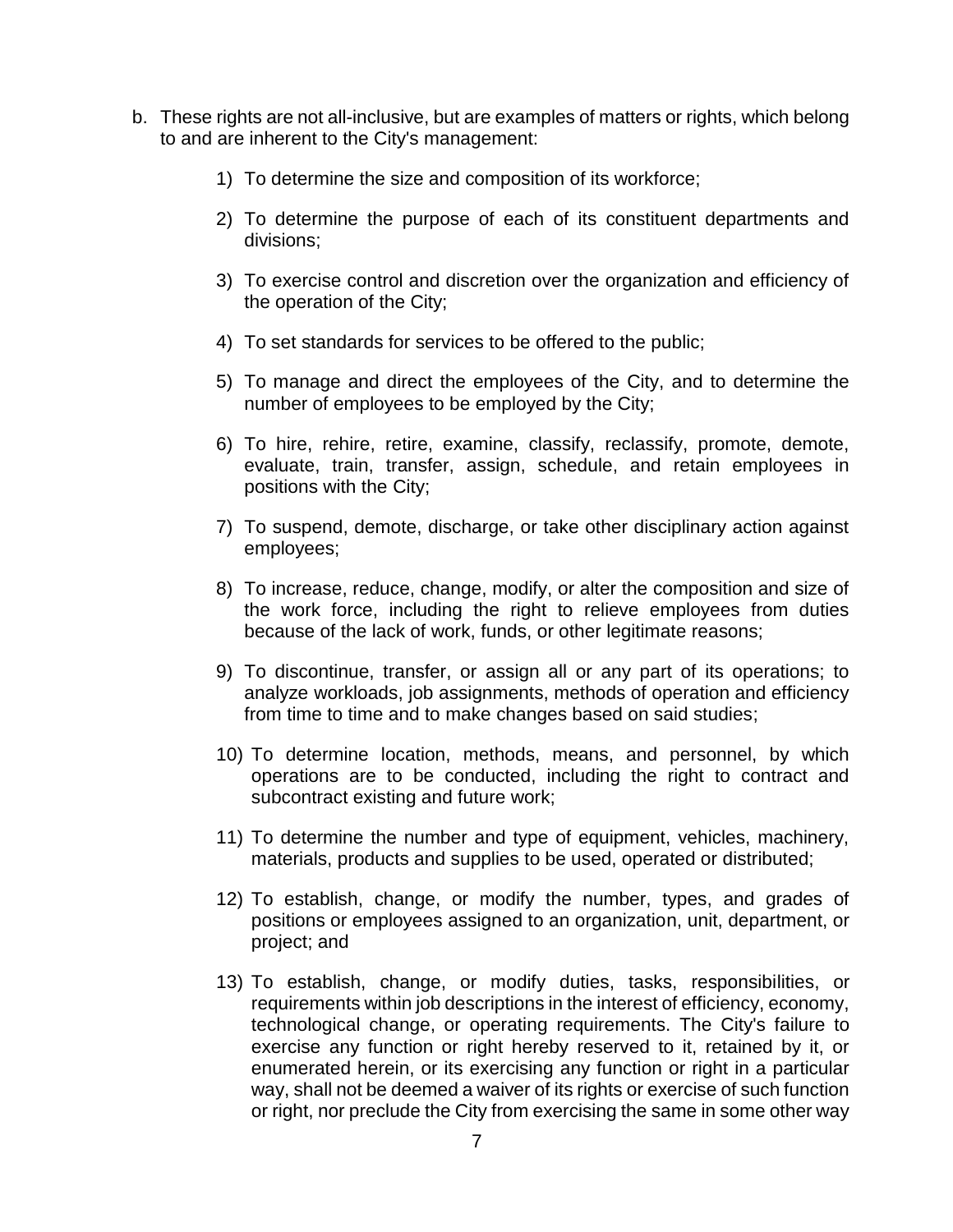b. These rights are not all-inclusive, but are examples of matters or rights, which belong to and are inherent to the City's management:

    1) To determine the size and composition of its workforce;

    2) To determine the purpose of each of its constituent departments and divisions;

    3) To exercise control and discretion over the organization and efficiency of the operation of the City;

    4) To set standards for services to be offered to the public;

    5) To manage and direct the employees of the City, and to determine the number of employees to be employed by the City;

    6) To hire, rehire, retire, examine, classify, reclassify, promote, demote, evaluate, train, transfer, assign, schedule, and retain employees in positions with the City;

    7) To suspend, demote, discharge, or take other disciplinary action against employees;

    8) To increase, reduce, change, modify, or alter the composition and size of the work force, including the right to relieve employees from duties because of the lack of work, funds, or other legitimate reasons;

    9) To discontinue, transfer, or assign all or any part of its operations; to analyze workloads, job assignments, methods of operation and efficiency from time to time and to make changes based on said studies;

    10) To determine location, methods, means, and personnel, by which operations are to be conducted, including the right to contract and subcontract existing and future work;

    11) To determine the number and type of equipment, vehicles, machinery, materials, products and supplies to be used, operated or distributed;

    12) To establish, change, or modify the number, types, and grades of positions or employees assigned to an organization, unit, department, or project; and

    13) To establish, change, or modify duties, tasks, responsibilities, or requirements within job descriptions in the interest of efficiency, economy, technological change, or operating requirements. The City's failure to exercise any function or right hereby reserved to it, retained by it, or enumerated herein, or its exercising any function or right in a particular way, shall not be deemed a waiver of its rights or exercise of such function or right, nor preclude the City from exercising the same in some other way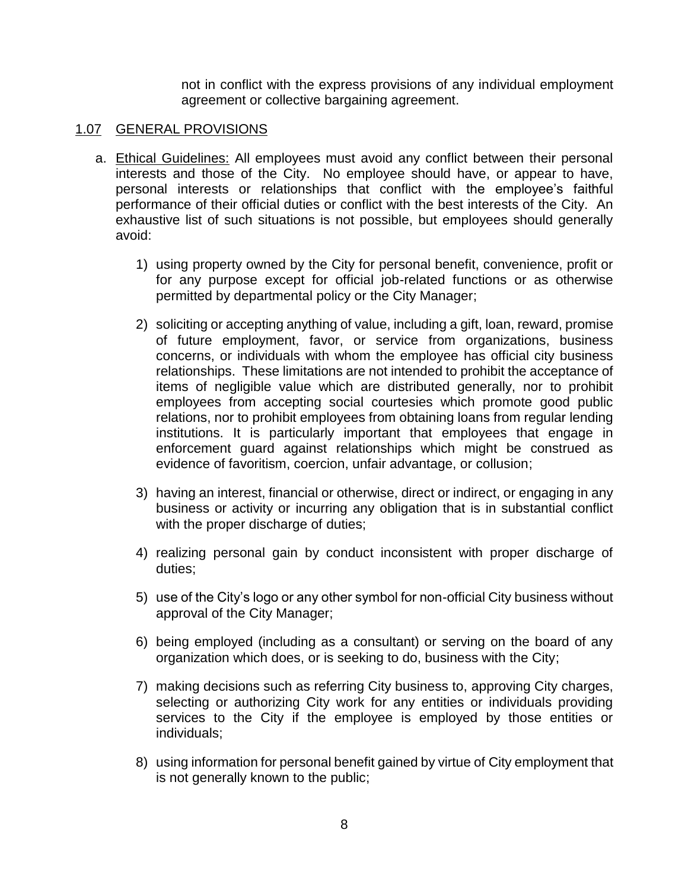not in conflict with the express provisions of any individual employment agreement or collective bargaining agreement.

## 1.07 GENERAL PROVISIONS

a. Ethical Guidelines: All employees must avoid any conflict between their personal interests and those of the City. No employee should have, or appear to have, personal interests or relationships that conflict with the employee's faithful performance of their official duties or conflict with the best interests of the City. An exhaustive list of such situations is not possible, but employees should generally avoid:

1) using property owned by the City for personal benefit, convenience, profit or for any purpose except for official job-related functions or as otherwise permitted by departmental policy or the City Manager;

2) soliciting or accepting anything of value, including a gift, loan, reward, promise of future employment, favor, or service from organizations, business concerns, or individuals with whom the employee has official city business relationships. These limitations are not intended to prohibit the acceptance of items of negligible value which are distributed generally, nor to prohibit employees from accepting social courtesies which promote good public relations, nor to prohibit employees from obtaining loans from regular lending institutions. It is particularly important that employees that engage in enforcement guard against relationships which might be construed as evidence of favoritism, coercion, unfair advantage, or collusion;

3) having an interest, financial or otherwise, direct or indirect, or engaging in any business or activity or incurring any obligation that is in substantial conflict with the proper discharge of duties;

4) realizing personal gain by conduct inconsistent with proper discharge of duties;

5) use of the City's logo or any other symbol for non-official City business without approval of the City Manager;

6) being employed (including as a consultant) or serving on the board of any organization which does, or is seeking to do, business with the City;

7) making decisions such as referring City business to, approving City charges, selecting or authorizing City work for any entities or individuals providing services to the City if the employee is employed by those entities or individuals;

8) using information for personal benefit gained by virtue of City employment that is not generally known to the public;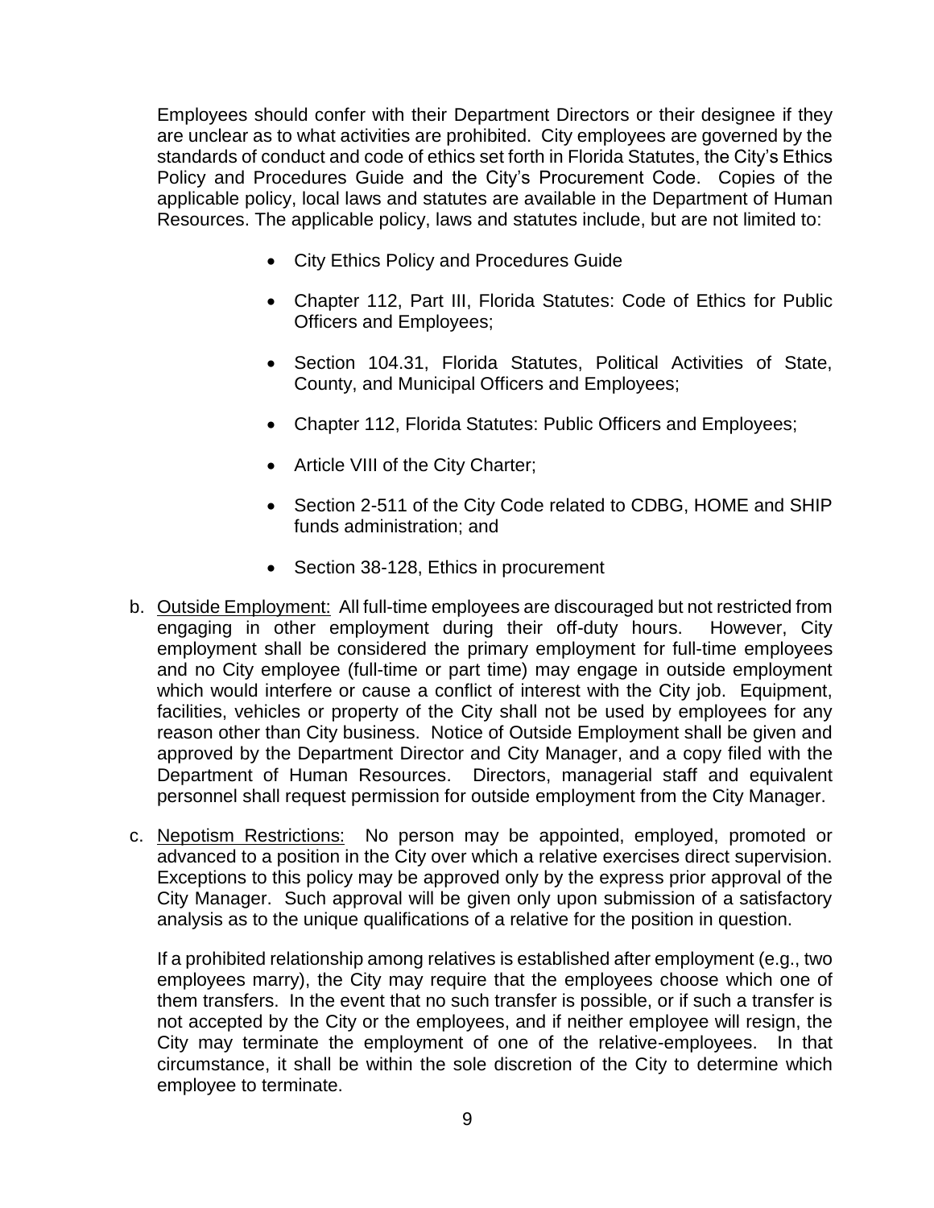Employees should confer with their Department Directors or their designee if they are unclear as to what activities are prohibited. City employees are governed by the standards of conduct and code of ethics set forth in Florida Statutes, the City's Ethics Policy and Procedures Guide and the City's Procurement Code. Copies of the applicable policy, local laws and statutes are available in the Department of Human Resources. The applicable policy, laws and statutes include, but are not limited to:

- City Ethics Policy and Procedures Guide
- Chapter 112, Part III, Florida Statutes: Code of Ethics for Public Officers and Employees;
- Section 104.31, Florida Statutes, Political Activities of State, County, and Municipal Officers and Employees;
- Chapter 112, Florida Statutes: Public Officers and Employees;
- Article VIII of the City Charter;
- Section 2-511 of the City Code related to CDBG, HOME and SHIP funds administration; and
- Section 38-128, Ethics in procurement

b. <u>Outside Employment:</u> All full-time employees are discouraged but not restricted from engaging in other employment during their off-duty hours. However, City employment shall be considered the primary employment for full-time employees and no City employee (full-time or part time) may engage in outside employment which would interfere or cause a conflict of interest with the City job. Equipment, facilities, vehicles or property of the City shall not be used by employees for any reason other than City business. Notice of Outside Employment shall be given and approved by the Department Director and City Manager, and a copy filed with the Department of Human Resources. Directors, managerial staff and equivalent personnel shall request permission for outside employment from the City Manager.

c. <u>Nepotism Restrictions:</u> No person may be appointed, employed, promoted or advanced to a position in the City over which a relative exercises direct supervision. Exceptions to this policy may be approved only by the express prior approval of the City Manager. Such approval will be given only upon submission of a satisfactory analysis as to the unique qualifications of a relative for the position in question.

   If a prohibited relationship among relatives is established after employment (e.g., two employees marry), the City may require that the employees choose which one of them transfers. In the event that no such transfer is possible, or if such a transfer is not accepted by the City or the employees, and if neither employee will resign, the City may terminate the employment of one of the relative-employees. In that circumstance, it shall be within the sole discretion of the City to determine which employee to terminate.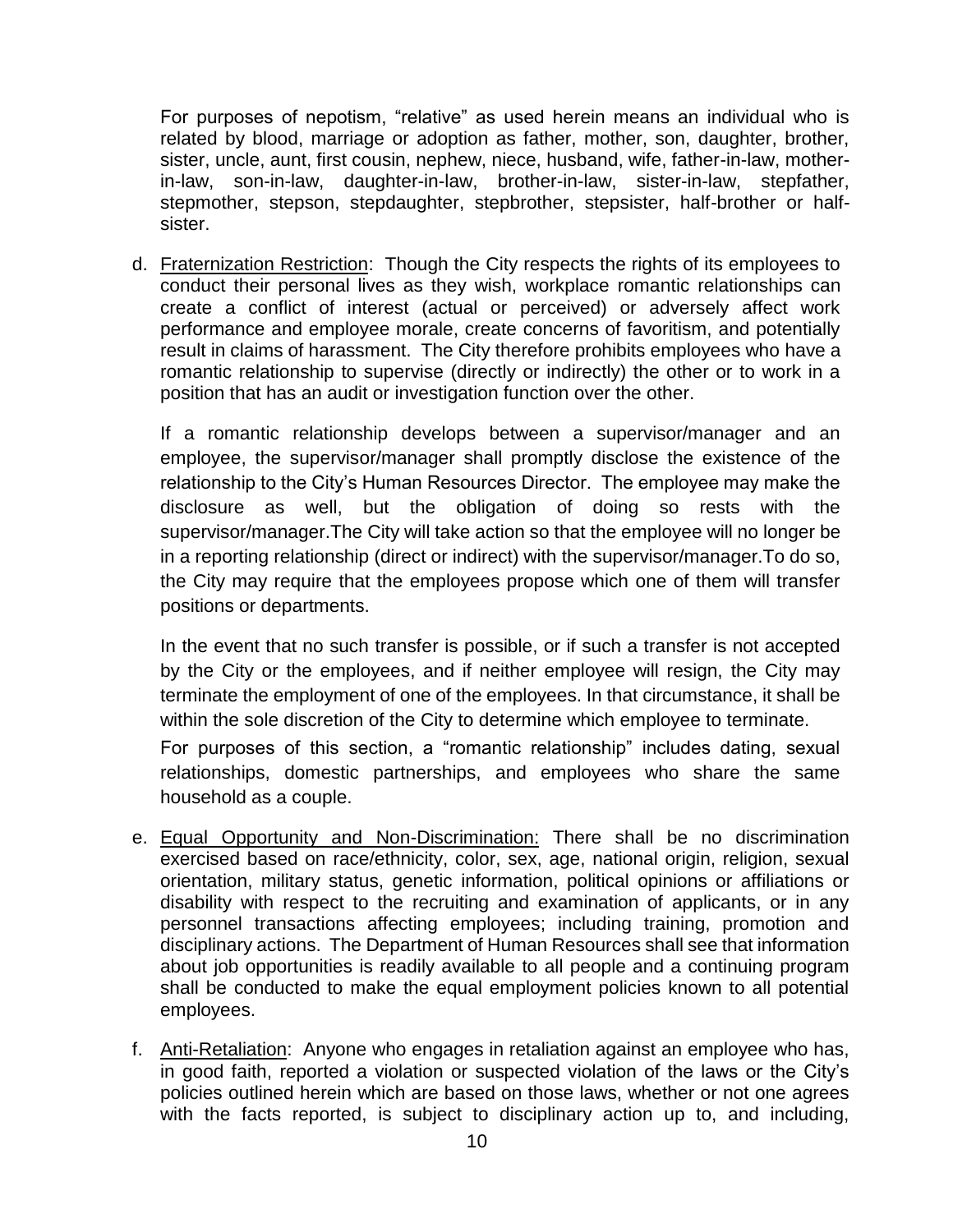For purposes of nepotism, "relative" as used herein means an individual who is related by blood, marriage or adoption as father, mother, son, daughter, brother, sister, uncle, aunt, first cousin, nephew, niece, husband, wife, father-in-law, mother-in-law, son-in-law, daughter-in-law, brother-in-law, sister-in-law, stepfather, stepmother, stepson, stepdaughter, stepbrother, stepsister, half-brother or half-sister.

d. <u>Fraternization Restriction</u>: Though the City respects the rights of its employees to conduct their personal lives as they wish, workplace romantic relationships can create a conflict of interest (actual or perceived) or adversely affect work performance and employee morale, create concerns of favoritism, and potentially result in claims of harassment. The City therefore prohibits employees who have a romantic relationship to supervise (directly or indirectly) the other or to work in a position that has an audit or investigation function over the other.

   If a romantic relationship develops between a supervisor/manager and an employee, the supervisor/manager shall promptly disclose the existence of the relationship to the City's Human Resources Director. The employee may make the disclosure as well, but the obligation of doing so rests with the supervisor/manager.The City will take action so that the employee will no longer be in a reporting relationship (direct or indirect) with the supervisor/manager.To do so, the City may require that the employees propose which one of them will transfer positions or departments.

   In the event that no such transfer is possible, or if such a transfer is not accepted by the City or the employees, and if neither employee will resign, the City may terminate the employment of one of the employees. In that circumstance, it shall be within the sole discretion of the City to determine which employee to terminate.

   For purposes of this section, a "romantic relationship" includes dating, sexual relationships, domestic partnerships, and employees who share the same household as a couple.

e. <u>Equal Opportunity and Non-Discrimination:</u> There shall be no discrimination exercised based on race/ethnicity, color, sex, age, national origin, religion, sexual orientation, military status, genetic information, political opinions or affiliations or disability with respect to the recruiting and examination of applicants, or in any personnel transactions affecting employees; including training, promotion and disciplinary actions. The Department of Human Resources shall see that information about job opportunities is readily available to all people and a continuing program shall be conducted to make the equal employment policies known to all potential employees.

f. <u>Anti-Retaliation</u>: Anyone who engages in retaliation against an employee who has, in good faith, reported a violation or suspected violation of the laws or the City's policies outlined herein which are based on those laws, whether or not one agrees with the facts reported, is subject to disciplinary action up to, and including,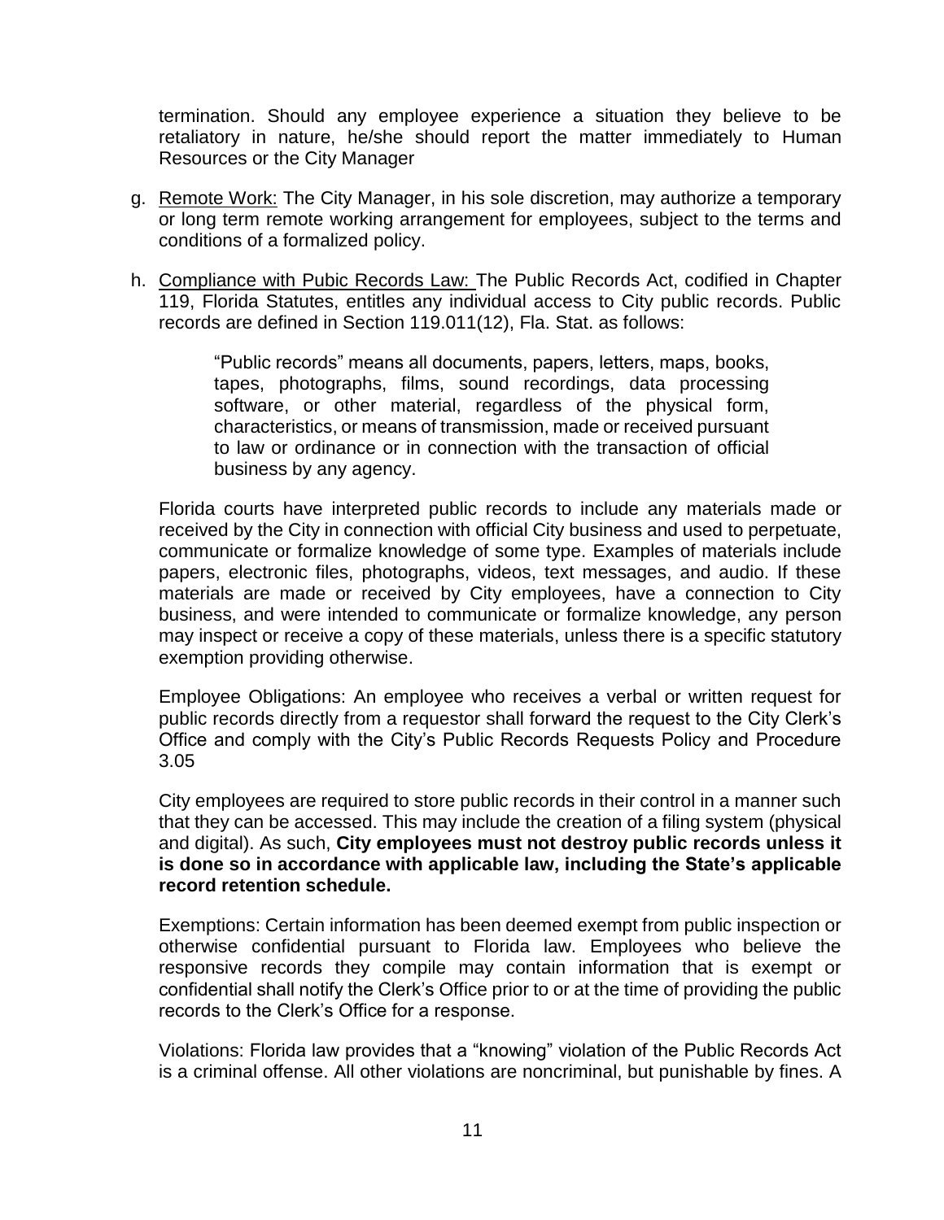termination. Should any employee experience a situation they believe to be retaliatory in nature, he/she should report the matter immediately to Human Resources or the City Manager

g. Remote Work: The City Manager, in his sole discretion, may authorize a temporary or long term remote working arrangement for employees, subject to the terms and conditions of a formalized policy.

h. Compliance with Pubic Records Law: The Public Records Act, codified in Chapter 119, Florida Statutes, entitles any individual access to City public records. Public records are defined in Section 119.011(12), Fla. Stat. as follows:

> "Public records" means all documents, papers, letters, maps, books, tapes, photographs, films, sound recordings, data processing software, or other material, regardless of the physical form, characteristics, or means of transmission, made or received pursuant to law or ordinance or in connection with the transaction of official business by any agency.

Florida courts have interpreted public records to include any materials made or received by the City in connection with official City business and used to perpetuate, communicate or formalize knowledge of some type. Examples of materials include papers, electronic files, photographs, videos, text messages, and audio. If these materials are made or received by City employees, have a connection to City business, and were intended to communicate or formalize knowledge, any person may inspect or receive a copy of these materials, unless there is a specific statutory exemption providing otherwise.

Employee Obligations: An employee who receives a verbal or written request for public records directly from a requestor shall forward the request to the City Clerk's Office and comply with the City's Public Records Requests Policy and Procedure 3.05

City employees are required to store public records in their control in a manner such that they can be accessed. This may include the creation of a filing system (physical and digital). As such, **City employees must not destroy public records unless it is done so in accordance with applicable law, including the State's applicable record retention schedule.**

Exemptions: Certain information has been deemed exempt from public inspection or otherwise confidential pursuant to Florida law. Employees who believe the responsive records they compile may contain information that is exempt or confidential shall notify the Clerk's Office prior to or at the time of providing the public records to the Clerk's Office for a response.

Violations: Florida law provides that a "knowing" violation of the Public Records Act is a criminal offense. All other violations are noncriminal, but punishable by fines. A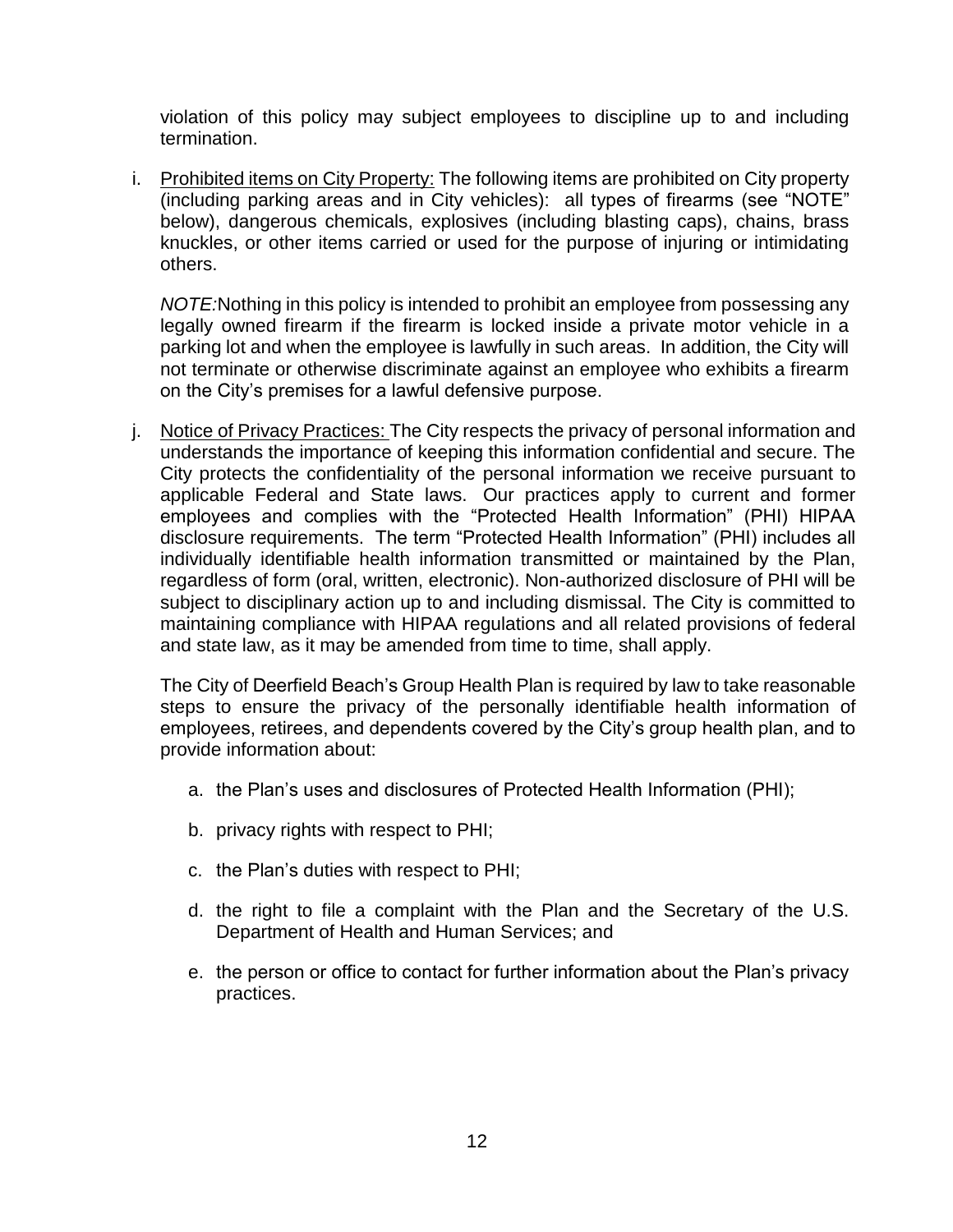violation of this policy may subject employees to discipline up to and including termination.

i. <u>Prohibited items on City Property:</u> The following items are prohibited on City property (including parking areas and in City vehicles): all types of firearms (see "NOTE" below), dangerous chemicals, explosives (including blasting caps), chains, brass knuckles, or other items carried or used for the purpose of injuring or intimidating others.

   *NOTE:* Nothing in this policy is intended to prohibit an employee from possessing any legally owned firearm if the firearm is locked inside a private motor vehicle in a parking lot and when the employee is lawfully in such areas. In addition, the City will not terminate or otherwise discriminate against an employee who exhibits a firearm on the City's premises for a lawful defensive purpose.

j. <u>Notice of Privacy Practices:</u> The City respects the privacy of personal information and understands the importance of keeping this information confidential and secure. The City protects the confidentiality of the personal information we receive pursuant to applicable Federal and State laws. Our practices apply to current and former employees and complies with the "Protected Health Information" (PHI) HIPAA disclosure requirements. The term "Protected Health Information" (PHI) includes all individually identifiable health information transmitted or maintained by the Plan, regardless of form (oral, written, electronic). Non-authorized disclosure of PHI will be subject to disciplinary action up to and including dismissal. The City is committed to maintaining compliance with HIPAA regulations and all related provisions of federal and state law, as it may be amended from time to time, shall apply.

   The City of Deerfield Beach's Group Health Plan is required by law to take reasonable steps to ensure the privacy of the personally identifiable health information of employees, retirees, and dependents covered by the City's group health plan, and to provide information about:

   a. the Plan's uses and disclosures of Protected Health Information (PHI);

   b. privacy rights with respect to PHI;

   c. the Plan's duties with respect to PHI;

   d. the right to file a complaint with the Plan and the Secretary of the U.S. Department of Health and Human Services; and

   e. the person or office to contact for further information about the Plan's privacy practices.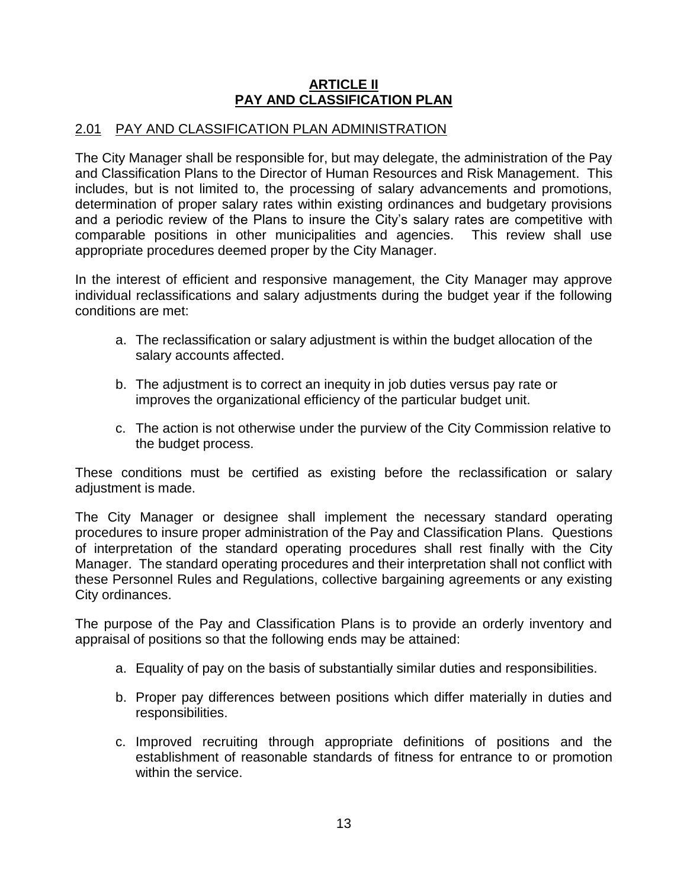# ARTICLE II
# PAY AND CLASSIFICATION PLAN

## 2.01 PAY AND CLASSIFICATION PLAN ADMINISTRATION

The City Manager shall be responsible for, but may delegate, the administration of the Pay and Classification Plans to the Director of Human Resources and Risk Management. This includes, but is not limited to, the processing of salary advancements and promotions, determination of proper salary rates within existing ordinances and budgetary provisions and a periodic review of the Plans to insure the City's salary rates are competitive with comparable positions in other municipalities and agencies. This review shall use appropriate procedures deemed proper by the City Manager.

In the interest of efficient and responsive management, the City Manager may approve individual reclassifications and salary adjustments during the budget year if the following conditions are met:

a. The reclassification or salary adjustment is within the budget allocation of the salary accounts affected.

b. The adjustment is to correct an inequity in job duties versus pay rate or improves the organizational efficiency of the particular budget unit.

c. The action is not otherwise under the purview of the City Commission relative to the budget process.

These conditions must be certified as existing before the reclassification or salary adjustment is made.

The City Manager or designee shall implement the necessary standard operating procedures to insure proper administration of the Pay and Classification Plans. Questions of interpretation of the standard operating procedures shall rest finally with the City Manager. The standard operating procedures and their interpretation shall not conflict with these Personnel Rules and Regulations, collective bargaining agreements or any existing City ordinances.

The purpose of the Pay and Classification Plans is to provide an orderly inventory and appraisal of positions so that the following ends may be attained:

a. Equality of pay on the basis of substantially similar duties and responsibilities.

b. Proper pay differences between positions which differ materially in duties and responsibilities.

c. Improved recruiting through appropriate definitions of positions and the establishment of reasonable standards of fitness for entrance to or promotion within the service.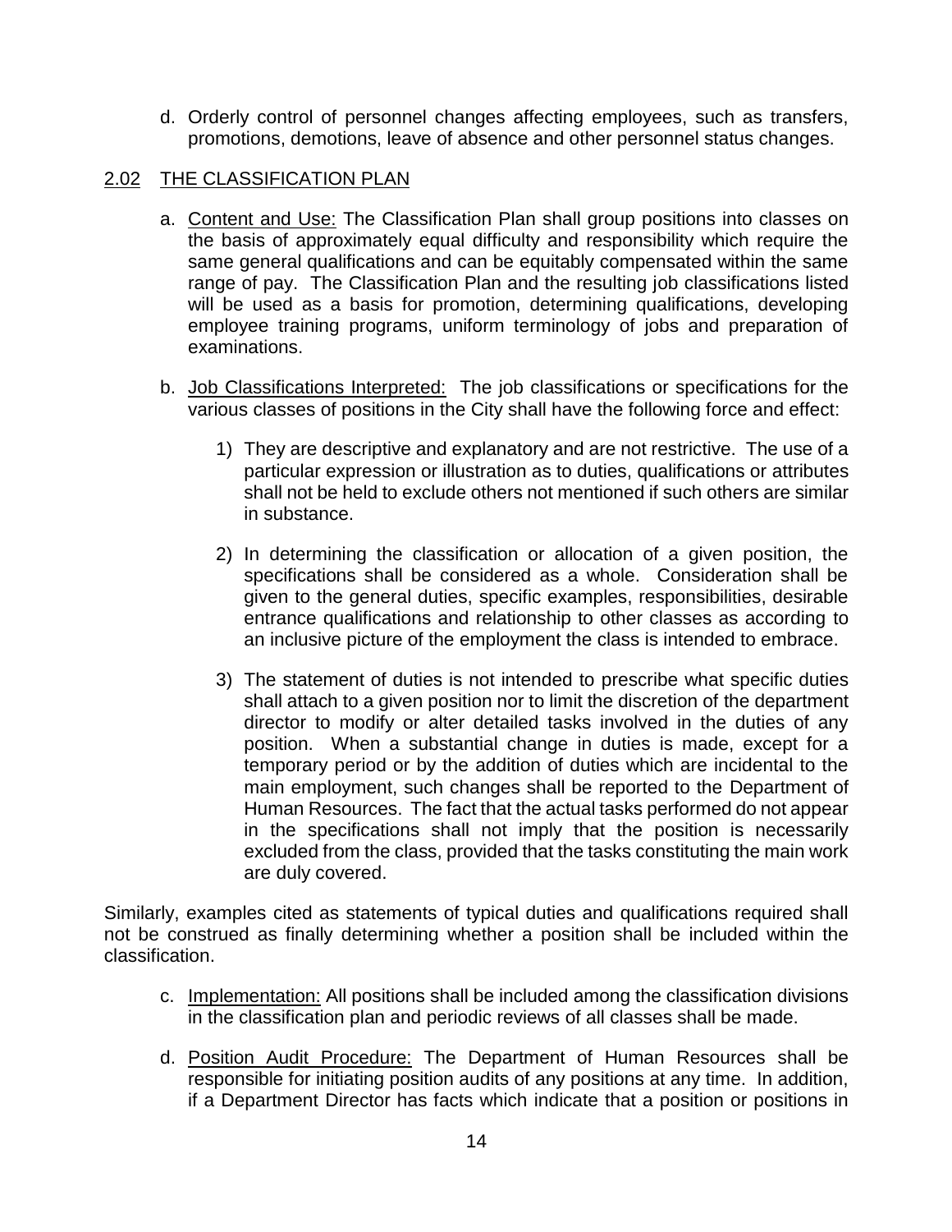d. Orderly control of personnel changes affecting employees, such as transfers, promotions, demotions, leave of absence and other personnel status changes.

## 2.02 THE CLASSIFICATION PLAN

a. Content and Use: The Classification Plan shall group positions into classes on the basis of approximately equal difficulty and responsibility which require the same general qualifications and can be equitably compensated within the same range of pay. The Classification Plan and the resulting job classifications listed will be used as a basis for promotion, determining qualifications, developing employee training programs, uniform terminology of jobs and preparation of examinations.

b. Job Classifications Interpreted: The job classifications or specifications for the various classes of positions in the City shall have the following force and effect:

   1) They are descriptive and explanatory and are not restrictive. The use of a particular expression or illustration as to duties, qualifications or attributes shall not be held to exclude others not mentioned if such others are similar in substance.

   2) In determining the classification or allocation of a given position, the specifications shall be considered as a whole. Consideration shall be given to the general duties, specific examples, responsibilities, desirable entrance qualifications and relationship to other classes as according to an inclusive picture of the employment the class is intended to embrace.

   3) The statement of duties is not intended to prescribe what specific duties shall attach to a given position nor to limit the discretion of the department director to modify or alter detailed tasks involved in the duties of any position. When a substantial change in duties is made, except for a temporary period or by the addition of duties which are incidental to the main employment, such changes shall be reported to the Department of Human Resources. The fact that the actual tasks performed do not appear in the specifications shall not imply that the position is necessarily excluded from the class, provided that the tasks constituting the main work are duly covered.

Similarly, examples cited as statements of typical duties and qualifications required shall not be construed as finally determining whether a position shall be included within the classification.

c. Implementation: All positions shall be included among the classification divisions in the classification plan and periodic reviews of all classes shall be made.

d. Position Audit Procedure: The Department of Human Resources shall be responsible for initiating position audits of any positions at any time. In addition, if a Department Director has facts which indicate that a position or positions in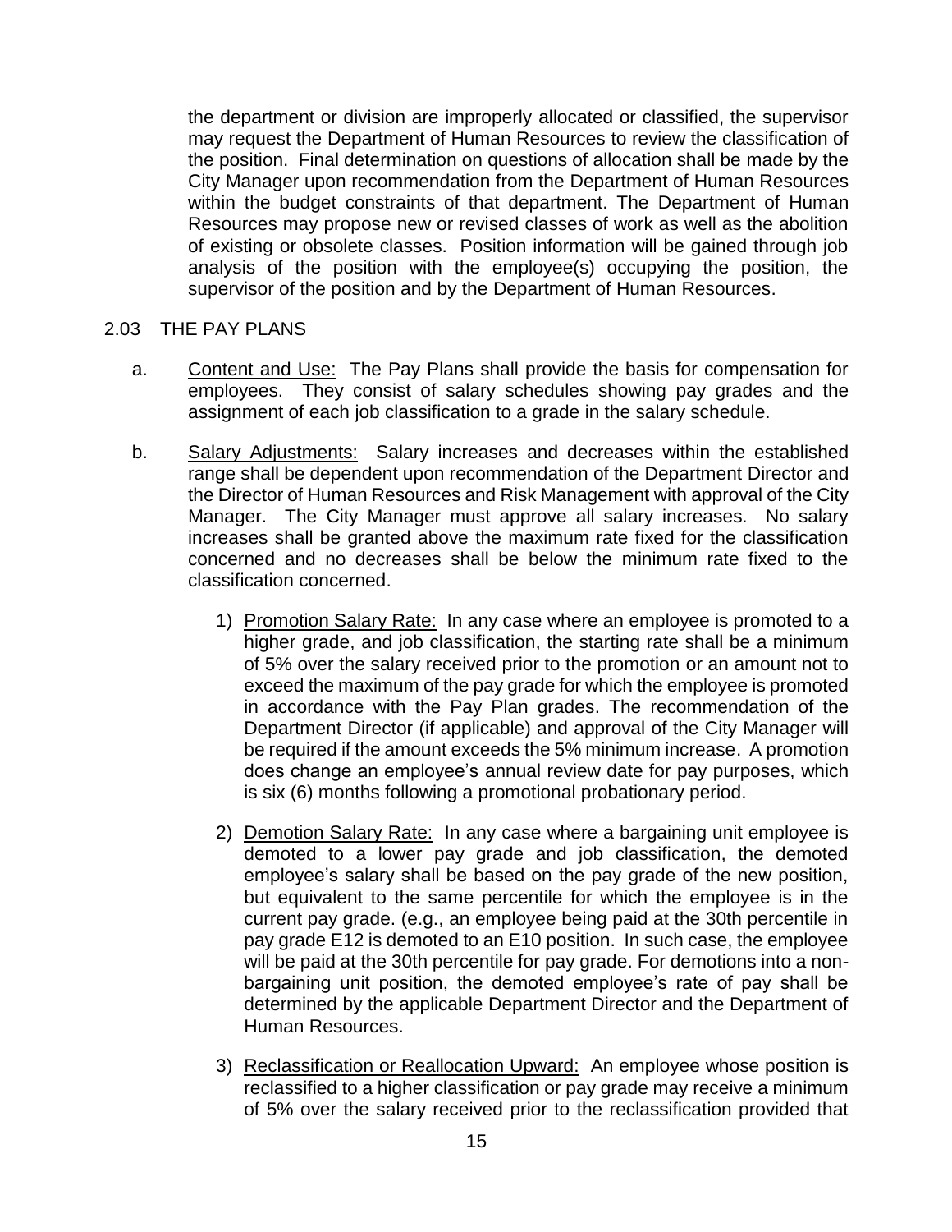the department or division are improperly allocated or classified, the supervisor may request the Department of Human Resources to review the classification of the position. Final determination on questions of allocation shall be made by the City Manager upon recommendation from the Department of Human Resources within the budget constraints of that department. The Department of Human Resources may propose new or revised classes of work as well as the abolition of existing or obsolete classes. Position information will be gained through job analysis of the position with the employee(s) occupying the position, the supervisor of the position and by the Department of Human Resources.

## 2.03 THE PAY PLANS

a. Content and Use: The Pay Plans shall provide the basis for compensation for employees. They consist of salary schedules showing pay grades and the assignment of each job classification to a grade in the salary schedule.

b. Salary Adjustments: Salary increases and decreases within the established range shall be dependent upon recommendation of the Department Director and the Director of Human Resources and Risk Management with approval of the City Manager. The City Manager must approve all salary increases. No salary increases shall be granted above the maximum rate fixed for the classification concerned and no decreases shall be below the minimum rate fixed to the classification concerned.

   1) Promotion Salary Rate: In any case where an employee is promoted to a higher grade, and job classification, the starting rate shall be a minimum of 5% over the salary received prior to the promotion or an amount not to exceed the maximum of the pay grade for which the employee is promoted in accordance with the Pay Plan grades. The recommendation of the Department Director (if applicable) and approval of the City Manager will be required if the amount exceeds the 5% minimum increase. A promotion does change an employee's annual review date for pay purposes, which is six (6) months following a promotional probationary period.

   2) Demotion Salary Rate: In any case where a bargaining unit employee is demoted to a lower pay grade and job classification, the demoted employee's salary shall be based on the pay grade of the new position, but equivalent to the same percentile for which the employee is in the current pay grade. (e.g., an employee being paid at the 30th percentile in pay grade E12 is demoted to an E10 position. In such case, the employee will be paid at the 30th percentile for pay grade. For demotions into a non-bargaining unit position, the demoted employee's rate of pay shall be determined by the applicable Department Director and the Department of Human Resources.

   3) Reclassification or Reallocation Upward: An employee whose position is reclassified to a higher classification or pay grade may receive a minimum of 5% over the salary received prior to the reclassification provided that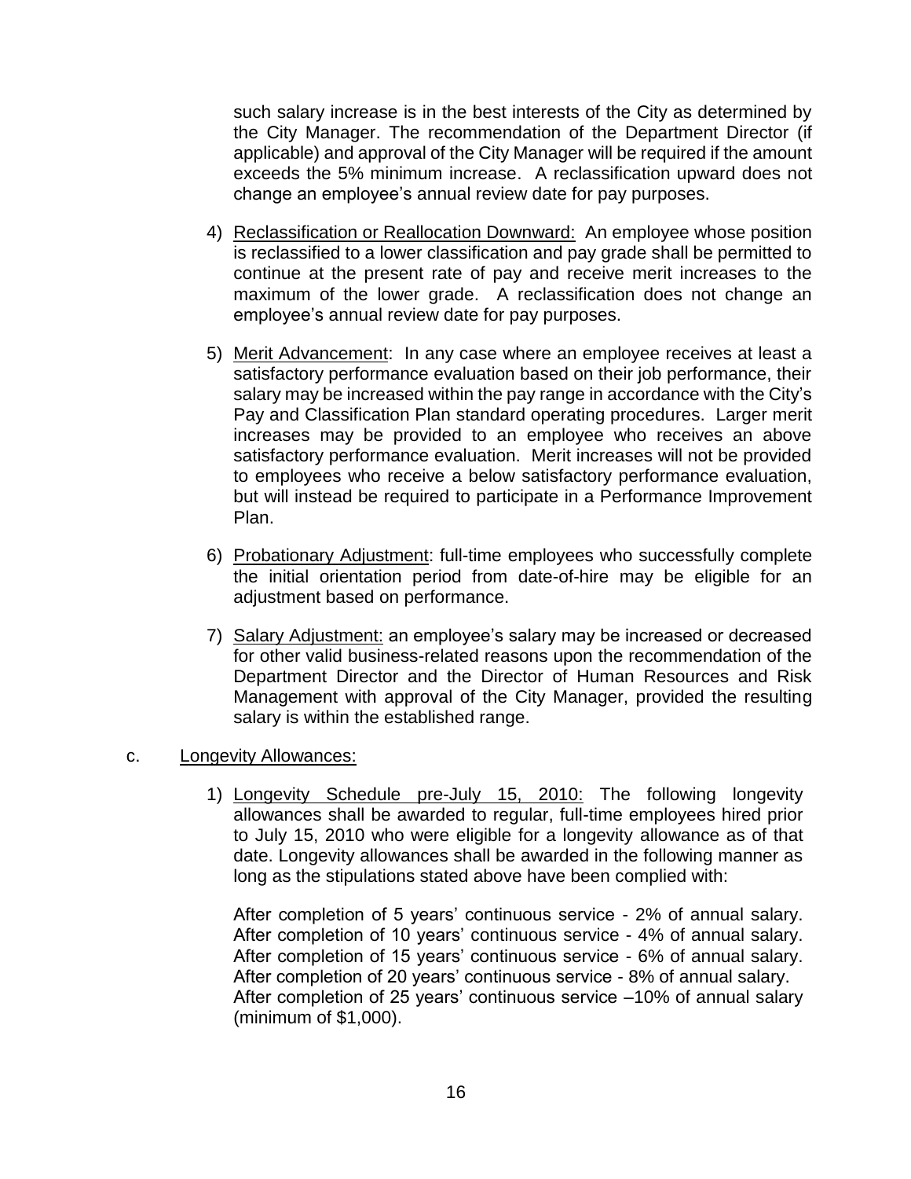such salary increase is in the best interests of the City as determined by the City Manager. The recommendation of the Department Director (if applicable) and approval of the City Manager will be required if the amount exceeds the 5% minimum increase. A reclassification upward does not change an employee's annual review date for pay purposes.

4) <u>Reclassification or Reallocation Downward:</u> An employee whose position is reclassified to a lower classification and pay grade shall be permitted to continue at the present rate of pay and receive merit increases to the maximum of the lower grade. A reclassification does not change an employee's annual review date for pay purposes.

5) <u>Merit Advancement</u>: In any case where an employee receives at least a satisfactory performance evaluation based on their job performance, their salary may be increased within the pay range in accordance with the City's Pay and Classification Plan standard operating procedures. Larger merit increases may be provided to an employee who receives an above satisfactory performance evaluation. Merit increases will not be provided to employees who receive a below satisfactory performance evaluation, but will instead be required to participate in a Performance Improvement Plan.

6) <u>Probationary Adjustment</u>: full-time employees who successfully complete the initial orientation period from date-of-hire may be eligible for an adjustment based on performance.

7) <u>Salary Adjustment:</u> an employee's salary may be increased or decreased for other valid business-related reasons upon the recommendation of the Department Director and the Director of Human Resources and Risk Management with approval of the City Manager, provided the resulting salary is within the established range.

c. <u>Longevity Allowances:</u>

1) <u>Longevity Schedule pre-July 15, 2010:</u> The following longevity allowances shall be awarded to regular, full-time employees hired prior to July 15, 2010 who were eligible for a longevity allowance as of that date. Longevity allowances shall be awarded in the following manner as long as the stipulations stated above have been complied with:

After completion of 5 years' continuous service - 2% of annual salary.
After completion of 10 years' continuous service - 4% of annual salary.
After completion of 15 years' continuous service - 6% of annual salary.
After completion of 20 years' continuous service - 8% of annual salary.
After completion of 25 years' continuous service –10% of annual salary (minimum of $1,000).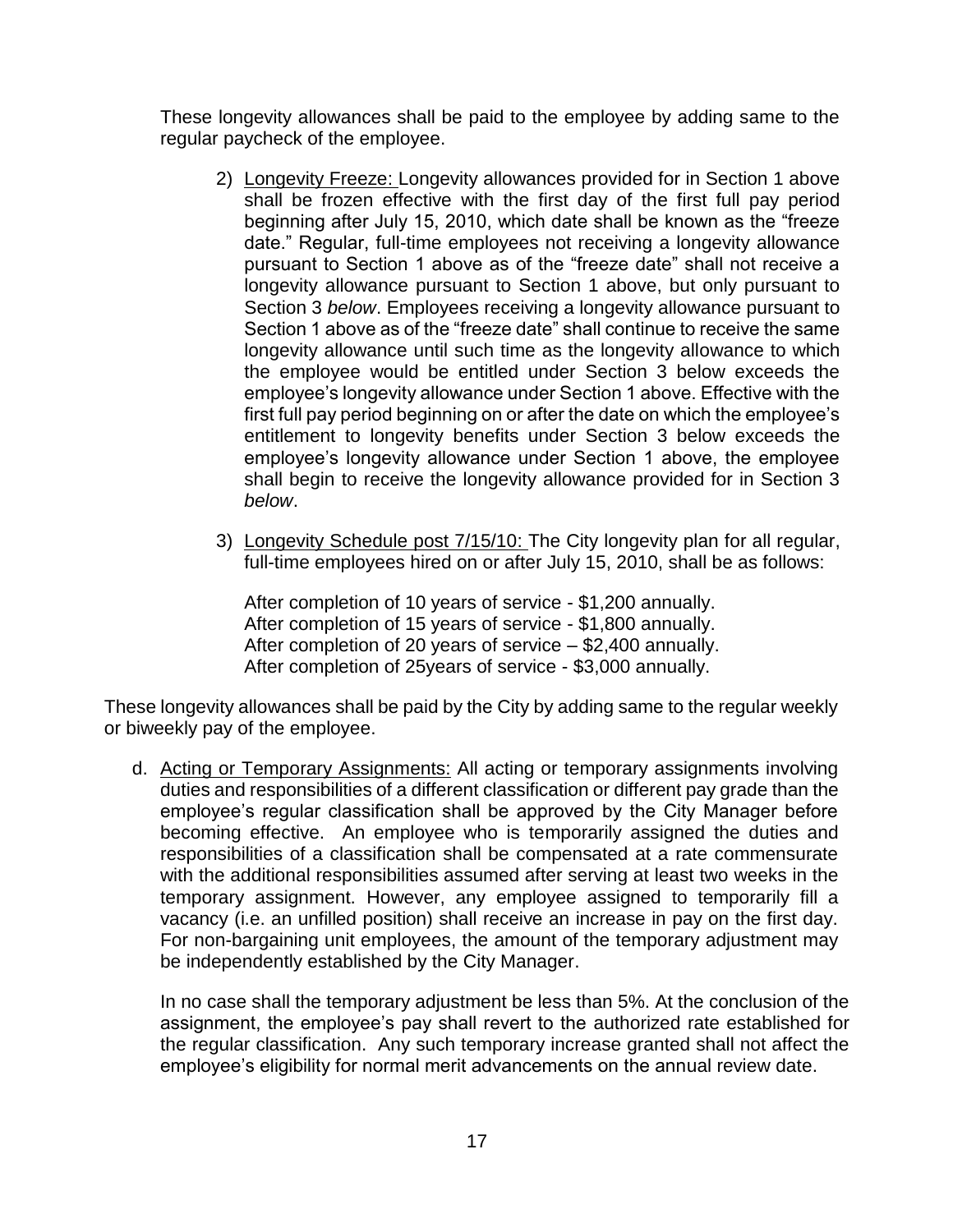These longevity allowances shall be paid to the employee by adding same to the regular paycheck of the employee.

2) Longevity Freeze: Longevity allowances provided for in Section 1 above shall be frozen effective with the first day of the first full pay period beginning after July 15, 2010, which date shall be known as the "freeze date." Regular, full-time employees not receiving a longevity allowance pursuant to Section 1 above as of the "freeze date" shall not receive a longevity allowance pursuant to Section 1 above, but only pursuant to Section 3 *below*. Employees receiving a longevity allowance pursuant to Section 1 above as of the "freeze date" shall continue to receive the same longevity allowance until such time as the longevity allowance to which the employee would be entitled under Section 3 below exceeds the employee's longevity allowance under Section 1 above. Effective with the first full pay period beginning on or after the date on which the employee's entitlement to longevity benefits under Section 3 below exceeds the employee's longevity allowance under Section 1 above, the employee shall begin to receive the longevity allowance provided for in Section 3 *below*.

3) Longevity Schedule post 7/15/10: The City longevity plan for all regular, full-time employees hired on or after July 15, 2010, shall be as follows:

   After completion of 10 years of service - $1,200 annually.
   After completion of 15 years of service - $1,800 annually.
   After completion of 20 years of service – $2,400 annually.
   After completion of 25years of service - $3,000 annually.

These longevity allowances shall be paid by the City by adding same to the regular weekly or biweekly pay of the employee.

d. Acting or Temporary Assignments: All acting or temporary assignments involving duties and responsibilities of a different classification or different pay grade than the employee's regular classification shall be approved by the City Manager before becoming effective. An employee who is temporarily assigned the duties and responsibilities of a classification shall be compensated at a rate commensurate with the additional responsibilities assumed after serving at least two weeks in the temporary assignment. However, any employee assigned to temporarily fill a vacancy (i.e. an unfilled position) shall receive an increase in pay on the first day. For non-bargaining unit employees, the amount of the temporary adjustment may be independently established by the City Manager.

   In no case shall the temporary adjustment be less than 5%. At the conclusion of the assignment, the employee's pay shall revert to the authorized rate established for the regular classification. Any such temporary increase granted shall not affect the employee's eligibility for normal merit advancements on the annual review date.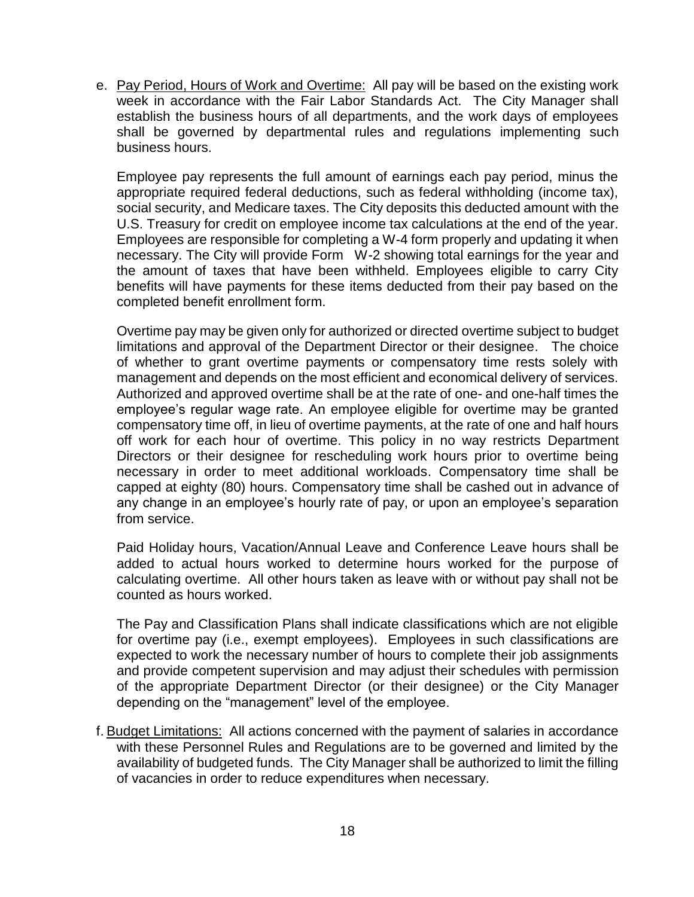e. <u>Pay Period, Hours of Work and Overtime:</u> All pay will be based on the existing work week in accordance with the Fair Labor Standards Act. The City Manager shall establish the business hours of all departments, and the work days of employees shall be governed by departmental rules and regulations implementing such business hours.

   Employee pay represents the full amount of earnings each pay period, minus the appropriate required federal deductions, such as federal withholding (income tax), social security, and Medicare taxes. The City deposits this deducted amount with the U.S. Treasury for credit on employee income tax calculations at the end of the year. Employees are responsible for completing a W-4 form properly and updating it when necessary. The City will provide Form W-2 showing total earnings for the year and the amount of taxes that have been withheld. Employees eligible to carry City benefits will have payments for these items deducted from their pay based on the completed benefit enrollment form.

   Overtime pay may be given only for authorized or directed overtime subject to budget limitations and approval of the Department Director or their designee. The choice of whether to grant overtime payments or compensatory time rests solely with management and depends on the most efficient and economical delivery of services. Authorized and approved overtime shall be at the rate of one- and one-half times the employee's regular wage rate. An employee eligible for overtime may be granted compensatory time off, in lieu of overtime payments, at the rate of one and half hours off work for each hour of overtime. This policy in no way restricts Department Directors or their designee for rescheduling work hours prior to overtime being necessary in order to meet additional workloads. Compensatory time shall be capped at eighty (80) hours. Compensatory time shall be cashed out in advance of any change in an employee's hourly rate of pay, or upon an employee's separation from service.

   Paid Holiday hours, Vacation/Annual Leave and Conference Leave hours shall be added to actual hours worked to determine hours worked for the purpose of calculating overtime. All other hours taken as leave with or without pay shall not be counted as hours worked.

   The Pay and Classification Plans shall indicate classifications which are not eligible for overtime pay (i.e., exempt employees). Employees in such classifications are expected to work the necessary number of hours to complete their job assignments and provide competent supervision and may adjust their schedules with permission of the appropriate Department Director (or their designee) or the City Manager depending on the "management" level of the employee.

f. <u>Budget Limitations:</u> All actions concerned with the payment of salaries in accordance with these Personnel Rules and Regulations are to be governed and limited by the availability of budgeted funds. The City Manager shall be authorized to limit the filling of vacancies in order to reduce expenditures when necessary.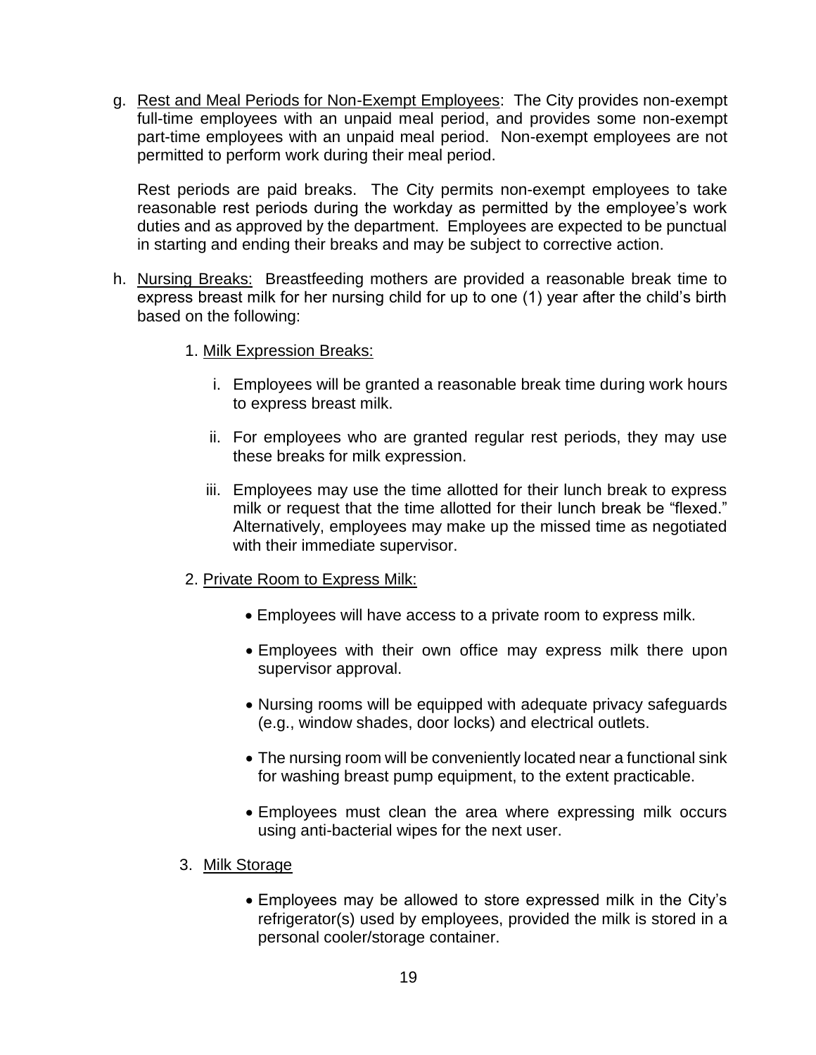g. <u>Rest and Meal Periods for Non-Exempt Employees</u>: The City provides non-exempt full-time employees with an unpaid meal period, and provides some non-exempt part-time employees with an unpaid meal period. Non-exempt employees are not permitted to perform work during their meal period.

   Rest periods are paid breaks. The City permits non-exempt employees to take reasonable rest periods during the workday as permitted by the employee's work duties and as approved by the department. Employees are expected to be punctual in starting and ending their breaks and may be subject to corrective action.

h. <u>Nursing Breaks:</u> Breastfeeding mothers are provided a reasonable break time to express breast milk for her nursing child for up to one (1) year after the child's birth based on the following:

   1. <u>Milk Expression Breaks:</u>

      i. Employees will be granted a reasonable break time during work hours to express breast milk.

      ii. For employees who are granted regular rest periods, they may use these breaks for milk expression.

      iii. Employees may use the time allotted for their lunch break to express milk or request that the time allotted for their lunch break be "flexed." Alternatively, employees may make up the missed time as negotiated with their immediate supervisor.

   2. <u>Private Room to Express Milk:</u>

      - Employees will have access to a private room to express milk.
      - Employees with their own office may express milk there upon supervisor approval.
      - Nursing rooms will be equipped with adequate privacy safeguards (e.g., window shades, door locks) and electrical outlets.
      - The nursing room will be conveniently located near a functional sink for washing breast pump equipment, to the extent practicable.
      - Employees must clean the area where expressing milk occurs using anti-bacterial wipes for the next user.

   3. <u>Milk Storage</u>

      - Employees may be allowed to store expressed milk in the City's refrigerator(s) used by employees, provided the milk is stored in a personal cooler/storage container.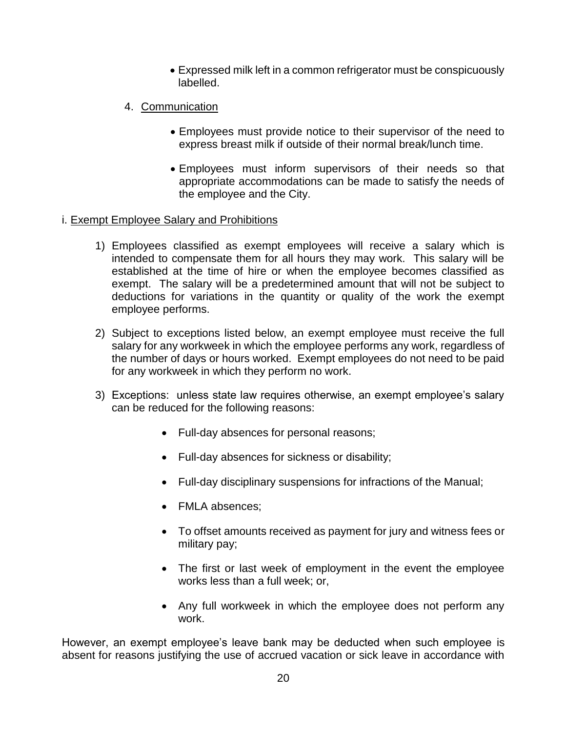- Expressed milk left in a common refrigerator must be conspicuously labelled.

4. Communication

   - Employees must provide notice to their supervisor of the need to express breast milk if outside of their normal break/lunch time.

   - Employees must inform supervisors of their needs so that appropriate accommodations can be made to satisfy the needs of the employee and the City.

i. Exempt Employee Salary and Prohibitions

1) Employees classified as exempt employees will receive a salary which is intended to compensate them for all hours they may work. This salary will be established at the time of hire or when the employee becomes classified as exempt. The salary will be a predetermined amount that will not be subject to deductions for variations in the quantity or quality of the work the exempt employee performs.

2) Subject to exceptions listed below, an exempt employee must receive the full salary for any workweek in which the employee performs any work, regardless of the number of days or hours worked. Exempt employees do not need to be paid for any workweek in which they perform no work.

3) Exceptions: unless state law requires otherwise, an exempt employee's salary can be reduced for the following reasons:

   - Full-day absences for personal reasons;

   - Full-day absences for sickness or disability;

   - Full-day disciplinary suspensions for infractions of the Manual;

   - FMLA absences;

   - To offset amounts received as payment for jury and witness fees or military pay;

   - The first or last week of employment in the event the employee works less than a full week; or,

   - Any full workweek in which the employee does not perform any work.

However, an exempt employee's leave bank may be deducted when such employee is absent for reasons justifying the use of accrued vacation or sick leave in accordance with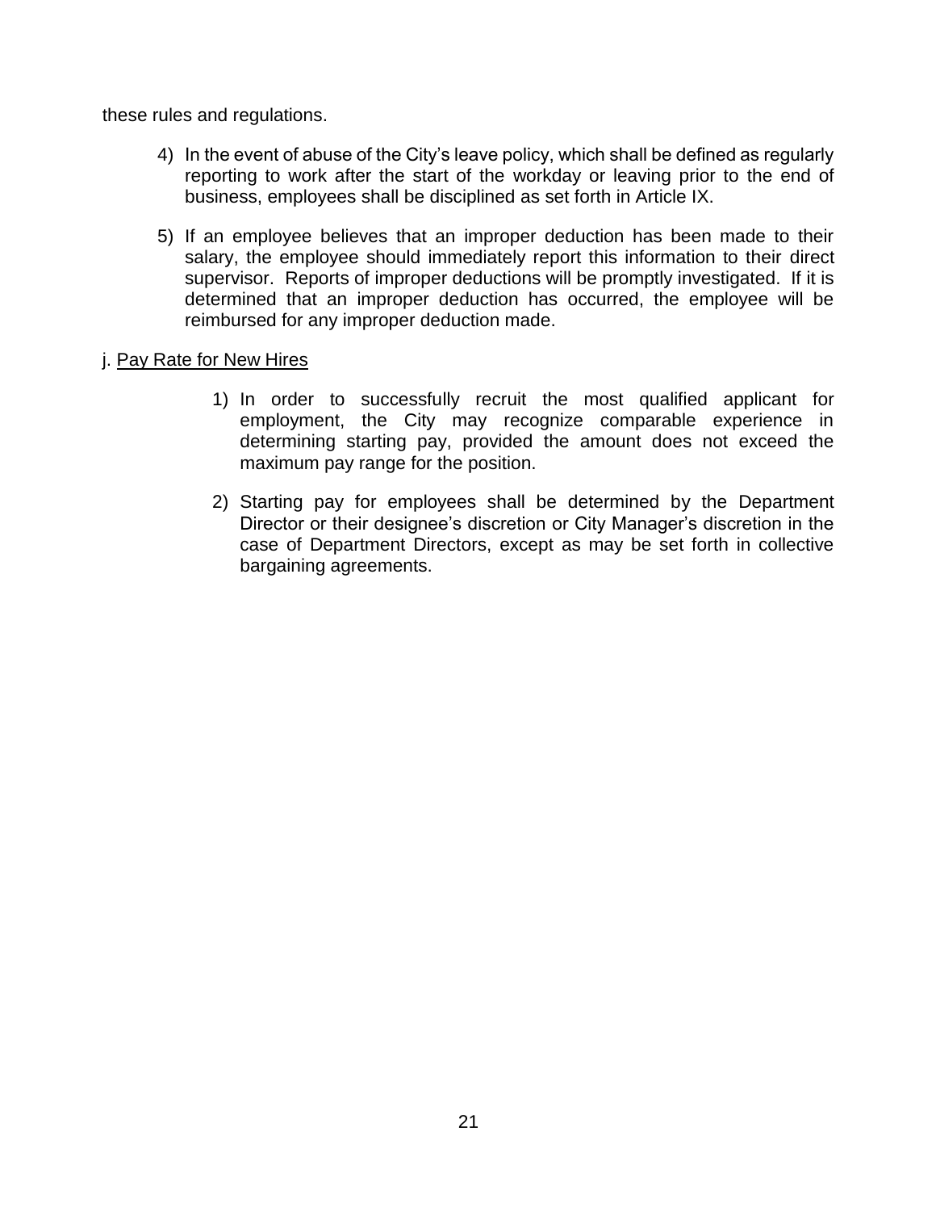these rules and regulations.

4) In the event of abuse of the City's leave policy, which shall be defined as regularly reporting to work after the start of the workday or leaving prior to the end of business, employees shall be disciplined as set forth in Article IX.

5) If an employee believes that an improper deduction has been made to their salary, the employee should immediately report this information to their direct supervisor. Reports of improper deductions will be promptly investigated. If it is determined that an improper deduction has occurred, the employee will be reimbursed for any improper deduction made.

j. <u>Pay Rate for New Hires</u>

1) In order to successfully recruit the most qualified applicant for employment, the City may recognize comparable experience in determining starting pay, provided the amount does not exceed the maximum pay range for the position.

2) Starting pay for employees shall be determined by the Department Director or their designee's discretion or City Manager's discretion in the case of Department Directors, except as may be set forth in collective bargaining agreements.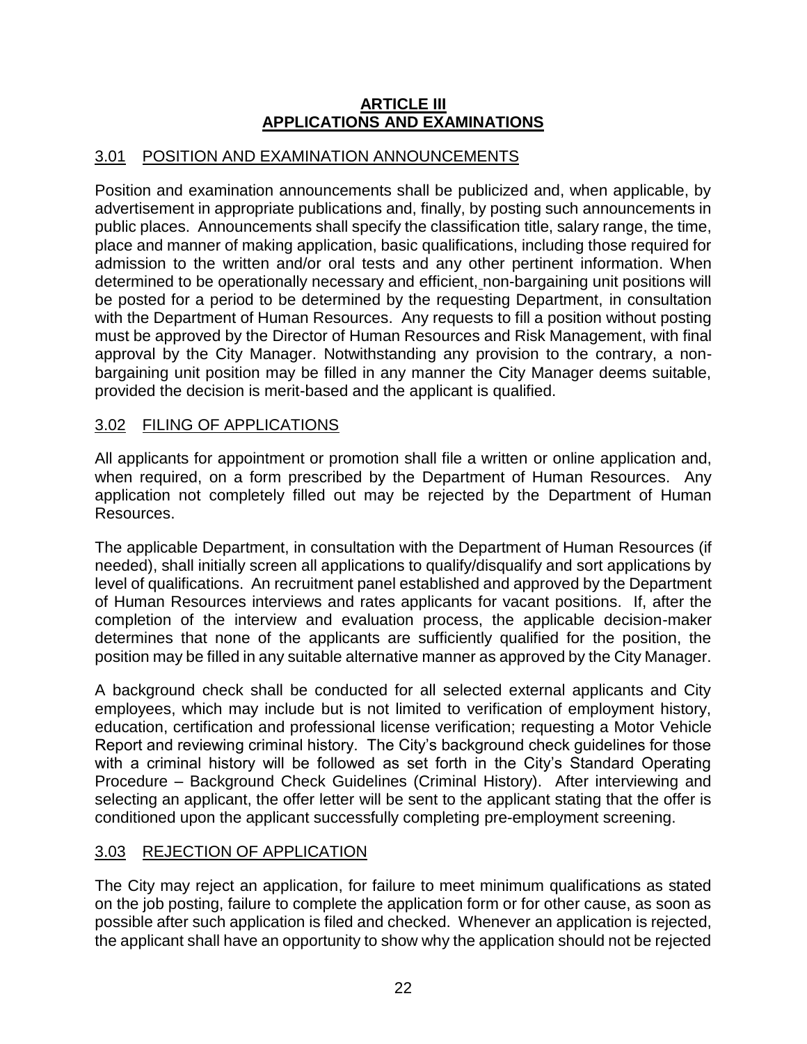# ARTICLE III
# APPLICATIONS AND EXAMINATIONS

## 3.01 POSITION AND EXAMINATION ANNOUNCEMENTS

Position and examination announcements shall be publicized and, when applicable, by advertisement in appropriate publications and, finally, by posting such announcements in public places. Announcements shall specify the classification title, salary range, the time, place and manner of making application, basic qualifications, including those required for admission to the written and/or oral tests and any other pertinent information. When determined to be operationally necessary and efficient, non-bargaining unit positions will be posted for a period to be determined by the requesting Department, in consultation with the Department of Human Resources. Any requests to fill a position without posting must be approved by the Director of Human Resources and Risk Management, with final approval by the City Manager. Notwithstanding any provision to the contrary, a non-bargaining unit position may be filled in any manner the City Manager deems suitable, provided the decision is merit-based and the applicant is qualified.

## 3.02 FILING OF APPLICATIONS

All applicants for appointment or promotion shall file a written or online application and, when required, on a form prescribed by the Department of Human Resources. Any application not completely filled out may be rejected by the Department of Human Resources.

The applicable Department, in consultation with the Department of Human Resources (if needed), shall initially screen all applications to qualify/disqualify and sort applications by level of qualifications. An recruitment panel established and approved by the Department of Human Resources interviews and rates applicants for vacant positions. If, after the completion of the interview and evaluation process, the applicable decision-maker determines that none of the applicants are sufficiently qualified for the position, the position may be filled in any suitable alternative manner as approved by the City Manager.

A background check shall be conducted for all selected external applicants and City employees, which may include but is not limited to verification of employment history, education, certification and professional license verification; requesting a Motor Vehicle Report and reviewing criminal history. The City's background check guidelines for those with a criminal history will be followed as set forth in the City's Standard Operating Procedure – Background Check Guidelines (Criminal History). After interviewing and selecting an applicant, the offer letter will be sent to the applicant stating that the offer is conditioned upon the applicant successfully completing pre-employment screening.

## 3.03 REJECTION OF APPLICATION

The City may reject an application, for failure to meet minimum qualifications as stated on the job posting, failure to complete the application form or for other cause, as soon as possible after such application is filed and checked. Whenever an application is rejected, the applicant shall have an opportunity to show why the application should not be rejected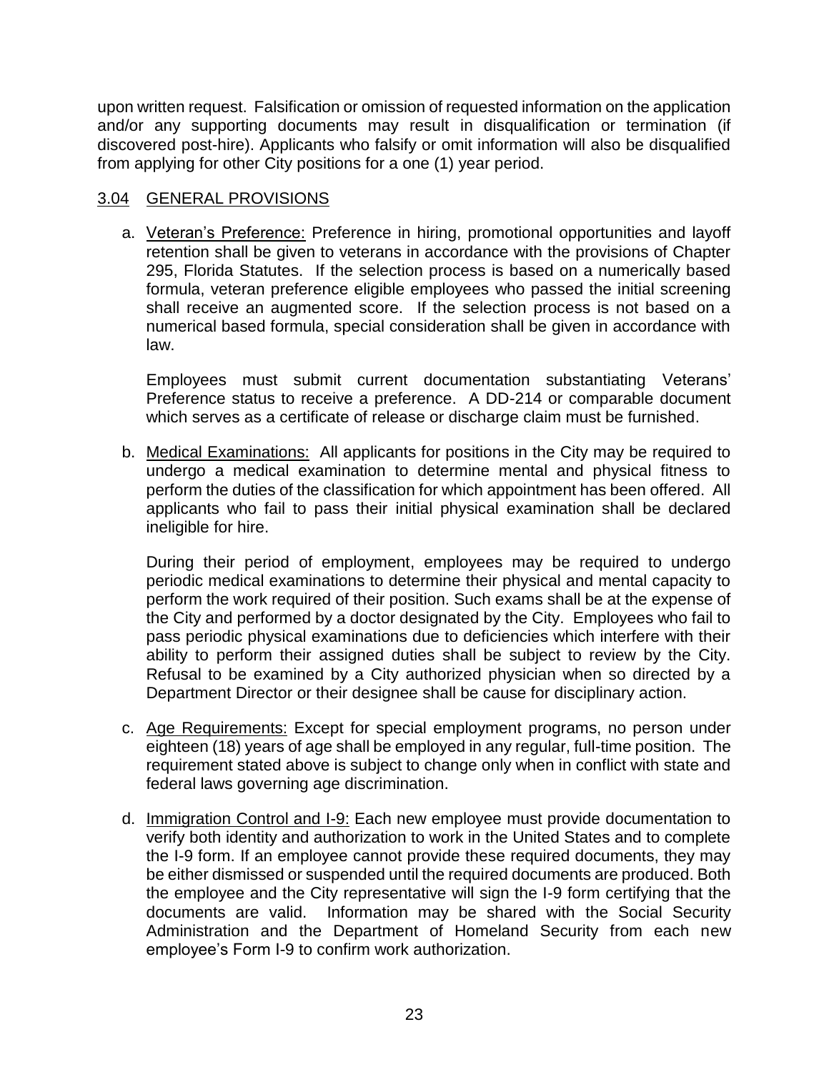upon written request. Falsification or omission of requested information on the application and/or any supporting documents may result in disqualification or termination (if discovered post-hire). Applicants who falsify or omit information will also be disqualified from applying for other City positions for a one (1) year period.

## 3.04 GENERAL PROVISIONS

a. Veteran's Preference: Preference in hiring, promotional opportunities and layoff retention shall be given to veterans in accordance with the provisions of Chapter 295, Florida Statutes. If the selection process is based on a numerically based formula, veteran preference eligible employees who passed the initial screening shall receive an augmented score. If the selection process is not based on a numerical based formula, special consideration shall be given in accordance with law.

   Employees must submit current documentation substantiating Veterans' Preference status to receive a preference. A DD-214 or comparable document which serves as a certificate of release or discharge claim must be furnished.

b. Medical Examinations: All applicants for positions in the City may be required to undergo a medical examination to determine mental and physical fitness to perform the duties of the classification for which appointment has been offered. All applicants who fail to pass their initial physical examination shall be declared ineligible for hire.

   During their period of employment, employees may be required to undergo periodic medical examinations to determine their physical and mental capacity to perform the work required of their position. Such exams shall be at the expense of the City and performed by a doctor designated by the City. Employees who fail to pass periodic physical examinations due to deficiencies which interfere with their ability to perform their assigned duties shall be subject to review by the City. Refusal to be examined by a City authorized physician when so directed by a Department Director or their designee shall be cause for disciplinary action.

c. Age Requirements: Except for special employment programs, no person under eighteen (18) years of age shall be employed in any regular, full-time position. The requirement stated above is subject to change only when in conflict with state and federal laws governing age discrimination.

d. Immigration Control and I-9: Each new employee must provide documentation to verify both identity and authorization to work in the United States and to complete the I-9 form. If an employee cannot provide these required documents, they may be either dismissed or suspended until the required documents are produced. Both the employee and the City representative will sign the I-9 form certifying that the documents are valid. Information may be shared with the Social Security Administration and the Department of Homeland Security from each new employee's Form I-9 to confirm work authorization.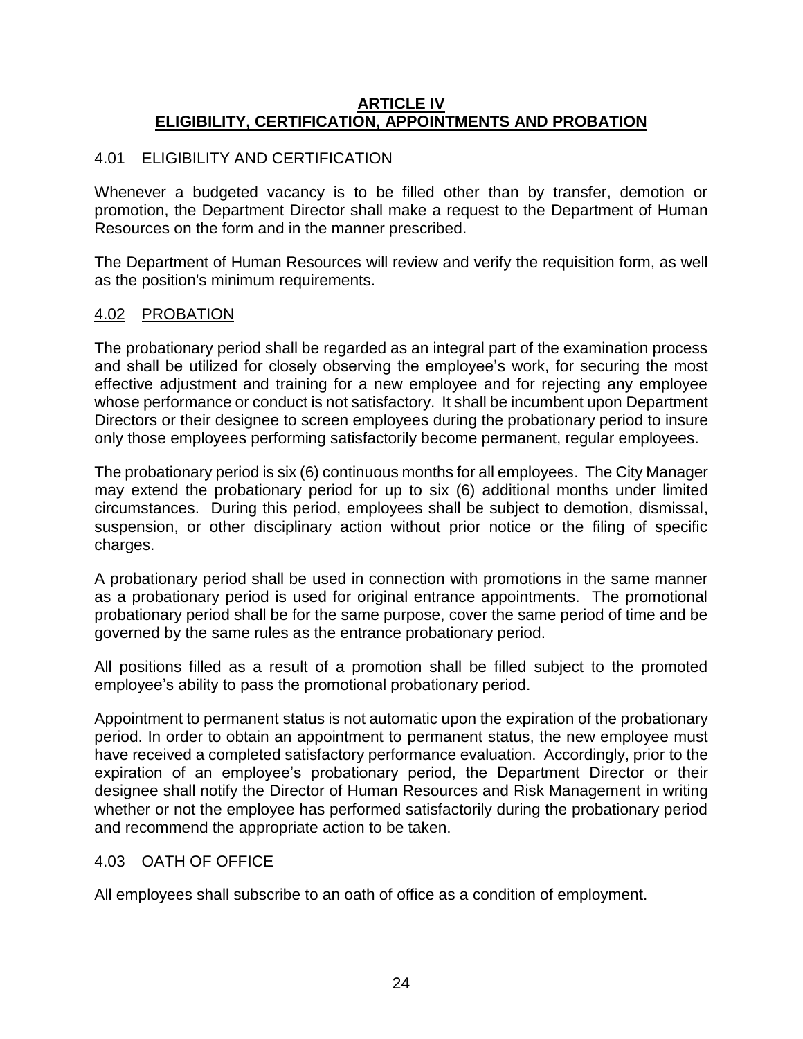# ARTICLE IV
# ELIGIBILITY, CERTIFICATION, APPOINTMENTS AND PROBATION

## 4.01 ELIGIBILITY AND CERTIFICATION

Whenever a budgeted vacancy is to be filled other than by transfer, demotion or promotion, the Department Director shall make a request to the Department of Human Resources on the form and in the manner prescribed.

The Department of Human Resources will review and verify the requisition form, as well as the position's minimum requirements.

## 4.02 PROBATION

The probationary period shall be regarded as an integral part of the examination process and shall be utilized for closely observing the employee's work, for securing the most effective adjustment and training for a new employee and for rejecting any employee whose performance or conduct is not satisfactory. It shall be incumbent upon Department Directors or their designee to screen employees during the probationary period to insure only those employees performing satisfactorily become permanent, regular employees.

The probationary period is six (6) continuous months for all employees. The City Manager may extend the probationary period for up to six (6) additional months under limited circumstances. During this period, employees shall be subject to demotion, dismissal, suspension, or other disciplinary action without prior notice or the filing of specific charges.

A probationary period shall be used in connection with promotions in the same manner as a probationary period is used for original entrance appointments. The promotional probationary period shall be for the same purpose, cover the same period of time and be governed by the same rules as the entrance probationary period.

All positions filled as a result of a promotion shall be filled subject to the promoted employee's ability to pass the promotional probationary period.

Appointment to permanent status is not automatic upon the expiration of the probationary period. In order to obtain an appointment to permanent status, the new employee must have received a completed satisfactory performance evaluation. Accordingly, prior to the expiration of an employee's probationary period, the Department Director or their designee shall notify the Director of Human Resources and Risk Management in writing whether or not the employee has performed satisfactorily during the probationary period and recommend the appropriate action to be taken.

## 4.03 OATH OF OFFICE

All employees shall subscribe to an oath of office as a condition of employment.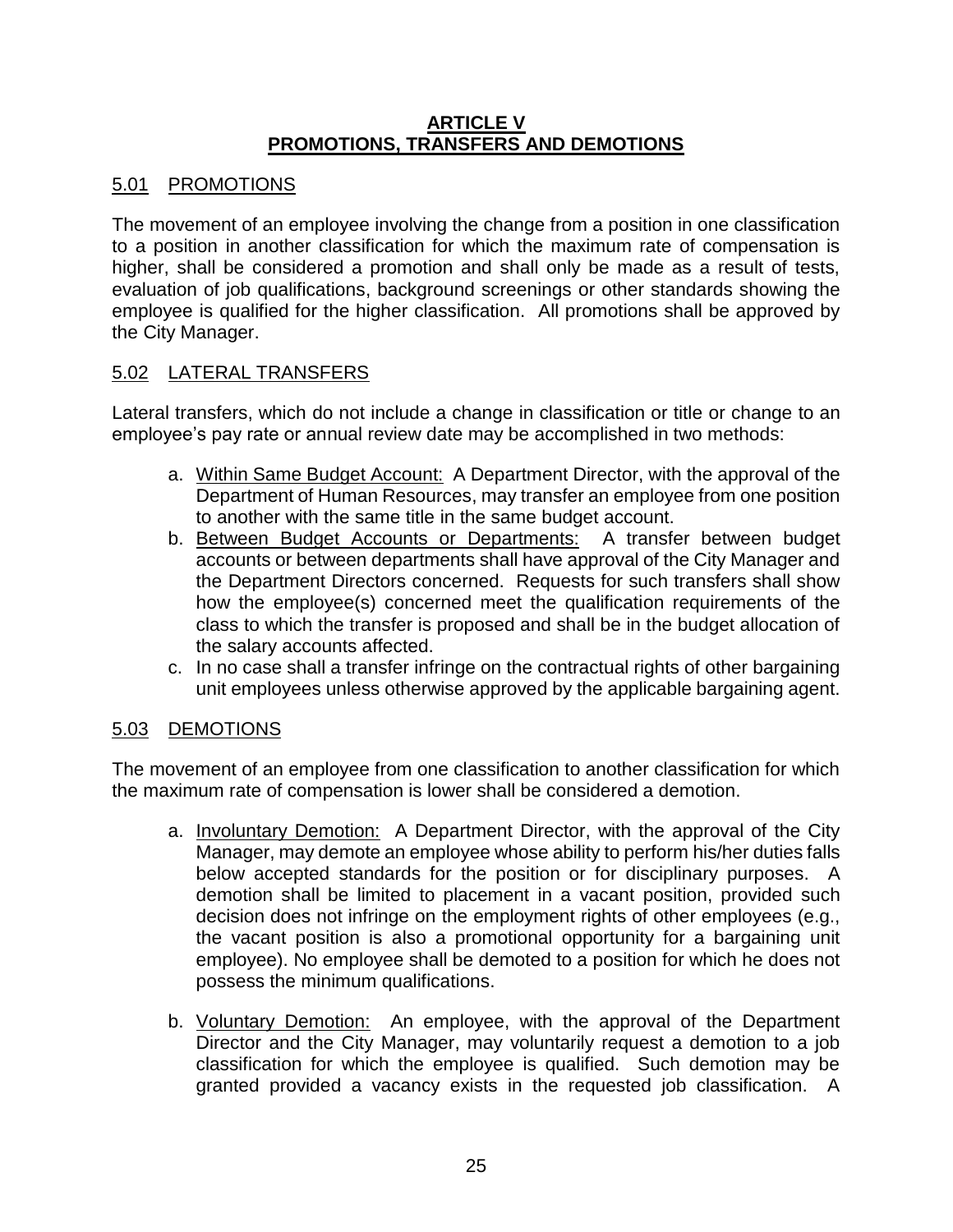# ARTICLE V
# PROMOTIONS, TRANSFERS AND DEMOTIONS

## 5.01 PROMOTIONS

The movement of an employee involving the change from a position in one classification to a position in another classification for which the maximum rate of compensation is higher, shall be considered a promotion and shall only be made as a result of tests, evaluation of job qualifications, background screenings or other standards showing the employee is qualified for the higher classification. All promotions shall be approved by the City Manager.

## 5.02 LATERAL TRANSFERS

Lateral transfers, which do not include a change in classification or title or change to an employee's pay rate or annual review date may be accomplished in two methods:

a. Within Same Budget Account: A Department Director, with the approval of the Department of Human Resources, may transfer an employee from one position to another with the same title in the same budget account.
b. Between Budget Accounts or Departments: A transfer between budget accounts or between departments shall have approval of the City Manager and the Department Directors concerned. Requests for such transfers shall show how the employee(s) concerned meet the qualification requirements of the class to which the transfer is proposed and shall be in the budget allocation of the salary accounts affected.
c. In no case shall a transfer infringe on the contractual rights of other bargaining unit employees unless otherwise approved by the applicable bargaining agent.

## 5.03 DEMOTIONS

The movement of an employee from one classification to another classification for which the maximum rate of compensation is lower shall be considered a demotion.

a. Involuntary Demotion: A Department Director, with the approval of the City Manager, may demote an employee whose ability to perform his/her duties falls below accepted standards for the position or for disciplinary purposes. A demotion shall be limited to placement in a vacant position, provided such decision does not infringe on the employment rights of other employees (e.g., the vacant position is also a promotional opportunity for a bargaining unit employee). No employee shall be demoted to a position for which he does not possess the minimum qualifications.

b. Voluntary Demotion: An employee, with the approval of the Department Director and the City Manager, may voluntarily request a demotion to a job classification for which the employee is qualified. Such demotion may be granted provided a vacancy exists in the requested job classification. A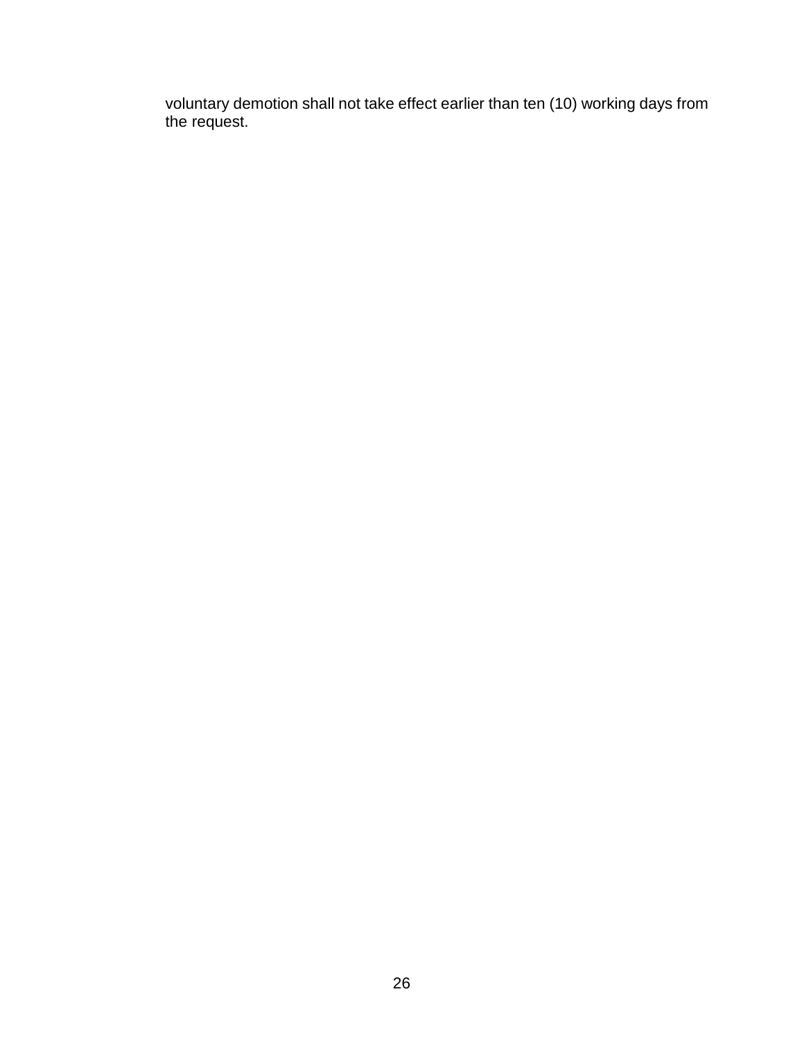voluntary demotion shall not take effect earlier than ten (10) working days from the request.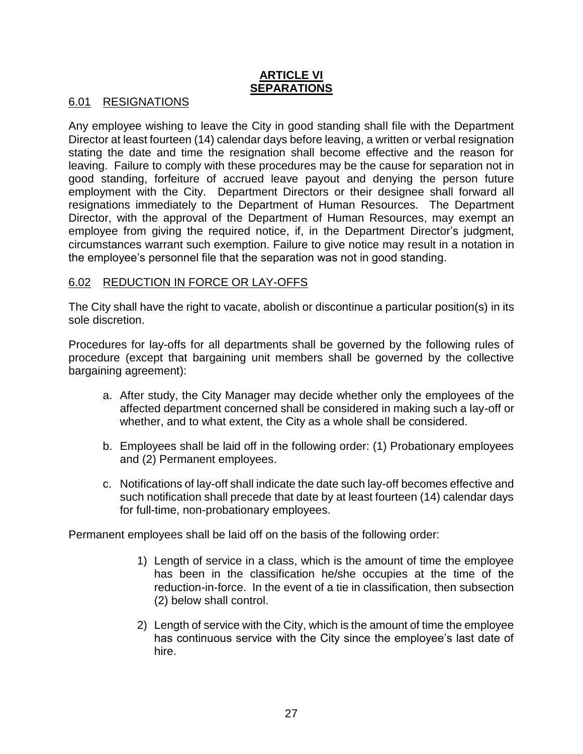# ARTICLE VI
# SEPARATIONS

## 6.01 RESIGNATIONS

Any employee wishing to leave the City in good standing shall file with the Department Director at least fourteen (14) calendar days before leaving, a written or verbal resignation stating the date and time the resignation shall become effective and the reason for leaving. Failure to comply with these procedures may be the cause for separation not in good standing, forfeiture of accrued leave payout and denying the person future employment with the City. Department Directors or their designee shall forward all resignations immediately to the Department of Human Resources. The Department Director, with the approval of the Department of Human Resources, may exempt an employee from giving the required notice, if, in the Department Director's judgment, circumstances warrant such exemption. Failure to give notice may result in a notation in the employee's personnel file that the separation was not in good standing.

## 6.02 REDUCTION IN FORCE OR LAY-OFFS

The City shall have the right to vacate, abolish or discontinue a particular position(s) in its sole discretion.

Procedures for lay-offs for all departments shall be governed by the following rules of procedure (except that bargaining unit members shall be governed by the collective bargaining agreement):

a. After study, the City Manager may decide whether only the employees of the affected department concerned shall be considered in making such a lay-off or whether, and to what extent, the City as a whole shall be considered.

b. Employees shall be laid off in the following order: (1) Probationary employees and (2) Permanent employees.

c. Notifications of lay-off shall indicate the date such lay-off becomes effective and such notification shall precede that date by at least fourteen (14) calendar days for full-time, non-probationary employees.

Permanent employees shall be laid off on the basis of the following order:

1) Length of service in a class, which is the amount of time the employee has been in the classification he/she occupies at the time of the reduction-in-force. In the event of a tie in classification, then subsection (2) below shall control.

2) Length of service with the City, which is the amount of time the employee has continuous service with the City since the employee's last date of hire.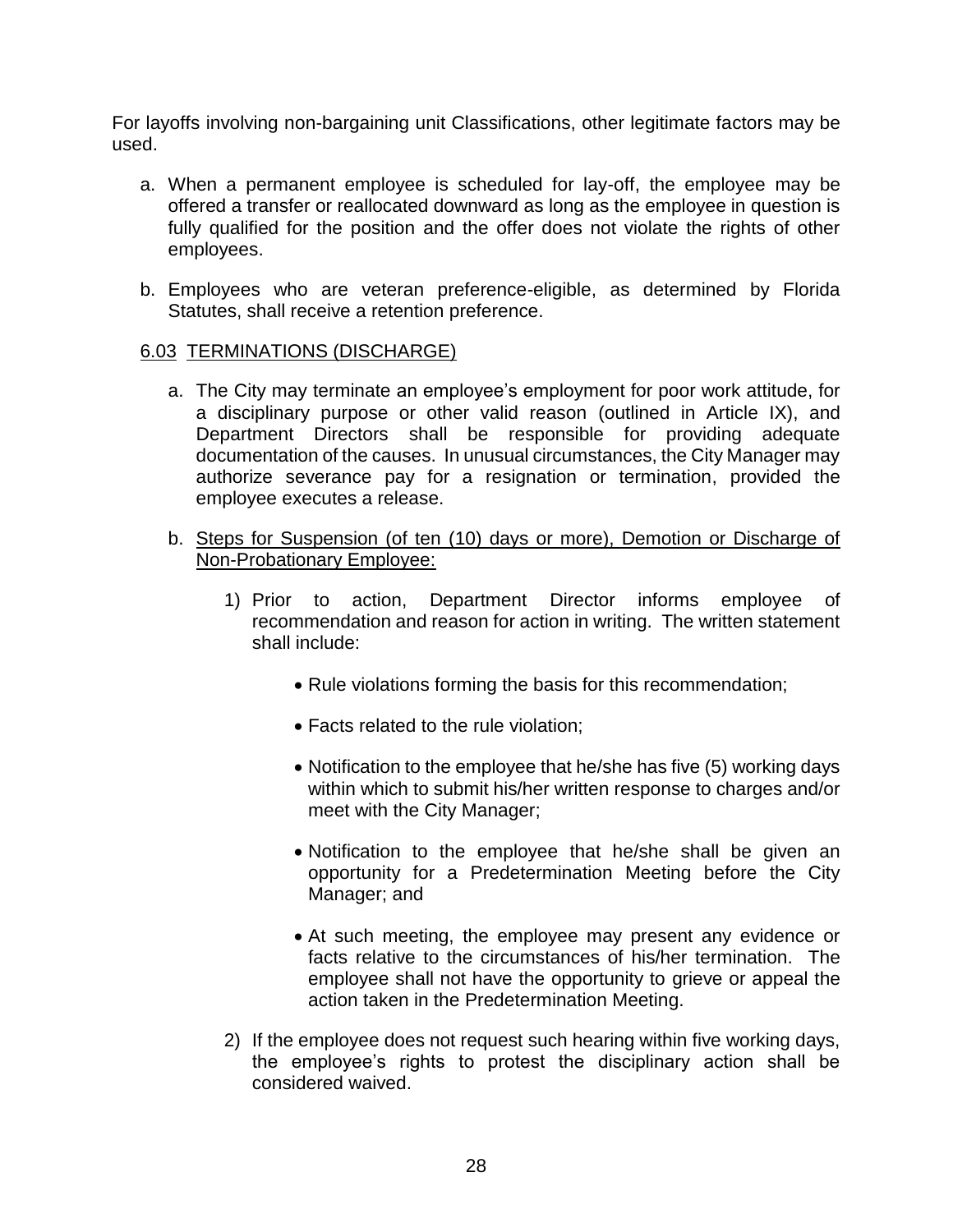For layoffs involving non-bargaining unit Classifications, other legitimate factors may be used.

a. When a permanent employee is scheduled for lay-off, the employee may be offered a transfer or reallocated downward as long as the employee in question is fully qualified for the position and the offer does not violate the rights of other employees.

b. Employees who are veteran preference-eligible, as determined by Florida Statutes, shall receive a retention preference.

6.03 TERMINATIONS (DISCHARGE)

a. The City may terminate an employee's employment for poor work attitude, for a disciplinary purpose or other valid reason (outlined in Article IX), and Department Directors shall be responsible for providing adequate documentation of the causes. In unusual circumstances, the City Manager may authorize severance pay for a resignation or termination, provided the employee executes a release.

b. Steps for Suspension (of ten (10) days or more), Demotion or Discharge of Non-Probationary Employee:

1) Prior to action, Department Director informs employee of recommendation and reason for action in writing. The written statement shall include:

- Rule violations forming the basis for this recommendation;
- Facts related to the rule violation;
- Notification to the employee that he/she has five (5) working days within which to submit his/her written response to charges and/or meet with the City Manager;
- Notification to the employee that he/she shall be given an opportunity for a Predetermination Meeting before the City Manager; and
- At such meeting, the employee may present any evidence or facts relative to the circumstances of his/her termination. The employee shall not have the opportunity to grieve or appeal the action taken in the Predetermination Meeting.

2) If the employee does not request such hearing within five working days, the employee's rights to protest the disciplinary action shall be considered waived.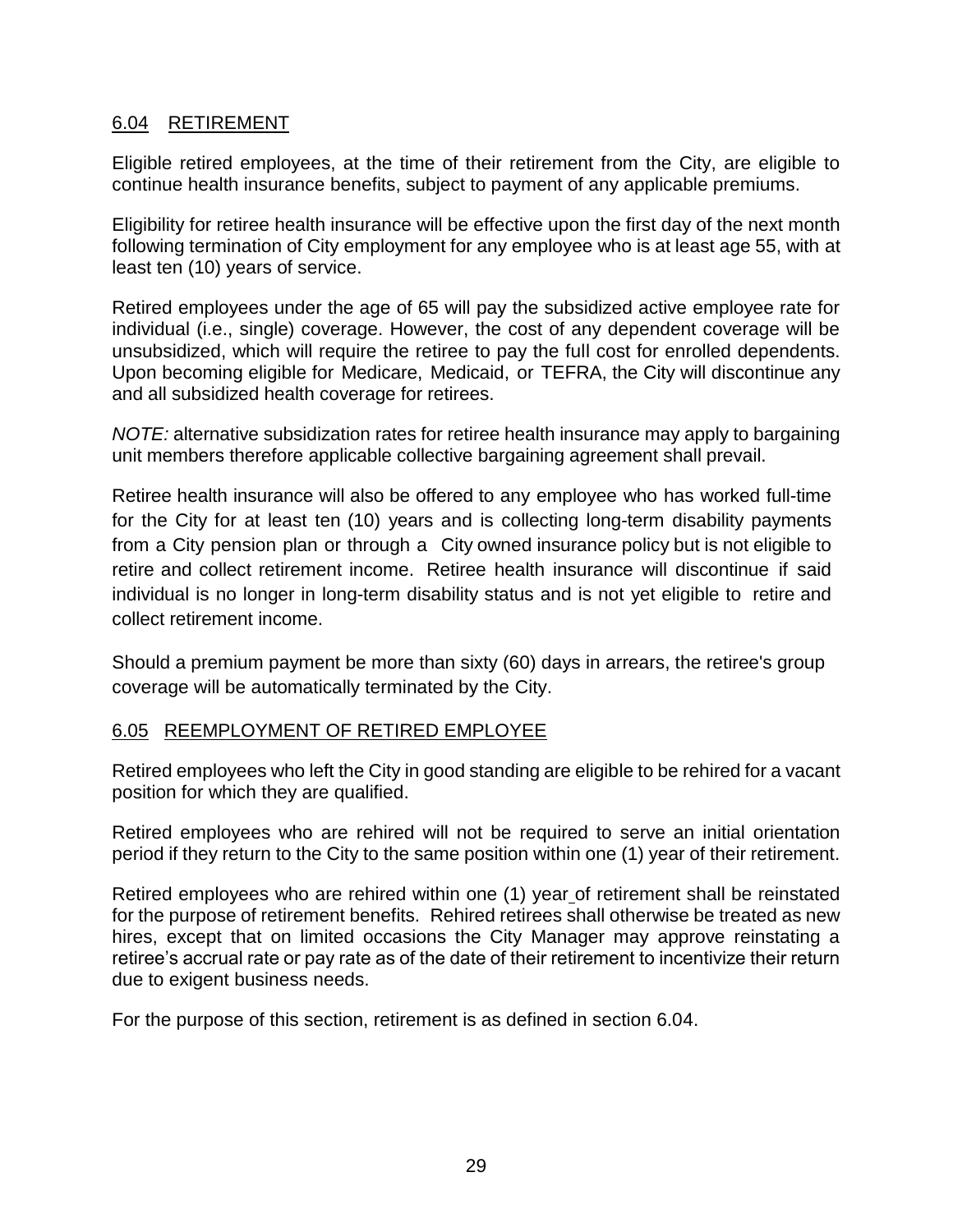## 6.04 RETIREMENT

Eligible retired employees, at the time of their retirement from the City, are eligible to continue health insurance benefits, subject to payment of any applicable premiums.

Eligibility for retiree health insurance will be effective upon the first day of the next month following termination of City employment for any employee who is at least age 55, with at least ten (10) years of service.

Retired employees under the age of 65 will pay the subsidized active employee rate for individual (i.e., single) coverage. However, the cost of any dependent coverage will be unsubsidized, which will require the retiree to pay the full cost for enrolled dependents. Upon becoming eligible for Medicare, Medicaid, or TEFRA, the City will discontinue any and all subsidized health coverage for retirees.

*NOTE:* alternative subsidization rates for retiree health insurance may apply to bargaining unit members therefore applicable collective bargaining agreement shall prevail.

Retiree health insurance will also be offered to any employee who has worked full-time for the City for at least ten (10) years and is collecting long-term disability payments from a City pension plan or through a City owned insurance policy but is not eligible to retire and collect retirement income. Retiree health insurance will discontinue if said individual is no longer in long-term disability status and is not yet eligible to retire and collect retirement income.

Should a premium payment be more than sixty (60) days in arrears, the retiree's group coverage will be automatically terminated by the City.

## 6.05 REEMPLOYMENT OF RETIRED EMPLOYEE

Retired employees who left the City in good standing are eligible to be rehired for a vacant position for which they are qualified.

Retired employees who are rehired will not be required to serve an initial orientation period if they return to the City to the same position within one (1) year of their retirement.

Retired employees who are rehired within one (1) year of retirement shall be reinstated for the purpose of retirement benefits. Rehired retirees shall otherwise be treated as new hires, except that on limited occasions the City Manager may approve reinstating a retiree's accrual rate or pay rate as of the date of their retirement to incentivize their return due to exigent business needs.

For the purpose of this section, retirement is as defined in section 6.04.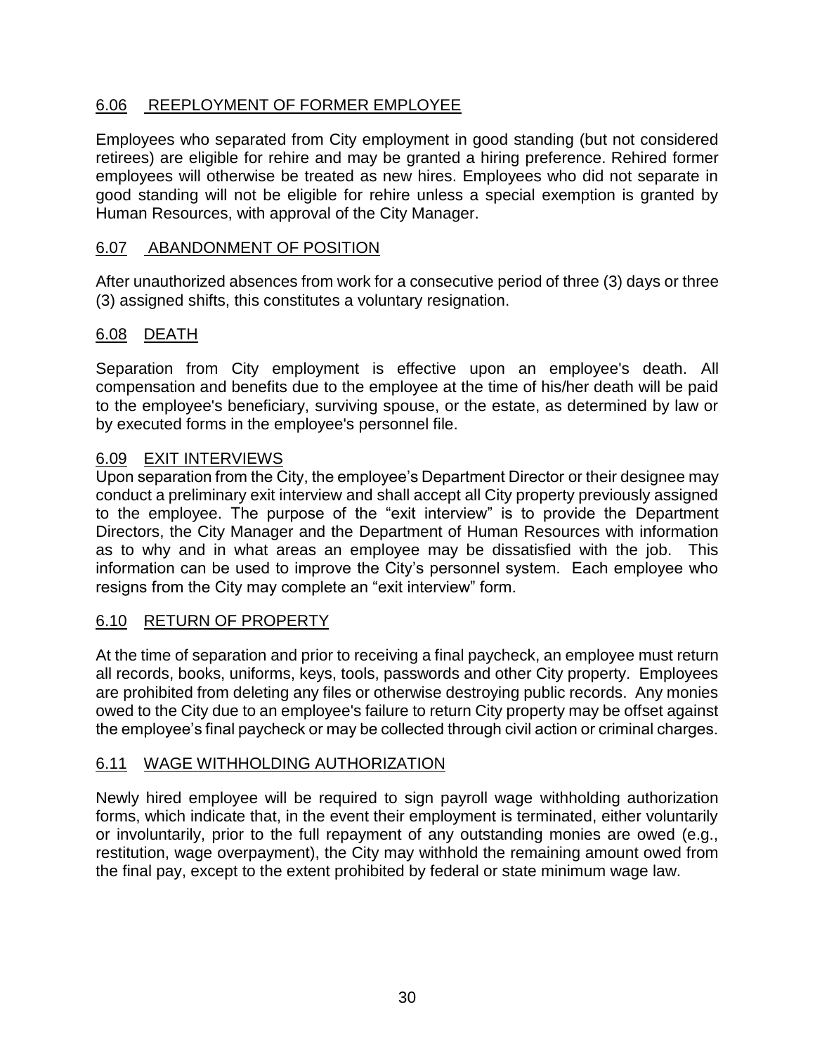## 6.06 REEPLOYMENT OF FORMER EMPLOYEE

Employees who separated from City employment in good standing (but not considered retirees) are eligible for rehire and may be granted a hiring preference. Rehired former employees will otherwise be treated as new hires. Employees who did not separate in good standing will not be eligible for rehire unless a special exemption is granted by Human Resources, with approval of the City Manager.

## 6.07 ABANDONMENT OF POSITION

After unauthorized absences from work for a consecutive period of three (3) days or three (3) assigned shifts, this constitutes a voluntary resignation.

## 6.08 DEATH

Separation from City employment is effective upon an employee's death. All compensation and benefits due to the employee at the time of his/her death will be paid to the employee's beneficiary, surviving spouse, or the estate, as determined by law or by executed forms in the employee's personnel file.

## 6.09 EXIT INTERVIEWS

Upon separation from the City, the employee's Department Director or their designee may conduct a preliminary exit interview and shall accept all City property previously assigned to the employee. The purpose of the "exit interview" is to provide the Department Directors, the City Manager and the Department of Human Resources with information as to why and in what areas an employee may be dissatisfied with the job. This information can be used to improve the City's personnel system. Each employee who resigns from the City may complete an "exit interview" form.

## 6.10 RETURN OF PROPERTY

At the time of separation and prior to receiving a final paycheck, an employee must return all records, books, uniforms, keys, tools, passwords and other City property. Employees are prohibited from deleting any files or otherwise destroying public records. Any monies owed to the City due to an employee's failure to return City property may be offset against the employee's final paycheck or may be collected through civil action or criminal charges.

## 6.11 WAGE WITHHOLDING AUTHORIZATION

Newly hired employee will be required to sign payroll wage withholding authorization forms, which indicate that, in the event their employment is terminated, either voluntarily or involuntarily, prior to the full repayment of any outstanding monies are owed (e.g., restitution, wage overpayment), the City may withhold the remaining amount owed from the final pay, except to the extent prohibited by federal or state minimum wage law.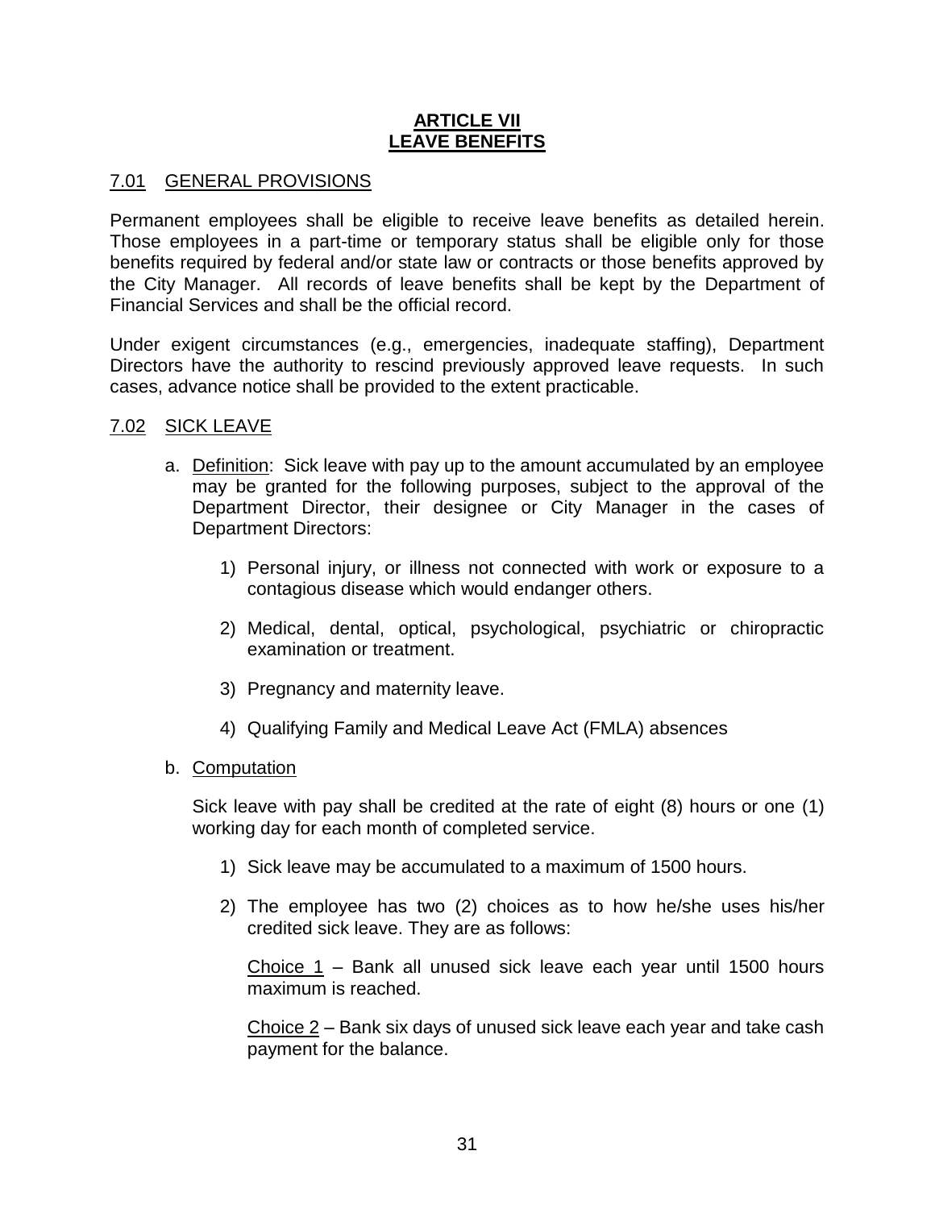# ARTICLE VII
# LEAVE BENEFITS

## 7.01 GENERAL PROVISIONS

Permanent employees shall be eligible to receive leave benefits as detailed herein. Those employees in a part-time or temporary status shall be eligible only for those benefits required by federal and/or state law or contracts or those benefits approved by the City Manager. All records of leave benefits shall be kept by the Department of Financial Services and shall be the official record.

Under exigent circumstances (e.g., emergencies, inadequate staffing), Department Directors have the authority to rescind previously approved leave requests. In such cases, advance notice shall be provided to the extent practicable.

## 7.02 SICK LEAVE

a. Definition: Sick leave with pay up to the amount accumulated by an employee may be granted for the following purposes, subject to the approval of the Department Director, their designee or City Manager in the cases of Department Directors:

   1) Personal injury, or illness not connected with work or exposure to a contagious disease which would endanger others.

   2) Medical, dental, optical, psychological, psychiatric or chiropractic examination or treatment.

   3) Pregnancy and maternity leave.

   4) Qualifying Family and Medical Leave Act (FMLA) absences

b. Computation

   Sick leave with pay shall be credited at the rate of eight (8) hours or one (1) working day for each month of completed service.

   1) Sick leave may be accumulated to a maximum of 1500 hours.

   2) The employee has two (2) choices as to how he/she uses his/her credited sick leave. They are as follows:

      Choice 1 – Bank all unused sick leave each year until 1500 hours maximum is reached.

      Choice 2 – Bank six days of unused sick leave each year and take cash payment for the balance.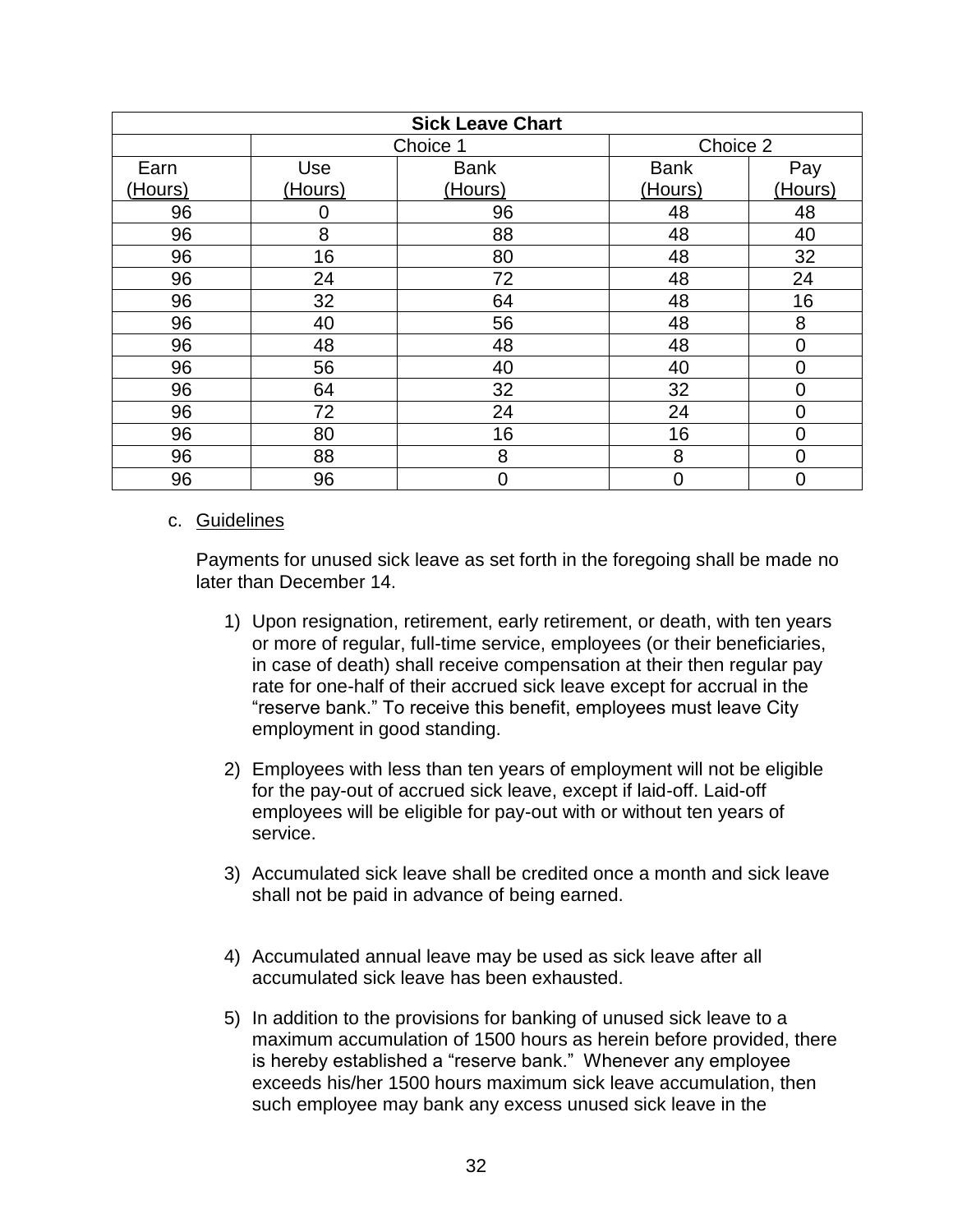| **Sick Leave Chart** | | | | |
|---|---|---|---|---|
| | Choice 1 | | Choice 2 | |
| Earn (Hours) | Use (Hours) | Bank (Hours) | Bank (Hours) | Pay (Hours) |
| 96 | 0 | 96 | 48 | 48 |
| 96 | 8 | 88 | 48 | 40 |
| 96 | 16 | 80 | 48 | 32 |
| 96 | 24 | 72 | 48 | 24 |
| 96 | 32 | 64 | 48 | 16 |
| 96 | 40 | 56 | 48 | 8 |
| 96 | 48 | 48 | 48 | 0 |
| 96 | 56 | 40 | 40 | 0 |
| 96 | 64 | 32 | 32 | 0 |
| 96 | 72 | 24 | 24 | 0 |
| 96 | 80 | 16 | 16 | 0 |
| 96 | 88 | 8 | 8 | 0 |
| 96 | 96 | 0 | 0 | 0 |

c. Guidelines

Payments for unused sick leave as set forth in the foregoing shall be made no later than December 14.

1) Upon resignation, retirement, early retirement, or death, with ten years or more of regular, full-time service, employees (or their beneficiaries, in case of death) shall receive compensation at their then regular pay rate for one-half of their accrued sick leave except for accrual in the "reserve bank." To receive this benefit, employees must leave City employment in good standing.

2) Employees with less than ten years of employment will not be eligible for the pay-out of accrued sick leave, except if laid-off. Laid-off employees will be eligible for pay-out with or without ten years of service.

3) Accumulated sick leave shall be credited once a month and sick leave shall not be paid in advance of being earned.

4) Accumulated annual leave may be used as sick leave after all accumulated sick leave has been exhausted.

5) In addition to the provisions for banking of unused sick leave to a maximum accumulation of 1500 hours as herein before provided, there is hereby established a "reserve bank." Whenever any employee exceeds his/her 1500 hours maximum sick leave accumulation, then such employee may bank any excess unused sick leave in the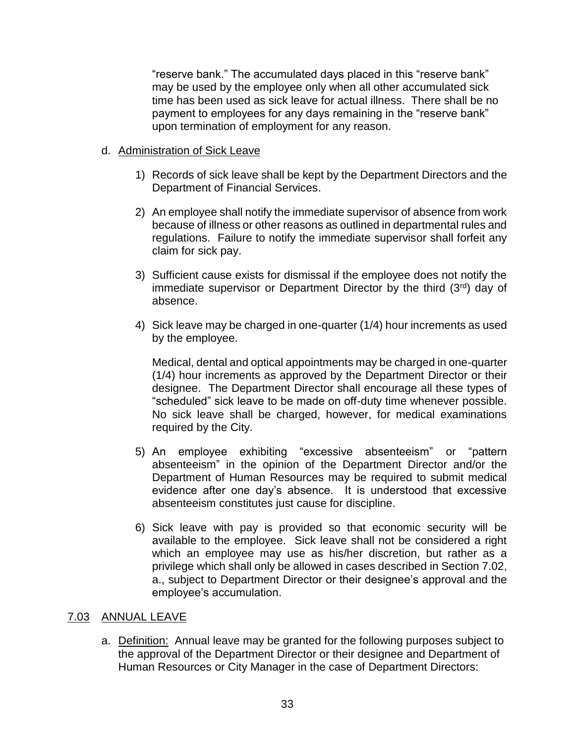"reserve bank." The accumulated days placed in this "reserve bank" may be used by the employee only when all other accumulated sick time has been used as sick leave for actual illness. There shall be no payment to employees for any days remaining in the "reserve bank" upon termination of employment for any reason.

d. Administration of Sick Leave

1) Records of sick leave shall be kept by the Department Directors and the Department of Financial Services.

2) An employee shall notify the immediate supervisor of absence from work because of illness or other reasons as outlined in departmental rules and regulations. Failure to notify the immediate supervisor shall forfeit any claim for sick pay.

3) Sufficient cause exists for dismissal if the employee does not notify the immediate supervisor or Department Director by the third (3rd) day of absence.

4) Sick leave may be charged in one-quarter (1/4) hour increments as used by the employee.

   Medical, dental and optical appointments may be charged in one-quarter (1/4) hour increments as approved by the Department Director or their designee. The Department Director shall encourage all these types of "scheduled" sick leave to be made on off-duty time whenever possible. No sick leave shall be charged, however, for medical examinations required by the City.

5) An employee exhibiting "excessive absenteeism" or "pattern absenteeism" in the opinion of the Department Director and/or the Department of Human Resources may be required to submit medical evidence after one day's absence. It is understood that excessive absenteeism constitutes just cause for discipline.

6) Sick leave with pay is provided so that economic security will be available to the employee. Sick leave shall not be considered a right which an employee may use as his/her discretion, but rather as a privilege which shall only be allowed in cases described in Section 7.02, a., subject to Department Director or their designee's approval and the employee's accumulation.

## 7.03 ANNUAL LEAVE

a. Definition: Annual leave may be granted for the following purposes subject to the approval of the Department Director or their designee and Department of Human Resources or City Manager in the case of Department Directors: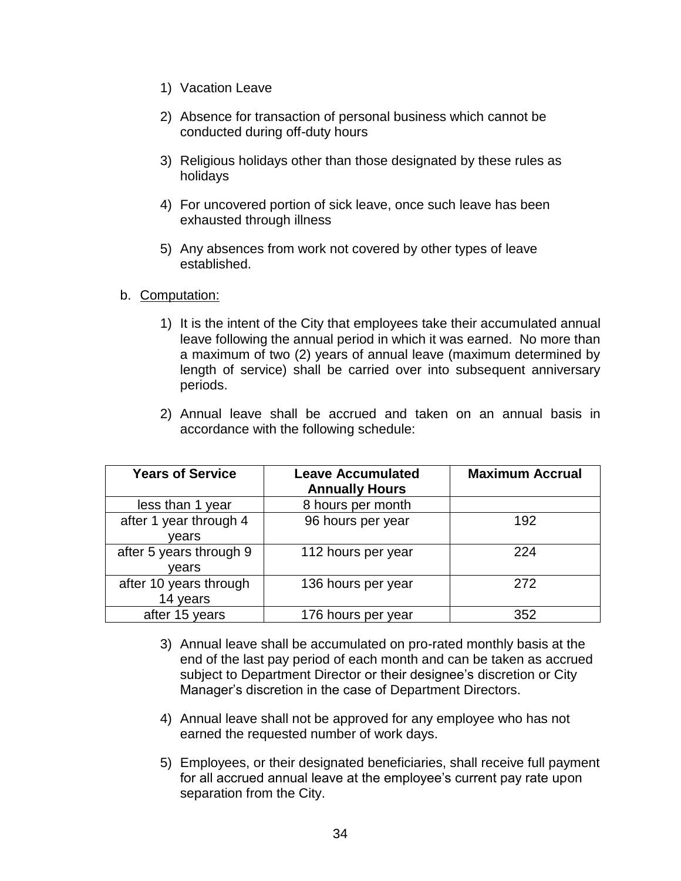1) Vacation Leave

2) Absence for transaction of personal business which cannot be conducted during off-duty hours

3) Religious holidays other than those designated by these rules as holidays

4) For uncovered portion of sick leave, once such leave has been exhausted through illness

5) Any absences from work not covered by other types of leave established.

b. Computation:

1) It is the intent of the City that employees take their accumulated annual leave following the annual period in which it was earned. No more than a maximum of two (2) years of annual leave (maximum determined by length of service) shall be carried over into subsequent anniversary periods.

2) Annual leave shall be accrued and taken on an annual basis in accordance with the following schedule:

| Years of Service | Leave Accumulated Annually Hours | Maximum Accrual |
|---|---|---|
| less than 1 year | 8 hours per month | |
| after 1 year through 4 years | 96 hours per year | 192 |
| after 5 years through 9 years | 112 hours per year | 224 |
| after 10 years through 14 years | 136 hours per year | 272 |
| after 15 years | 176 hours per year | 352 |

3) Annual leave shall be accumulated on pro-rated monthly basis at the end of the last pay period of each month and can be taken as accrued subject to Department Director or their designee's discretion or City Manager's discretion in the case of Department Directors.

4) Annual leave shall not be approved for any employee who has not earned the requested number of work days.

5) Employees, or their designated beneficiaries, shall receive full payment for all accrued annual leave at the employee's current pay rate upon separation from the City.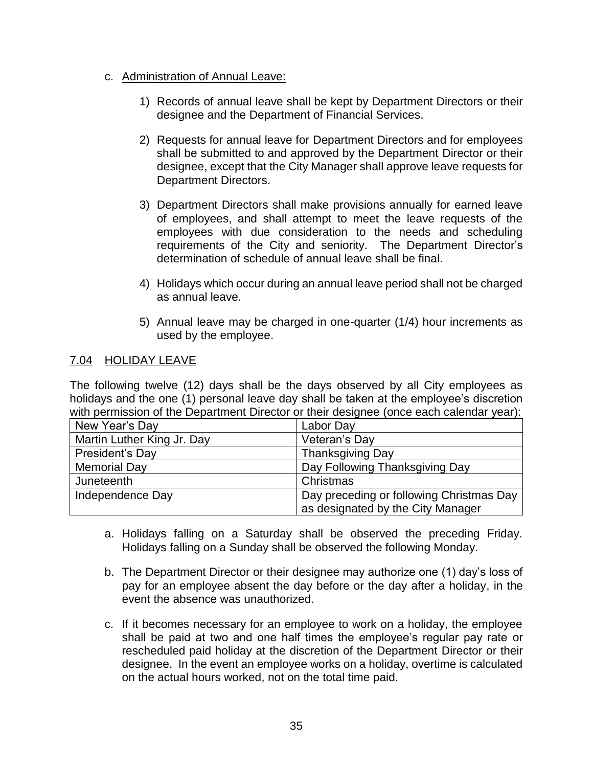c. <u>Administration of Annual Leave:</u>

   1) Records of annual leave shall be kept by Department Directors or their designee and the Department of Financial Services.

   2) Requests for annual leave for Department Directors and for employees shall be submitted to and approved by the Department Director or their designee, except that the City Manager shall approve leave requests for Department Directors.

   3) Department Directors shall make provisions annually for earned leave of employees, and shall attempt to meet the leave requests of the employees with due consideration to the needs and scheduling requirements of the City and seniority. The Department Director's determination of schedule of annual leave shall be final.

   4) Holidays which occur during an annual leave period shall not be charged as annual leave.

   5) Annual leave may be charged in one-quarter (1/4) hour increments as used by the employee.

## 7.04 HOLIDAY LEAVE

The following twelve (12) days shall be the days observed by all City employees as holidays and the one (1) personal leave day shall be taken at the employee's discretion with permission of the Department Director or their designee (once each calendar year):

| New Year's Day | Labor Day |
|---|---|
| Martin Luther King Jr. Day | Veteran's Day |
| President's Day | Thanksgiving Day |
| Memorial Day | Day Following Thanksgiving Day |
| Juneteenth | Christmas |
| Independence Day | Day preceding or following Christmas Day as designated by the City Manager |

a. Holidays falling on a Saturday shall be observed the preceding Friday. Holidays falling on a Sunday shall be observed the following Monday.

b. The Department Director or their designee may authorize one (1) day's loss of pay for an employee absent the day before or the day after a holiday, in the event the absence was unauthorized.

c. If it becomes necessary for an employee to work on a holiday, the employee shall be paid at two and one half times the employee's regular pay rate or rescheduled paid holiday at the discretion of the Department Director or their designee. In the event an employee works on a holiday, overtime is calculated on the actual hours worked, not on the total time paid.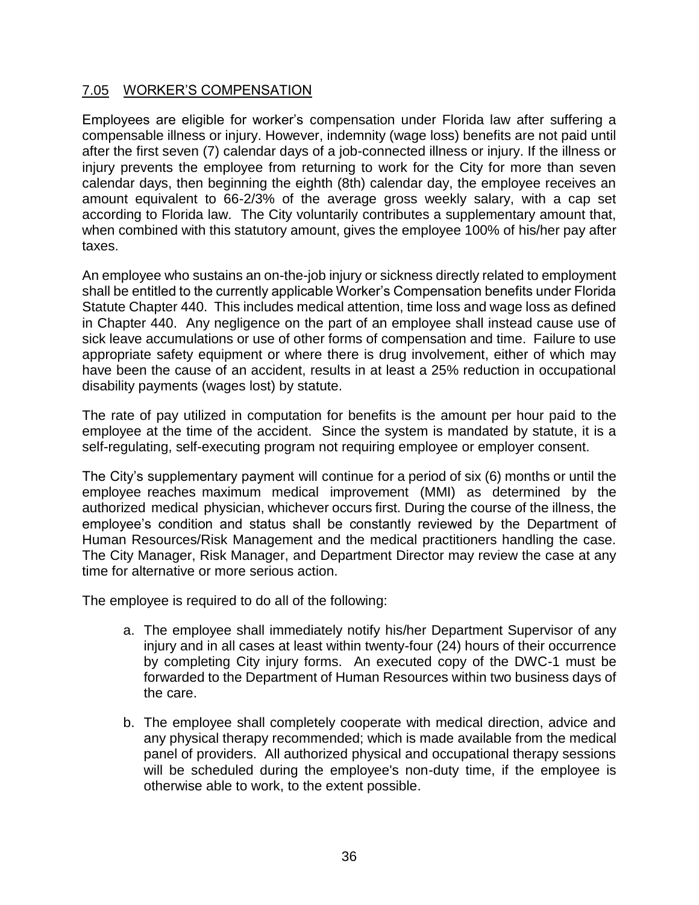## 7.05 WORKER'S COMPENSATION

Employees are eligible for worker's compensation under Florida law after suffering a compensable illness or injury. However, indemnity (wage loss) benefits are not paid until after the first seven (7) calendar days of a job-connected illness or injury. If the illness or injury prevents the employee from returning to work for the City for more than seven calendar days, then beginning the eighth (8th) calendar day, the employee receives an amount equivalent to 66-2/3% of the average gross weekly salary, with a cap set according to Florida law. The City voluntarily contributes a supplementary amount that, when combined with this statutory amount, gives the employee 100% of his/her pay after taxes.

An employee who sustains an on-the-job injury or sickness directly related to employment shall be entitled to the currently applicable Worker's Compensation benefits under Florida Statute Chapter 440. This includes medical attention, time loss and wage loss as defined in Chapter 440. Any negligence on the part of an employee shall instead cause use of sick leave accumulations or use of other forms of compensation and time. Failure to use appropriate safety equipment or where there is drug involvement, either of which may have been the cause of an accident, results in at least a 25% reduction in occupational disability payments (wages lost) by statute.

The rate of pay utilized in computation for benefits is the amount per hour paid to the employee at the time of the accident. Since the system is mandated by statute, it is a self-regulating, self-executing program not requiring employee or employer consent.

The City's supplementary payment will continue for a period of six (6) months or until the employee reaches maximum medical improvement (MMI) as determined by the authorized medical physician, whichever occurs first. During the course of the illness, the employee's condition and status shall be constantly reviewed by the Department of Human Resources/Risk Management and the medical practitioners handling the case. The City Manager, Risk Manager, and Department Director may review the case at any time for alternative or more serious action.

The employee is required to do all of the following:

a. The employee shall immediately notify his/her Department Supervisor of any injury and in all cases at least within twenty-four (24) hours of their occurrence by completing City injury forms. An executed copy of the DWC-1 must be forwarded to the Department of Human Resources within two business days of the care.

b. The employee shall completely cooperate with medical direction, advice and any physical therapy recommended; which is made available from the medical panel of providers. All authorized physical and occupational therapy sessions will be scheduled during the employee's non-duty time, if the employee is otherwise able to work, to the extent possible.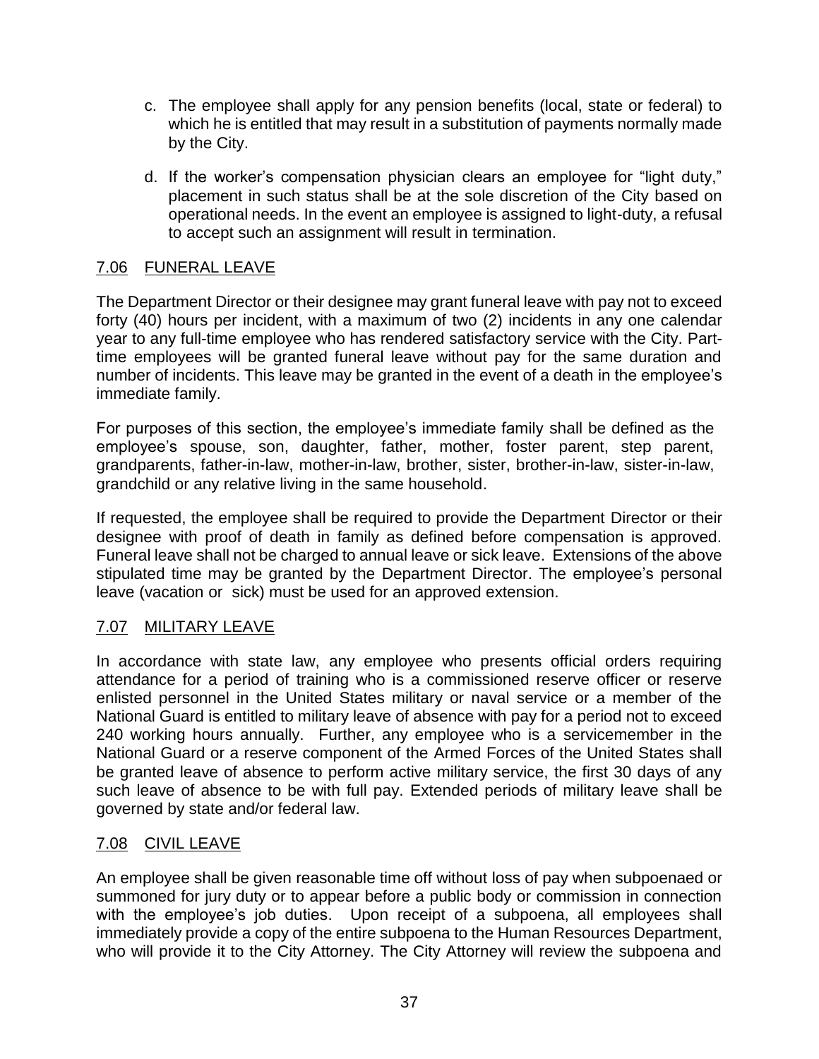c. The employee shall apply for any pension benefits (local, state or federal) to which he is entitled that may result in a substitution of payments normally made by the City.

d. If the worker's compensation physician clears an employee for "light duty," placement in such status shall be at the sole discretion of the City based on operational needs. In the event an employee is assigned to light-duty, a refusal to accept such an assignment will result in termination.

## 7.06 FUNERAL LEAVE

The Department Director or their designee may grant funeral leave with pay not to exceed forty (40) hours per incident, with a maximum of two (2) incidents in any one calendar year to any full-time employee who has rendered satisfactory service with the City. Part-time employees will be granted funeral leave without pay for the same duration and number of incidents. This leave may be granted in the event of a death in the employee's immediate family.

For purposes of this section, the employee's immediate family shall be defined as the employee's spouse, son, daughter, father, mother, foster parent, step parent, grandparents, father-in-law, mother-in-law, brother, sister, brother-in-law, sister-in-law, grandchild or any relative living in the same household.

If requested, the employee shall be required to provide the Department Director or their designee with proof of death in family as defined before compensation is approved. Funeral leave shall not be charged to annual leave or sick leave. Extensions of the above stipulated time may be granted by the Department Director. The employee's personal leave (vacation or sick) must be used for an approved extension.

## 7.07 MILITARY LEAVE

In accordance with state law, any employee who presents official orders requiring attendance for a period of training who is a commissioned reserve officer or reserve enlisted personnel in the United States military or naval service or a member of the National Guard is entitled to military leave of absence with pay for a period not to exceed 240 working hours annually. Further, any employee who is a servicemember in the National Guard or a reserve component of the Armed Forces of the United States shall be granted leave of absence to perform active military service, the first 30 days of any such leave of absence to be with full pay. Extended periods of military leave shall be governed by state and/or federal law.

## 7.08 CIVIL LEAVE

An employee shall be given reasonable time off without loss of pay when subpoenaed or summoned for jury duty or to appear before a public body or commission in connection with the employee's job duties. Upon receipt of a subpoena, all employees shall immediately provide a copy of the entire subpoena to the Human Resources Department, who will provide it to the City Attorney. The City Attorney will review the subpoena and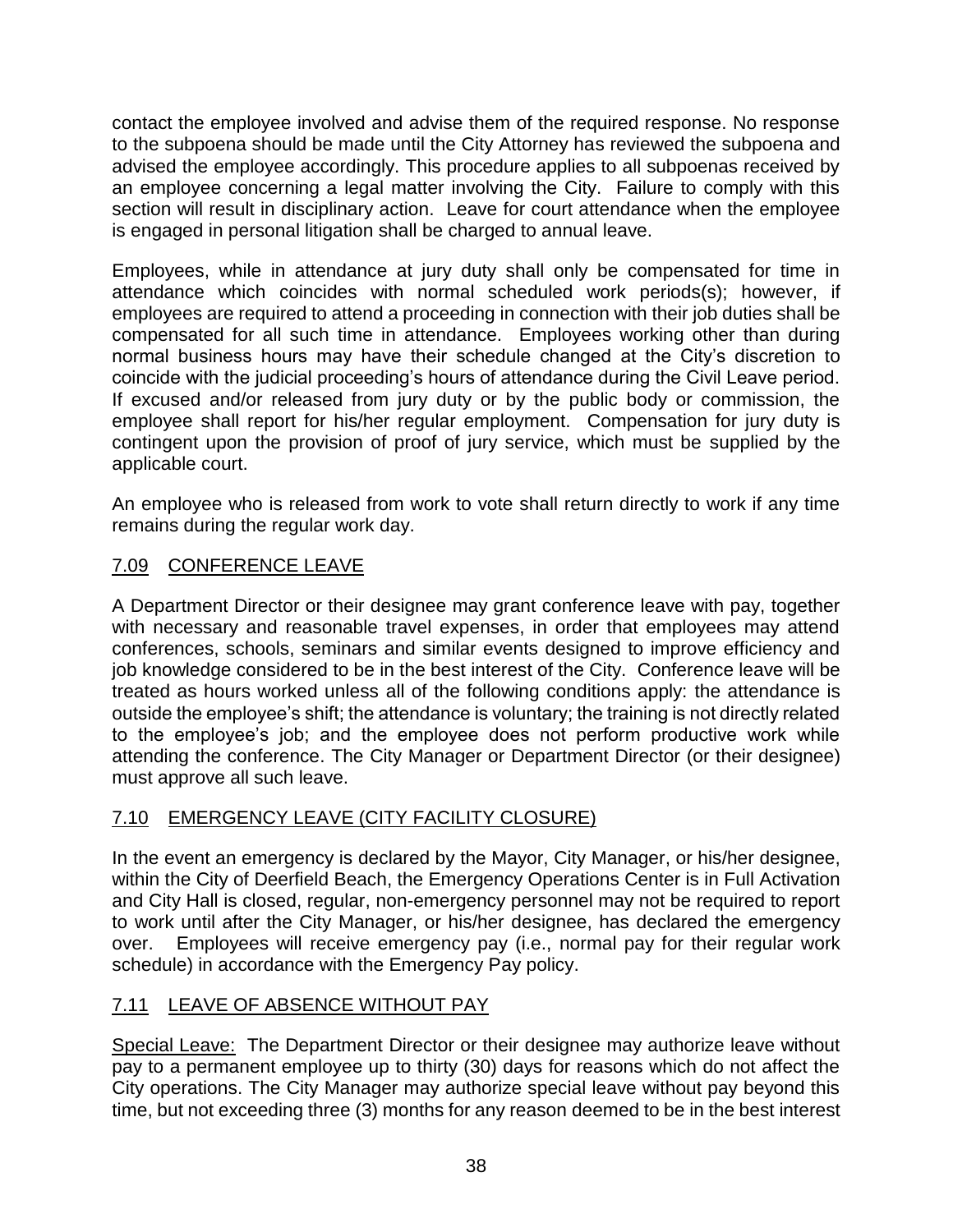contact the employee involved and advise them of the required response. No response to the subpoena should be made until the City Attorney has reviewed the subpoena and advised the employee accordingly. This procedure applies to all subpoenas received by an employee concerning a legal matter involving the City. Failure to comply with this section will result in disciplinary action. Leave for court attendance when the employee is engaged in personal litigation shall be charged to annual leave.

Employees, while in attendance at jury duty shall only be compensated for time in attendance which coincides with normal scheduled work periods(s); however, if employees are required to attend a proceeding in connection with their job duties shall be compensated for all such time in attendance. Employees working other than during normal business hours may have their schedule changed at the City's discretion to coincide with the judicial proceeding's hours of attendance during the Civil Leave period. If excused and/or released from jury duty or by the public body or commission, the employee shall report for his/her regular employment. Compensation for jury duty is contingent upon the provision of proof of jury service, which must be supplied by the applicable court.

An employee who is released from work to vote shall return directly to work if any time remains during the regular work day.

## 7.09 CONFERENCE LEAVE

A Department Director or their designee may grant conference leave with pay, together with necessary and reasonable travel expenses, in order that employees may attend conferences, schools, seminars and similar events designed to improve efficiency and job knowledge considered to be in the best interest of the City. Conference leave will be treated as hours worked unless all of the following conditions apply: the attendance is outside the employee's shift; the attendance is voluntary; the training is not directly related to the employee's job; and the employee does not perform productive work while attending the conference. The City Manager or Department Director (or their designee) must approve all such leave.

## 7.10 EMERGENCY LEAVE (CITY FACILITY CLOSURE)

In the event an emergency is declared by the Mayor, City Manager, or his/her designee, within the City of Deerfield Beach, the Emergency Operations Center is in Full Activation and City Hall is closed, regular, non-emergency personnel may not be required to report to work until after the City Manager, or his/her designee, has declared the emergency over. Employees will receive emergency pay (i.e., normal pay for their regular work schedule) in accordance with the Emergency Pay policy.

## 7.11 LEAVE OF ABSENCE WITHOUT PAY

Special Leave: The Department Director or their designee may authorize leave without pay to a permanent employee up to thirty (30) days for reasons which do not affect the City operations. The City Manager may authorize special leave without pay beyond this time, but not exceeding three (3) months for any reason deemed to be in the best interest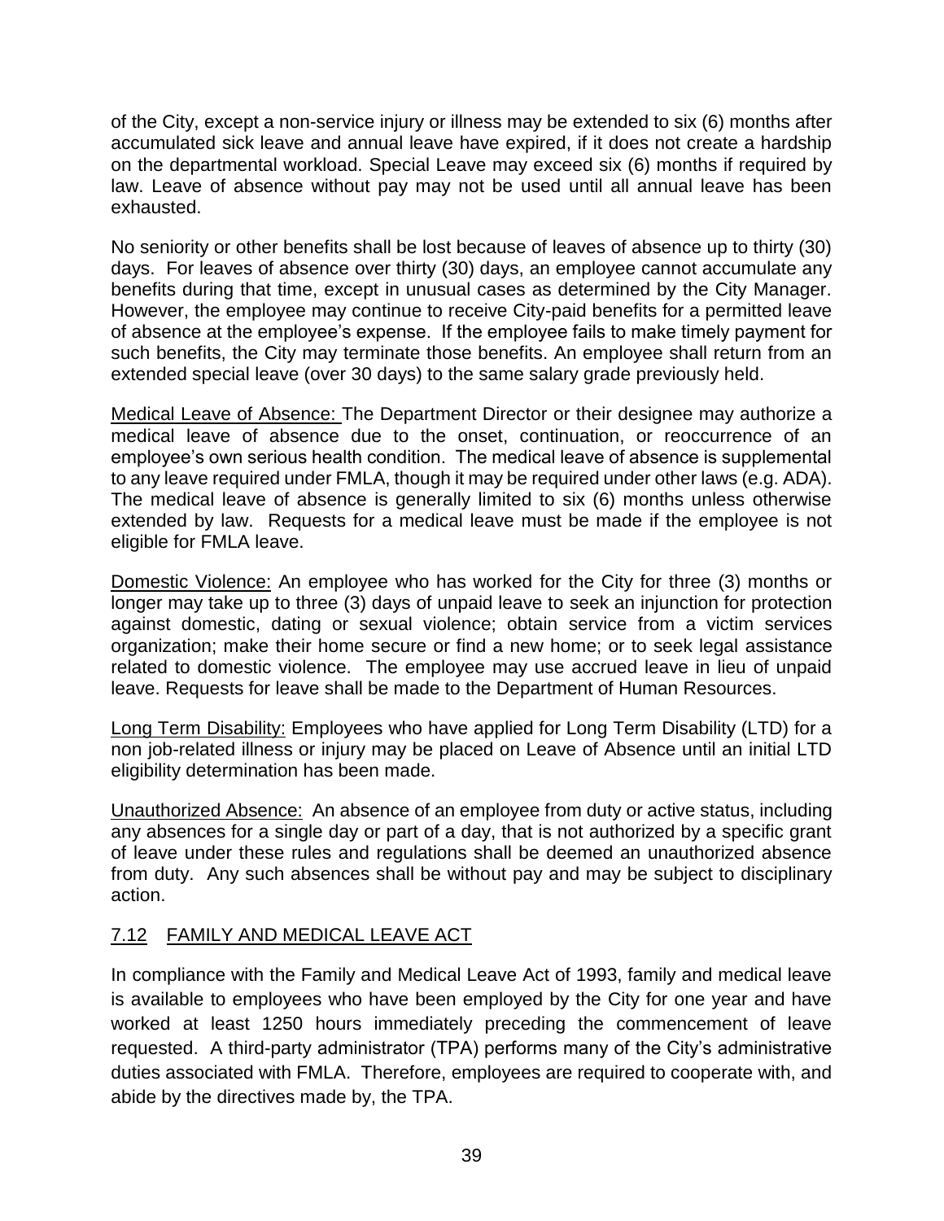of the City, except a non-service injury or illness may be extended to six (6) months after accumulated sick leave and annual leave have expired, if it does not create a hardship on the departmental workload. Special Leave may exceed six (6) months if required by law. Leave of absence without pay may not be used until all annual leave has been exhausted.

No seniority or other benefits shall be lost because of leaves of absence up to thirty (30) days. For leaves of absence over thirty (30) days, an employee cannot accumulate any benefits during that time, except in unusual cases as determined by the City Manager. However, the employee may continue to receive City-paid benefits for a permitted leave of absence at the employee's expense. If the employee fails to make timely payment for such benefits, the City may terminate those benefits. An employee shall return from an extended special leave (over 30 days) to the same salary grade previously held.

Medical Leave of Absence: The Department Director or their designee may authorize a medical leave of absence due to the onset, continuation, or reoccurrence of an employee's own serious health condition. The medical leave of absence is supplemental to any leave required under FMLA, though it may be required under other laws (e.g. ADA). The medical leave of absence is generally limited to six (6) months unless otherwise extended by law. Requests for a medical leave must be made if the employee is not eligible for FMLA leave.

Domestic Violence: An employee who has worked for the City for three (3) months or longer may take up to three (3) days of unpaid leave to seek an injunction for protection against domestic, dating or sexual violence; obtain service from a victim services organization; make their home secure or find a new home; or to seek legal assistance related to domestic violence. The employee may use accrued leave in lieu of unpaid leave. Requests for leave shall be made to the Department of Human Resources.

Long Term Disability: Employees who have applied for Long Term Disability (LTD) for a non job-related illness or injury may be placed on Leave of Absence until an initial LTD eligibility determination has been made.

Unauthorized Absence: An absence of an employee from duty or active status, including any absences for a single day or part of a day, that is not authorized by a specific grant of leave under these rules and regulations shall be deemed an unauthorized absence from duty. Any such absences shall be without pay and may be subject to disciplinary action.

## 7.12 FAMILY AND MEDICAL LEAVE ACT

In compliance with the Family and Medical Leave Act of 1993, family and medical leave is available to employees who have been employed by the City for one year and have worked at least 1250 hours immediately preceding the commencement of leave requested. A third-party administrator (TPA) performs many of the City's administrative duties associated with FMLA. Therefore, employees are required to cooperate with, and abide by the directives made by, the TPA.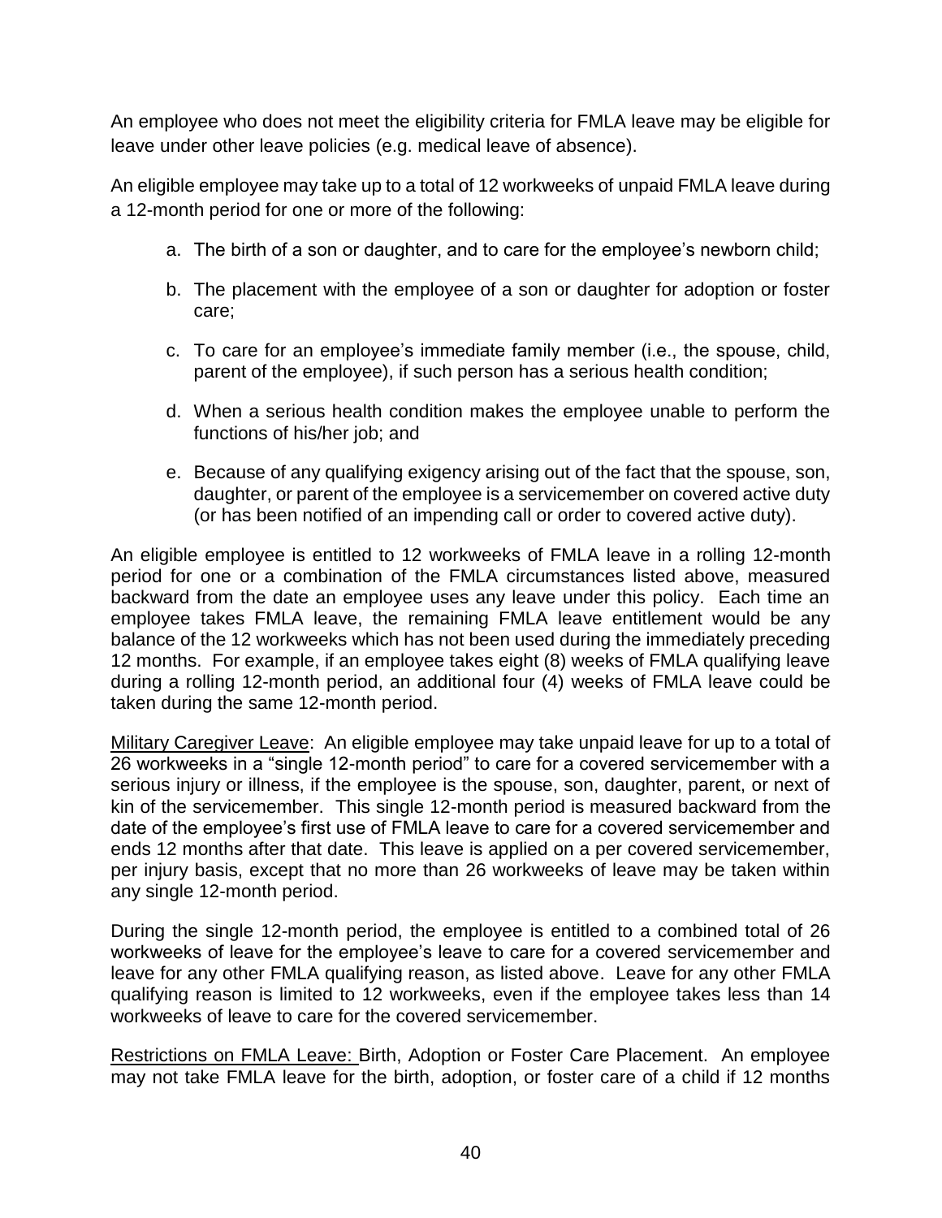An employee who does not meet the eligibility criteria for FMLA leave may be eligible for leave under other leave policies (e.g. medical leave of absence).

An eligible employee may take up to a total of 12 workweeks of unpaid FMLA leave during a 12-month period for one or more of the following:

a. The birth of a son or daughter, and to care for the employee's newborn child;

b. The placement with the employee of a son or daughter for adoption or foster care;

c. To care for an employee's immediate family member (i.e., the spouse, child, parent of the employee), if such person has a serious health condition;

d. When a serious health condition makes the employee unable to perform the functions of his/her job; and

e. Because of any qualifying exigency arising out of the fact that the spouse, son, daughter, or parent of the employee is a servicemember on covered active duty (or has been notified of an impending call or order to covered active duty).

An eligible employee is entitled to 12 workweeks of FMLA leave in a rolling 12-month period for one or a combination of the FMLA circumstances listed above, measured backward from the date an employee uses any leave under this policy. Each time an employee takes FMLA leave, the remaining FMLA leave entitlement would be any balance of the 12 workweeks which has not been used during the immediately preceding 12 months. For example, if an employee takes eight (8) weeks of FMLA qualifying leave during a rolling 12-month period, an additional four (4) weeks of FMLA leave could be taken during the same 12-month period.

<u>Military Caregiver Leave</u>: An eligible employee may take unpaid leave for up to a total of 26 workweeks in a "single 12-month period" to care for a covered servicemember with a serious injury or illness, if the employee is the spouse, son, daughter, parent, or next of kin of the servicemember. This single 12-month period is measured backward from the date of the employee's first use of FMLA leave to care for a covered servicemember and ends 12 months after that date. This leave is applied on a per covered servicemember, per injury basis, except that no more than 26 workweeks of leave may be taken within any single 12-month period.

During the single 12-month period, the employee is entitled to a combined total of 26 workweeks of leave for the employee's leave to care for a covered servicemember and leave for any other FMLA qualifying reason, as listed above. Leave for any other FMLA qualifying reason is limited to 12 workweeks, even if the employee takes less than 14 workweeks of leave to care for the covered servicemember.

<u>Restrictions on FMLA Leave:</u> Birth, Adoption or Foster Care Placement. An employee may not take FMLA leave for the birth, adoption, or foster care of a child if 12 months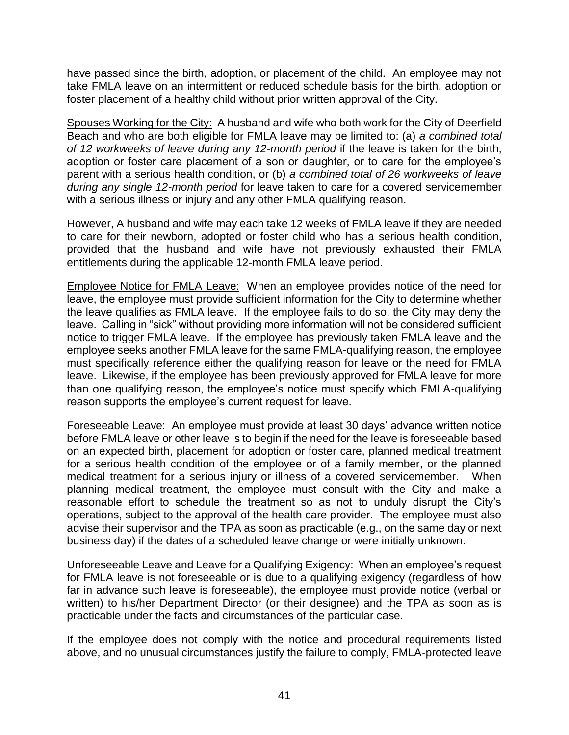have passed since the birth, adoption, or placement of the child. An employee may not take FMLA leave on an intermittent or reduced schedule basis for the birth, adoption or foster placement of a healthy child without prior written approval of the City.

<u>Spouses Working for the City:</u> A husband and wife who both work for the City of Deerfield Beach and who are both eligible for FMLA leave may be limited to: (a) *a combined total of 12 workweeks of leave during any 12-month period* if the leave is taken for the birth, adoption or foster care placement of a son or daughter, or to care for the employee's parent with a serious health condition, or (b) *a combined total of 26 workweeks of leave during any single 12-month period* for leave taken to care for a covered servicemember with a serious illness or injury and any other FMLA qualifying reason.

However, A husband and wife may each take 12 weeks of FMLA leave if they are needed to care for their newborn, adopted or foster child who has a serious health condition, provided that the husband and wife have not previously exhausted their FMLA entitlements during the applicable 12-month FMLA leave period.

<u>Employee Notice for FMLA Leave:</u> When an employee provides notice of the need for leave, the employee must provide sufficient information for the City to determine whether the leave qualifies as FMLA leave. If the employee fails to do so, the City may deny the leave. Calling in "sick" without providing more information will not be considered sufficient notice to trigger FMLA leave. If the employee has previously taken FMLA leave and the employee seeks another FMLA leave for the same FMLA-qualifying reason, the employee must specifically reference either the qualifying reason for leave or the need for FMLA leave. Likewise, if the employee has been previously approved for FMLA leave for more than one qualifying reason, the employee's notice must specify which FMLA-qualifying reason supports the employee's current request for leave.

<u>Foreseeable Leave:</u> An employee must provide at least 30 days' advance written notice before FMLA leave or other leave is to begin if the need for the leave is foreseeable based on an expected birth, placement for adoption or foster care, planned medical treatment for a serious health condition of the employee or of a family member, or the planned medical treatment for a serious injury or illness of a covered servicemember. When planning medical treatment, the employee must consult with the City and make a reasonable effort to schedule the treatment so as not to unduly disrupt the City's operations, subject to the approval of the health care provider. The employee must also advise their supervisor and the TPA as soon as practicable (e.g., on the same day or next business day) if the dates of a scheduled leave change or were initially unknown.

<u>Unforeseeable Leave and Leave for a Qualifying Exigency:</u> When an employee's request for FMLA leave is not foreseeable or is due to a qualifying exigency (regardless of how far in advance such leave is foreseeable), the employee must provide notice (verbal or written) to his/her Department Director (or their designee) and the TPA as soon as is practicable under the facts and circumstances of the particular case.

If the employee does not comply with the notice and procedural requirements listed above, and no unusual circumstances justify the failure to comply, FMLA-protected leave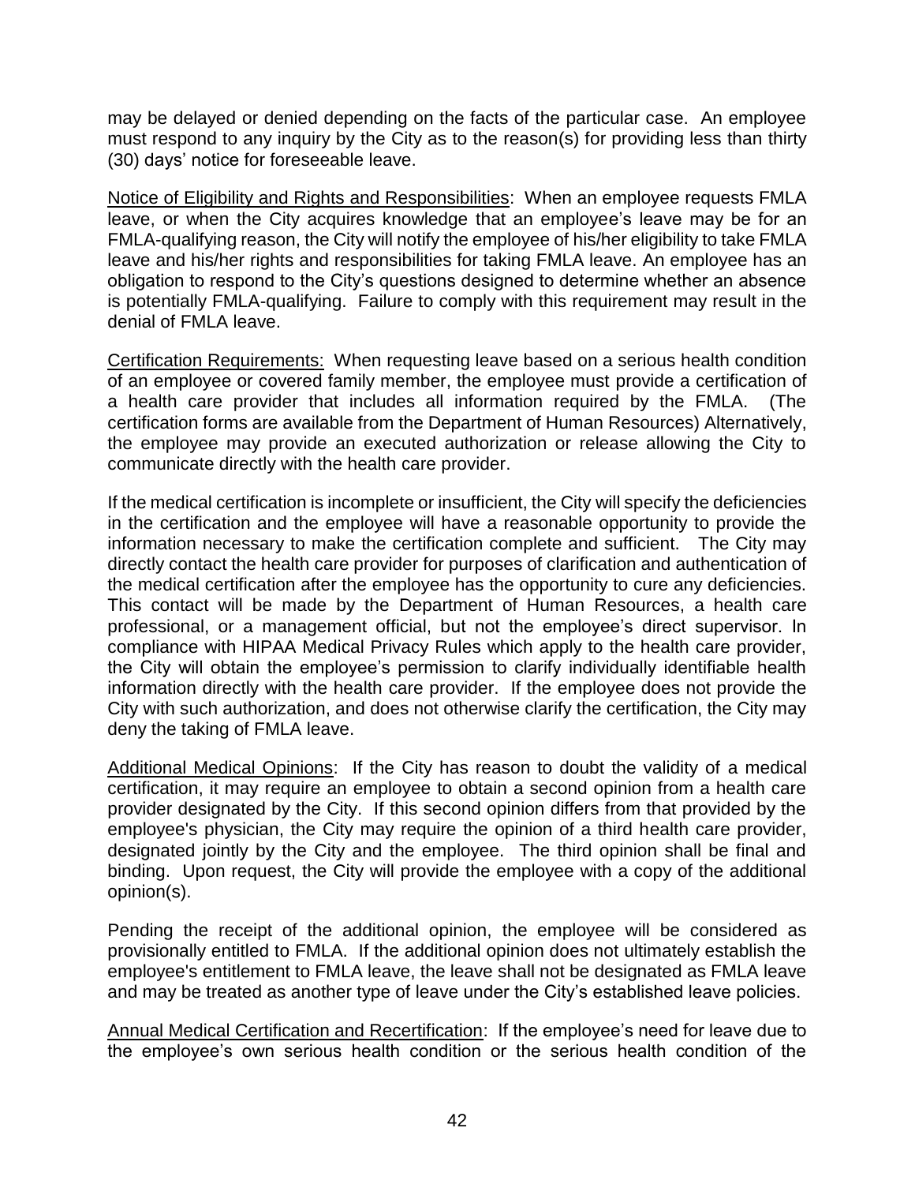may be delayed or denied depending on the facts of the particular case. An employee must respond to any inquiry by the City as to the reason(s) for providing less than thirty (30) days' notice for foreseeable leave.

Notice of Eligibility and Rights and Responsibilities: When an employee requests FMLA leave, or when the City acquires knowledge that an employee's leave may be for an FMLA-qualifying reason, the City will notify the employee of his/her eligibility to take FMLA leave and his/her rights and responsibilities for taking FMLA leave. An employee has an obligation to respond to the City's questions designed to determine whether an absence is potentially FMLA-qualifying. Failure to comply with this requirement may result in the denial of FMLA leave.

Certification Requirements: When requesting leave based on a serious health condition of an employee or covered family member, the employee must provide a certification of a health care provider that includes all information required by the FMLA. (The certification forms are available from the Department of Human Resources) Alternatively, the employee may provide an executed authorization or release allowing the City to communicate directly with the health care provider.

If the medical certification is incomplete or insufficient, the City will specify the deficiencies in the certification and the employee will have a reasonable opportunity to provide the information necessary to make the certification complete and sufficient. The City may directly contact the health care provider for purposes of clarification and authentication of the medical certification after the employee has the opportunity to cure any deficiencies. This contact will be made by the Department of Human Resources, a health care professional, or a management official, but not the employee's direct supervisor. In compliance with HIPAA Medical Privacy Rules which apply to the health care provider, the City will obtain the employee's permission to clarify individually identifiable health information directly with the health care provider. If the employee does not provide the City with such authorization, and does not otherwise clarify the certification, the City may deny the taking of FMLA leave.

Additional Medical Opinions: If the City has reason to doubt the validity of a medical certification, it may require an employee to obtain a second opinion from a health care provider designated by the City. If this second opinion differs from that provided by the employee's physician, the City may require the opinion of a third health care provider, designated jointly by the City and the employee. The third opinion shall be final and binding. Upon request, the City will provide the employee with a copy of the additional opinion(s).

Pending the receipt of the additional opinion, the employee will be considered as provisionally entitled to FMLA. If the additional opinion does not ultimately establish the employee's entitlement to FMLA leave, the leave shall not be designated as FMLA leave and may be treated as another type of leave under the City's established leave policies.

Annual Medical Certification and Recertification: If the employee's need for leave due to the employee's own serious health condition or the serious health condition of the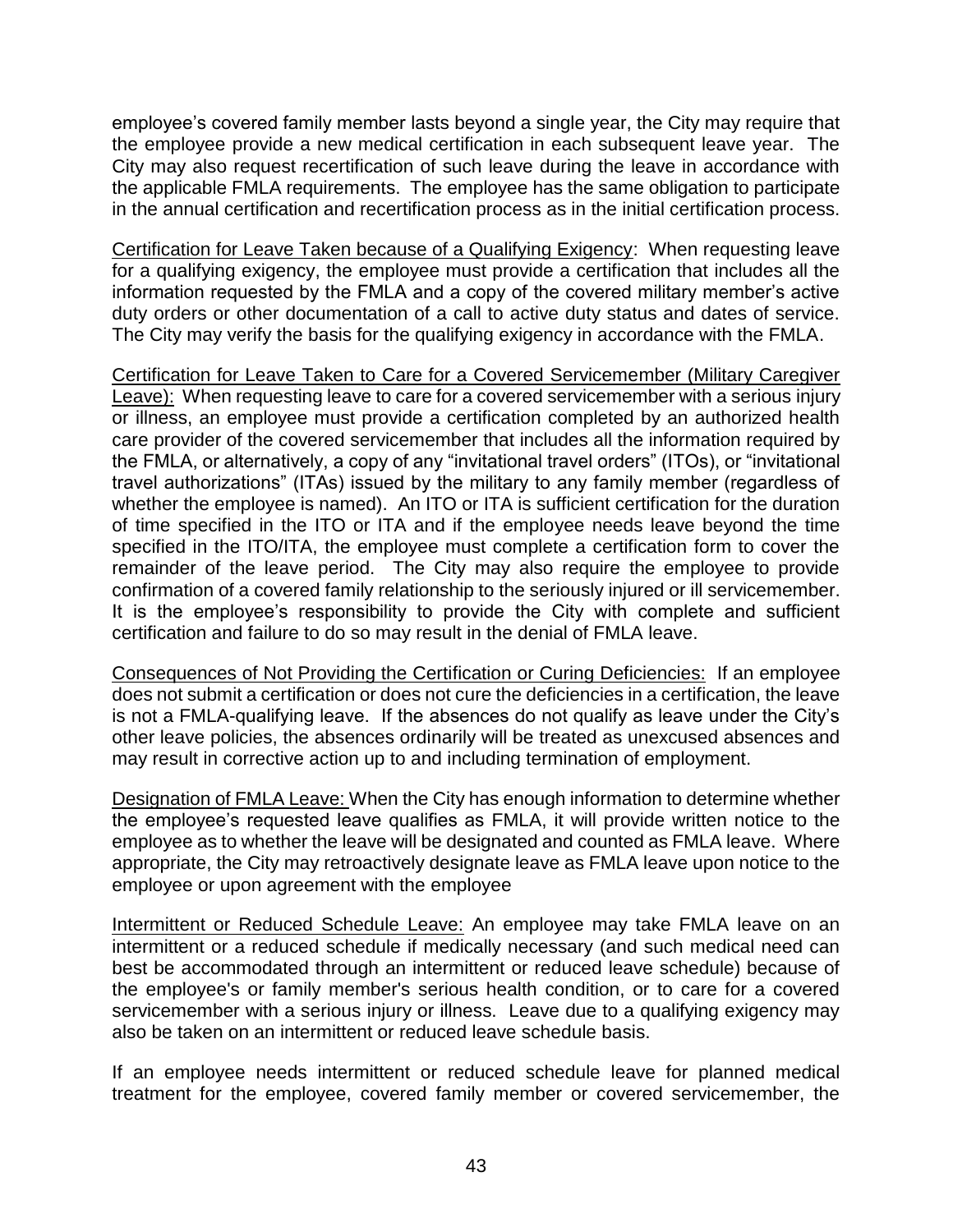employee's covered family member lasts beyond a single year, the City may require that the employee provide a new medical certification in each subsequent leave year. The City may also request recertification of such leave during the leave in accordance with the applicable FMLA requirements. The employee has the same obligation to participate in the annual certification and recertification process as in the initial certification process.

<u>Certification for Leave Taken because of a Qualifying Exigency</u>: When requesting leave for a qualifying exigency, the employee must provide a certification that includes all the information requested by the FMLA and a copy of the covered military member's active duty orders or other documentation of a call to active duty status and dates of service. The City may verify the basis for the qualifying exigency in accordance with the FMLA.

<u>Certification for Leave Taken to Care for a Covered Servicemember (Military Caregiver Leave):</u> When requesting leave to care for a covered servicemember with a serious injury or illness, an employee must provide a certification completed by an authorized health care provider of the covered servicemember that includes all the information required by the FMLA, or alternatively, a copy of any "invitational travel orders" (ITOs), or "invitational travel authorizations" (ITAs) issued by the military to any family member (regardless of whether the employee is named). An ITO or ITA is sufficient certification for the duration of time specified in the ITO or ITA and if the employee needs leave beyond the time specified in the ITO/ITA, the employee must complete a certification form to cover the remainder of the leave period. The City may also require the employee to provide confirmation of a covered family relationship to the seriously injured or ill servicemember. It is the employee's responsibility to provide the City with complete and sufficient certification and failure to do so may result in the denial of FMLA leave.

<u>Consequences of Not Providing the Certification or Curing Deficiencies:</u> If an employee does not submit a certification or does not cure the deficiencies in a certification, the leave is not a FMLA-qualifying leave. If the absences do not qualify as leave under the City's other leave policies, the absences ordinarily will be treated as unexcused absences and may result in corrective action up to and including termination of employment.

<u>Designation of FMLA Leave:</u> When the City has enough information to determine whether the employee's requested leave qualifies as FMLA, it will provide written notice to the employee as to whether the leave will be designated and counted as FMLA leave. Where appropriate, the City may retroactively designate leave as FMLA leave upon notice to the employee or upon agreement with the employee

<u>Intermittent or Reduced Schedule Leave:</u> An employee may take FMLA leave on an intermittent or a reduced schedule if medically necessary (and such medical need can best be accommodated through an intermittent or reduced leave schedule) because of the employee's or family member's serious health condition, or to care for a covered servicemember with a serious injury or illness. Leave due to a qualifying exigency may also be taken on an intermittent or reduced leave schedule basis.

If an employee needs intermittent or reduced schedule leave for planned medical treatment for the employee, covered family member or covered servicemember, the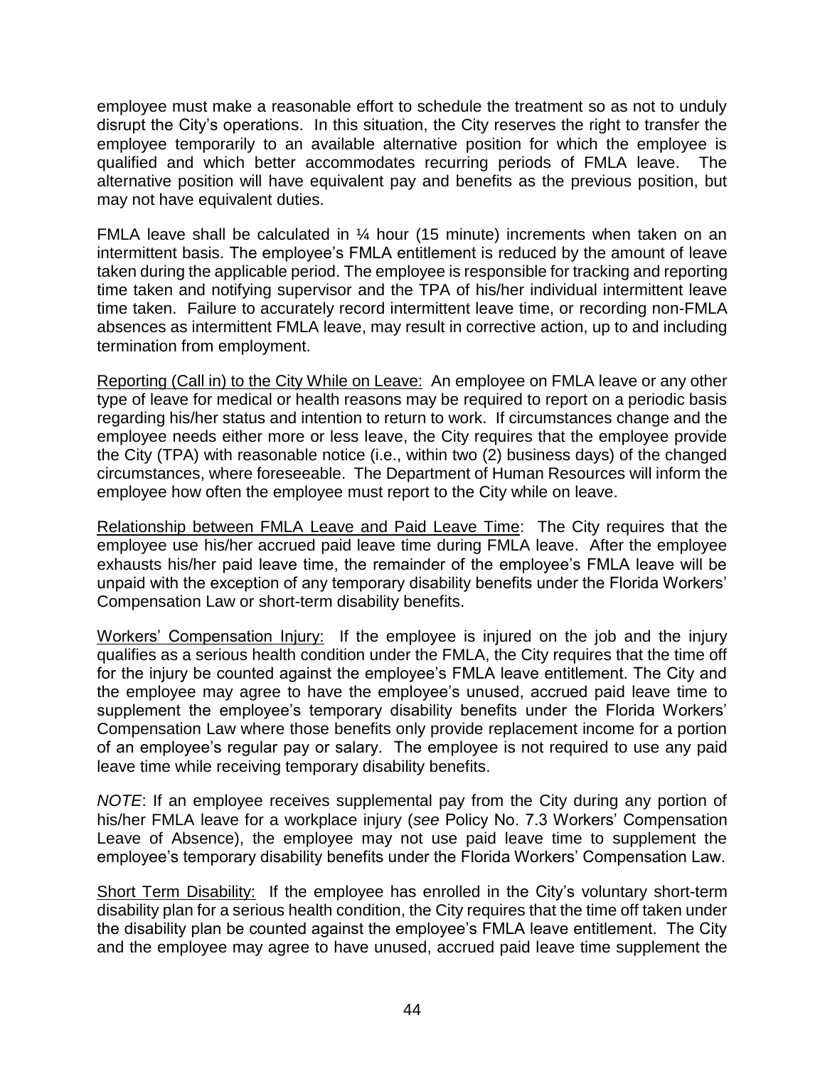employee must make a reasonable effort to schedule the treatment so as not to unduly disrupt the City's operations. In this situation, the City reserves the right to transfer the employee temporarily to an available alternative position for which the employee is qualified and which better accommodates recurring periods of FMLA leave. The alternative position will have equivalent pay and benefits as the previous position, but may not have equivalent duties.

FMLA leave shall be calculated in ¼ hour (15 minute) increments when taken on an intermittent basis. The employee's FMLA entitlement is reduced by the amount of leave taken during the applicable period. The employee is responsible for tracking and reporting time taken and notifying supervisor and the TPA of his/her individual intermittent leave time taken. Failure to accurately record intermittent leave time, or recording non-FMLA absences as intermittent FMLA leave, may result in corrective action, up to and including termination from employment.

Reporting (Call in) to the City While on Leave: An employee on FMLA leave or any other type of leave for medical or health reasons may be required to report on a periodic basis regarding his/her status and intention to return to work. If circumstances change and the employee needs either more or less leave, the City requires that the employee provide the City (TPA) with reasonable notice (i.e., within two (2) business days) of the changed circumstances, where foreseeable. The Department of Human Resources will inform the employee how often the employee must report to the City while on leave.

Relationship between FMLA Leave and Paid Leave Time: The City requires that the employee use his/her accrued paid leave time during FMLA leave. After the employee exhausts his/her paid leave time, the remainder of the employee's FMLA leave will be unpaid with the exception of any temporary disability benefits under the Florida Workers' Compensation Law or short-term disability benefits.

Workers' Compensation Injury: If the employee is injured on the job and the injury qualifies as a serious health condition under the FMLA, the City requires that the time off for the injury be counted against the employee's FMLA leave entitlement. The City and the employee may agree to have the employee's unused, accrued paid leave time to supplement the employee's temporary disability benefits under the Florida Workers' Compensation Law where those benefits only provide replacement income for a portion of an employee's regular pay or salary. The employee is not required to use any paid leave time while receiving temporary disability benefits.

*NOTE*: If an employee receives supplemental pay from the City during any portion of his/her FMLA leave for a workplace injury (*see* Policy No. 7.3 Workers' Compensation Leave of Absence), the employee may not use paid leave time to supplement the employee's temporary disability benefits under the Florida Workers' Compensation Law.

Short Term Disability: If the employee has enrolled in the City's voluntary short-term disability plan for a serious health condition, the City requires that the time off taken under the disability plan be counted against the employee's FMLA leave entitlement. The City and the employee may agree to have unused, accrued paid leave time supplement the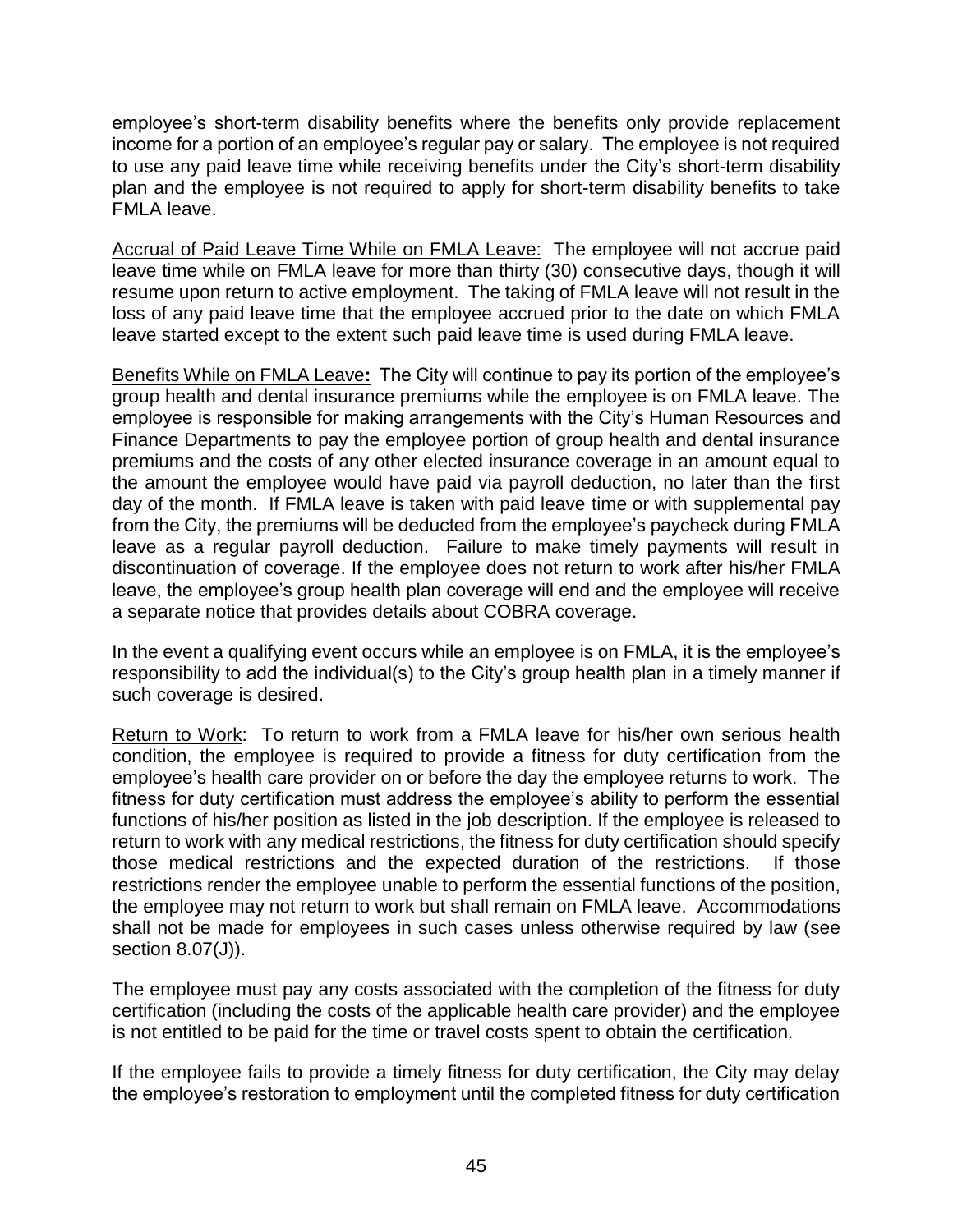employee's short-term disability benefits where the benefits only provide replacement income for a portion of an employee's regular pay or salary. The employee is not required to use any paid leave time while receiving benefits under the City's short-term disability plan and the employee is not required to apply for short-term disability benefits to take FMLA leave.

<u>Accrual of Paid Leave Time While on FMLA Leave:</u> The employee will not accrue paid leave time while on FMLA leave for more than thirty (30) consecutive days, though it will resume upon return to active employment. The taking of FMLA leave will not result in the loss of any paid leave time that the employee accrued prior to the date on which FMLA leave started except to the extent such paid leave time is used during FMLA leave.

<u>Benefits While on FMLA Leave</u>**:** The City will continue to pay its portion of the employee's group health and dental insurance premiums while the employee is on FMLA leave. The employee is responsible for making arrangements with the City's Human Resources and Finance Departments to pay the employee portion of group health and dental insurance premiums and the costs of any other elected insurance coverage in an amount equal to the amount the employee would have paid via payroll deduction, no later than the first day of the month. If FMLA leave is taken with paid leave time or with supplemental pay from the City, the premiums will be deducted from the employee's paycheck during FMLA leave as a regular payroll deduction. Failure to make timely payments will result in discontinuation of coverage. If the employee does not return to work after his/her FMLA leave, the employee's group health plan coverage will end and the employee will receive a separate notice that provides details about COBRA coverage.

In the event a qualifying event occurs while an employee is on FMLA, it is the employee's responsibility to add the individual(s) to the City's group health plan in a timely manner if such coverage is desired.

<u>Return to Work</u>: To return to work from a FMLA leave for his/her own serious health condition, the employee is required to provide a fitness for duty certification from the employee's health care provider on or before the day the employee returns to work. The fitness for duty certification must address the employee's ability to perform the essential functions of his/her position as listed in the job description. If the employee is released to return to work with any medical restrictions, the fitness for duty certification should specify those medical restrictions and the expected duration of the restrictions. If those restrictions render the employee unable to perform the essential functions of the position, the employee may not return to work but shall remain on FMLA leave. Accommodations shall not be made for employees in such cases unless otherwise required by law (see section 8.07(J)).

The employee must pay any costs associated with the completion of the fitness for duty certification (including the costs of the applicable health care provider) and the employee is not entitled to be paid for the time or travel costs spent to obtain the certification.

If the employee fails to provide a timely fitness for duty certification, the City may delay the employee's restoration to employment until the completed fitness for duty certification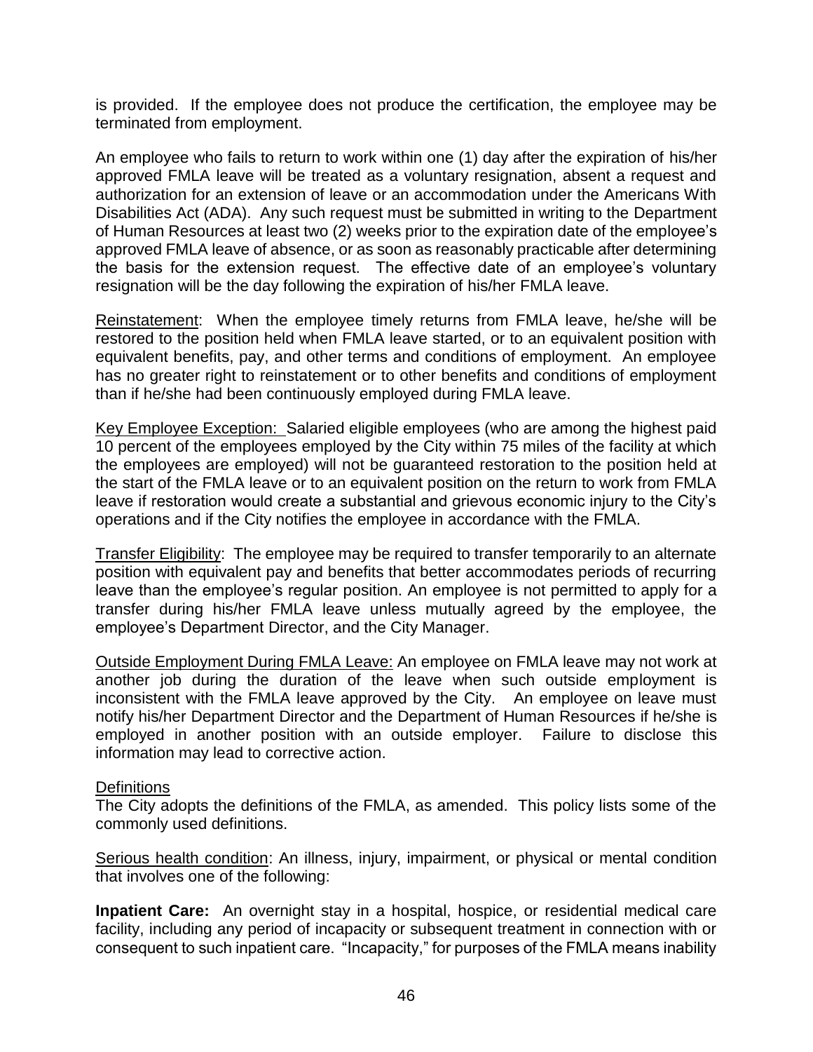is provided. If the employee does not produce the certification, the employee may be terminated from employment.

An employee who fails to return to work within one (1) day after the expiration of his/her approved FMLA leave will be treated as a voluntary resignation, absent a request and authorization for an extension of leave or an accommodation under the Americans With Disabilities Act (ADA). Any such request must be submitted in writing to the Department of Human Resources at least two (2) weeks prior to the expiration date of the employee's approved FMLA leave of absence, or as soon as reasonably practicable after determining the basis for the extension request. The effective date of an employee's voluntary resignation will be the day following the expiration of his/her FMLA leave.

<u>Reinstatement</u>: When the employee timely returns from FMLA leave, he/she will be restored to the position held when FMLA leave started, or to an equivalent position with equivalent benefits, pay, and other terms and conditions of employment. An employee has no greater right to reinstatement or to other benefits and conditions of employment than if he/she had been continuously employed during FMLA leave.

<u>Key Employee Exception:</u> Salaried eligible employees (who are among the highest paid 10 percent of the employees employed by the City within 75 miles of the facility at which the employees are employed) will not be guaranteed restoration to the position held at the start of the FMLA leave or to an equivalent position on the return to work from FMLA leave if restoration would create a substantial and grievous economic injury to the City's operations and if the City notifies the employee in accordance with the FMLA.

<u>Transfer Eligibility</u>: The employee may be required to transfer temporarily to an alternate position with equivalent pay and benefits that better accommodates periods of recurring leave than the employee's regular position. An employee is not permitted to apply for a transfer during his/her FMLA leave unless mutually agreed by the employee, the employee's Department Director, and the City Manager.

<u>Outside Employment During FMLA Leave:</u> An employee on FMLA leave may not work at another job during the duration of the leave when such outside employment is inconsistent with the FMLA leave approved by the City. An employee on leave must notify his/her Department Director and the Department of Human Resources if he/she is employed in another position with an outside employer. Failure to disclose this information may lead to corrective action.

<u>Definitions</u>
The City adopts the definitions of the FMLA, as amended. This policy lists some of the commonly used definitions.

<u>Serious health condition</u>: An illness, injury, impairment, or physical or mental condition that involves one of the following:

**Inpatient Care:** An overnight stay in a hospital, hospice, or residential medical care facility, including any period of incapacity or subsequent treatment in connection with or consequent to such inpatient care. "Incapacity," for purposes of the FMLA means inability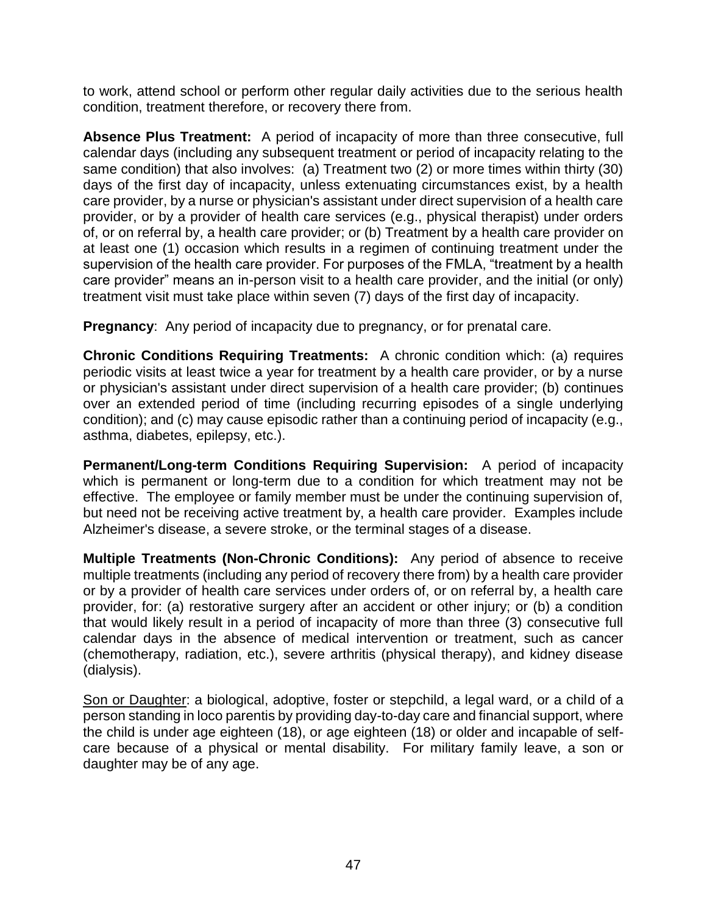to work, attend school or perform other regular daily activities due to the serious health condition, treatment therefore, or recovery there from.

**Absence Plus Treatment:** A period of incapacity of more than three consecutive, full calendar days (including any subsequent treatment or period of incapacity relating to the same condition) that also involves: (a) Treatment two (2) or more times within thirty (30) days of the first day of incapacity, unless extenuating circumstances exist, by a health care provider, by a nurse or physician's assistant under direct supervision of a health care provider, or by a provider of health care services (e.g., physical therapist) under orders of, or on referral by, a health care provider; or (b) Treatment by a health care provider on at least one (1) occasion which results in a regimen of continuing treatment under the supervision of the health care provider. For purposes of the FMLA, "treatment by a health care provider" means an in-person visit to a health care provider, and the initial (or only) treatment visit must take place within seven (7) days of the first day of incapacity.

**Pregnancy**: Any period of incapacity due to pregnancy, or for prenatal care.

**Chronic Conditions Requiring Treatments:** A chronic condition which: (a) requires periodic visits at least twice a year for treatment by a health care provider, or by a nurse or physician's assistant under direct supervision of a health care provider; (b) continues over an extended period of time (including recurring episodes of a single underlying condition); and (c) may cause episodic rather than a continuing period of incapacity (e.g., asthma, diabetes, epilepsy, etc.).

**Permanent/Long-term Conditions Requiring Supervision:** A period of incapacity which is permanent or long-term due to a condition for which treatment may not be effective. The employee or family member must be under the continuing supervision of, but need not be receiving active treatment by, a health care provider. Examples include Alzheimer's disease, a severe stroke, or the terminal stages of a disease.

**Multiple Treatments (Non-Chronic Conditions):** Any period of absence to receive multiple treatments (including any period of recovery there from) by a health care provider or by a provider of health care services under orders of, or on referral by, a health care provider, for: (a) restorative surgery after an accident or other injury; or (b) a condition that would likely result in a period of incapacity of more than three (3) consecutive full calendar days in the absence of medical intervention or treatment, such as cancer (chemotherapy, radiation, etc.), severe arthritis (physical therapy), and kidney disease (dialysis).

<u>Son or Daughter</u>: a biological, adoptive, foster or stepchild, a legal ward, or a child of a person standing in loco parentis by providing day-to-day care and financial support, where the child is under age eighteen (18), or age eighteen (18) or older and incapable of self-care because of a physical or mental disability. For military family leave, a son or daughter may be of any age.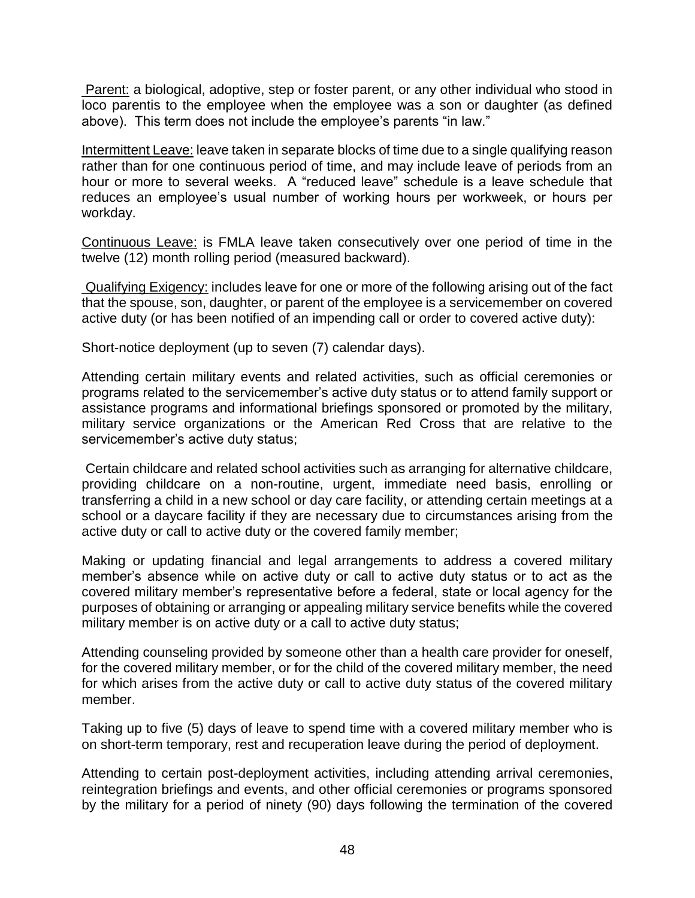<u>Parent:</u> a biological, adoptive, step or foster parent, or any other individual who stood in loco parentis to the employee when the employee was a son or daughter (as defined above). This term does not include the employee's parents "in law."

<u>Intermittent Leave:</u> leave taken in separate blocks of time due to a single qualifying reason rather than for one continuous period of time, and may include leave of periods from an hour or more to several weeks. A "reduced leave" schedule is a leave schedule that reduces an employee's usual number of working hours per workweek, or hours per workday.

<u>Continuous Leave:</u> is FMLA leave taken consecutively over one period of time in the twelve (12) month rolling period (measured backward).

<u>Qualifying Exigency:</u> includes leave for one or more of the following arising out of the fact that the spouse, son, daughter, or parent of the employee is a servicemember on covered active duty (or has been notified of an impending call or order to covered active duty):

Short-notice deployment (up to seven (7) calendar days).

Attending certain military events and related activities, such as official ceremonies or programs related to the servicemember's active duty status or to attend family support or assistance programs and informational briefings sponsored or promoted by the military, military service organizations or the American Red Cross that are relative to the servicemember's active duty status;

Certain childcare and related school activities such as arranging for alternative childcare, providing childcare on a non-routine, urgent, immediate need basis, enrolling or transferring a child in a new school or day care facility, or attending certain meetings at a school or a daycare facility if they are necessary due to circumstances arising from the active duty or call to active duty or the covered family member;

Making or updating financial and legal arrangements to address a covered military member's absence while on active duty or call to active duty status or to act as the covered military member's representative before a federal, state or local agency for the purposes of obtaining or arranging or appealing military service benefits while the covered military member is on active duty or a call to active duty status;

Attending counseling provided by someone other than a health care provider for oneself, for the covered military member, or for the child of the covered military member, the need for which arises from the active duty or call to active duty status of the covered military member.

Taking up to five (5) days of leave to spend time with a covered military member who is on short-term temporary, rest and recuperation leave during the period of deployment.

Attending to certain post-deployment activities, including attending arrival ceremonies, reintegration briefings and events, and other official ceremonies or programs sponsored by the military for a period of ninety (90) days following the termination of the covered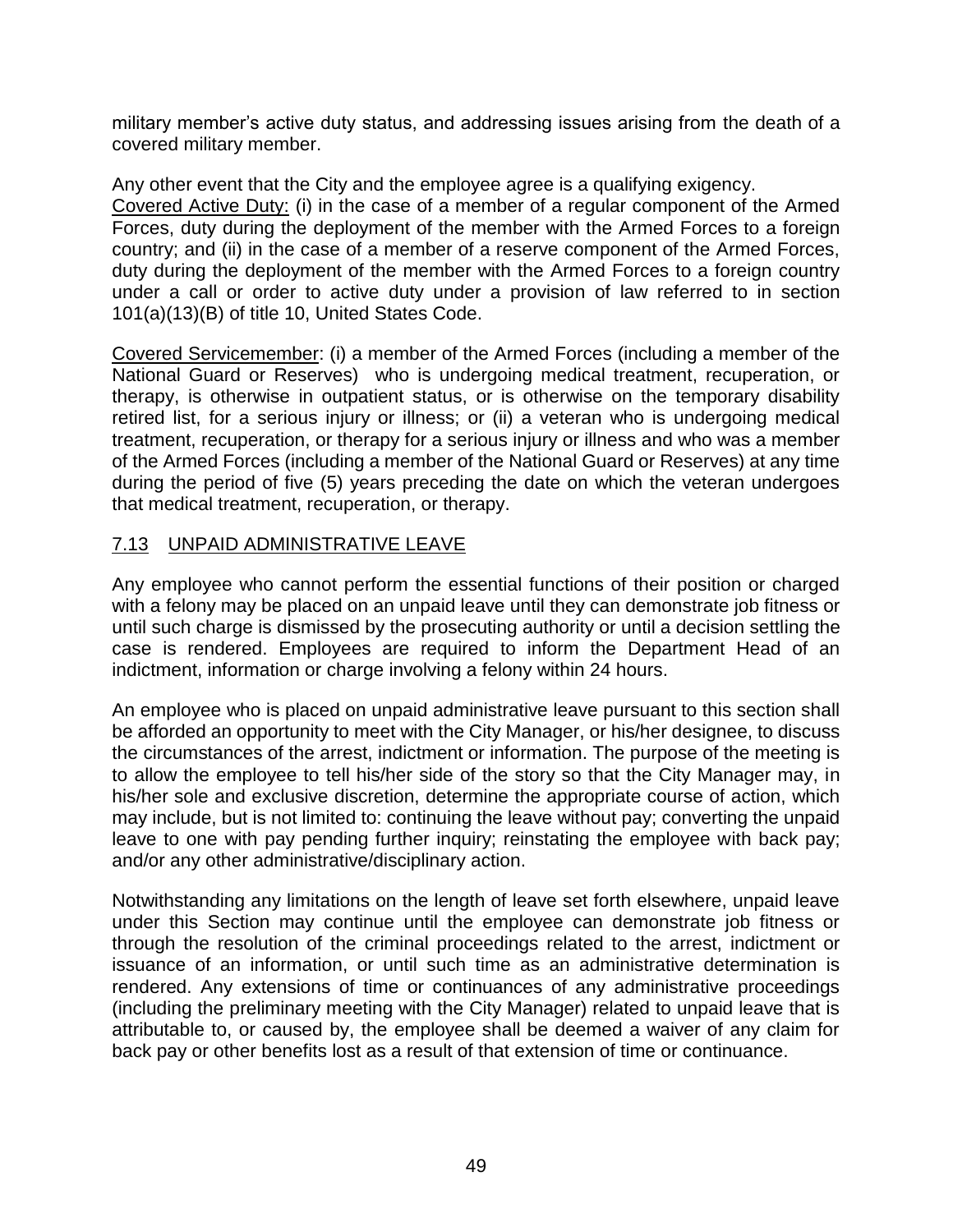military member's active duty status, and addressing issues arising from the death of a covered military member.

Any other event that the City and the employee agree is a qualifying exigency.

Covered Active Duty: (i) in the case of a member of a regular component of the Armed Forces, duty during the deployment of the member with the Armed Forces to a foreign country; and (ii) in the case of a member of a reserve component of the Armed Forces, duty during the deployment of the member with the Armed Forces to a foreign country under a call or order to active duty under a provision of law referred to in section 101(a)(13)(B) of title 10, United States Code.

Covered Servicemember: (i) a member of the Armed Forces (including a member of the National Guard or Reserves) who is undergoing medical treatment, recuperation, or therapy, is otherwise in outpatient status, or is otherwise on the temporary disability retired list, for a serious injury or illness; or (ii) a veteran who is undergoing medical treatment, recuperation, or therapy for a serious injury or illness and who was a member of the Armed Forces (including a member of the National Guard or Reserves) at any time during the period of five (5) years preceding the date on which the veteran undergoes that medical treatment, recuperation, or therapy.

## 7.13 UNPAID ADMINISTRATIVE LEAVE

Any employee who cannot perform the essential functions of their position or charged with a felony may be placed on an unpaid leave until they can demonstrate job fitness or until such charge is dismissed by the prosecuting authority or until a decision settling the case is rendered. Employees are required to inform the Department Head of an indictment, information or charge involving a felony within 24 hours.

An employee who is placed on unpaid administrative leave pursuant to this section shall be afforded an opportunity to meet with the City Manager, or his/her designee, to discuss the circumstances of the arrest, indictment or information. The purpose of the meeting is to allow the employee to tell his/her side of the story so that the City Manager may, in his/her sole and exclusive discretion, determine the appropriate course of action, which may include, but is not limited to: continuing the leave without pay; converting the unpaid leave to one with pay pending further inquiry; reinstating the employee with back pay; and/or any other administrative/disciplinary action.

Notwithstanding any limitations on the length of leave set forth elsewhere, unpaid leave under this Section may continue until the employee can demonstrate job fitness or through the resolution of the criminal proceedings related to the arrest, indictment or issuance of an information, or until such time as an administrative determination is rendered. Any extensions of time or continuances of any administrative proceedings (including the preliminary meeting with the City Manager) related to unpaid leave that is attributable to, or caused by, the employee shall be deemed a waiver of any claim for back pay or other benefits lost as a result of that extension of time or continuance.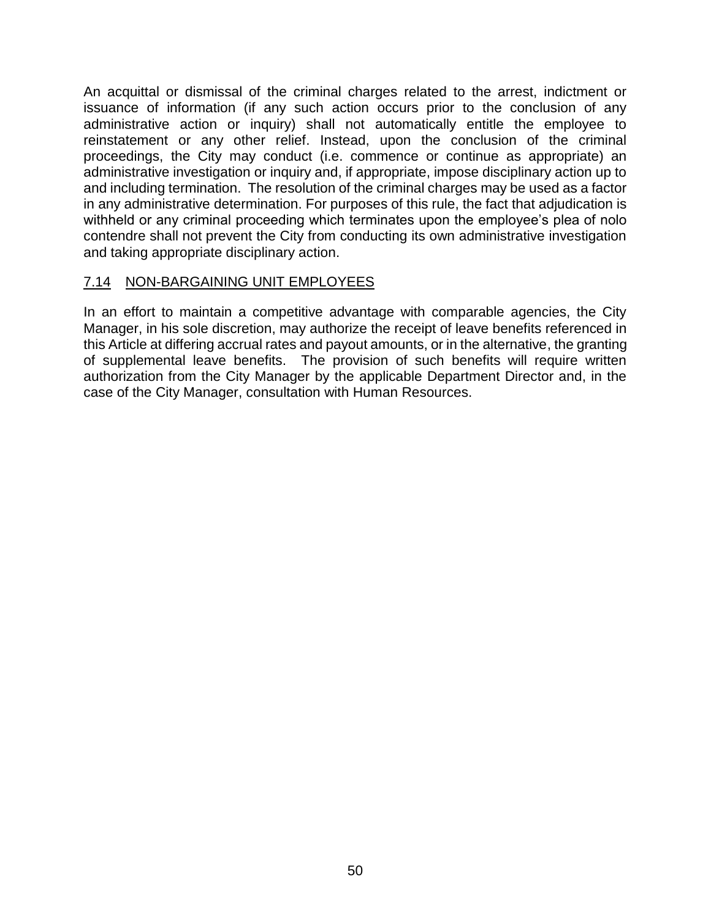An acquittal or dismissal of the criminal charges related to the arrest, indictment or issuance of information (if any such action occurs prior to the conclusion of any administrative action or inquiry) shall not automatically entitle the employee to reinstatement or any other relief. Instead, upon the conclusion of the criminal proceedings, the City may conduct (i.e. commence or continue as appropriate) an administrative investigation or inquiry and, if appropriate, impose disciplinary action up to and including termination. The resolution of the criminal charges may be used as a factor in any administrative determination. For purposes of this rule, the fact that adjudication is withheld or any criminal proceeding which terminates upon the employee's plea of nolo contendre shall not prevent the City from conducting its own administrative investigation and taking appropriate disciplinary action.

## 7.14 NON-BARGAINING UNIT EMPLOYEES

In an effort to maintain a competitive advantage with comparable agencies, the City Manager, in his sole discretion, may authorize the receipt of leave benefits referenced in this Article at differing accrual rates and payout amounts, or in the alternative, the granting of supplemental leave benefits. The provision of such benefits will require written authorization from the City Manager by the applicable Department Director and, in the case of the City Manager, consultation with Human Resources.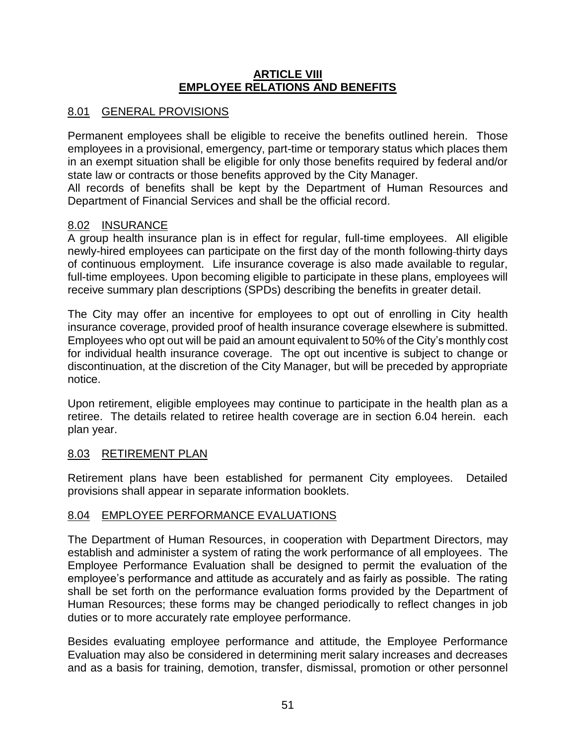# ARTICLE VIII
# EMPLOYEE RELATIONS AND BENEFITS

## 8.01 GENERAL PROVISIONS

Permanent employees shall be eligible to receive the benefits outlined herein. Those employees in a provisional, emergency, part-time or temporary status which places them in an exempt situation shall be eligible for only those benefits required by federal and/or state law or contracts or those benefits approved by the City Manager.
All records of benefits shall be kept by the Department of Human Resources and Department of Financial Services and shall be the official record.

## 8.02 INSURANCE

A group health insurance plan is in effect for regular, full-time employees. All eligible newly-hired employees can participate on the first day of the month following thirty days of continuous employment. Life insurance coverage is also made available to regular, full-time employees. Upon becoming eligible to participate in these plans, employees will receive summary plan descriptions (SPDs) describing the benefits in greater detail.

The City may offer an incentive for employees to opt out of enrolling in City health insurance coverage, provided proof of health insurance coverage elsewhere is submitted. Employees who opt out will be paid an amount equivalent to 50% of the City's monthly cost for individual health insurance coverage. The opt out incentive is subject to change or discontinuation, at the discretion of the City Manager, but will be preceded by appropriate notice.

Upon retirement, eligible employees may continue to participate in the health plan as a retiree. The details related to retiree health coverage are in section 6.04 herein. each plan year.

## 8.03 RETIREMENT PLAN

Retirement plans have been established for permanent City employees. Detailed provisions shall appear in separate information booklets.

## 8.04 EMPLOYEE PERFORMANCE EVALUATIONS

The Department of Human Resources, in cooperation with Department Directors, may establish and administer a system of rating the work performance of all employees. The Employee Performance Evaluation shall be designed to permit the evaluation of the employee's performance and attitude as accurately and as fairly as possible. The rating shall be set forth on the performance evaluation forms provided by the Department of Human Resources; these forms may be changed periodically to reflect changes in job duties or to more accurately rate employee performance.

Besides evaluating employee performance and attitude, the Employee Performance Evaluation may also be considered in determining merit salary increases and decreases and as a basis for training, demotion, transfer, dismissal, promotion or other personnel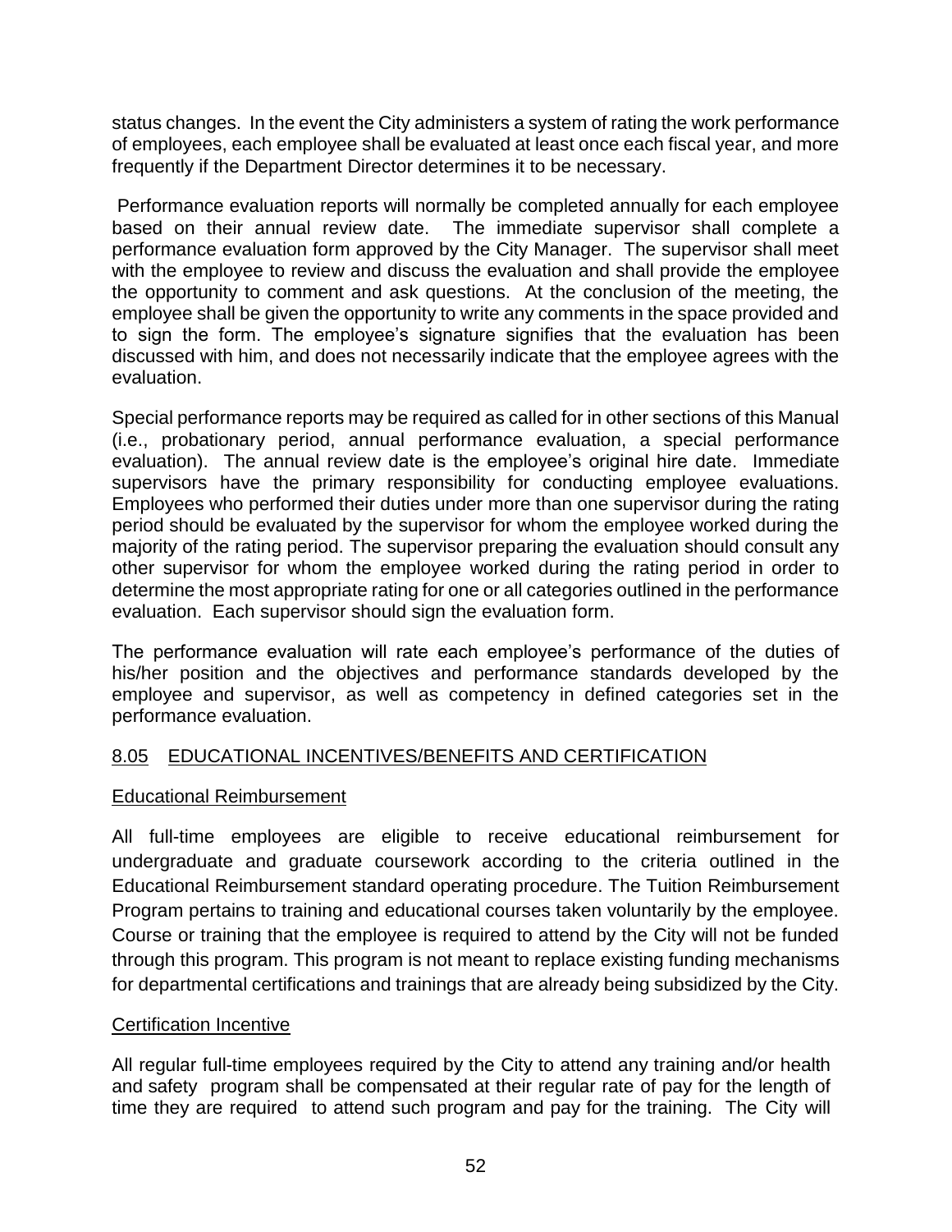status changes. In the event the City administers a system of rating the work performance of employees, each employee shall be evaluated at least once each fiscal year, and more frequently if the Department Director determines it to be necessary.

Performance evaluation reports will normally be completed annually for each employee based on their annual review date. The immediate supervisor shall complete a performance evaluation form approved by the City Manager. The supervisor shall meet with the employee to review and discuss the evaluation and shall provide the employee the opportunity to comment and ask questions. At the conclusion of the meeting, the employee shall be given the opportunity to write any comments in the space provided and to sign the form. The employee's signature signifies that the evaluation has been discussed with him, and does not necessarily indicate that the employee agrees with the evaluation.

Special performance reports may be required as called for in other sections of this Manual (i.e., probationary period, annual performance evaluation, a special performance evaluation). The annual review date is the employee's original hire date. Immediate supervisors have the primary responsibility for conducting employee evaluations. Employees who performed their duties under more than one supervisor during the rating period should be evaluated by the supervisor for whom the employee worked during the majority of the rating period. The supervisor preparing the evaluation should consult any other supervisor for whom the employee worked during the rating period in order to determine the most appropriate rating for one or all categories outlined in the performance evaluation. Each supervisor should sign the evaluation form.

The performance evaluation will rate each employee's performance of the duties of his/her position and the objectives and performance standards developed by the employee and supervisor, as well as competency in defined categories set in the performance evaluation.

## 8.05 EDUCATIONAL INCENTIVES/BENEFITS AND CERTIFICATION

### Educational Reimbursement

All full-time employees are eligible to receive educational reimbursement for undergraduate and graduate coursework according to the criteria outlined in the Educational Reimbursement standard operating procedure. The Tuition Reimbursement Program pertains to training and educational courses taken voluntarily by the employee. Course or training that the employee is required to attend by the City will not be funded through this program. This program is not meant to replace existing funding mechanisms for departmental certifications and trainings that are already being subsidized by the City.

### Certification Incentive

All regular full-time employees required by the City to attend any training and/or health and safety program shall be compensated at their regular rate of pay for the length of time they are required to attend such program and pay for the training. The City will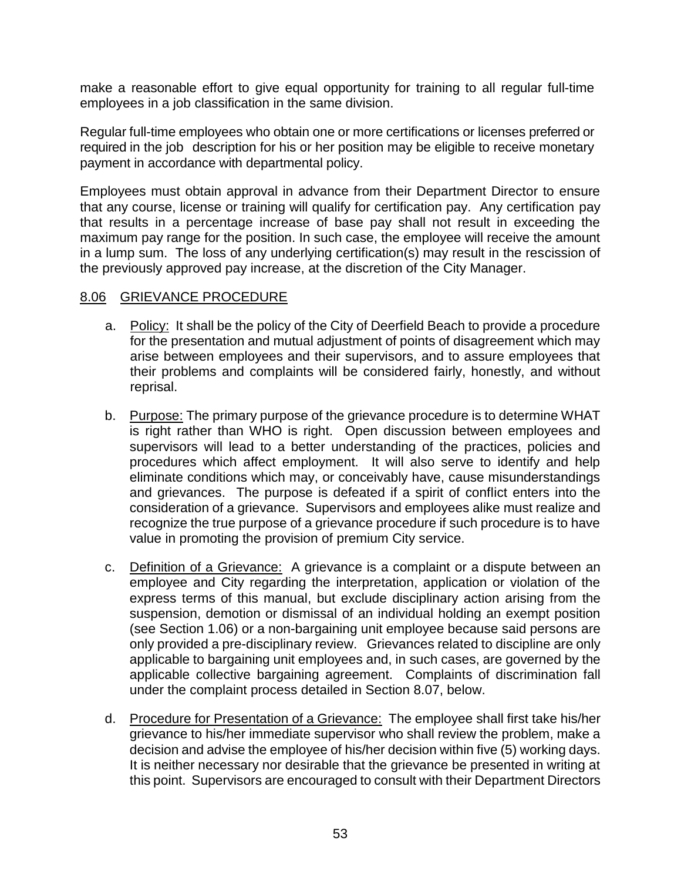make a reasonable effort to give equal opportunity for training to all regular full-time employees in a job classification in the same division.

Regular full-time employees who obtain one or more certifications or licenses preferred or required in the job description for his or her position may be eligible to receive monetary payment in accordance with departmental policy.

Employees must obtain approval in advance from their Department Director to ensure that any course, license or training will qualify for certification pay. Any certification pay that results in a percentage increase of base pay shall not result in exceeding the maximum pay range for the position. In such case, the employee will receive the amount in a lump sum. The loss of any underlying certification(s) may result in the rescission of the previously approved pay increase, at the discretion of the City Manager.

## 8.06 GRIEVANCE PROCEDURE

a. Policy: It shall be the policy of the City of Deerfield Beach to provide a procedure for the presentation and mutual adjustment of points of disagreement which may arise between employees and their supervisors, and to assure employees that their problems and complaints will be considered fairly, honestly, and without reprisal.

b. Purpose: The primary purpose of the grievance procedure is to determine WHAT is right rather than WHO is right. Open discussion between employees and supervisors will lead to a better understanding of the practices, policies and procedures which affect employment. It will also serve to identify and help eliminate conditions which may, or conceivably have, cause misunderstandings and grievances. The purpose is defeated if a spirit of conflict enters into the consideration of a grievance. Supervisors and employees alike must realize and recognize the true purpose of a grievance procedure if such procedure is to have value in promoting the provision of premium City service.

c. Definition of a Grievance: A grievance is a complaint or a dispute between an employee and City regarding the interpretation, application or violation of the express terms of this manual, but exclude disciplinary action arising from the suspension, demotion or dismissal of an individual holding an exempt position (see Section 1.06) or a non-bargaining unit employee because said persons are only provided a pre-disciplinary review. Grievances related to discipline are only applicable to bargaining unit employees and, in such cases, are governed by the applicable collective bargaining agreement. Complaints of discrimination fall under the complaint process detailed in Section 8.07, below.

d. Procedure for Presentation of a Grievance: The employee shall first take his/her grievance to his/her immediate supervisor who shall review the problem, make a decision and advise the employee of his/her decision within five (5) working days. It is neither necessary nor desirable that the grievance be presented in writing at this point. Supervisors are encouraged to consult with their Department Directors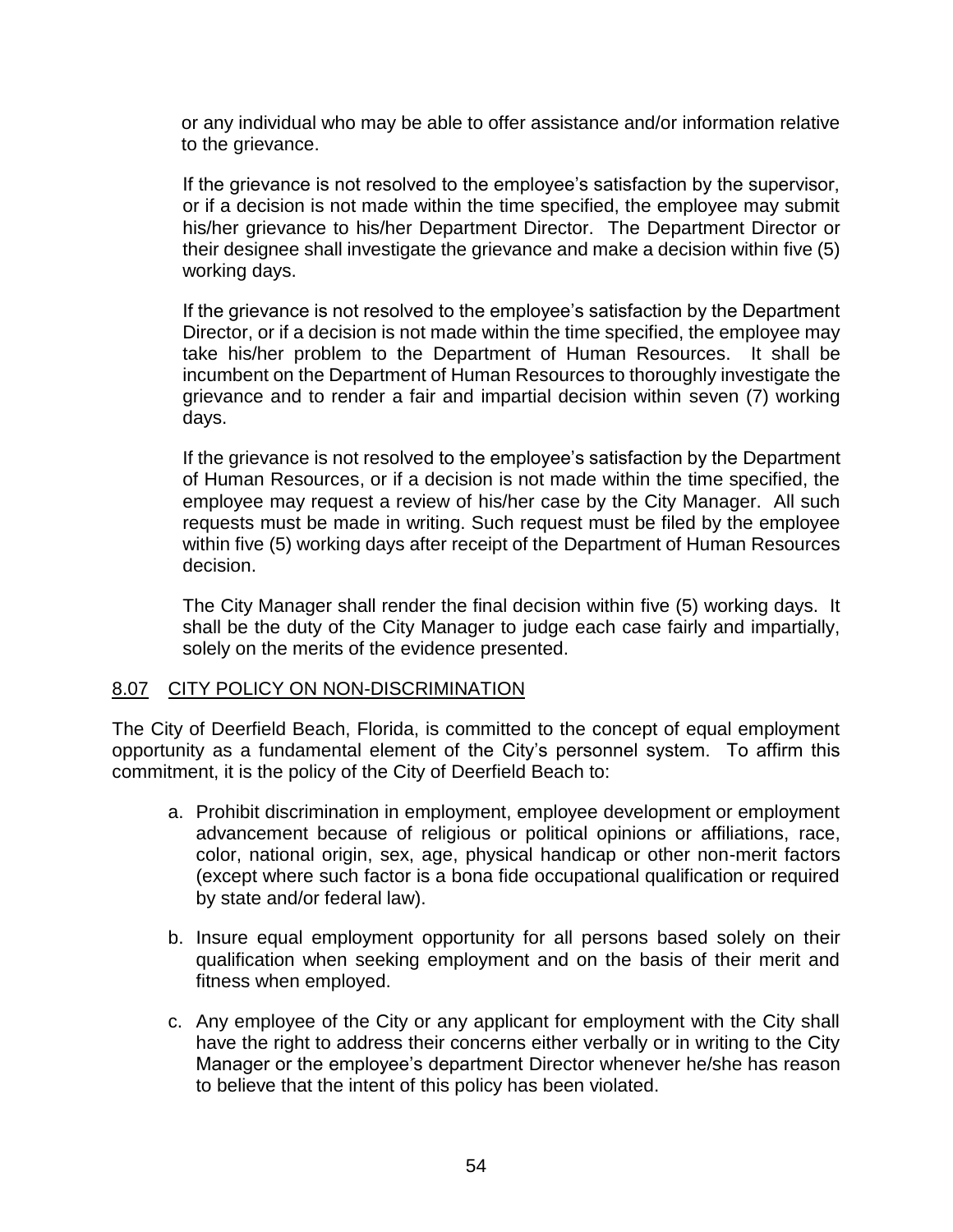or any individual who may be able to offer assistance and/or information relative to the grievance.

If the grievance is not resolved to the employee's satisfaction by the supervisor, or if a decision is not made within the time specified, the employee may submit his/her grievance to his/her Department Director. The Department Director or their designee shall investigate the grievance and make a decision within five (5) working days.

If the grievance is not resolved to the employee's satisfaction by the Department Director, or if a decision is not made within the time specified, the employee may take his/her problem to the Department of Human Resources. It shall be incumbent on the Department of Human Resources to thoroughly investigate the grievance and to render a fair and impartial decision within seven (7) working days.

If the grievance is not resolved to the employee's satisfaction by the Department of Human Resources, or if a decision is not made within the time specified, the employee may request a review of his/her case by the City Manager. All such requests must be made in writing. Such request must be filed by the employee within five (5) working days after receipt of the Department of Human Resources decision.

The City Manager shall render the final decision within five (5) working days. It shall be the duty of the City Manager to judge each case fairly and impartially, solely on the merits of the evidence presented.

## 8.07 CITY POLICY ON NON-DISCRIMINATION

The City of Deerfield Beach, Florida, is committed to the concept of equal employment opportunity as a fundamental element of the City's personnel system. To affirm this commitment, it is the policy of the City of Deerfield Beach to:

a. Prohibit discrimination in employment, employee development or employment advancement because of religious or political opinions or affiliations, race, color, national origin, sex, age, physical handicap or other non-merit factors (except where such factor is a bona fide occupational qualification or required by state and/or federal law).

b. Insure equal employment opportunity for all persons based solely on their qualification when seeking employment and on the basis of their merit and fitness when employed.

c. Any employee of the City or any applicant for employment with the City shall have the right to address their concerns either verbally or in writing to the City Manager or the employee's department Director whenever he/she has reason to believe that the intent of this policy has been violated.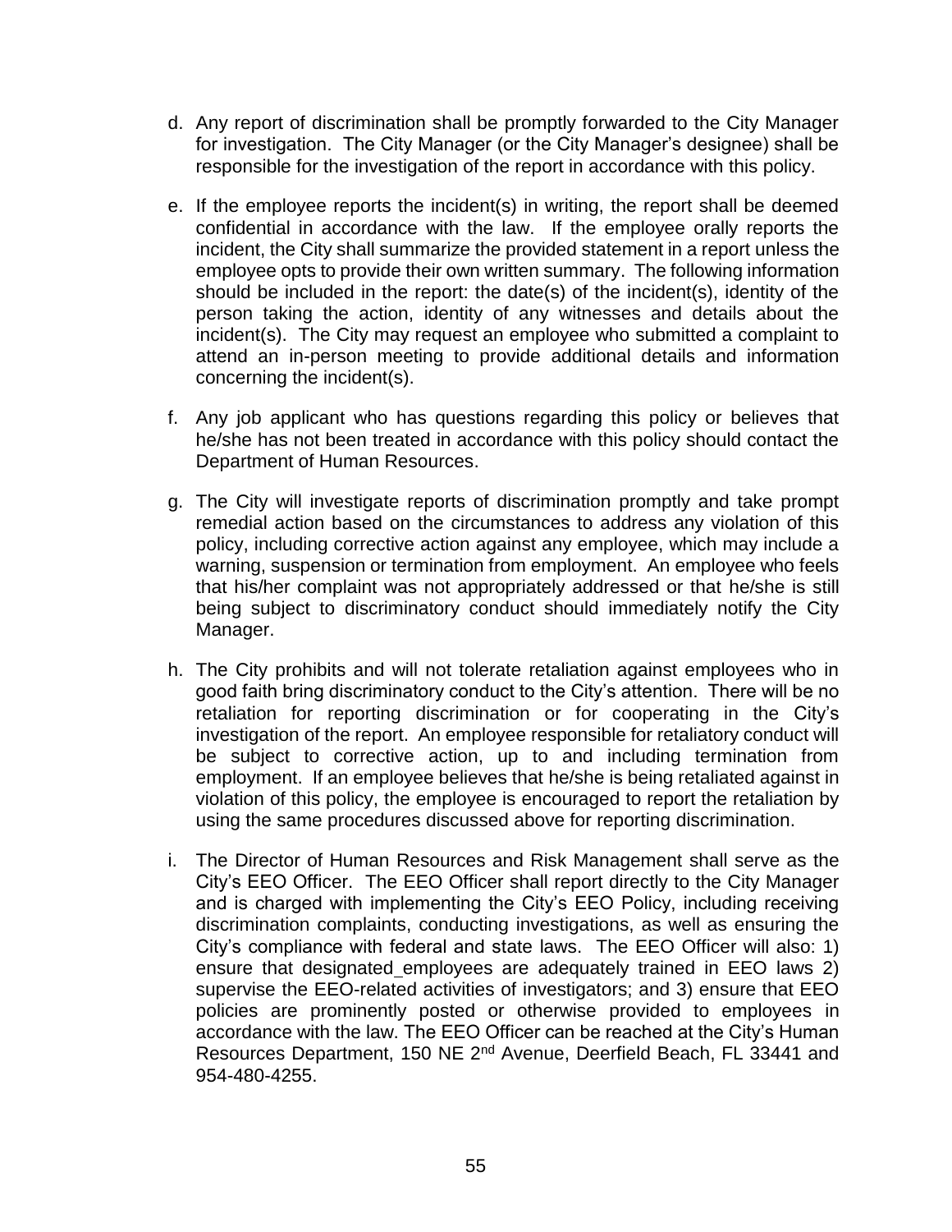d. Any report of discrimination shall be promptly forwarded to the City Manager for investigation. The City Manager (or the City Manager's designee) shall be responsible for the investigation of the report in accordance with this policy.

e. If the employee reports the incident(s) in writing, the report shall be deemed confidential in accordance with the law. If the employee orally reports the incident, the City shall summarize the provided statement in a report unless the employee opts to provide their own written summary. The following information should be included in the report: the date(s) of the incident(s), identity of the person taking the action, identity of any witnesses and details about the incident(s). The City may request an employee who submitted a complaint to attend an in-person meeting to provide additional details and information concerning the incident(s).

f. Any job applicant who has questions regarding this policy or believes that he/she has not been treated in accordance with this policy should contact the Department of Human Resources.

g. The City will investigate reports of discrimination promptly and take prompt remedial action based on the circumstances to address any violation of this policy, including corrective action against any employee, which may include a warning, suspension or termination from employment. An employee who feels that his/her complaint was not appropriately addressed or that he/she is still being subject to discriminatory conduct should immediately notify the City Manager.

h. The City prohibits and will not tolerate retaliation against employees who in good faith bring discriminatory conduct to the City's attention. There will be no retaliation for reporting discrimination or for cooperating in the City's investigation of the report. An employee responsible for retaliatory conduct will be subject to corrective action, up to and including termination from employment. If an employee believes that he/she is being retaliated against in violation of this policy, the employee is encouraged to report the retaliation by using the same procedures discussed above for reporting discrimination.

i. The Director of Human Resources and Risk Management shall serve as the City's EEO Officer. The EEO Officer shall report directly to the City Manager and is charged with implementing the City's EEO Policy, including receiving discrimination complaints, conducting investigations, as well as ensuring the City's compliance with federal and state laws. The EEO Officer will also: 1) ensure that designated_employees are adequately trained in EEO laws 2) supervise the EEO-related activities of investigators; and 3) ensure that EEO policies are prominently posted or otherwise provided to employees in accordance with the law. The EEO Officer can be reached at the City's Human Resources Department, 150 NE 2nd Avenue, Deerfield Beach, FL 33441 and 954-480-4255.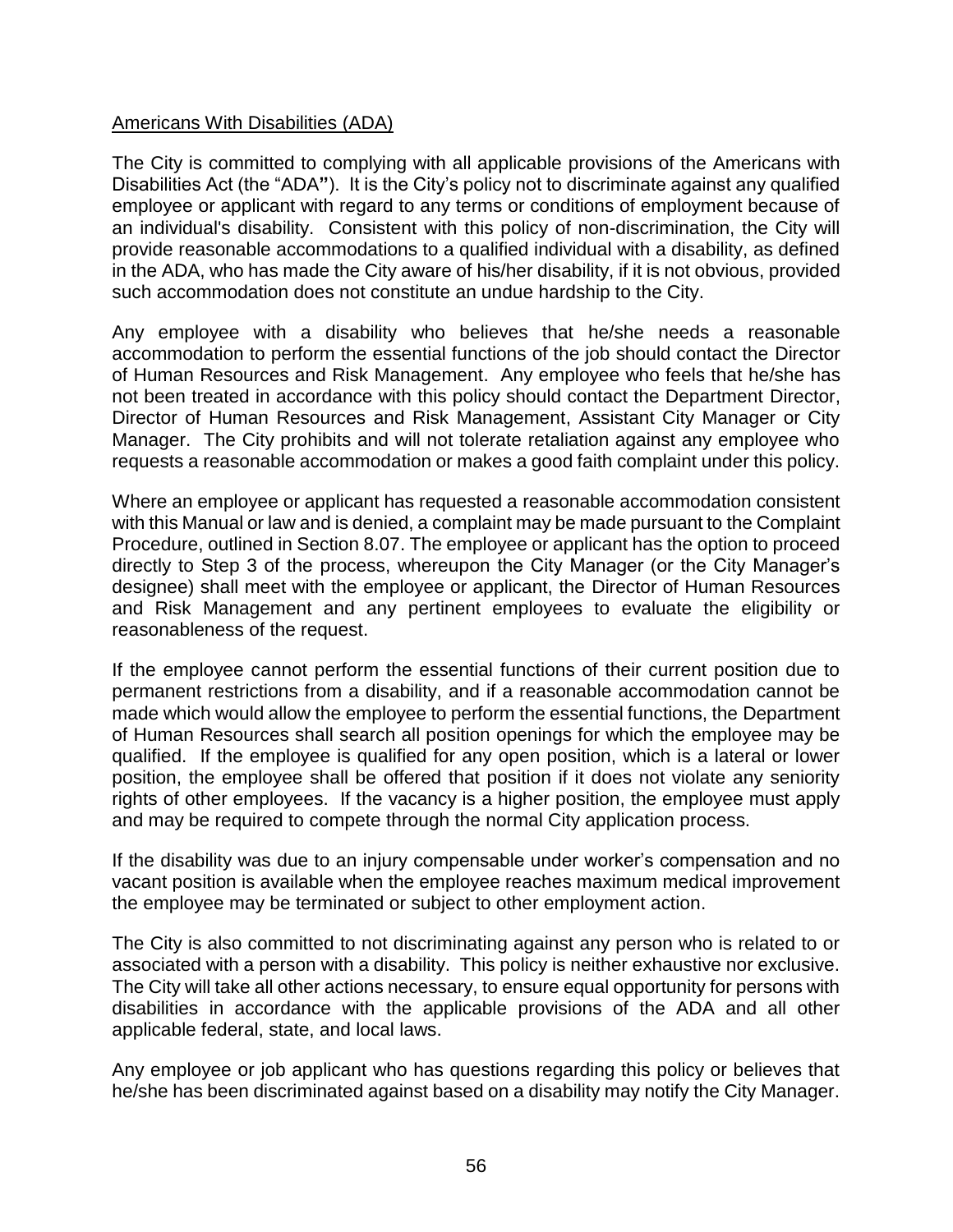Americans With Disabilities (ADA)

The City is committed to complying with all applicable provisions of the Americans with Disabilities Act (the "ADA"). It is the City's policy not to discriminate against any qualified employee or applicant with regard to any terms or conditions of employment because of an individual's disability. Consistent with this policy of non-discrimination, the City will provide reasonable accommodations to a qualified individual with a disability, as defined in the ADA, who has made the City aware of his/her disability, if it is not obvious, provided such accommodation does not constitute an undue hardship to the City.

Any employee with a disability who believes that he/she needs a reasonable accommodation to perform the essential functions of the job should contact the Director of Human Resources and Risk Management. Any employee who feels that he/she has not been treated in accordance with this policy should contact the Department Director, Director of Human Resources and Risk Management, Assistant City Manager or City Manager. The City prohibits and will not tolerate retaliation against any employee who requests a reasonable accommodation or makes a good faith complaint under this policy.

Where an employee or applicant has requested a reasonable accommodation consistent with this Manual or law and is denied, a complaint may be made pursuant to the Complaint Procedure, outlined in Section 8.07. The employee or applicant has the option to proceed directly to Step 3 of the process, whereupon the City Manager (or the City Manager's designee) shall meet with the employee or applicant, the Director of Human Resources and Risk Management and any pertinent employees to evaluate the eligibility or reasonableness of the request.

If the employee cannot perform the essential functions of their current position due to permanent restrictions from a disability, and if a reasonable accommodation cannot be made which would allow the employee to perform the essential functions, the Department of Human Resources shall search all position openings for which the employee may be qualified. If the employee is qualified for any open position, which is a lateral or lower position, the employee shall be offered that position if it does not violate any seniority rights of other employees. If the vacancy is a higher position, the employee must apply and may be required to compete through the normal City application process.

If the disability was due to an injury compensable under worker's compensation and no vacant position is available when the employee reaches maximum medical improvement the employee may be terminated or subject to other employment action.

The City is also committed to not discriminating against any person who is related to or associated with a person with a disability. This policy is neither exhaustive nor exclusive. The City will take all other actions necessary, to ensure equal opportunity for persons with disabilities in accordance with the applicable provisions of the ADA and all other applicable federal, state, and local laws.

Any employee or job applicant who has questions regarding this policy or believes that he/she has been discriminated against based on a disability may notify the City Manager.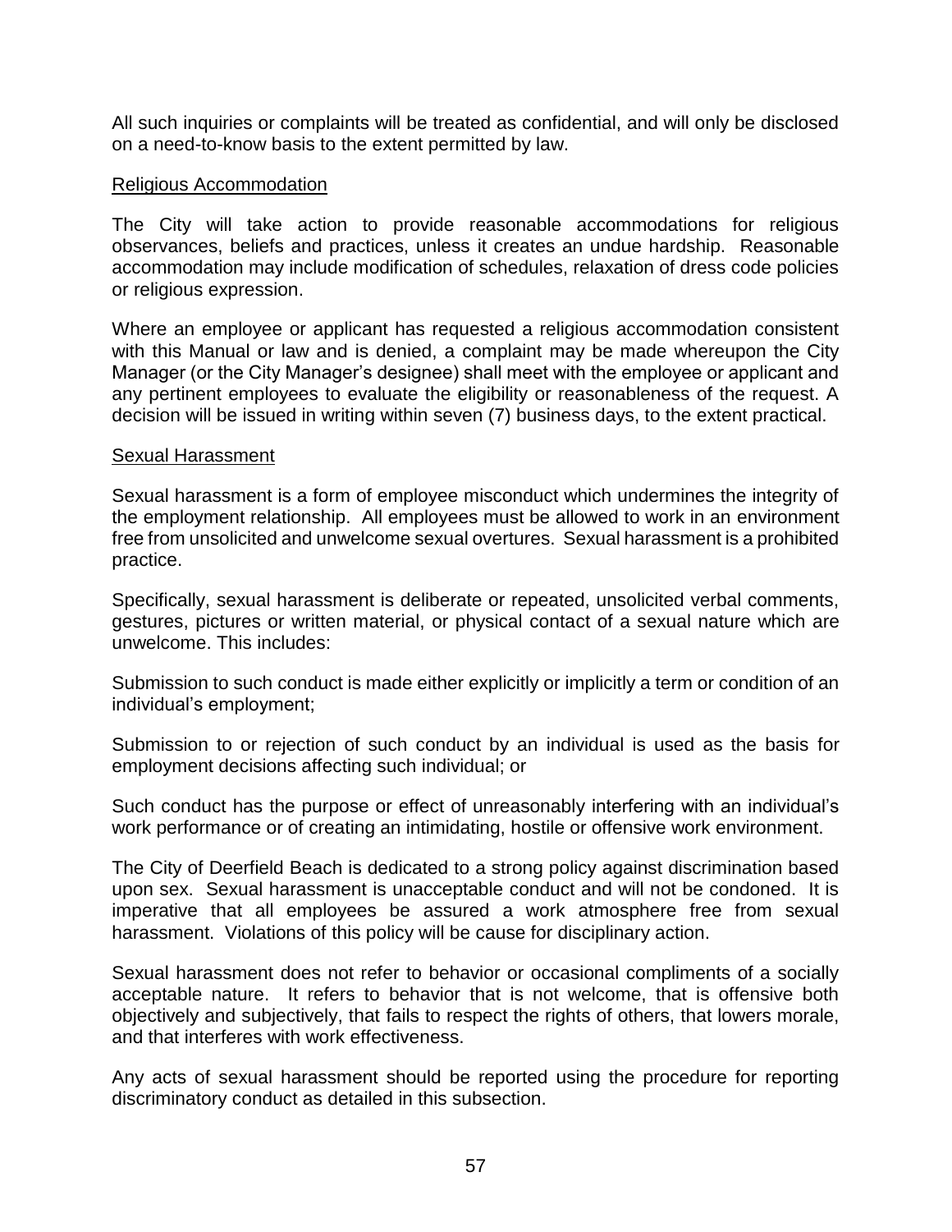All such inquiries or complaints will be treated as confidential, and will only be disclosed on a need-to-know basis to the extent permitted by law.

<u>Religious Accommodation</u>

The City will take action to provide reasonable accommodations for religious observances, beliefs and practices, unless it creates an undue hardship. Reasonable accommodation may include modification of schedules, relaxation of dress code policies or religious expression.

Where an employee or applicant has requested a religious accommodation consistent with this Manual or law and is denied, a complaint may be made whereupon the City Manager (or the City Manager's designee) shall meet with the employee or applicant and any pertinent employees to evaluate the eligibility or reasonableness of the request. A decision will be issued in writing within seven (7) business days, to the extent practical.

<u>Sexual Harassment</u>

Sexual harassment is a form of employee misconduct which undermines the integrity of the employment relationship. All employees must be allowed to work in an environment free from unsolicited and unwelcome sexual overtures. Sexual harassment is a prohibited practice.

Specifically, sexual harassment is deliberate or repeated, unsolicited verbal comments, gestures, pictures or written material, or physical contact of a sexual nature which are unwelcome. This includes:

Submission to such conduct is made either explicitly or implicitly a term or condition of an individual's employment;

Submission to or rejection of such conduct by an individual is used as the basis for employment decisions affecting such individual; or

Such conduct has the purpose or effect of unreasonably interfering with an individual's work performance or of creating an intimidating, hostile or offensive work environment.

The City of Deerfield Beach is dedicated to a strong policy against discrimination based upon sex. Sexual harassment is unacceptable conduct and will not be condoned. It is imperative that all employees be assured a work atmosphere free from sexual harassment. Violations of this policy will be cause for disciplinary action.

Sexual harassment does not refer to behavior or occasional compliments of a socially acceptable nature. It refers to behavior that is not welcome, that is offensive both objectively and subjectively, that fails to respect the rights of others, that lowers morale, and that interferes with work effectiveness.

Any acts of sexual harassment should be reported using the procedure for reporting discriminatory conduct as detailed in this subsection.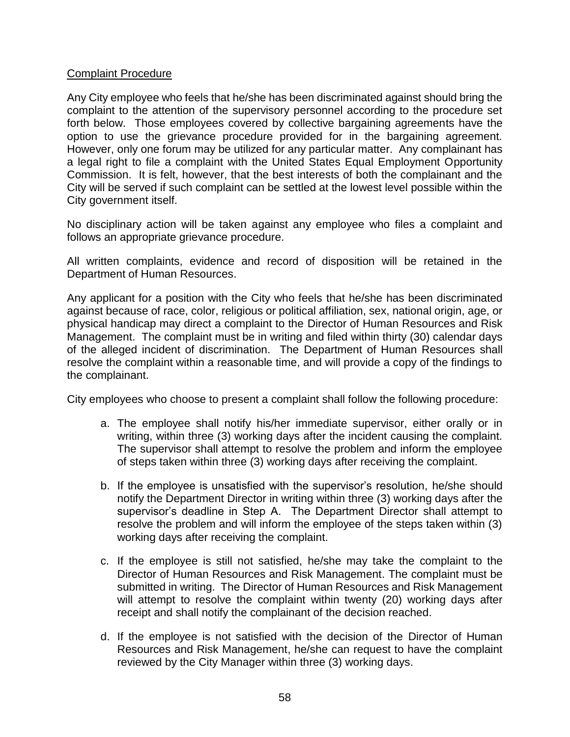Complaint Procedure

Any City employee who feels that he/she has been discriminated against should bring the complaint to the attention of the supervisory personnel according to the procedure set forth below. Those employees covered by collective bargaining agreements have the option to use the grievance procedure provided for in the bargaining agreement. However, only one forum may be utilized for any particular matter. Any complainant has a legal right to file a complaint with the United States Equal Employment Opportunity Commission. It is felt, however, that the best interests of both the complainant and the City will be served if such complaint can be settled at the lowest level possible within the City government itself.

No disciplinary action will be taken against any employee who files a complaint and follows an appropriate grievance procedure.

All written complaints, evidence and record of disposition will be retained in the Department of Human Resources.

Any applicant for a position with the City who feels that he/she has been discriminated against because of race, color, religious or political affiliation, sex, national origin, age, or physical handicap may direct a complaint to the Director of Human Resources and Risk Management. The complaint must be in writing and filed within thirty (30) calendar days of the alleged incident of discrimination. The Department of Human Resources shall resolve the complaint within a reasonable time, and will provide a copy of the findings to the complainant.

City employees who choose to present a complaint shall follow the following procedure:

a. The employee shall notify his/her immediate supervisor, either orally or in writing, within three (3) working days after the incident causing the complaint. The supervisor shall attempt to resolve the problem and inform the employee of steps taken within three (3) working days after receiving the complaint.

b. If the employee is unsatisfied with the supervisor's resolution, he/she should notify the Department Director in writing within three (3) working days after the supervisor's deadline in Step A. The Department Director shall attempt to resolve the problem and will inform the employee of the steps taken within (3) working days after receiving the complaint.

c. If the employee is still not satisfied, he/she may take the complaint to the Director of Human Resources and Risk Management. The complaint must be submitted in writing. The Director of Human Resources and Risk Management will attempt to resolve the complaint within twenty (20) working days after receipt and shall notify the complainant of the decision reached.

d. If the employee is not satisfied with the decision of the Director of Human Resources and Risk Management, he/she can request to have the complaint reviewed by the City Manager within three (3) working days.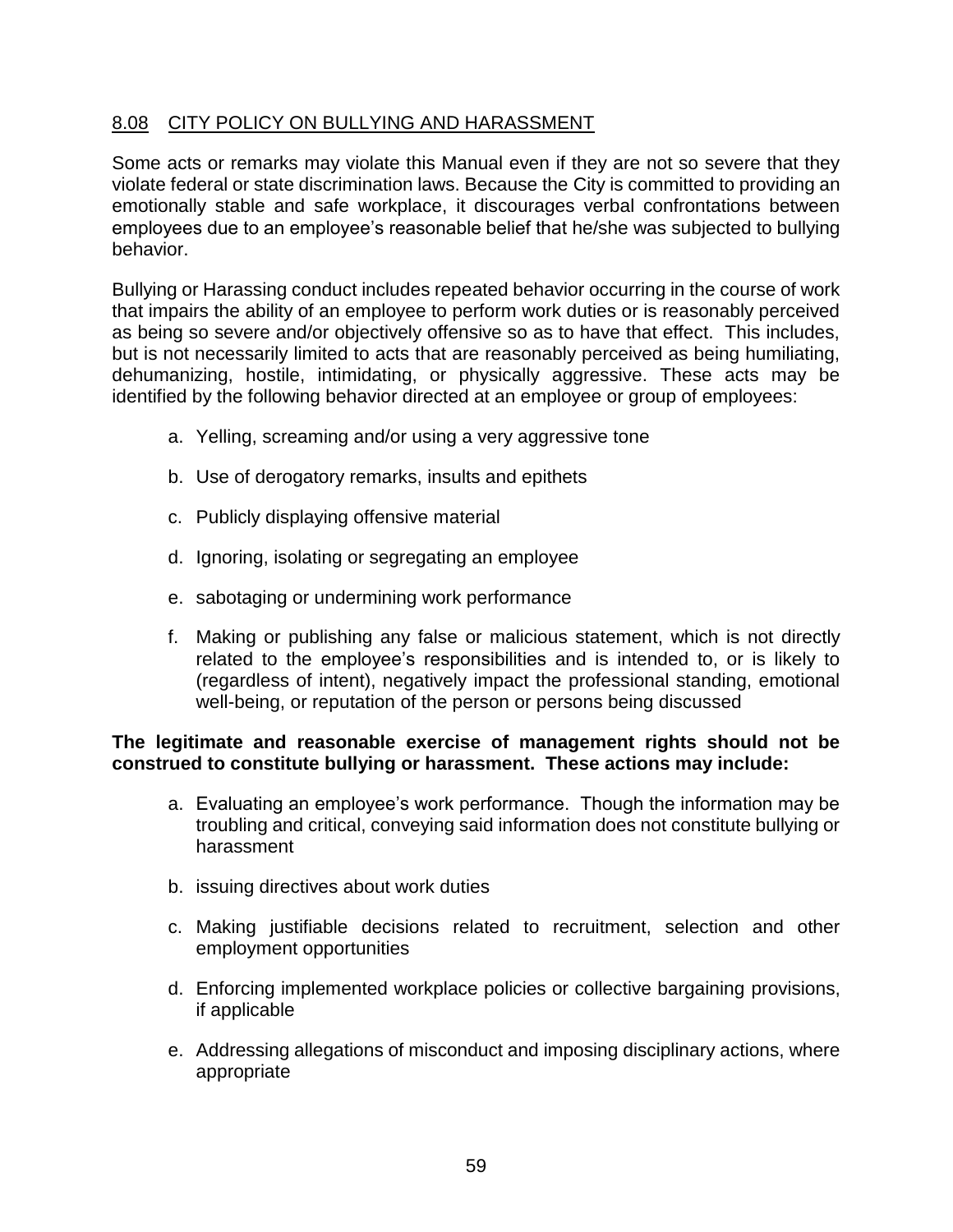## 8.08 CITY POLICY ON BULLYING AND HARASSMENT

Some acts or remarks may violate this Manual even if they are not so severe that they violate federal or state discrimination laws. Because the City is committed to providing an emotionally stable and safe workplace, it discourages verbal confrontations between employees due to an employee's reasonable belief that he/she was subjected to bullying behavior.

Bullying or Harassing conduct includes repeated behavior occurring in the course of work that impairs the ability of an employee to perform work duties or is reasonably perceived as being so severe and/or objectively offensive so as to have that effect. This includes, but is not necessarily limited to acts that are reasonably perceived as being humiliating, dehumanizing, hostile, intimidating, or physically aggressive. These acts may be identified by the following behavior directed at an employee or group of employees:

a. Yelling, screaming and/or using a very aggressive tone

b. Use of derogatory remarks, insults and epithets

c. Publicly displaying offensive material

d. Ignoring, isolating or segregating an employee

e. sabotaging or undermining work performance

f. Making or publishing any false or malicious statement, which is not directly related to the employee's responsibilities and is intended to, or is likely to (regardless of intent), negatively impact the professional standing, emotional well-being, or reputation of the person or persons being discussed

**The legitimate and reasonable exercise of management rights should not be construed to constitute bullying or harassment. These actions may include:**

a. Evaluating an employee's work performance. Though the information may be troubling and critical, conveying said information does not constitute bullying or harassment

b. issuing directives about work duties

c. Making justifiable decisions related to recruitment, selection and other employment opportunities

d. Enforcing implemented workplace policies or collective bargaining provisions, if applicable

e. Addressing allegations of misconduct and imposing disciplinary actions, where appropriate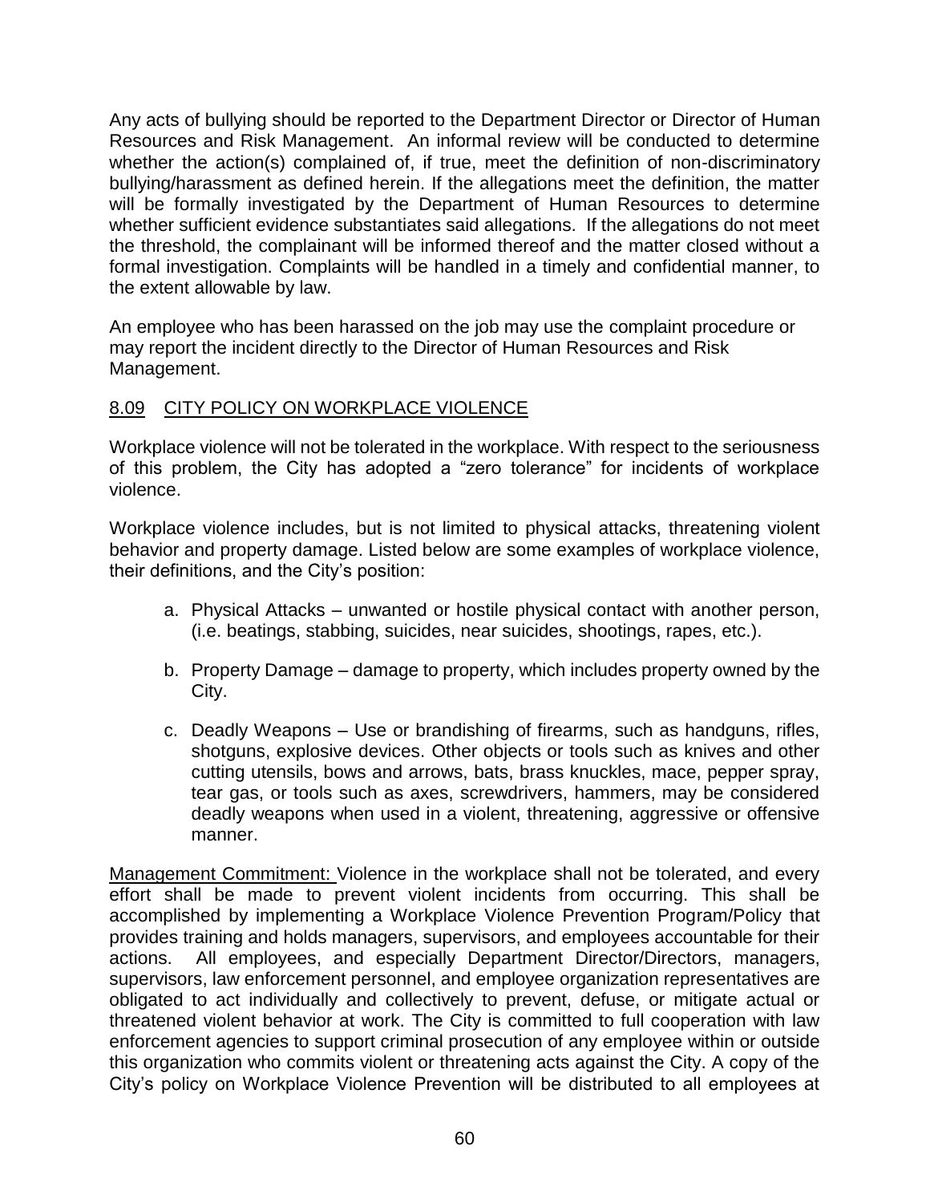Any acts of bullying should be reported to the Department Director or Director of Human Resources and Risk Management. An informal review will be conducted to determine whether the action(s) complained of, if true, meet the definition of non-discriminatory bullying/harassment as defined herein. If the allegations meet the definition, the matter will be formally investigated by the Department of Human Resources to determine whether sufficient evidence substantiates said allegations. If the allegations do not meet the threshold, the complainant will be informed thereof and the matter closed without a formal investigation. Complaints will be handled in a timely and confidential manner, to the extent allowable by law.

An employee who has been harassed on the job may use the complaint procedure or may report the incident directly to the Director of Human Resources and Risk Management.

## 8.09 CITY POLICY ON WORKPLACE VIOLENCE

Workplace violence will not be tolerated in the workplace. With respect to the seriousness of this problem, the City has adopted a "zero tolerance" for incidents of workplace violence.

Workplace violence includes, but is not limited to physical attacks, threatening violent behavior and property damage. Listed below are some examples of workplace violence, their definitions, and the City's position:

a. Physical Attacks – unwanted or hostile physical contact with another person, (i.e. beatings, stabbing, suicides, near suicides, shootings, rapes, etc.).

b. Property Damage – damage to property, which includes property owned by the City.

c. Deadly Weapons – Use or brandishing of firearms, such as handguns, rifles, shotguns, explosive devices. Other objects or tools such as knives and other cutting utensils, bows and arrows, bats, brass knuckles, mace, pepper spray, tear gas, or tools such as axes, screwdrivers, hammers, may be considered deadly weapons when used in a violent, threatening, aggressive or offensive manner.

Management Commitment: Violence in the workplace shall not be tolerated, and every effort shall be made to prevent violent incidents from occurring. This shall be accomplished by implementing a Workplace Violence Prevention Program/Policy that provides training and holds managers, supervisors, and employees accountable for their actions. All employees, and especially Department Director/Directors, managers, supervisors, law enforcement personnel, and employee organization representatives are obligated to act individually and collectively to prevent, defuse, or mitigate actual or threatened violent behavior at work. The City is committed to full cooperation with law enforcement agencies to support criminal prosecution of any employee within or outside this organization who commits violent or threatening acts against the City. A copy of the City's policy on Workplace Violence Prevention will be distributed to all employees at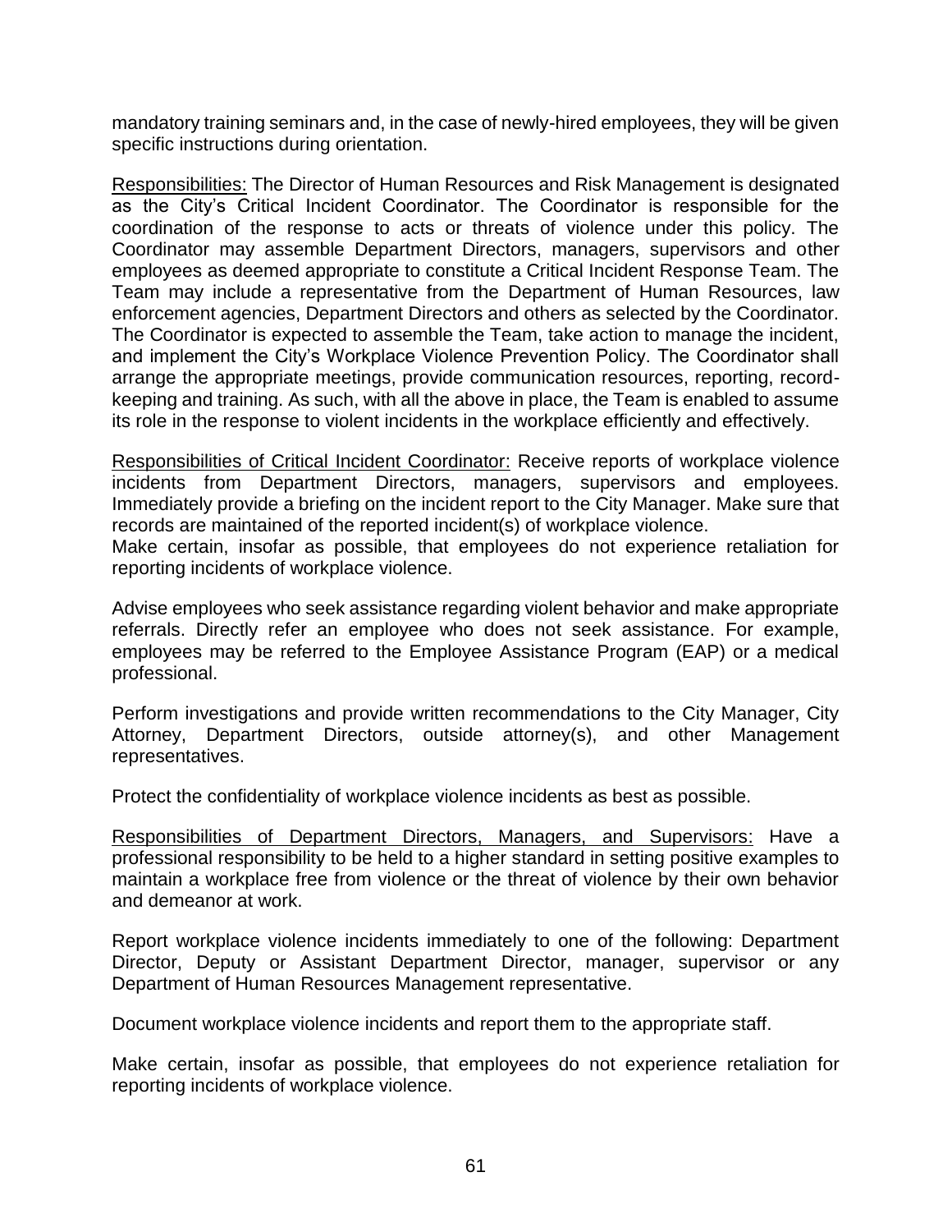mandatory training seminars and, in the case of newly-hired employees, they will be given specific instructions during orientation.

<u>Responsibilities:</u> The Director of Human Resources and Risk Management is designated as the City's Critical Incident Coordinator. The Coordinator is responsible for the coordination of the response to acts or threats of violence under this policy. The Coordinator may assemble Department Directors, managers, supervisors and other employees as deemed appropriate to constitute a Critical Incident Response Team. The Team may include a representative from the Department of Human Resources, law enforcement agencies, Department Directors and others as selected by the Coordinator. The Coordinator is expected to assemble the Team, take action to manage the incident, and implement the City's Workplace Violence Prevention Policy. The Coordinator shall arrange the appropriate meetings, provide communication resources, reporting, record-keeping and training. As such, with all the above in place, the Team is enabled to assume its role in the response to violent incidents in the workplace efficiently and effectively.

<u>Responsibilities of Critical Incident Coordinator:</u> Receive reports of workplace violence incidents from Department Directors, managers, supervisors and employees. Immediately provide a briefing on the incident report to the City Manager. Make sure that records are maintained of the reported incident(s) of workplace violence.
Make certain, insofar as possible, that employees do not experience retaliation for reporting incidents of workplace violence.

Advise employees who seek assistance regarding violent behavior and make appropriate referrals. Directly refer an employee who does not seek assistance. For example, employees may be referred to the Employee Assistance Program (EAP) or a medical professional.

Perform investigations and provide written recommendations to the City Manager, City Attorney, Department Directors, outside attorney(s), and other Management representatives.

Protect the confidentiality of workplace violence incidents as best as possible.

<u>Responsibilities of Department Directors, Managers, and Supervisors:</u> Have a professional responsibility to be held to a higher standard in setting positive examples to maintain a workplace free from violence or the threat of violence by their own behavior and demeanor at work.

Report workplace violence incidents immediately to one of the following: Department Director, Deputy or Assistant Department Director, manager, supervisor or any Department of Human Resources Management representative.

Document workplace violence incidents and report them to the appropriate staff.

Make certain, insofar as possible, that employees do not experience retaliation for reporting incidents of workplace violence.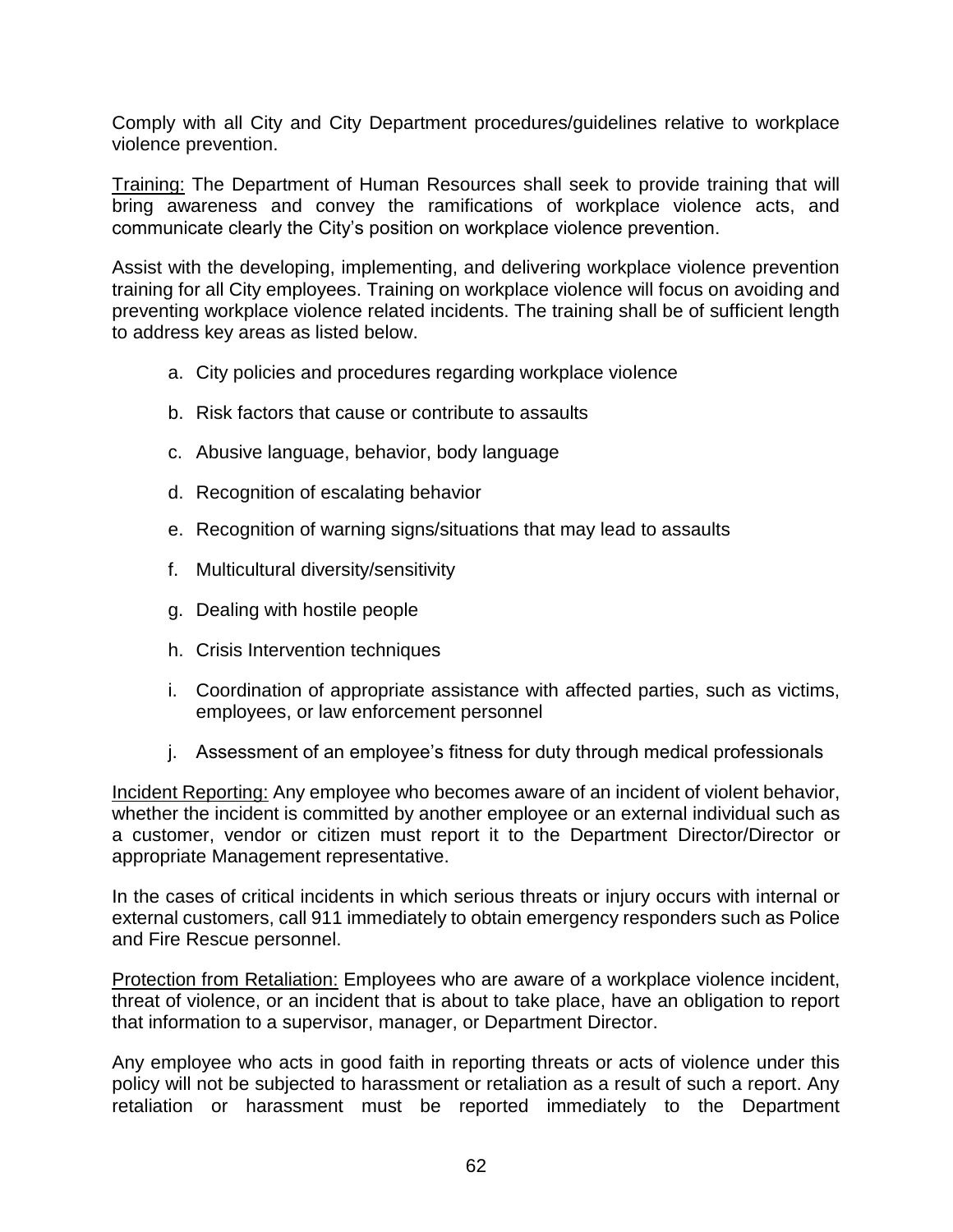Comply with all City and City Department procedures/guidelines relative to workplace violence prevention.

<u>Training:</u> The Department of Human Resources shall seek to provide training that will bring awareness and convey the ramifications of workplace violence acts, and communicate clearly the City's position on workplace violence prevention.

Assist with the developing, implementing, and delivering workplace violence prevention training for all City employees. Training on workplace violence will focus on avoiding and preventing workplace violence related incidents. The training shall be of sufficient length to address key areas as listed below.

a. City policies and procedures regarding workplace violence

b. Risk factors that cause or contribute to assaults

c. Abusive language, behavior, body language

d. Recognition of escalating behavior

e. Recognition of warning signs/situations that may lead to assaults

f. Multicultural diversity/sensitivity

g. Dealing with hostile people

h. Crisis Intervention techniques

i. Coordination of appropriate assistance with affected parties, such as victims, employees, or law enforcement personnel

j. Assessment of an employee's fitness for duty through medical professionals

<u>Incident Reporting:</u> Any employee who becomes aware of an incident of violent behavior, whether the incident is committed by another employee or an external individual such as a customer, vendor or citizen must report it to the Department Director/Director or appropriate Management representative.

In the cases of critical incidents in which serious threats or injury occurs with internal or external customers, call 911 immediately to obtain emergency responders such as Police and Fire Rescue personnel.

<u>Protection from Retaliation:</u> Employees who are aware of a workplace violence incident, threat of violence, or an incident that is about to take place, have an obligation to report that information to a supervisor, manager, or Department Director.

Any employee who acts in good faith in reporting threats or acts of violence under this policy will not be subjected to harassment or retaliation as a result of such a report. Any retaliation or harassment must be reported immediately to the Department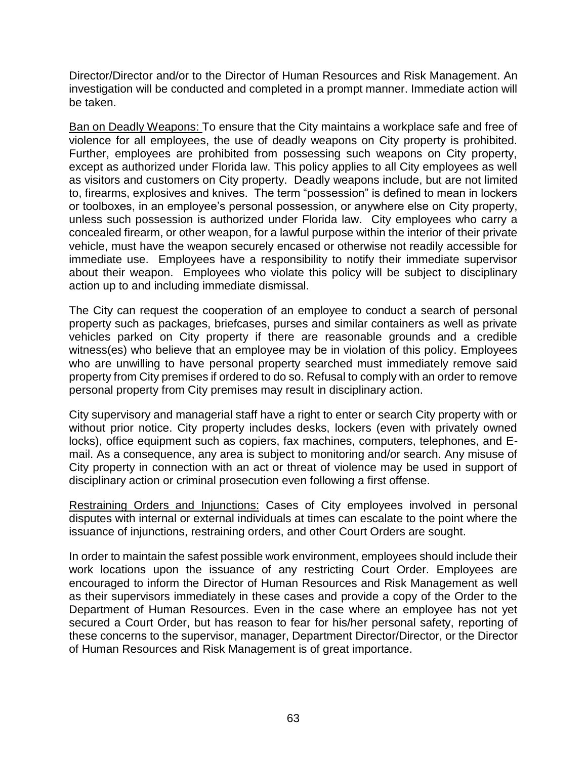Director/Director and/or to the Director of Human Resources and Risk Management. An investigation will be conducted and completed in a prompt manner. Immediate action will be taken.

<u>Ban on Deadly Weapons:</u> To ensure that the City maintains a workplace safe and free of violence for all employees, the use of deadly weapons on City property is prohibited. Further, employees are prohibited from possessing such weapons on City property, except as authorized under Florida law. This policy applies to all City employees as well as visitors and customers on City property. Deadly weapons include, but are not limited to, firearms, explosives and knives. The term "possession" is defined to mean in lockers or toolboxes, in an employee's personal possession, or anywhere else on City property, unless such possession is authorized under Florida law. City employees who carry a concealed firearm, or other weapon, for a lawful purpose within the interior of their private vehicle, must have the weapon securely encased or otherwise not readily accessible for immediate use. Employees have a responsibility to notify their immediate supervisor about their weapon. Employees who violate this policy will be subject to disciplinary action up to and including immediate dismissal.

The City can request the cooperation of an employee to conduct a search of personal property such as packages, briefcases, purses and similar containers as well as private vehicles parked on City property if there are reasonable grounds and a credible witness(es) who believe that an employee may be in violation of this policy. Employees who are unwilling to have personal property searched must immediately remove said property from City premises if ordered to do so. Refusal to comply with an order to remove personal property from City premises may result in disciplinary action.

City supervisory and managerial staff have a right to enter or search City property with or without prior notice. City property includes desks, lockers (even with privately owned locks), office equipment such as copiers, fax machines, computers, telephones, and E-mail. As a consequence, any area is subject to monitoring and/or search. Any misuse of City property in connection with an act or threat of violence may be used in support of disciplinary action or criminal prosecution even following a first offense.

<u>Restraining Orders and Injunctions:</u> Cases of City employees involved in personal disputes with internal or external individuals at times can escalate to the point where the issuance of injunctions, restraining orders, and other Court Orders are sought.

In order to maintain the safest possible work environment, employees should include their work locations upon the issuance of any restricting Court Order. Employees are encouraged to inform the Director of Human Resources and Risk Management as well as their supervisors immediately in these cases and provide a copy of the Order to the Department of Human Resources. Even in the case where an employee has not yet secured a Court Order, but has reason to fear for his/her personal safety, reporting of these concerns to the supervisor, manager, Department Director/Director, or the Director of Human Resources and Risk Management is of great importance.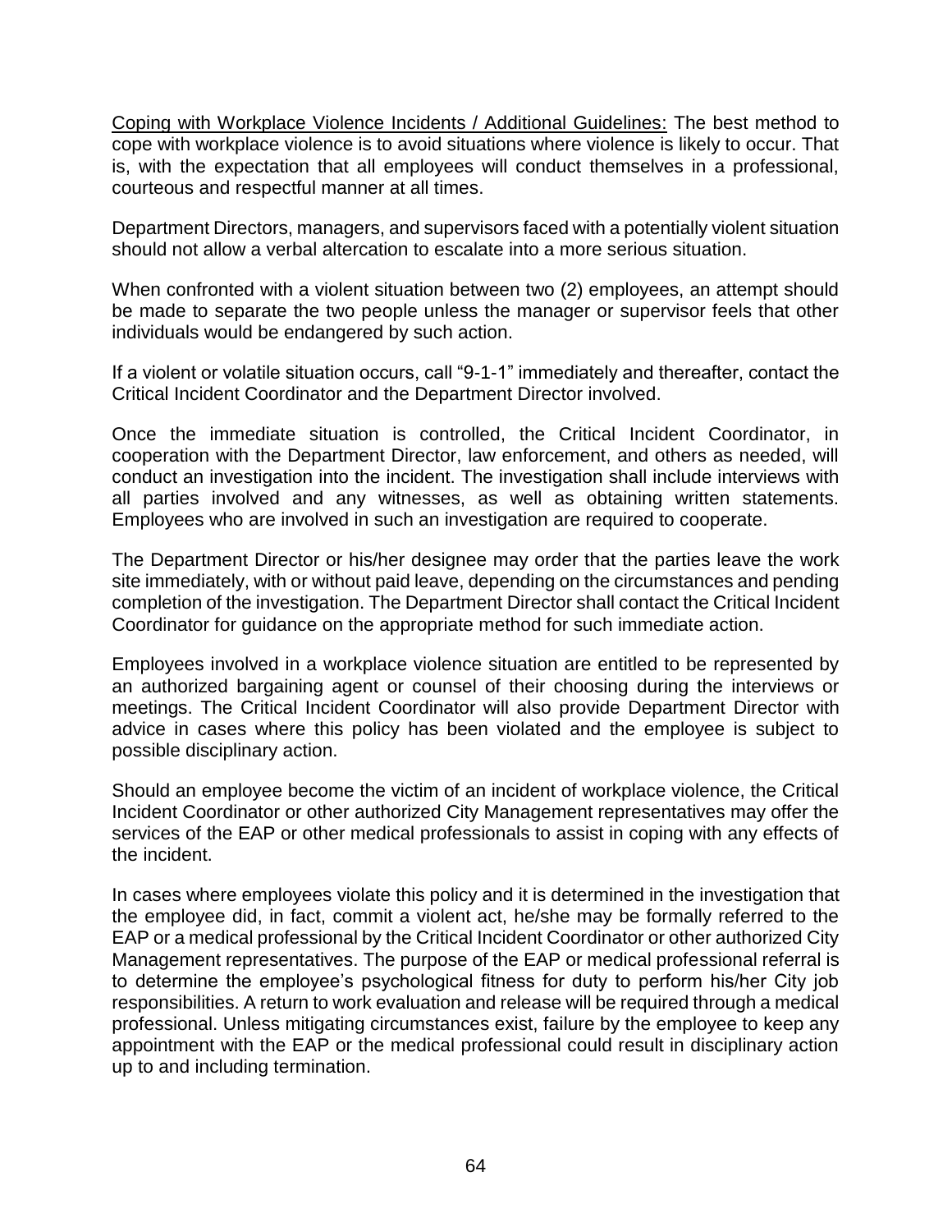<u>Coping with Workplace Violence Incidents / Additional Guidelines:</u> The best method to cope with workplace violence is to avoid situations where violence is likely to occur. That is, with the expectation that all employees will conduct themselves in a professional, courteous and respectful manner at all times.

Department Directors, managers, and supervisors faced with a potentially violent situation should not allow a verbal altercation to escalate into a more serious situation.

When confronted with a violent situation between two (2) employees, an attempt should be made to separate the two people unless the manager or supervisor feels that other individuals would be endangered by such action.

If a violent or volatile situation occurs, call "9-1-1" immediately and thereafter, contact the Critical Incident Coordinator and the Department Director involved.

Once the immediate situation is controlled, the Critical Incident Coordinator, in cooperation with the Department Director, law enforcement, and others as needed, will conduct an investigation into the incident. The investigation shall include interviews with all parties involved and any witnesses, as well as obtaining written statements. Employees who are involved in such an investigation are required to cooperate.

The Department Director or his/her designee may order that the parties leave the work site immediately, with or without paid leave, depending on the circumstances and pending completion of the investigation. The Department Director shall contact the Critical Incident Coordinator for guidance on the appropriate method for such immediate action.

Employees involved in a workplace violence situation are entitled to be represented by an authorized bargaining agent or counsel of their choosing during the interviews or meetings. The Critical Incident Coordinator will also provide Department Director with advice in cases where this policy has been violated and the employee is subject to possible disciplinary action.

Should an employee become the victim of an incident of workplace violence, the Critical Incident Coordinator or other authorized City Management representatives may offer the services of the EAP or other medical professionals to assist in coping with any effects of the incident.

In cases where employees violate this policy and it is determined in the investigation that the employee did, in fact, commit a violent act, he/she may be formally referred to the EAP or a medical professional by the Critical Incident Coordinator or other authorized City Management representatives. The purpose of the EAP or medical professional referral is to determine the employee's psychological fitness for duty to perform his/her City job responsibilities. A return to work evaluation and release will be required through a medical professional. Unless mitigating circumstances exist, failure by the employee to keep any appointment with the EAP or the medical professional could result in disciplinary action up to and including termination.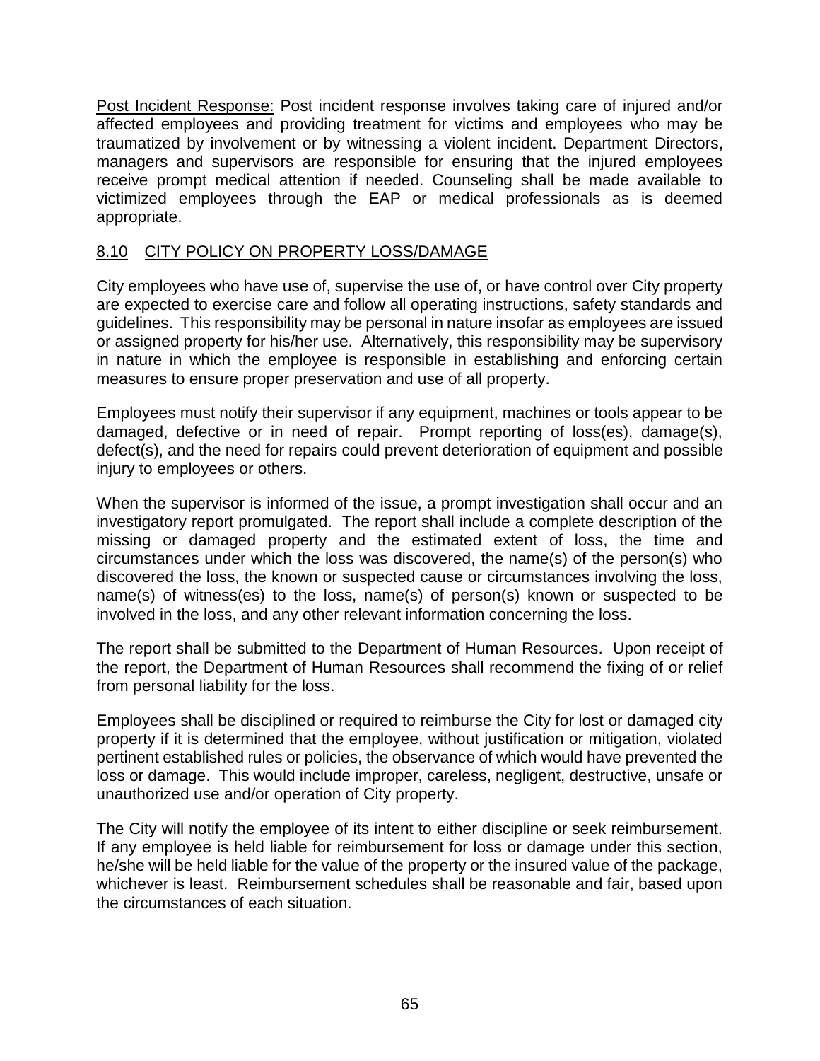Post Incident Response: Post incident response involves taking care of injured and/or affected employees and providing treatment for victims and employees who may be traumatized by involvement or by witnessing a violent incident. Department Directors, managers and supervisors are responsible for ensuring that the injured employees receive prompt medical attention if needed. Counseling shall be made available to victimized employees through the EAP or medical professionals as is deemed appropriate.

## 8.10 CITY POLICY ON PROPERTY LOSS/DAMAGE

City employees who have use of, supervise the use of, or have control over City property are expected to exercise care and follow all operating instructions, safety standards and guidelines. This responsibility may be personal in nature insofar as employees are issued or assigned property for his/her use. Alternatively, this responsibility may be supervisory in nature in which the employee is responsible in establishing and enforcing certain measures to ensure proper preservation and use of all property.

Employees must notify their supervisor if any equipment, machines or tools appear to be damaged, defective or in need of repair. Prompt reporting of loss(es), damage(s), defect(s), and the need for repairs could prevent deterioration of equipment and possible injury to employees or others.

When the supervisor is informed of the issue, a prompt investigation shall occur and an investigatory report promulgated. The report shall include a complete description of the missing or damaged property and the estimated extent of loss, the time and circumstances under which the loss was discovered, the name(s) of the person(s) who discovered the loss, the known or suspected cause or circumstances involving the loss, name(s) of witness(es) to the loss, name(s) of person(s) known or suspected to be involved in the loss, and any other relevant information concerning the loss.

The report shall be submitted to the Department of Human Resources. Upon receipt of the report, the Department of Human Resources shall recommend the fixing of or relief from personal liability for the loss.

Employees shall be disciplined or required to reimburse the City for lost or damaged city property if it is determined that the employee, without justification or mitigation, violated pertinent established rules or policies, the observance of which would have prevented the loss or damage. This would include improper, careless, negligent, destructive, unsafe or unauthorized use and/or operation of City property.

The City will notify the employee of its intent to either discipline or seek reimbursement. If any employee is held liable for reimbursement for loss or damage under this section, he/she will be held liable for the value of the property or the insured value of the package, whichever is least. Reimbursement schedules shall be reasonable and fair, based upon the circumstances of each situation.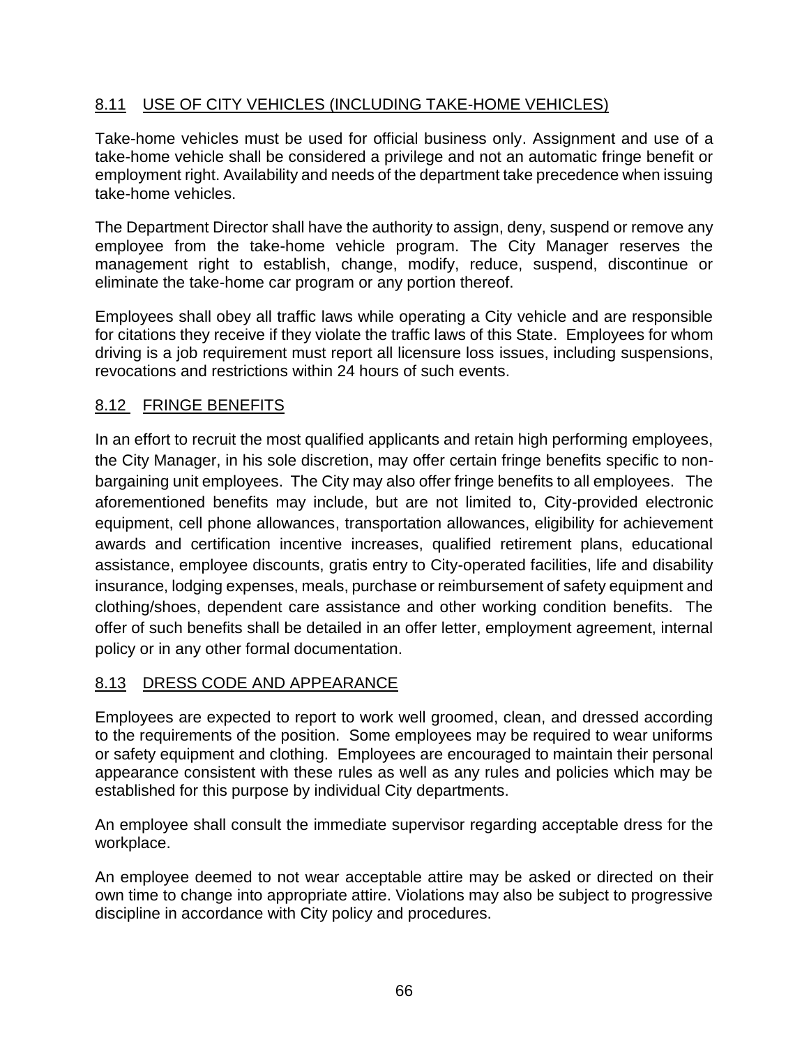## 8.11 USE OF CITY VEHICLES (INCLUDING TAKE-HOME VEHICLES)

Take-home vehicles must be used for official business only. Assignment and use of a take-home vehicle shall be considered a privilege and not an automatic fringe benefit or employment right. Availability and needs of the department take precedence when issuing take-home vehicles.

The Department Director shall have the authority to assign, deny, suspend or remove any employee from the take-home vehicle program. The City Manager reserves the management right to establish, change, modify, reduce, suspend, discontinue or eliminate the take-home car program or any portion thereof.

Employees shall obey all traffic laws while operating a City vehicle and are responsible for citations they receive if they violate the traffic laws of this State. Employees for whom driving is a job requirement must report all licensure loss issues, including suspensions, revocations and restrictions within 24 hours of such events.

## 8.12 FRINGE BENEFITS

In an effort to recruit the most qualified applicants and retain high performing employees, the City Manager, in his sole discretion, may offer certain fringe benefits specific to non-bargaining unit employees. The City may also offer fringe benefits to all employees. The aforementioned benefits may include, but are not limited to, City-provided electronic equipment, cell phone allowances, transportation allowances, eligibility for achievement awards and certification incentive increases, qualified retirement plans, educational assistance, employee discounts, gratis entry to City-operated facilities, life and disability insurance, lodging expenses, meals, purchase or reimbursement of safety equipment and clothing/shoes, dependent care assistance and other working condition benefits. The offer of such benefits shall be detailed in an offer letter, employment agreement, internal policy or in any other formal documentation.

## 8.13 DRESS CODE AND APPEARANCE

Employees are expected to report to work well groomed, clean, and dressed according to the requirements of the position. Some employees may be required to wear uniforms or safety equipment and clothing. Employees are encouraged to maintain their personal appearance consistent with these rules as well as any rules and policies which may be established for this purpose by individual City departments.

An employee shall consult the immediate supervisor regarding acceptable dress for the workplace.

An employee deemed to not wear acceptable attire may be asked or directed on their own time to change into appropriate attire. Violations may also be subject to progressive discipline in accordance with City policy and procedures.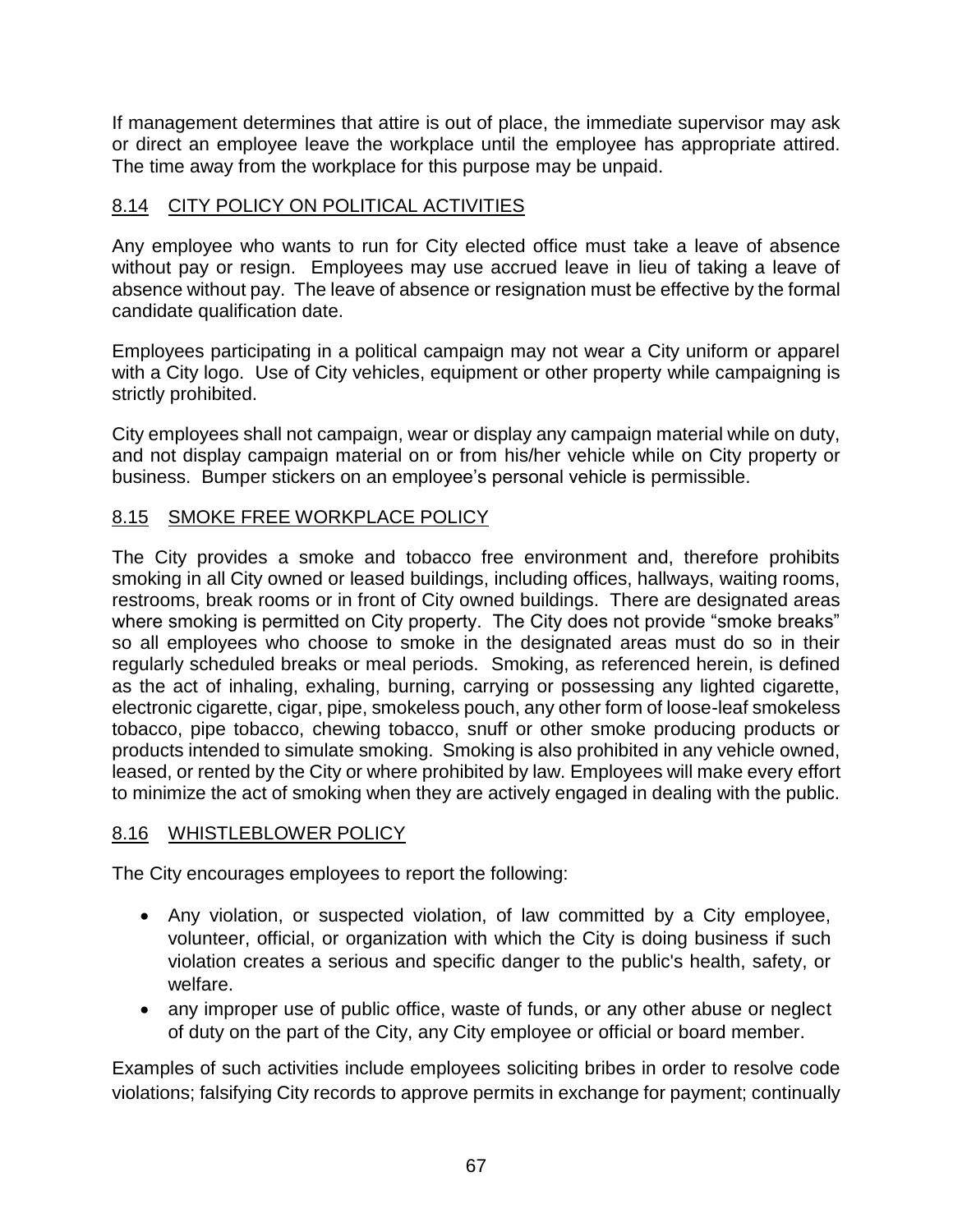If management determines that attire is out of place, the immediate supervisor may ask or direct an employee leave the workplace until the employee has appropriate attired. The time away from the workplace for this purpose may be unpaid.

## 8.14 CITY POLICY ON POLITICAL ACTIVITIES

Any employee who wants to run for City elected office must take a leave of absence without pay or resign. Employees may use accrued leave in lieu of taking a leave of absence without pay. The leave of absence or resignation must be effective by the formal candidate qualification date.

Employees participating in a political campaign may not wear a City uniform or apparel with a City logo. Use of City vehicles, equipment or other property while campaigning is strictly prohibited.

City employees shall not campaign, wear or display any campaign material while on duty, and not display campaign material on or from his/her vehicle while on City property or business. Bumper stickers on an employee's personal vehicle is permissible.

## 8.15 SMOKE FREE WORKPLACE POLICY

The City provides a smoke and tobacco free environment and, therefore prohibits smoking in all City owned or leased buildings, including offices, hallways, waiting rooms, restrooms, break rooms or in front of City owned buildings. There are designated areas where smoking is permitted on City property. The City does not provide "smoke breaks" so all employees who choose to smoke in the designated areas must do so in their regularly scheduled breaks or meal periods. Smoking, as referenced herein, is defined as the act of inhaling, exhaling, burning, carrying or possessing any lighted cigarette, electronic cigarette, cigar, pipe, smokeless pouch, any other form of loose-leaf smokeless tobacco, pipe tobacco, chewing tobacco, snuff or other smoke producing products or products intended to simulate smoking. Smoking is also prohibited in any vehicle owned, leased, or rented by the City or where prohibited by law. Employees will make every effort to minimize the act of smoking when they are actively engaged in dealing with the public.

## 8.16 WHISTLEBLOWER POLICY

The City encourages employees to report the following:

- Any violation, or suspected violation, of law committed by a City employee, volunteer, official, or organization with which the City is doing business if such violation creates a serious and specific danger to the public's health, safety, or welfare.
- any improper use of public office, waste of funds, or any other abuse or neglect of duty on the part of the City, any City employee or official or board member.

Examples of such activities include employees soliciting bribes in order to resolve code violations; falsifying City records to approve permits in exchange for payment; continually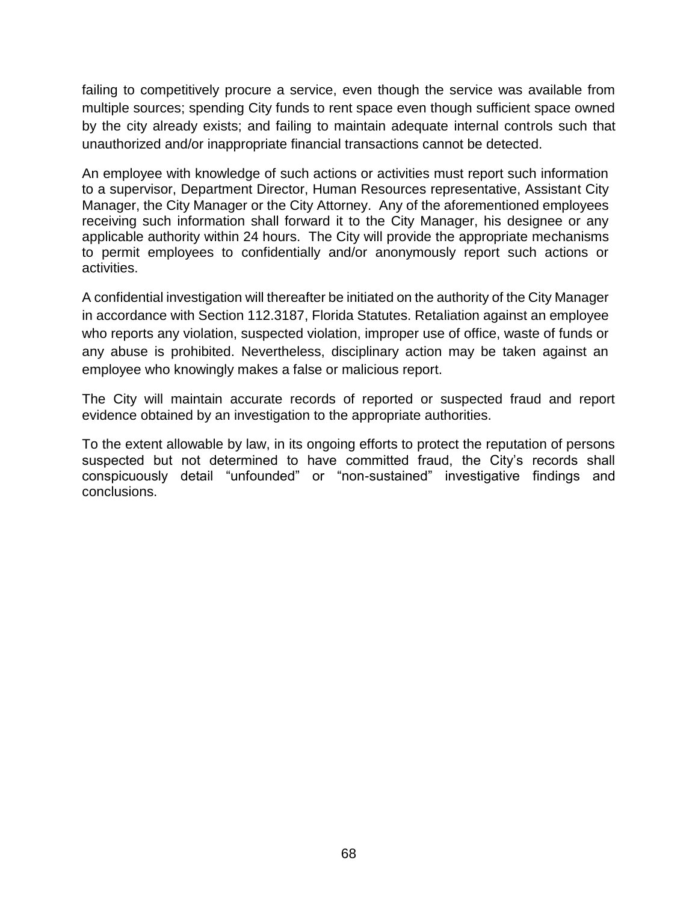failing to competitively procure a service, even though the service was available from multiple sources; spending City funds to rent space even though sufficient space owned by the city already exists; and failing to maintain adequate internal controls such that unauthorized and/or inappropriate financial transactions cannot be detected.

An employee with knowledge of such actions or activities must report such information to a supervisor, Department Director, Human Resources representative, Assistant City Manager, the City Manager or the City Attorney. Any of the aforementioned employees receiving such information shall forward it to the City Manager, his designee or any applicable authority within 24 hours. The City will provide the appropriate mechanisms to permit employees to confidentially and/or anonymously report such actions or activities.

A confidential investigation will thereafter be initiated on the authority of the City Manager in accordance with Section 112.3187, Florida Statutes. Retaliation against an employee who reports any violation, suspected violation, improper use of office, waste of funds or any abuse is prohibited. Nevertheless, disciplinary action may be taken against an employee who knowingly makes a false or malicious report.

The City will maintain accurate records of reported or suspected fraud and report evidence obtained by an investigation to the appropriate authorities.

To the extent allowable by law, in its ongoing efforts to protect the reputation of persons suspected but not determined to have committed fraud, the City's records shall conspicuously detail "unfounded" or "non-sustained" investigative findings and conclusions.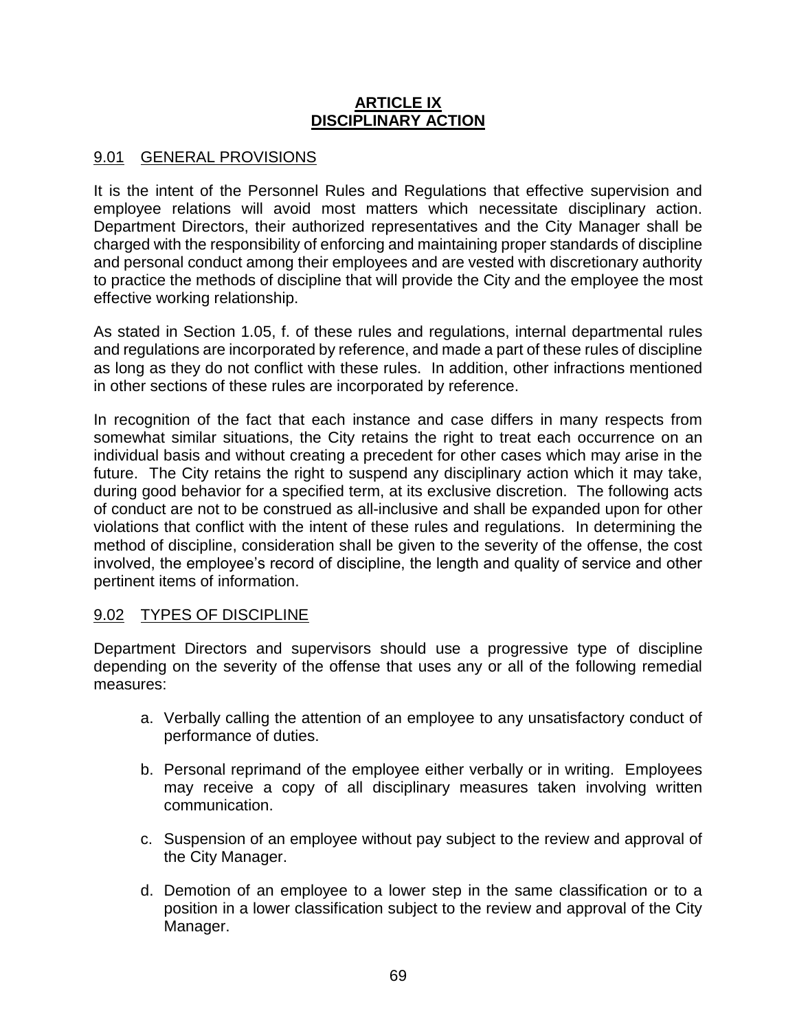# ARTICLE IX
# DISCIPLINARY ACTION

## 9.01 GENERAL PROVISIONS

It is the intent of the Personnel Rules and Regulations that effective supervision and employee relations will avoid most matters which necessitate disciplinary action. Department Directors, their authorized representatives and the City Manager shall be charged with the responsibility of enforcing and maintaining proper standards of discipline and personal conduct among their employees and are vested with discretionary authority to practice the methods of discipline that will provide the City and the employee the most effective working relationship.

As stated in Section 1.05, f. of these rules and regulations, internal departmental rules and regulations are incorporated by reference, and made a part of these rules of discipline as long as they do not conflict with these rules. In addition, other infractions mentioned in other sections of these rules are incorporated by reference.

In recognition of the fact that each instance and case differs in many respects from somewhat similar situations, the City retains the right to treat each occurrence on an individual basis and without creating a precedent for other cases which may arise in the future. The City retains the right to suspend any disciplinary action which it may take, during good behavior for a specified term, at its exclusive discretion. The following acts of conduct are not to be construed as all-inclusive and shall be expanded upon for other violations that conflict with the intent of these rules and regulations. In determining the method of discipline, consideration shall be given to the severity of the offense, the cost involved, the employee's record of discipline, the length and quality of service and other pertinent items of information.

## 9.02 TYPES OF DISCIPLINE

Department Directors and supervisors should use a progressive type of discipline depending on the severity of the offense that uses any or all of the following remedial measures:

a. Verbally calling the attention of an employee to any unsatisfactory conduct of performance of duties.

b. Personal reprimand of the employee either verbally or in writing. Employees may receive a copy of all disciplinary measures taken involving written communication.

c. Suspension of an employee without pay subject to the review and approval of the City Manager.

d. Demotion of an employee to a lower step in the same classification or to a position in a lower classification subject to the review and approval of the City Manager.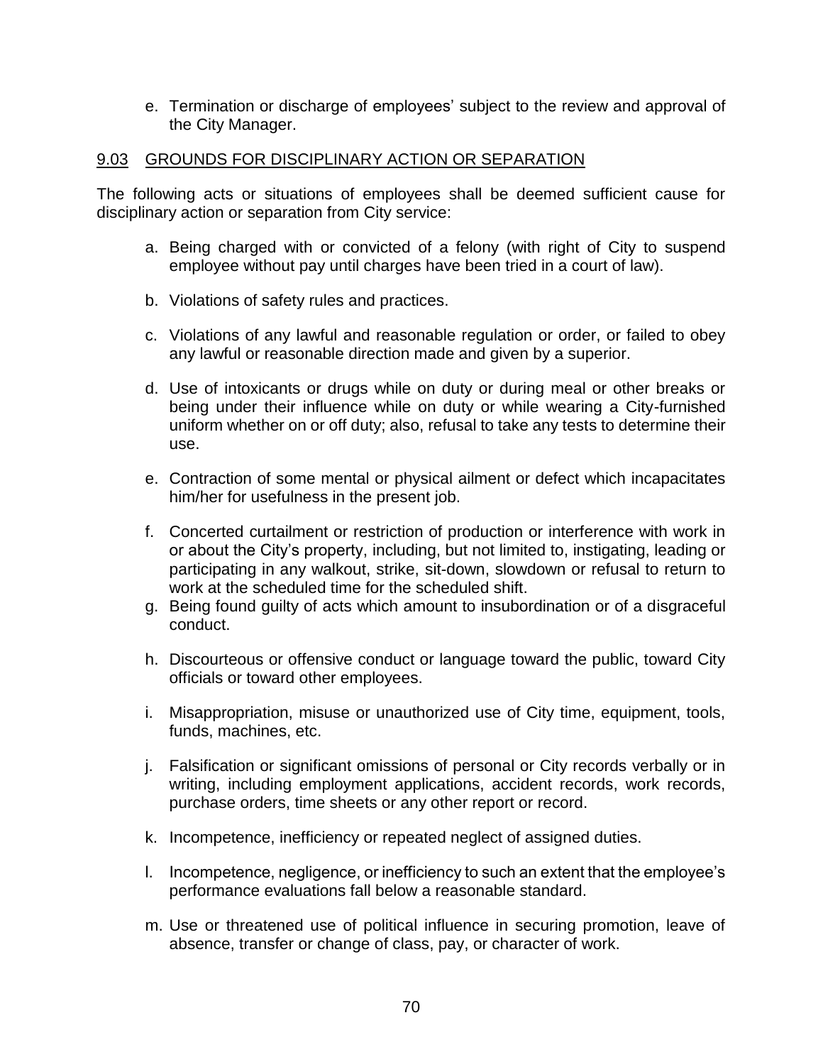e. Termination or discharge of employees' subject to the review and approval of the City Manager.

## 9.03 GROUNDS FOR DISCIPLINARY ACTION OR SEPARATION

The following acts or situations of employees shall be deemed sufficient cause for disciplinary action or separation from City service:

a. Being charged with or convicted of a felony (with right of City to suspend employee without pay until charges have been tried in a court of law).

b. Violations of safety rules and practices.

c. Violations of any lawful and reasonable regulation or order, or failed to obey any lawful or reasonable direction made and given by a superior.

d. Use of intoxicants or drugs while on duty or during meal or other breaks or being under their influence while on duty or while wearing a City-furnished uniform whether on or off duty; also, refusal to take any tests to determine their use.

e. Contraction of some mental or physical ailment or defect which incapacitates him/her for usefulness in the present job.

f. Concerted curtailment or restriction of production or interference with work in or about the City's property, including, but not limited to, instigating, leading or participating in any walkout, strike, sit-down, slowdown or refusal to return to work at the scheduled time for the scheduled shift.

g. Being found guilty of acts which amount to insubordination or of a disgraceful conduct.

h. Discourteous or offensive conduct or language toward the public, toward City officials or toward other employees.

i. Misappropriation, misuse or unauthorized use of City time, equipment, tools, funds, machines, etc.

j. Falsification or significant omissions of personal or City records verbally or in writing, including employment applications, accident records, work records, purchase orders, time sheets or any other report or record.

k. Incompetence, inefficiency or repeated neglect of assigned duties.

l. Incompetence, negligence, or inefficiency to such an extent that the employee's performance evaluations fall below a reasonable standard.

m. Use or threatened use of political influence in securing promotion, leave of absence, transfer or change of class, pay, or character of work.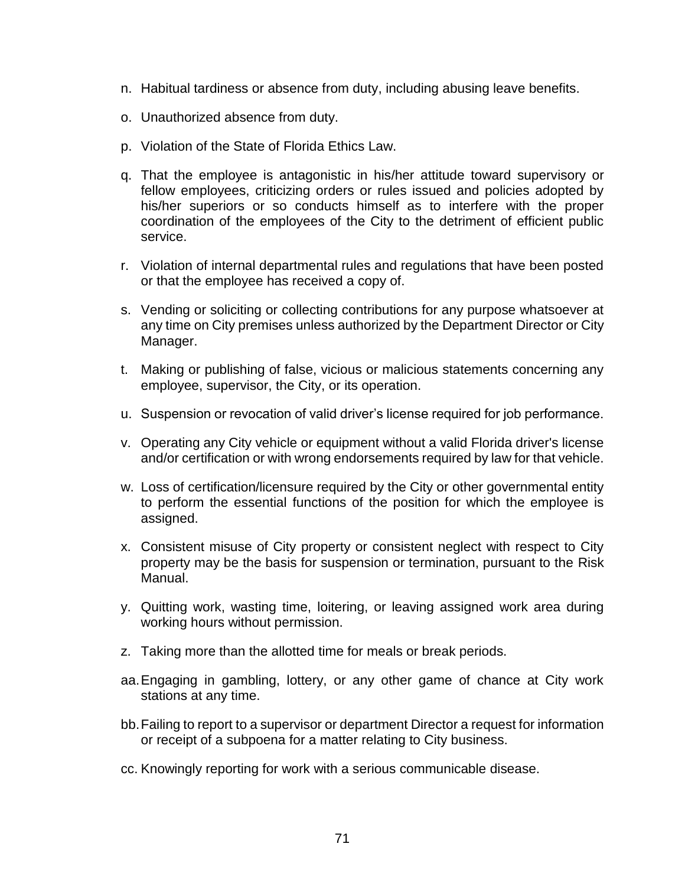n. Habitual tardiness or absence from duty, including abusing leave benefits.

o. Unauthorized absence from duty.

p. Violation of the State of Florida Ethics Law.

q. That the employee is antagonistic in his/her attitude toward supervisory or fellow employees, criticizing orders or rules issued and policies adopted by his/her superiors or so conducts himself as to interfere with the proper coordination of the employees of the City to the detriment of efficient public service.

r. Violation of internal departmental rules and regulations that have been posted or that the employee has received a copy of.

s. Vending or soliciting or collecting contributions for any purpose whatsoever at any time on City premises unless authorized by the Department Director or City Manager.

t. Making or publishing of false, vicious or malicious statements concerning any employee, supervisor, the City, or its operation.

u. Suspension or revocation of valid driver's license required for job performance.

v. Operating any City vehicle or equipment without a valid Florida driver's license and/or certification or with wrong endorsements required by law for that vehicle.

w. Loss of certification/licensure required by the City or other governmental entity to perform the essential functions of the position for which the employee is assigned.

x. Consistent misuse of City property or consistent neglect with respect to City property may be the basis for suspension or termination, pursuant to the Risk Manual.

y. Quitting work, wasting time, loitering, or leaving assigned work area during working hours without permission.

z. Taking more than the allotted time for meals or break periods.

aa. Engaging in gambling, lottery, or any other game of chance at City work stations at any time.

bb. Failing to report to a supervisor or department Director a request for information or receipt of a subpoena for a matter relating to City business.

cc. Knowingly reporting for work with a serious communicable disease.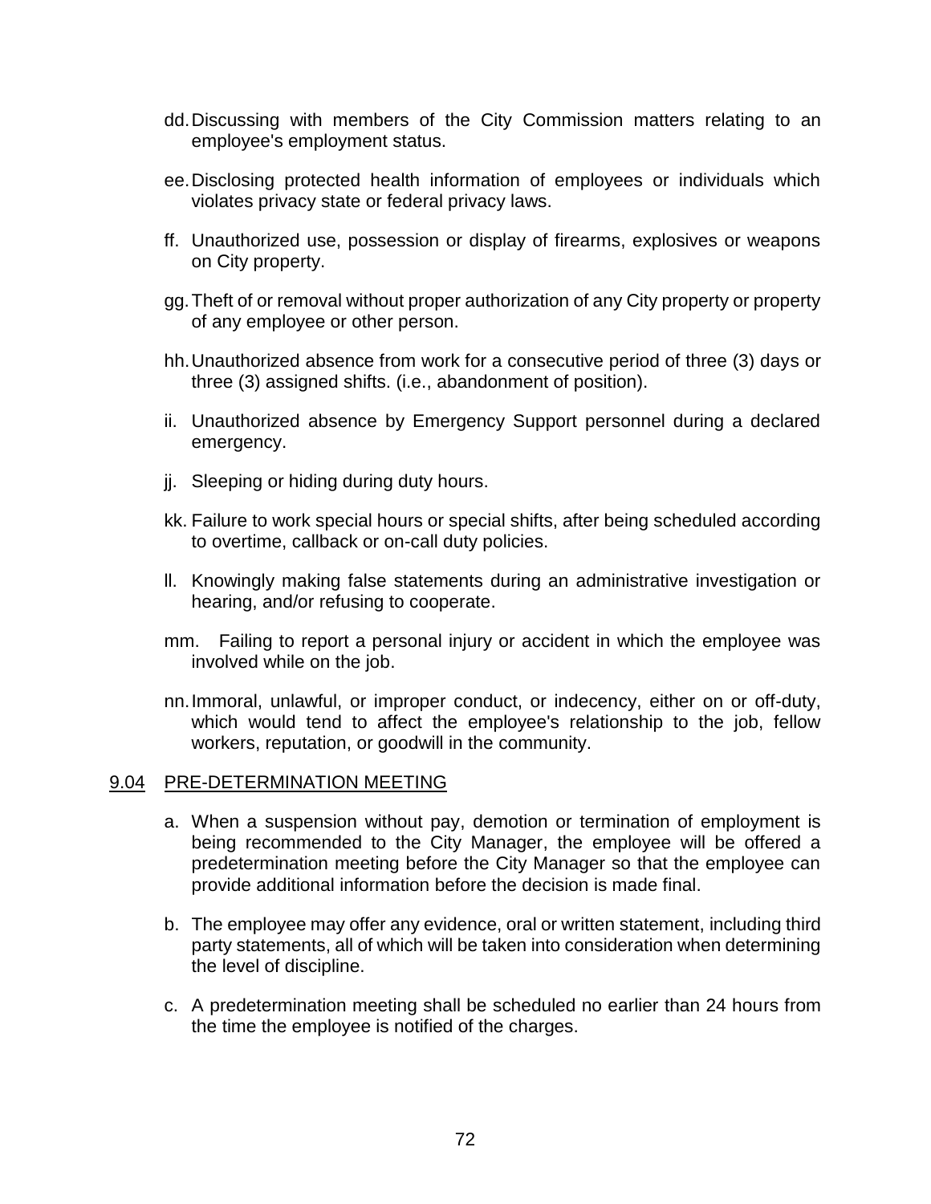dd. Discussing with members of the City Commission matters relating to an employee's employment status.

ee. Disclosing protected health information of employees or individuals which violates privacy state or federal privacy laws.

ff. Unauthorized use, possession or display of firearms, explosives or weapons on City property.

gg. Theft of or removal without proper authorization of any City property or property of any employee or other person.

hh. Unauthorized absence from work for a consecutive period of three (3) days or three (3) assigned shifts. (i.e., abandonment of position).

ii. Unauthorized absence by Emergency Support personnel during a declared emergency.

jj. Sleeping or hiding during duty hours.

kk. Failure to work special hours or special shifts, after being scheduled according to overtime, callback or on-call duty policies.

ll. Knowingly making false statements during an administrative investigation or hearing, and/or refusing to cooperate.

mm. Failing to report a personal injury or accident in which the employee was involved while on the job.

nn. Immoral, unlawful, or improper conduct, or indecency, either on or off-duty, which would tend to affect the employee's relationship to the job, fellow workers, reputation, or goodwill in the community.

## 9.04 PRE-DETERMINATION MEETING

a. When a suspension without pay, demotion or termination of employment is being recommended to the City Manager, the employee will be offered a predetermination meeting before the City Manager so that the employee can provide additional information before the decision is made final.

b. The employee may offer any evidence, oral or written statement, including third party statements, all of which will be taken into consideration when determining the level of discipline.

c. A predetermination meeting shall be scheduled no earlier than 24 hours from the time the employee is notified of the charges.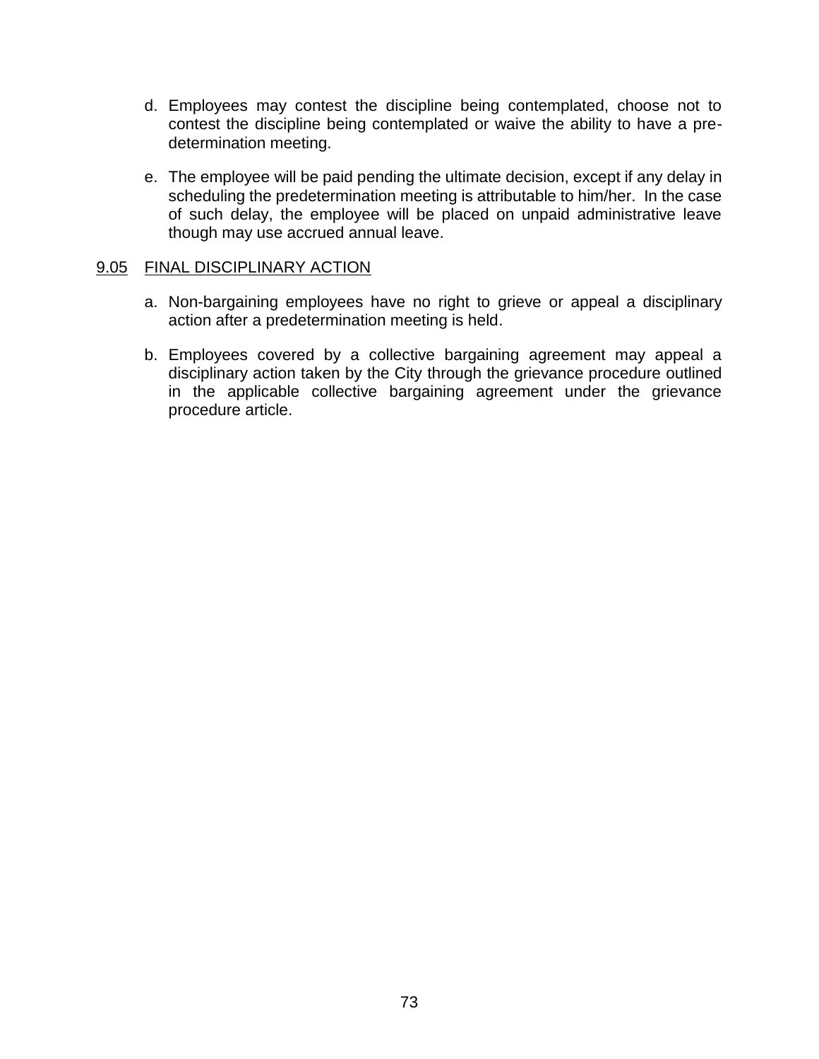d. Employees may contest the discipline being contemplated, choose not to contest the discipline being contemplated or waive the ability to have a pre-determination meeting.

e. The employee will be paid pending the ultimate decision, except if any delay in scheduling the predetermination meeting is attributable to him/her. In the case of such delay, the employee will be placed on unpaid administrative leave though may use accrued annual leave.

## 9.05 FINAL DISCIPLINARY ACTION

a. Non-bargaining employees have no right to grieve or appeal a disciplinary action after a predetermination meeting is held.

b. Employees covered by a collective bargaining agreement may appeal a disciplinary action taken by the City through the grievance procedure outlined in the applicable collective bargaining agreement under the grievance procedure article.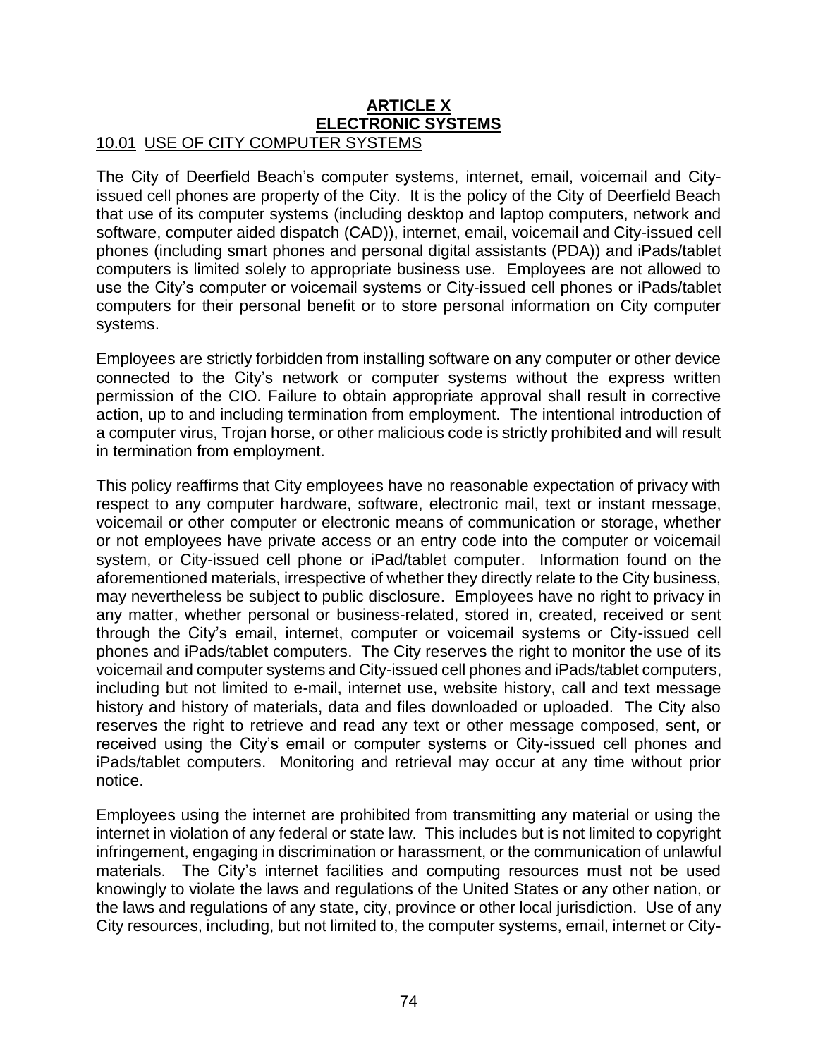# ARTICLE X
# ELECTRONIC SYSTEMS

## 10.01 USE OF CITY COMPUTER SYSTEMS

The City of Deerfield Beach's computer systems, internet, email, voicemail and City-issued cell phones are property of the City. It is the policy of the City of Deerfield Beach that use of its computer systems (including desktop and laptop computers, network and software, computer aided dispatch (CAD)), internet, email, voicemail and City-issued cell phones (including smart phones and personal digital assistants (PDA)) and iPads/tablet computers is limited solely to appropriate business use. Employees are not allowed to use the City's computer or voicemail systems or City-issued cell phones or iPads/tablet computers for their personal benefit or to store personal information on City computer systems.

Employees are strictly forbidden from installing software on any computer or other device connected to the City's network or computer systems without the express written permission of the CIO. Failure to obtain appropriate approval shall result in corrective action, up to and including termination from employment. The intentional introduction of a computer virus, Trojan horse, or other malicious code is strictly prohibited and will result in termination from employment.

This policy reaffirms that City employees have no reasonable expectation of privacy with respect to any computer hardware, software, electronic mail, text or instant message, voicemail or other computer or electronic means of communication or storage, whether or not employees have private access or an entry code into the computer or voicemail system, or City-issued cell phone or iPad/tablet computer. Information found on the aforementioned materials, irrespective of whether they directly relate to the City business, may nevertheless be subject to public disclosure. Employees have no right to privacy in any matter, whether personal or business-related, stored in, created, received or sent through the City's email, internet, computer or voicemail systems or City-issued cell phones and iPads/tablet computers. The City reserves the right to monitor the use of its voicemail and computer systems and City-issued cell phones and iPads/tablet computers, including but not limited to e-mail, internet use, website history, call and text message history and history of materials, data and files downloaded or uploaded. The City also reserves the right to retrieve and read any text or other message composed, sent, or received using the City's email or computer systems or City-issued cell phones and iPads/tablet computers. Monitoring and retrieval may occur at any time without prior notice.

Employees using the internet are prohibited from transmitting any material or using the internet in violation of any federal or state law. This includes but is not limited to copyright infringement, engaging in discrimination or harassment, or the communication of unlawful materials. The City's internet facilities and computing resources must not be used knowingly to violate the laws and regulations of the United States or any other nation, or the laws and regulations of any state, city, province or other local jurisdiction. Use of any City resources, including, but not limited to, the computer systems, email, internet or City-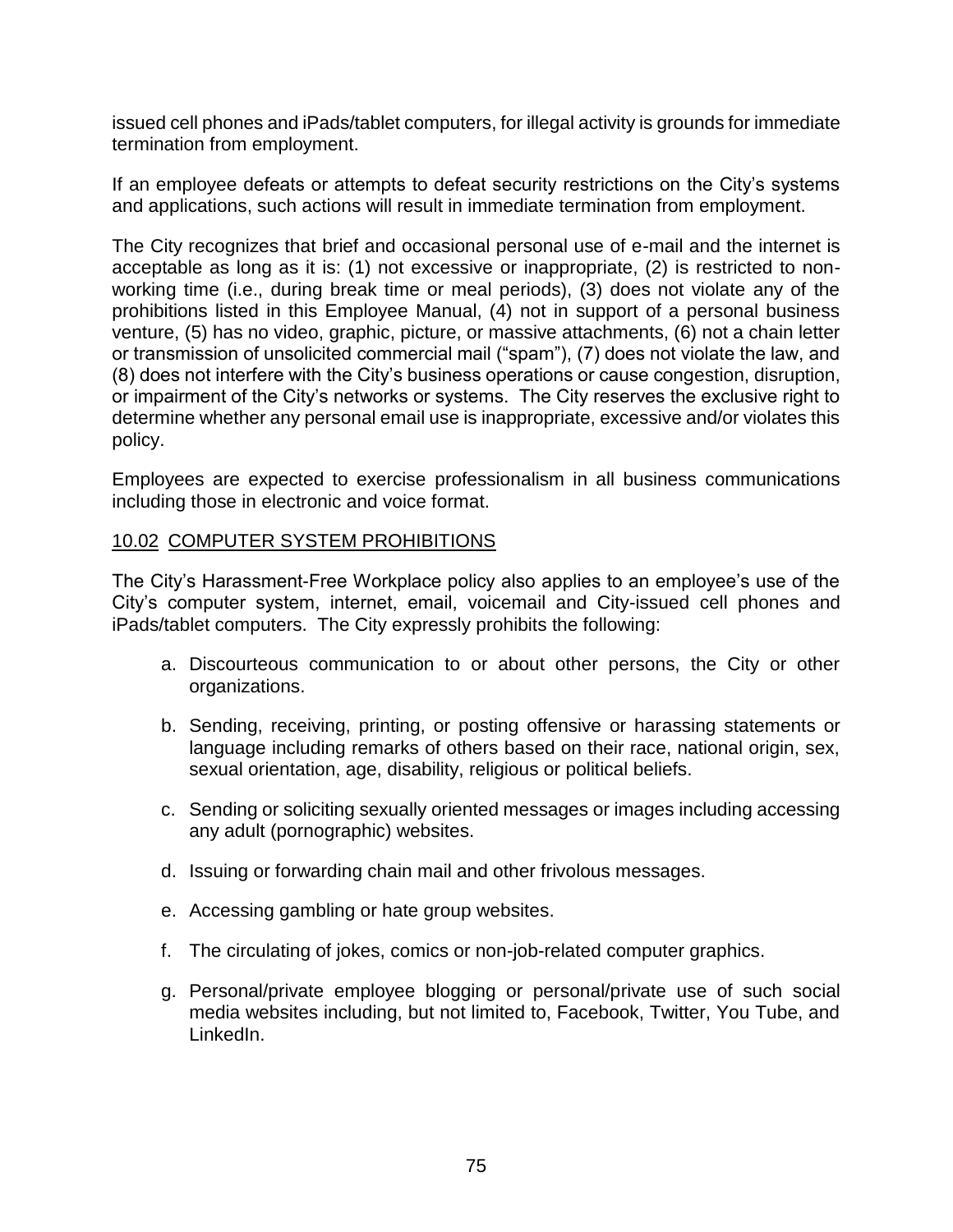issued cell phones and iPads/tablet computers, for illegal activity is grounds for immediate termination from employment.

If an employee defeats or attempts to defeat security restrictions on the City's systems and applications, such actions will result in immediate termination from employment.

The City recognizes that brief and occasional personal use of e-mail and the internet is acceptable as long as it is: (1) not excessive or inappropriate, (2) is restricted to non-working time (i.e., during break time or meal periods), (3) does not violate any of the prohibitions listed in this Employee Manual, (4) not in support of a personal business venture, (5) has no video, graphic, picture, or massive attachments, (6) not a chain letter or transmission of unsolicited commercial mail ("spam"), (7) does not violate the law, and (8) does not interfere with the City's business operations or cause congestion, disruption, or impairment of the City's networks or systems. The City reserves the exclusive right to determine whether any personal email use is inappropriate, excessive and/or violates this policy.

Employees are expected to exercise professionalism in all business communications including those in electronic and voice format.

## 10.02 COMPUTER SYSTEM PROHIBITIONS

The City's Harassment-Free Workplace policy also applies to an employee's use of the City's computer system, internet, email, voicemail and City-issued cell phones and iPads/tablet computers. The City expressly prohibits the following:

a. Discourteous communication to or about other persons, the City or other organizations.

b. Sending, receiving, printing, or posting offensive or harassing statements or language including remarks of others based on their race, national origin, sex, sexual orientation, age, disability, religious or political beliefs.

c. Sending or soliciting sexually oriented messages or images including accessing any adult (pornographic) websites.

d. Issuing or forwarding chain mail and other frivolous messages.

e. Accessing gambling or hate group websites.

f. The circulating of jokes, comics or non-job-related computer graphics.

g. Personal/private employee blogging or personal/private use of such social media websites including, but not limited to, Facebook, Twitter, You Tube, and LinkedIn.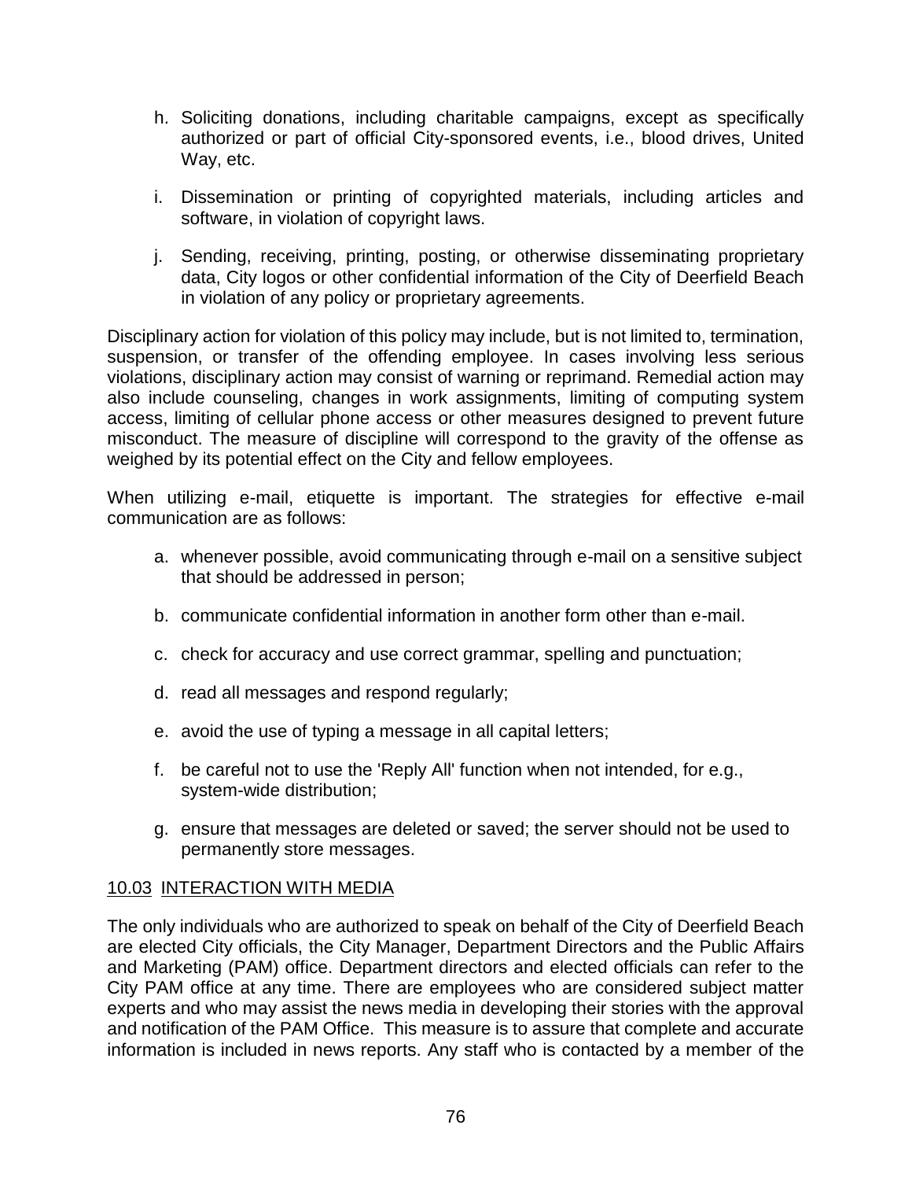h. Soliciting donations, including charitable campaigns, except as specifically authorized or part of official City-sponsored events, i.e., blood drives, United Way, etc.

i. Dissemination or printing of copyrighted materials, including articles and software, in violation of copyright laws.

j. Sending, receiving, printing, posting, or otherwise disseminating proprietary data, City logos or other confidential information of the City of Deerfield Beach in violation of any policy or proprietary agreements.

Disciplinary action for violation of this policy may include, but is not limited to, termination, suspension, or transfer of the offending employee. In cases involving less serious violations, disciplinary action may consist of warning or reprimand. Remedial action may also include counseling, changes in work assignments, limiting of computing system access, limiting of cellular phone access or other measures designed to prevent future misconduct. The measure of discipline will correspond to the gravity of the offense as weighed by its potential effect on the City and fellow employees.

When utilizing e-mail, etiquette is important. The strategies for effective e-mail communication are as follows:

a. whenever possible, avoid communicating through e-mail on a sensitive subject that should be addressed in person;

b. communicate confidential information in another form other than e-mail.

c. check for accuracy and use correct grammar, spelling and punctuation;

d. read all messages and respond regularly;

e. avoid the use of typing a message in all capital letters;

f. be careful not to use the 'Reply All' function when not intended, for e.g., system-wide distribution;

g. ensure that messages are deleted or saved; the server should not be used to permanently store messages.

## 10.03 INTERACTION WITH MEDIA

The only individuals who are authorized to speak on behalf of the City of Deerfield Beach are elected City officials, the City Manager, Department Directors and the Public Affairs and Marketing (PAM) office. Department directors and elected officials can refer to the City PAM office at any time. There are employees who are considered subject matter experts and who may assist the news media in developing their stories with the approval and notification of the PAM Office. This measure is to assure that complete and accurate information is included in news reports. Any staff who is contacted by a member of the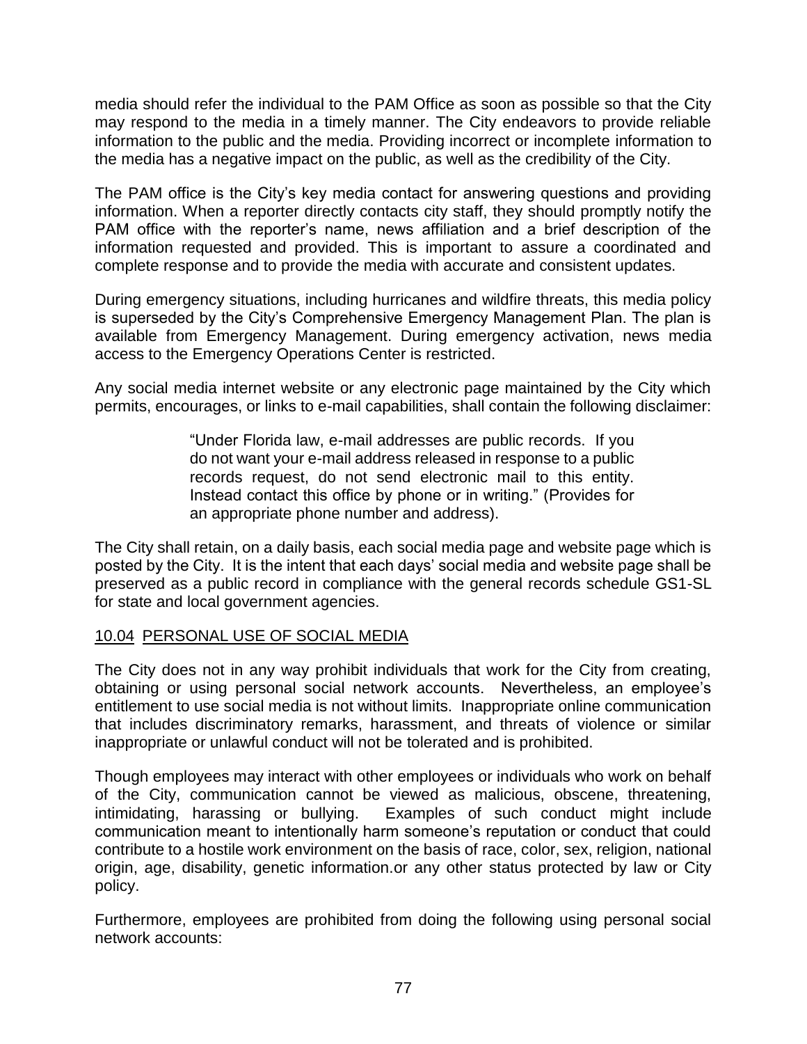media should refer the individual to the PAM Office as soon as possible so that the City may respond to the media in a timely manner. The City endeavors to provide reliable information to the public and the media. Providing incorrect or incomplete information to the media has a negative impact on the public, as well as the credibility of the City.

The PAM office is the City's key media contact for answering questions and providing information. When a reporter directly contacts city staff, they should promptly notify the PAM office with the reporter's name, news affiliation and a brief description of the information requested and provided. This is important to assure a coordinated and complete response and to provide the media with accurate and consistent updates.

During emergency situations, including hurricanes and wildfire threats, this media policy is superseded by the City's Comprehensive Emergency Management Plan. The plan is available from Emergency Management. During emergency activation, news media access to the Emergency Operations Center is restricted.

Any social media internet website or any electronic page maintained by the City which permits, encourages, or links to e-mail capabilities, shall contain the following disclaimer:

> "Under Florida law, e-mail addresses are public records. If you do not want your e-mail address released in response to a public records request, do not send electronic mail to this entity. Instead contact this office by phone or in writing." (Provides for an appropriate phone number and address).

The City shall retain, on a daily basis, each social media page and website page which is posted by the City. It is the intent that each days' social media and website page shall be preserved as a public record in compliance with the general records schedule GS1-SL for state and local government agencies.

## 10.04 PERSONAL USE OF SOCIAL MEDIA

The City does not in any way prohibit individuals that work for the City from creating, obtaining or using personal social network accounts. Nevertheless, an employee's entitlement to use social media is not without limits. Inappropriate online communication that includes discriminatory remarks, harassment, and threats of violence or similar inappropriate or unlawful conduct will not be tolerated and is prohibited.

Though employees may interact with other employees or individuals who work on behalf of the City, communication cannot be viewed as malicious, obscene, threatening, intimidating, harassing or bullying. Examples of such conduct might include communication meant to intentionally harm someone's reputation or conduct that could contribute to a hostile work environment on the basis of race, color, sex, religion, national origin, age, disability, genetic information.or any other status protected by law or City policy.

Furthermore, employees are prohibited from doing the following using personal social network accounts: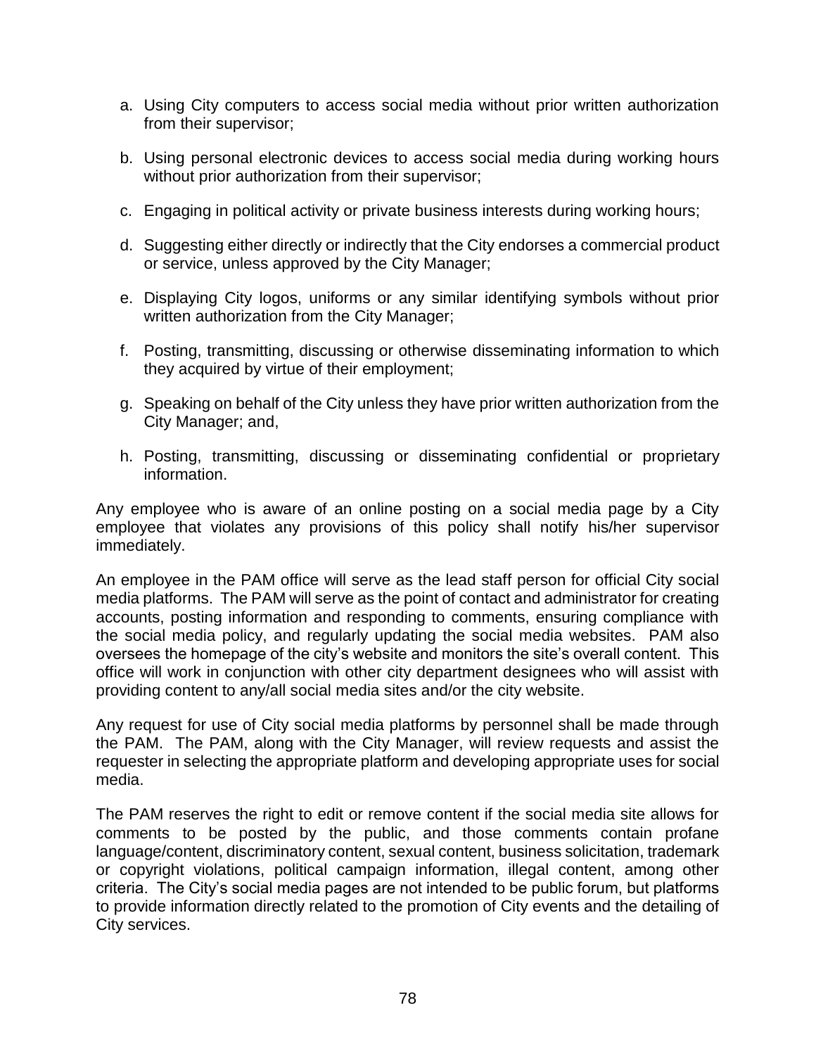a. Using City computers to access social media without prior written authorization from their supervisor;

b. Using personal electronic devices to access social media during working hours without prior authorization from their supervisor;

c. Engaging in political activity or private business interests during working hours;

d. Suggesting either directly or indirectly that the City endorses a commercial product or service, unless approved by the City Manager;

e. Displaying City logos, uniforms or any similar identifying symbols without prior written authorization from the City Manager;

f. Posting, transmitting, discussing or otherwise disseminating information to which they acquired by virtue of their employment;

g. Speaking on behalf of the City unless they have prior written authorization from the City Manager; and,

h. Posting, transmitting, discussing or disseminating confidential or proprietary information.

Any employee who is aware of an online posting on a social media page by a City employee that violates any provisions of this policy shall notify his/her supervisor immediately.

An employee in the PAM office will serve as the lead staff person for official City social media platforms. The PAM will serve as the point of contact and administrator for creating accounts, posting information and responding to comments, ensuring compliance with the social media policy, and regularly updating the social media websites. PAM also oversees the homepage of the city's website and monitors the site's overall content. This office will work in conjunction with other city department designees who will assist with providing content to any/all social media sites and/or the city website.

Any request for use of City social media platforms by personnel shall be made through the PAM. The PAM, along with the City Manager, will review requests and assist the requester in selecting the appropriate platform and developing appropriate uses for social media.

The PAM reserves the right to edit or remove content if the social media site allows for comments to be posted by the public, and those comments contain profane language/content, discriminatory content, sexual content, business solicitation, trademark or copyright violations, political campaign information, illegal content, among other criteria. The City's social media pages are not intended to be public forum, but platforms to provide information directly related to the promotion of City events and the detailing of City services.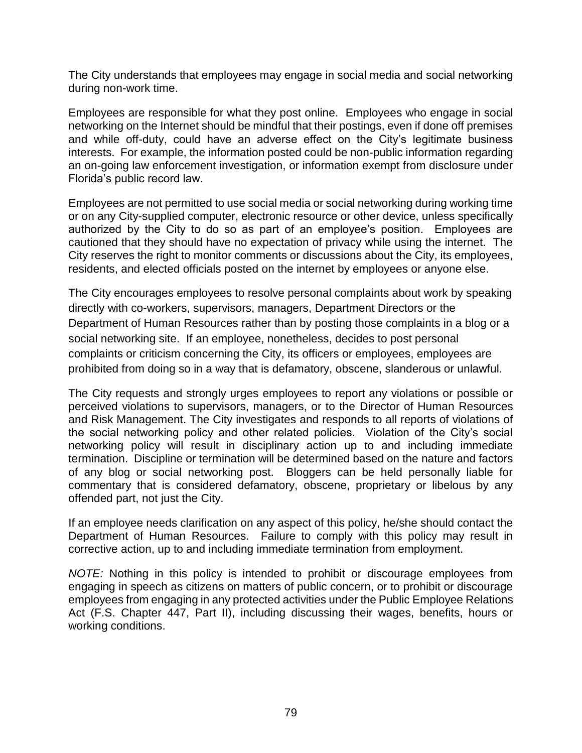The City understands that employees may engage in social media and social networking during non-work time.

Employees are responsible for what they post online. Employees who engage in social networking on the Internet should be mindful that their postings, even if done off premises and while off-duty, could have an adverse effect on the City's legitimate business interests. For example, the information posted could be non-public information regarding an on-going law enforcement investigation, or information exempt from disclosure under Florida's public record law.

Employees are not permitted to use social media or social networking during working time or on any City-supplied computer, electronic resource or other device, unless specifically authorized by the City to do so as part of an employee's position. Employees are cautioned that they should have no expectation of privacy while using the internet. The City reserves the right to monitor comments or discussions about the City, its employees, residents, and elected officials posted on the internet by employees or anyone else.

The City encourages employees to resolve personal complaints about work by speaking directly with co-workers, supervisors, managers, Department Directors or the Department of Human Resources rather than by posting those complaints in a blog or a social networking site. If an employee, nonetheless, decides to post personal complaints or criticism concerning the City, its officers or employees, employees are prohibited from doing so in a way that is defamatory, obscene, slanderous or unlawful.

The City requests and strongly urges employees to report any violations or possible or perceived violations to supervisors, managers, or to the Director of Human Resources and Risk Management. The City investigates and responds to all reports of violations of the social networking policy and other related policies. Violation of the City's social networking policy will result in disciplinary action up to and including immediate termination. Discipline or termination will be determined based on the nature and factors of any blog or social networking post. Bloggers can be held personally liable for commentary that is considered defamatory, obscene, proprietary or libelous by any offended part, not just the City.

If an employee needs clarification on any aspect of this policy, he/she should contact the Department of Human Resources. Failure to comply with this policy may result in corrective action, up to and including immediate termination from employment.

*NOTE:* Nothing in this policy is intended to prohibit or discourage employees from engaging in speech as citizens on matters of public concern, or to prohibit or discourage employees from engaging in any protected activities under the Public Employee Relations Act (F.S. Chapter 447, Part II), including discussing their wages, benefits, hours or working conditions.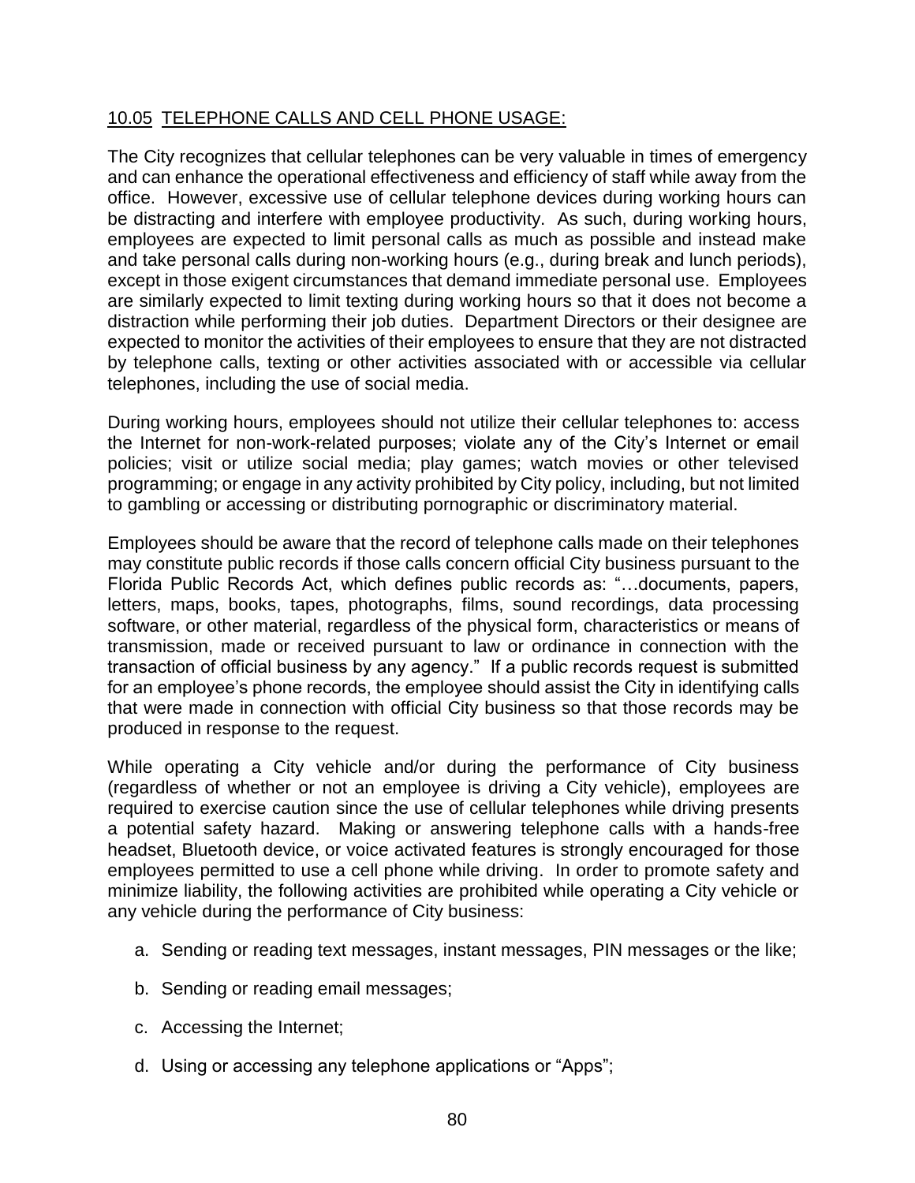## 10.05 TELEPHONE CALLS AND CELL PHONE USAGE:

The City recognizes that cellular telephones can be very valuable in times of emergency and can enhance the operational effectiveness and efficiency of staff while away from the office. However, excessive use of cellular telephone devices during working hours can be distracting and interfere with employee productivity. As such, during working hours, employees are expected to limit personal calls as much as possible and instead make and take personal calls during non-working hours (e.g., during break and lunch periods), except in those exigent circumstances that demand immediate personal use. Employees are similarly expected to limit texting during working hours so that it does not become a distraction while performing their job duties. Department Directors or their designee are expected to monitor the activities of their employees to ensure that they are not distracted by telephone calls, texting or other activities associated with or accessible via cellular telephones, including the use of social media.

During working hours, employees should not utilize their cellular telephones to: access the Internet for non-work-related purposes; violate any of the City's Internet or email policies; visit or utilize social media; play games; watch movies or other televised programming; or engage in any activity prohibited by City policy, including, but not limited to gambling or accessing or distributing pornographic or discriminatory material.

Employees should be aware that the record of telephone calls made on their telephones may constitute public records if those calls concern official City business pursuant to the Florida Public Records Act, which defines public records as: "…documents, papers, letters, maps, books, tapes, photographs, films, sound recordings, data processing software, or other material, regardless of the physical form, characteristics or means of transmission, made or received pursuant to law or ordinance in connection with the transaction of official business by any agency." If a public records request is submitted for an employee's phone records, the employee should assist the City in identifying calls that were made in connection with official City business so that those records may be produced in response to the request.

While operating a City vehicle and/or during the performance of City business (regardless of whether or not an employee is driving a City vehicle), employees are required to exercise caution since the use of cellular telephones while driving presents a potential safety hazard. Making or answering telephone calls with a hands-free headset, Bluetooth device, or voice activated features is strongly encouraged for those employees permitted to use a cell phone while driving. In order to promote safety and minimize liability, the following activities are prohibited while operating a City vehicle or any vehicle during the performance of City business:

a. Sending or reading text messages, instant messages, PIN messages or the like;

b. Sending or reading email messages;

c. Accessing the Internet;

d. Using or accessing any telephone applications or "Apps";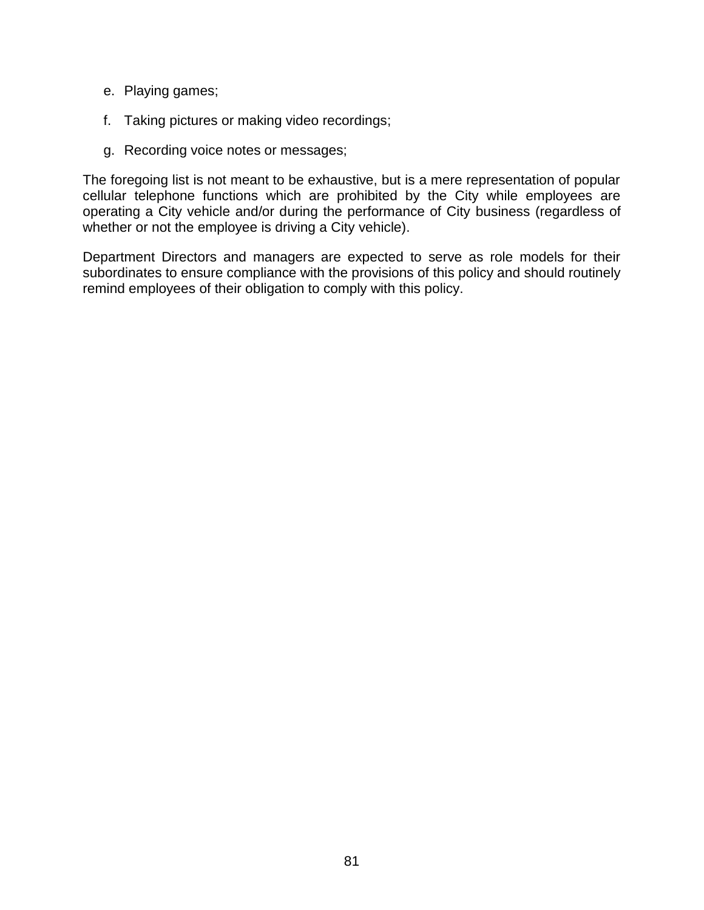e. Playing games;

f. Taking pictures or making video recordings;

g. Recording voice notes or messages;

The foregoing list is not meant to be exhaustive, but is a mere representation of popular cellular telephone functions which are prohibited by the City while employees are operating a City vehicle and/or during the performance of City business (regardless of whether or not the employee is driving a City vehicle).

Department Directors and managers are expected to serve as role models for their subordinates to ensure compliance with the provisions of this policy and should routinely remind employees of their obligation to comply with this policy.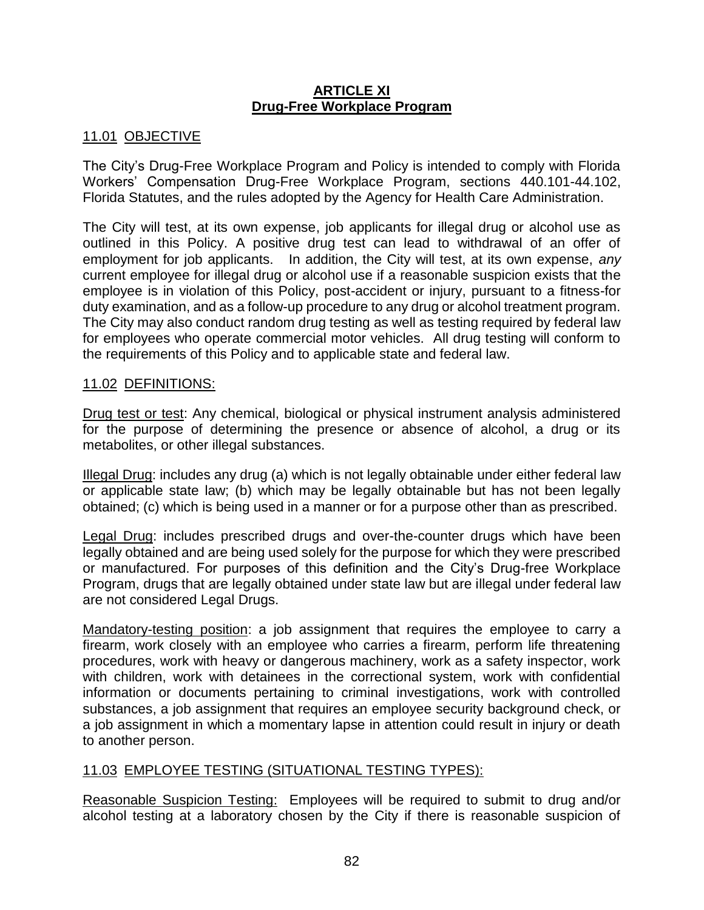## ARTICLE XI
## Drug-Free Workplace Program

### 11.01 OBJECTIVE

The City's Drug-Free Workplace Program and Policy is intended to comply with Florida Workers' Compensation Drug-Free Workplace Program, sections 440.101-44.102, Florida Statutes, and the rules adopted by the Agency for Health Care Administration.

The City will test, at its own expense, job applicants for illegal drug or alcohol use as outlined in this Policy. A positive drug test can lead to withdrawal of an offer of employment for job applicants. In addition, the City will test, at its own expense, *any* current employee for illegal drug or alcohol use if a reasonable suspicion exists that the employee is in violation of this Policy, post-accident or injury, pursuant to a fitness-for duty examination, and as a follow-up procedure to any drug or alcohol treatment program. The City may also conduct random drug testing as well as testing required by federal law for employees who operate commercial motor vehicles. All drug testing will conform to the requirements of this Policy and to applicable state and federal law.

### 11.02 DEFINITIONS:

Drug test or test: Any chemical, biological or physical instrument analysis administered for the purpose of determining the presence or absence of alcohol, a drug or its metabolites, or other illegal substances.

Illegal Drug: includes any drug (a) which is not legally obtainable under either federal law or applicable state law; (b) which may be legally obtainable but has not been legally obtained; (c) which is being used in a manner or for a purpose other than as prescribed.

Legal Drug: includes prescribed drugs and over-the-counter drugs which have been legally obtained and are being used solely for the purpose for which they were prescribed or manufactured. For purposes of this definition and the City's Drug-free Workplace Program, drugs that are legally obtained under state law but are illegal under federal law are not considered Legal Drugs.

Mandatory-testing position: a job assignment that requires the employee to carry a firearm, work closely with an employee who carries a firearm, perform life threatening procedures, work with heavy or dangerous machinery, work as a safety inspector, work with children, work with detainees in the correctional system, work with confidential information or documents pertaining to criminal investigations, work with controlled substances, a job assignment that requires an employee security background check, or a job assignment in which a momentary lapse in attention could result in injury or death to another person.

### 11.03 EMPLOYEE TESTING (SITUATIONAL TESTING TYPES):

Reasonable Suspicion Testing: Employees will be required to submit to drug and/or alcohol testing at a laboratory chosen by the City if there is reasonable suspicion of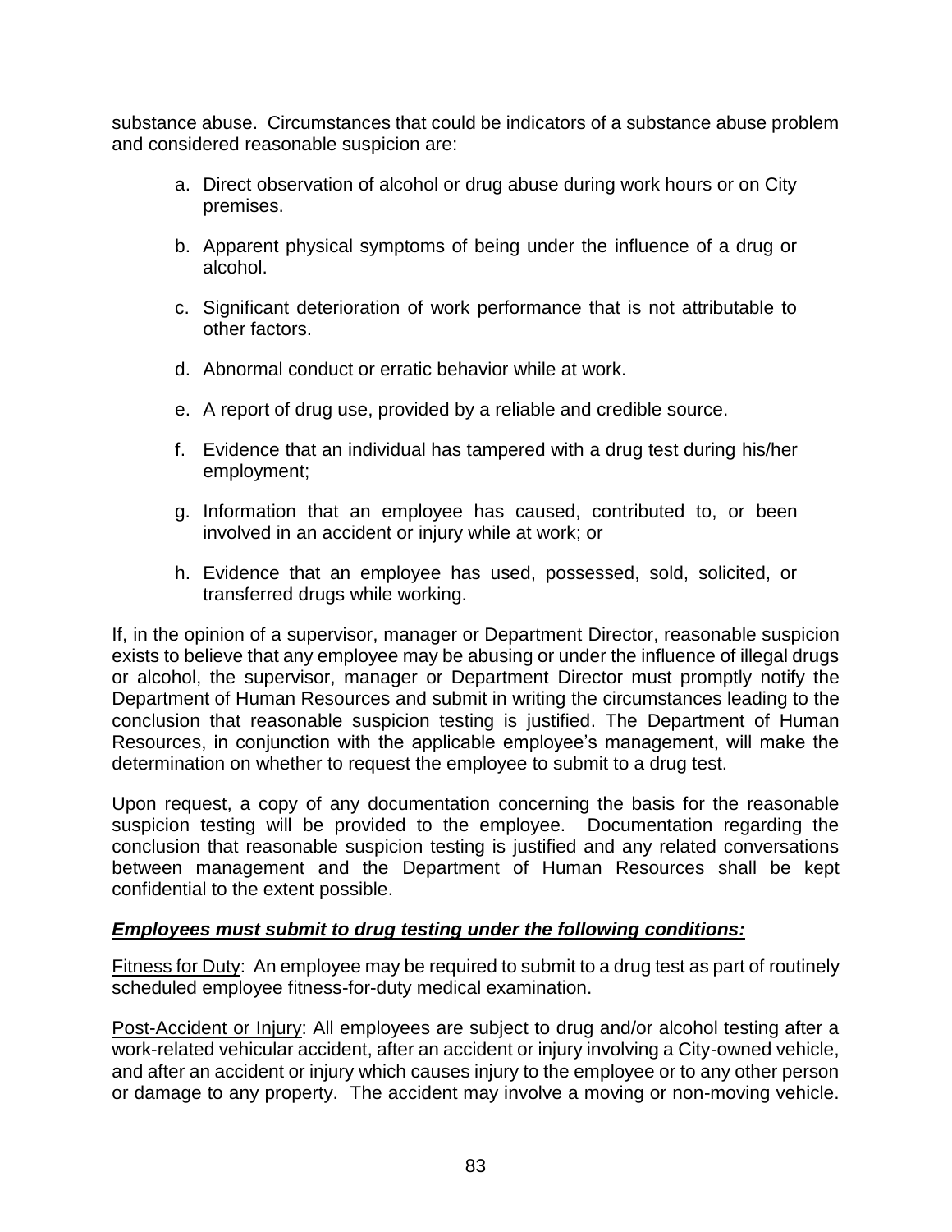substance abuse. Circumstances that could be indicators of a substance abuse problem and considered reasonable suspicion are:

a. Direct observation of alcohol or drug abuse during work hours or on City premises.

b. Apparent physical symptoms of being under the influence of a drug or alcohol.

c. Significant deterioration of work performance that is not attributable to other factors.

d. Abnormal conduct or erratic behavior while at work.

e. A report of drug use, provided by a reliable and credible source.

f. Evidence that an individual has tampered with a drug test during his/her employment;

g. Information that an employee has caused, contributed to, or been involved in an accident or injury while at work; or

h. Evidence that an employee has used, possessed, sold, solicited, or transferred drugs while working.

If, in the opinion of a supervisor, manager or Department Director, reasonable suspicion exists to believe that any employee may be abusing or under the influence of illegal drugs or alcohol, the supervisor, manager or Department Director must promptly notify the Department of Human Resources and submit in writing the circumstances leading to the conclusion that reasonable suspicion testing is justified. The Department of Human Resources, in conjunction with the applicable employee's management, will make the determination on whether to request the employee to submit to a drug test.

Upon request, a copy of any documentation concerning the basis for the reasonable suspicion testing will be provided to the employee. Documentation regarding the conclusion that reasonable suspicion testing is justified and any related conversations between management and the Department of Human Resources shall be kept confidential to the extent possible.

***Employees must submit to drug testing under the following conditions:***

Fitness for Duty: An employee may be required to submit to a drug test as part of routinely scheduled employee fitness-for-duty medical examination.

Post-Accident or Injury: All employees are subject to drug and/or alcohol testing after a work-related vehicular accident, after an accident or injury involving a City-owned vehicle, and after an accident or injury which causes injury to the employee or to any other person or damage to any property. The accident may involve a moving or non-moving vehicle.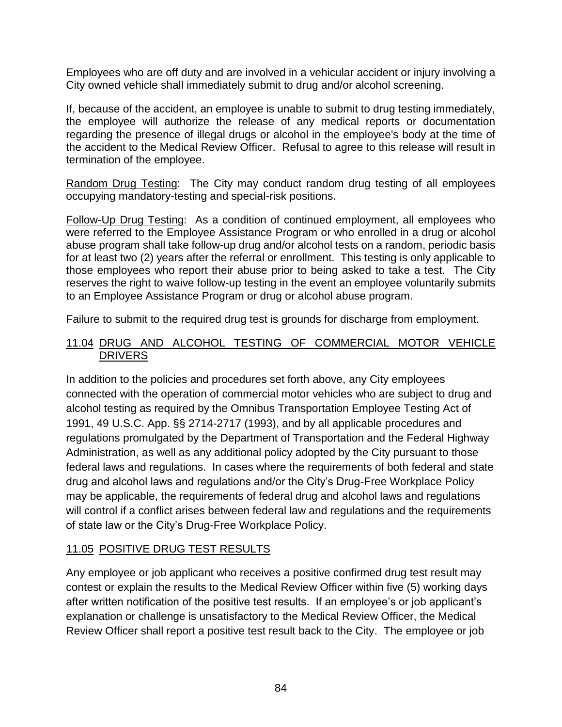Employees who are off duty and are involved in a vehicular accident or injury involving a City owned vehicle shall immediately submit to drug and/or alcohol screening.

If, because of the accident, an employee is unable to submit to drug testing immediately, the employee will authorize the release of any medical reports or documentation regarding the presence of illegal drugs or alcohol in the employee's body at the time of the accident to the Medical Review Officer. Refusal to agree to this release will result in termination of the employee.

Random Drug Testing: The City may conduct random drug testing of all employees occupying mandatory-testing and special-risk positions.

Follow-Up Drug Testing: As a condition of continued employment, all employees who were referred to the Employee Assistance Program or who enrolled in a drug or alcohol abuse program shall take follow-up drug and/or alcohol tests on a random, periodic basis for at least two (2) years after the referral or enrollment. This testing is only applicable to those employees who report their abuse prior to being asked to take a test. The City reserves the right to waive follow-up testing in the event an employee voluntarily submits to an Employee Assistance Program or drug or alcohol abuse program.

Failure to submit to the required drug test is grounds for discharge from employment.

## 11.04 DRUG AND ALCOHOL TESTING OF COMMERCIAL MOTOR VEHICLE DRIVERS

In addition to the policies and procedures set forth above, any City employees connected with the operation of commercial motor vehicles who are subject to drug and alcohol testing as required by the Omnibus Transportation Employee Testing Act of 1991, 49 U.S.C. App. §§ 2714-2717 (1993), and by all applicable procedures and regulations promulgated by the Department of Transportation and the Federal Highway Administration, as well as any additional policy adopted by the City pursuant to those federal laws and regulations. In cases where the requirements of both federal and state drug and alcohol laws and regulations and/or the City's Drug-Free Workplace Policy may be applicable, the requirements of federal drug and alcohol laws and regulations will control if a conflict arises between federal law and regulations and the requirements of state law or the City's Drug-Free Workplace Policy.

## 11.05 POSITIVE DRUG TEST RESULTS

Any employee or job applicant who receives a positive confirmed drug test result may contest or explain the results to the Medical Review Officer within five (5) working days after written notification of the positive test results. If an employee's or job applicant's explanation or challenge is unsatisfactory to the Medical Review Officer, the Medical Review Officer shall report a positive test result back to the City. The employee or job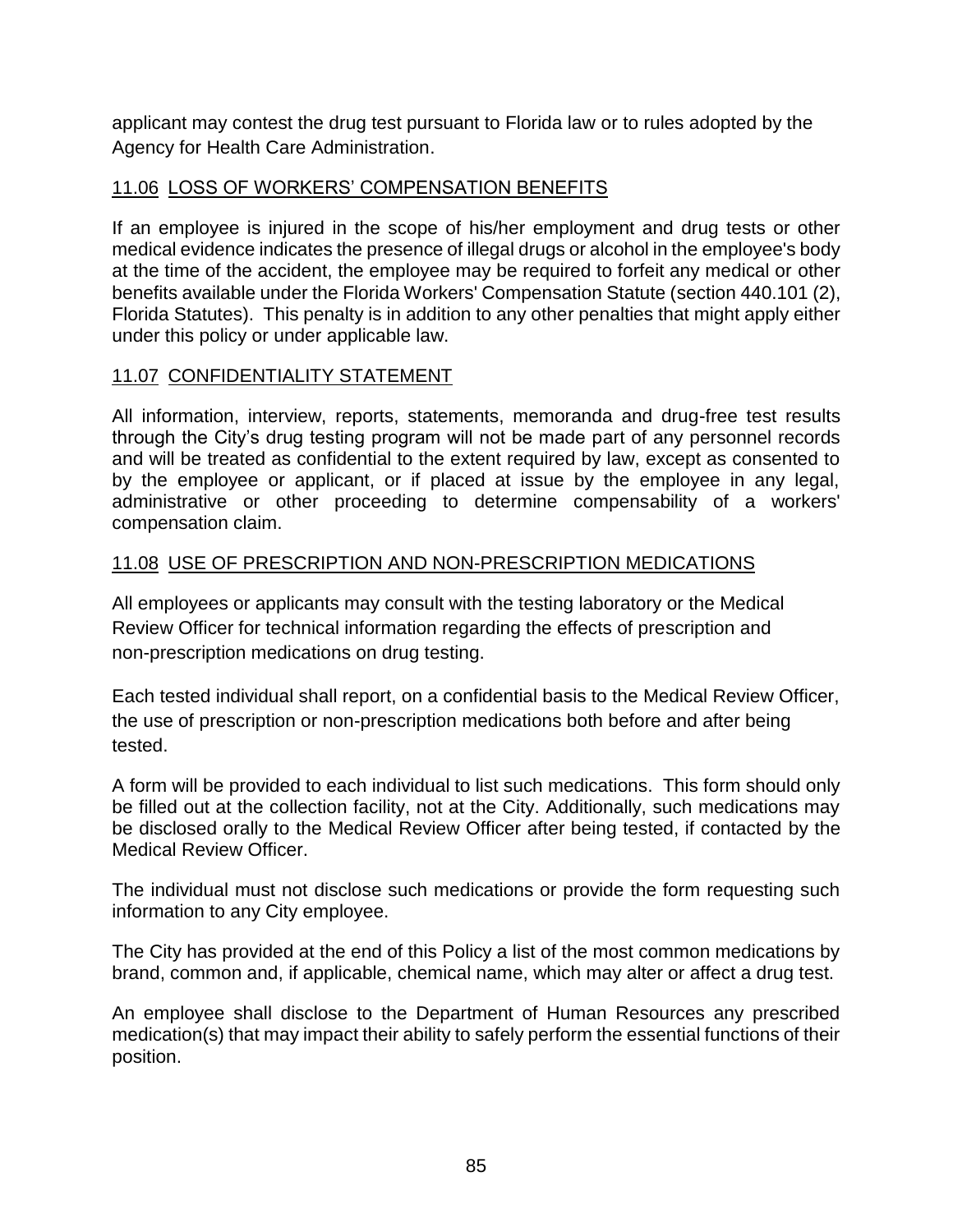applicant may contest the drug test pursuant to Florida law or to rules adopted by the Agency for Health Care Administration.

## 11.06 LOSS OF WORKERS' COMPENSATION BENEFITS

If an employee is injured in the scope of his/her employment and drug tests or other medical evidence indicates the presence of illegal drugs or alcohol in the employee's body at the time of the accident, the employee may be required to forfeit any medical or other benefits available under the Florida Workers' Compensation Statute (section 440.101 (2), Florida Statutes). This penalty is in addition to any other penalties that might apply either under this policy or under applicable law.

## 11.07 CONFIDENTIALITY STATEMENT

All information, interview, reports, statements, memoranda and drug-free test results through the City's drug testing program will not be made part of any personnel records and will be treated as confidential to the extent required by law, except as consented to by the employee or applicant, or if placed at issue by the employee in any legal, administrative or other proceeding to determine compensability of a workers' compensation claim.

## 11.08 USE OF PRESCRIPTION AND NON-PRESCRIPTION MEDICATIONS

All employees or applicants may consult with the testing laboratory or the Medical Review Officer for technical information regarding the effects of prescription and non-prescription medications on drug testing.

Each tested individual shall report, on a confidential basis to the Medical Review Officer, the use of prescription or non-prescription medications both before and after being tested.

A form will be provided to each individual to list such medications. This form should only be filled out at the collection facility, not at the City. Additionally, such medications may be disclosed orally to the Medical Review Officer after being tested, if contacted by the Medical Review Officer.

The individual must not disclose such medications or provide the form requesting such information to any City employee.

The City has provided at the end of this Policy a list of the most common medications by brand, common and, if applicable, chemical name, which may alter or affect a drug test.

An employee shall disclose to the Department of Human Resources any prescribed medication(s) that may impact their ability to safely perform the essential functions of their position.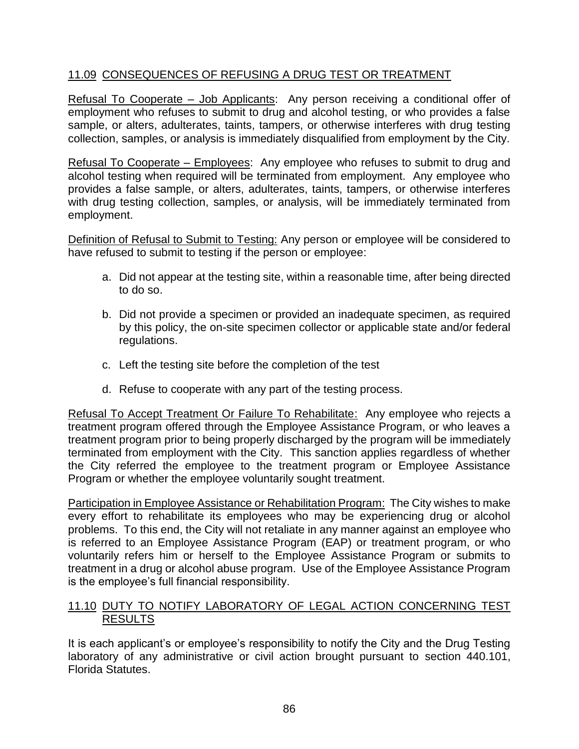## 11.09 CONSEQUENCES OF REFUSING A DRUG TEST OR TREATMENT

Refusal To Cooperate – Job Applicants: Any person receiving a conditional offer of employment who refuses to submit to drug and alcohol testing, or who provides a false sample, or alters, adulterates, taints, tampers, or otherwise interferes with drug testing collection, samples, or analysis is immediately disqualified from employment by the City.

Refusal To Cooperate – Employees: Any employee who refuses to submit to drug and alcohol testing when required will be terminated from employment. Any employee who provides a false sample, or alters, adulterates, taints, tampers, or otherwise interferes with drug testing collection, samples, or analysis, will be immediately terminated from employment.

Definition of Refusal to Submit to Testing: Any person or employee will be considered to have refused to submit to testing if the person or employee:

a. Did not appear at the testing site, within a reasonable time, after being directed to do so.

b. Did not provide a specimen or provided an inadequate specimen, as required by this policy, the on-site specimen collector or applicable state and/or federal regulations.

c. Left the testing site before the completion of the test

d. Refuse to cooperate with any part of the testing process.

Refusal To Accept Treatment Or Failure To Rehabilitate: Any employee who rejects a treatment program offered through the Employee Assistance Program, or who leaves a treatment program prior to being properly discharged by the program will be immediately terminated from employment with the City. This sanction applies regardless of whether the City referred the employee to the treatment program or Employee Assistance Program or whether the employee voluntarily sought treatment.

Participation in Employee Assistance or Rehabilitation Program: The City wishes to make every effort to rehabilitate its employees who may be experiencing drug or alcohol problems. To this end, the City will not retaliate in any manner against an employee who is referred to an Employee Assistance Program (EAP) or treatment program, or who voluntarily refers him or herself to the Employee Assistance Program or submits to treatment in a drug or alcohol abuse program. Use of the Employee Assistance Program is the employee's full financial responsibility.

## 11.10 DUTY TO NOTIFY LABORATORY OF LEGAL ACTION CONCERNING TEST RESULTS

It is each applicant's or employee's responsibility to notify the City and the Drug Testing laboratory of any administrative or civil action brought pursuant to section 440.101, Florida Statutes.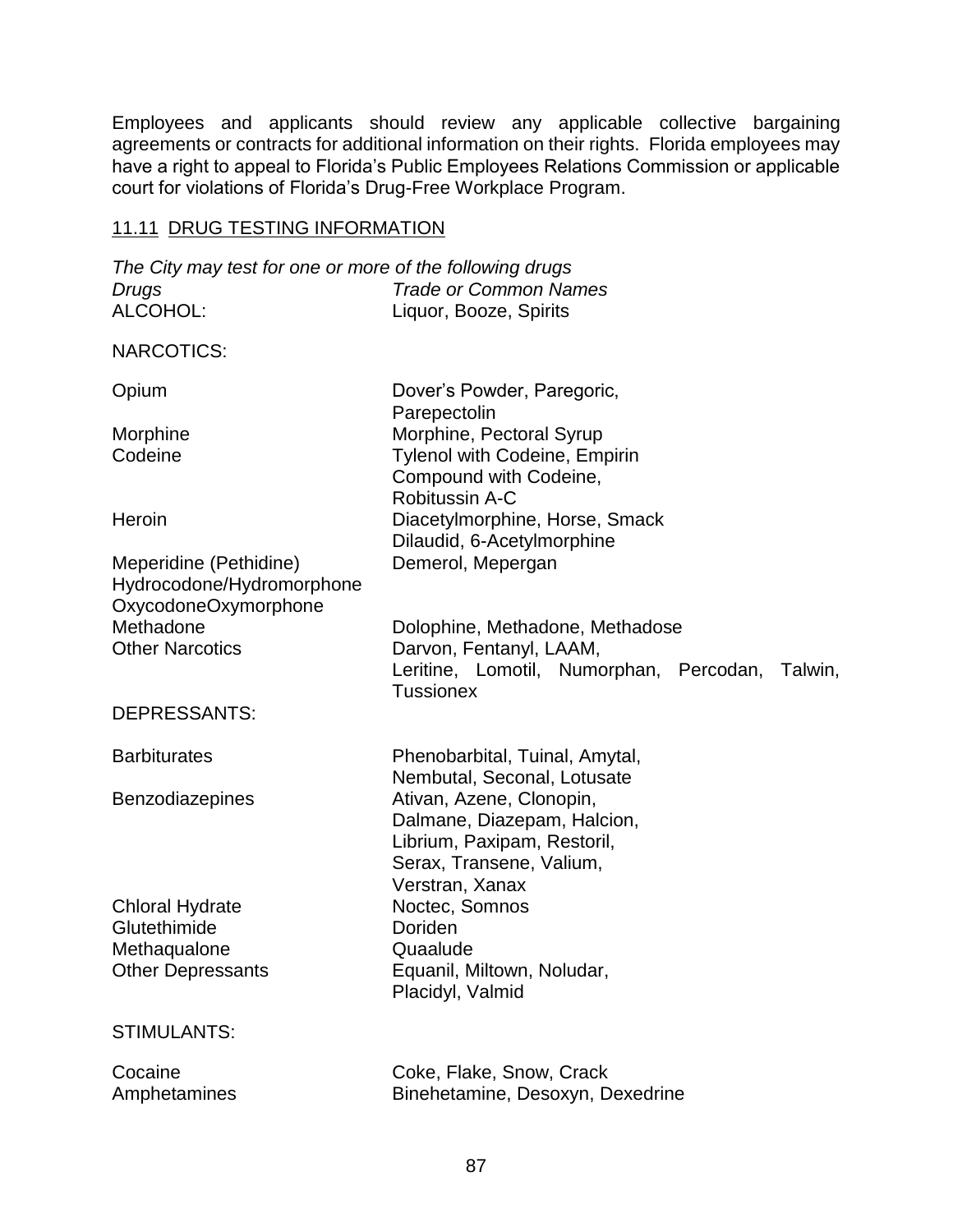Employees and applicants should review any applicable collective bargaining agreements or contracts for additional information on their rights. Florida employees may have a right to appeal to Florida's Public Employees Relations Commission or applicable court for violations of Florida's Drug-Free Workplace Program.

## 11.11 DRUG TESTING INFORMATION

*The City may test for one or more of the following drugs*

| *Drugs* | *Trade or Common Names* |
|---|---|
| ALCOHOL: | Liquor, Booze, Spirits |
| NARCOTICS: | |
| Opium | Dover's Powder, Paregoric, Parepectolin |
| Morphine | Morphine, Pectoral Syrup |
| Codeine | Tylenol with Codeine, Empirin Compound with Codeine, Robitussin A-C |
| Heroin | Diacetylmorphine, Horse, Smack Dilaudid, 6-Acetylmorphine |
| Meperidine (Pethidine) | Demerol, Mepergan |
| Hydrocodone/Hydromorphone | |
| OxycodoneOxymorphone | |
| Methadone | Dolophine, Methadone, Methadose |
| Other Narcotics | Darvon, Fentanyl, LAAM, Leritine, Lomotil, Numorphan, Percodan, Talwin, Tussionex |
| DEPRESSANTS: | |
| Barbiturates | Phenobarbital, Tuinal, Amytal, Nembutal, Seconal, Lotusate |
| Benzodiazepines | Ativan, Azene, Clonopin, Dalmane, Diazepam, Halcion, Librium, Paxipam, Restoril, Serax, Transene, Valium, Verstran, Xanax |
| Chloral Hydrate | Noctec, Somnos |
| Glutethimide | Doriden |
| Methaqualone | Quaalude |
| Other Depressants | Equanil, Miltown, Noludar, Placidyl, Valmid |
| STIMULANTS: | |
| Cocaine | Coke, Flake, Snow, Crack |
| Amphetamines | Binehetamine, Desoxyn, Dexedrine |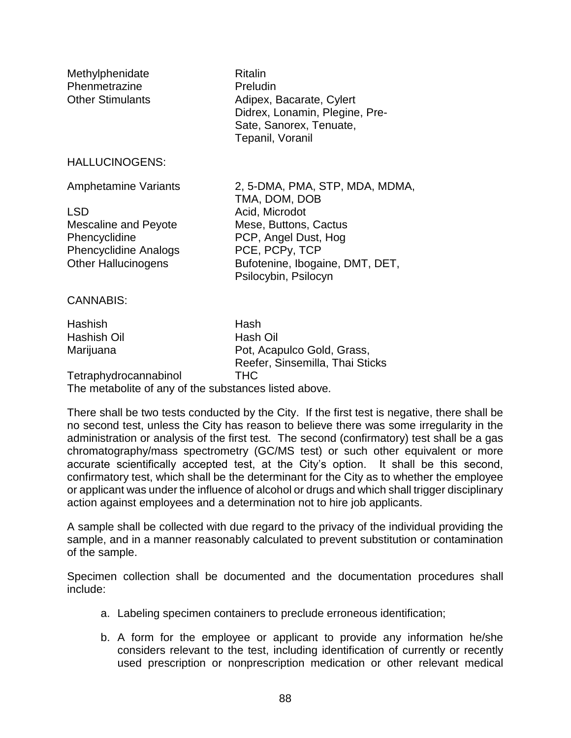| | |
|---|---|
| Methylphenidate | Ritalin |
| Phenmetrazine | Preludin |
| Other Stimulants | Adipex, Bacarate, Cylert Didrex, Lonamin, Plegine, Pre-Sate, Sanorex, Tenuate, Tepanil, Voranil |

HALLUCINOGENS:

| | |
|---|---|
| Amphetamine Variants | 2, 5-DMA, PMA, STP, MDA, MDMA, TMA, DOM, DOB |
| LSD | Acid, Microdot |
| Mescaline and Peyote | Mese, Buttons, Cactus |
| Phencyclidine | PCP, Angel Dust, Hog |
| Phencyclidine Analogs | PCE, PCPy, TCP |
| Other Hallucinogens | Bufotenine, Ibogaine, DMT, DET, Psilocybin, Psilocyn |

CANNABIS:

| | |
|---|---|
| Hashish | Hash |
| Hashish Oil | Hash Oil |
| Marijuana | Pot, Acapulco Gold, Grass, Reefer, Sinsemilla, Thai Sticks |
| Tetraphydrocannabinol | THC |

The metabolite of any of the substances listed above.

There shall be two tests conducted by the City. If the first test is negative, there shall be no second test, unless the City has reason to believe there was some irregularity in the administration or analysis of the first test. The second (confirmatory) test shall be a gas chromatography/mass spectrometry (GC/MS test) or such other equivalent or more accurate scientifically accepted test, at the City's option. It shall be this second, confirmatory test, which shall be the determinant for the City as to whether the employee or applicant was under the influence of alcohol or drugs and which shall trigger disciplinary action against employees and a determination not to hire job applicants.

A sample shall be collected with due regard to the privacy of the individual providing the sample, and in a manner reasonably calculated to prevent substitution or contamination of the sample.

Specimen collection shall be documented and the documentation procedures shall include:

a. Labeling specimen containers to preclude erroneous identification;

b. A form for the employee or applicant to provide any information he/she considers relevant to the test, including identification of currently or recently used prescription or nonprescription medication or other relevant medical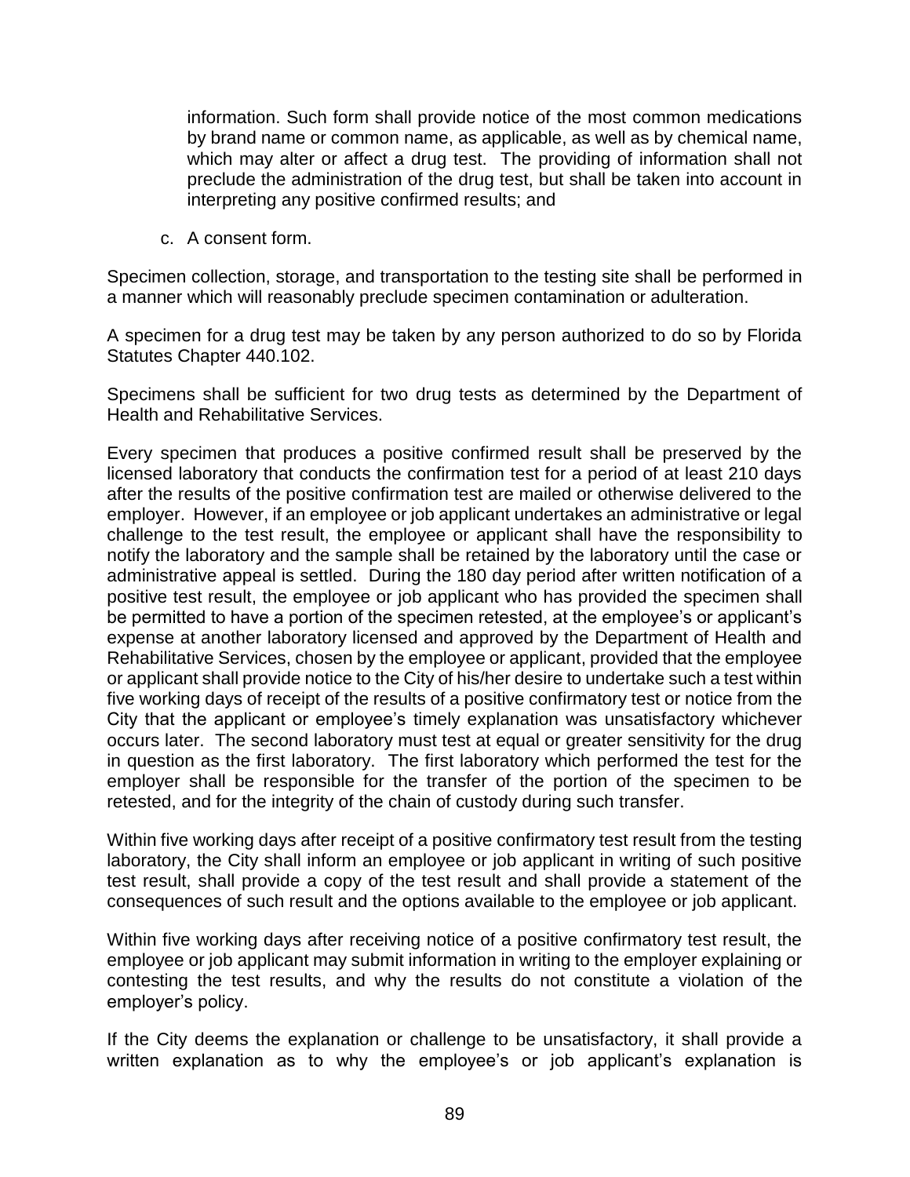information. Such form shall provide notice of the most common medications by brand name or common name, as applicable, as well as by chemical name, which may alter or affect a drug test. The providing of information shall not preclude the administration of the drug test, but shall be taken into account in interpreting any positive confirmed results; and

c. A consent form.

Specimen collection, storage, and transportation to the testing site shall be performed in a manner which will reasonably preclude specimen contamination or adulteration.

A specimen for a drug test may be taken by any person authorized to do so by Florida Statutes Chapter 440.102.

Specimens shall be sufficient for two drug tests as determined by the Department of Health and Rehabilitative Services.

Every specimen that produces a positive confirmed result shall be preserved by the licensed laboratory that conducts the confirmation test for a period of at least 210 days after the results of the positive confirmation test are mailed or otherwise delivered to the employer. However, if an employee or job applicant undertakes an administrative or legal challenge to the test result, the employee or applicant shall have the responsibility to notify the laboratory and the sample shall be retained by the laboratory until the case or administrative appeal is settled. During the 180 day period after written notification of a positive test result, the employee or job applicant who has provided the specimen shall be permitted to have a portion of the specimen retested, at the employee's or applicant's expense at another laboratory licensed and approved by the Department of Health and Rehabilitative Services, chosen by the employee or applicant, provided that the employee or applicant shall provide notice to the City of his/her desire to undertake such a test within five working days of receipt of the results of a positive confirmatory test or notice from the City that the applicant or employee's timely explanation was unsatisfactory whichever occurs later. The second laboratory must test at equal or greater sensitivity for the drug in question as the first laboratory. The first laboratory which performed the test for the employer shall be responsible for the transfer of the portion of the specimen to be retested, and for the integrity of the chain of custody during such transfer.

Within five working days after receipt of a positive confirmatory test result from the testing laboratory, the City shall inform an employee or job applicant in writing of such positive test result, shall provide a copy of the test result and shall provide a statement of the consequences of such result and the options available to the employee or job applicant.

Within five working days after receiving notice of a positive confirmatory test result, the employee or job applicant may submit information in writing to the employer explaining or contesting the test results, and why the results do not constitute a violation of the employer's policy.

If the City deems the explanation or challenge to be unsatisfactory, it shall provide a written explanation as to why the employee's or job applicant's explanation is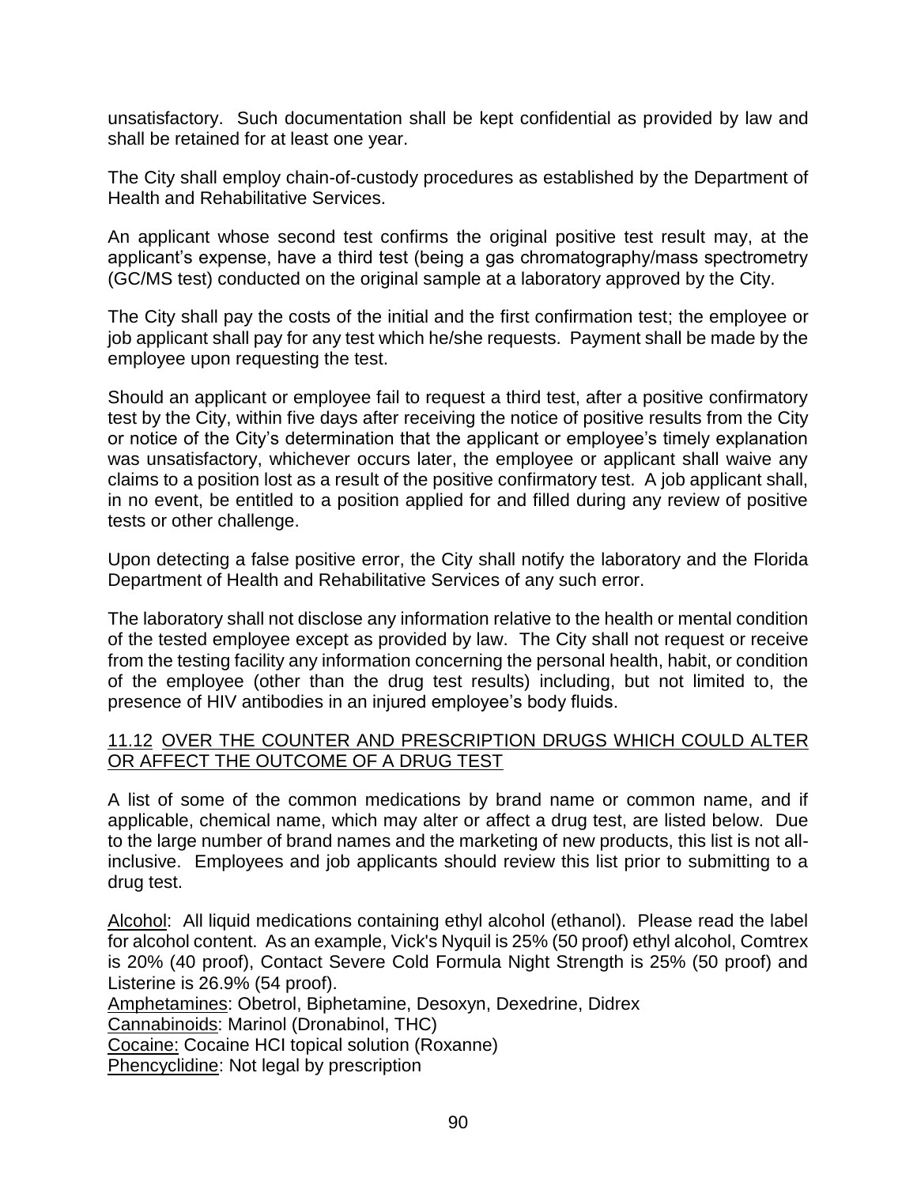unsatisfactory. Such documentation shall be kept confidential as provided by law and shall be retained for at least one year.

The City shall employ chain-of-custody procedures as established by the Department of Health and Rehabilitative Services.

An applicant whose second test confirms the original positive test result may, at the applicant's expense, have a third test (being a gas chromatography/mass spectrometry (GC/MS test) conducted on the original sample at a laboratory approved by the City.

The City shall pay the costs of the initial and the first confirmation test; the employee or job applicant shall pay for any test which he/she requests. Payment shall be made by the employee upon requesting the test.

Should an applicant or employee fail to request a third test, after a positive confirmatory test by the City, within five days after receiving the notice of positive results from the City or notice of the City's determination that the applicant or employee's timely explanation was unsatisfactory, whichever occurs later, the employee or applicant shall waive any claims to a position lost as a result of the positive confirmatory test. A job applicant shall, in no event, be entitled to a position applied for and filled during any review of positive tests or other challenge.

Upon detecting a false positive error, the City shall notify the laboratory and the Florida Department of Health and Rehabilitative Services of any such error.

The laboratory shall not disclose any information relative to the health or mental condition of the tested employee except as provided by law. The City shall not request or receive from the testing facility any information concerning the personal health, habit, or condition of the employee (other than the drug test results) including, but not limited to, the presence of HIV antibodies in an injured employee's body fluids.

## 11.12 OVER THE COUNTER AND PRESCRIPTION DRUGS WHICH COULD ALTER OR AFFECT THE OUTCOME OF A DRUG TEST

A list of some of the common medications by brand name or common name, and if applicable, chemical name, which may alter or affect a drug test, are listed below. Due to the large number of brand names and the marketing of new products, this list is not all-inclusive. Employees and job applicants should review this list prior to submitting to a drug test.

Alcohol: All liquid medications containing ethyl alcohol (ethanol). Please read the label for alcohol content. As an example, Vick's Nyquil is 25% (50 proof) ethyl alcohol, Comtrex is 20% (40 proof), Contact Severe Cold Formula Night Strength is 25% (50 proof) and Listerine is 26.9% (54 proof).
Amphetamines: Obetrol, Biphetamine, Desoxyn, Dexedrine, Didrex
Cannabinoids: Marinol (Dronabinol, THC)
Cocaine: Cocaine HCI topical solution (Roxanne)
Phencyclidine: Not legal by prescription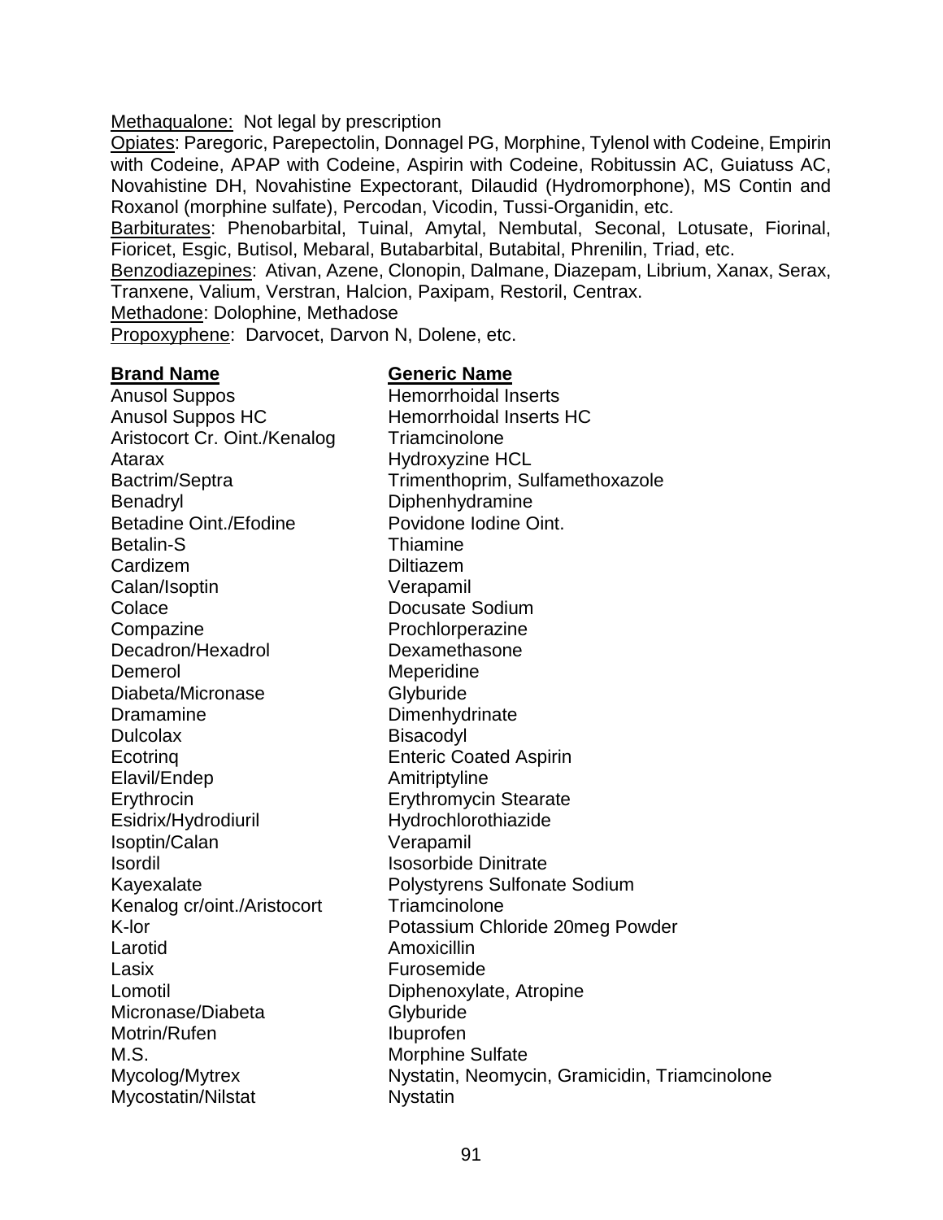Methaqualone: Not legal by prescription

Opiates: Paregoric, Parepectolin, Donnagel PG, Morphine, Tylenol with Codeine, Empirin with Codeine, APAP with Codeine, Aspirin with Codeine, Robitussin AC, Guiatuss AC, Novahistine DH, Novahistine Expectorant, Dilaudid (Hydromorphone), MS Contin and Roxanol (morphine sulfate), Percodan, Vicodin, Tussi-Organidin, etc.

Barbiturates: Phenobarbital, Tuinal, Amytal, Nembutal, Seconal, Lotusate, Fiorinal, Fioricet, Esgic, Butisol, Mebaral, Butabarbital, Butabital, Phrenilin, Triad, etc.

Benzodiazepines: Ativan, Azene, Clonopin, Dalmane, Diazepam, Librium, Xanax, Serax, Tranxene, Valium, Verstran, Halcion, Paxipam, Restoril, Centrax.

Methadone: Dolophine, Methadose

Propoxyphene: Darvocet, Darvon N, Dolene, etc.

| **Brand Name** | **Generic Name** |
|---|---|
| Anusol Suppos | Hemorrhoidal Inserts |
| Anusol Suppos HC | Hemorrhoidal Inserts HC |
| Aristocort Cr. Oint./Kenalog | Triamcinolone |
| Atarax | Hydroxyzine HCL |
| Bactrim/Septra | Trimenthoprim, Sulfamethoxazole |
| Benadryl | Diphenhydramine |
| Betadine Oint./Efodine | Povidone Iodine Oint. |
| Betalin-S | Thiamine |
| Cardizem | Diltiazem |
| Calan/Isoptin | Verapamil |
| Colace | Docusate Sodium |
| Compazine | Prochlorperazine |
| Decadron/Hexadrol | Dexamethasone |
| Demerol | Meperidine |
| Diabeta/Micronase | Glyburide |
| Dramamine | Dimenhydrinate |
| Dulcolax | Bisacodyl |
| Ecotrinq | Enteric Coated Aspirin |
| Elavil/Endep | Amitriptyline |
| Erythrocin | Erythromycin Stearate |
| Esidrix/Hydrodiuril | Hydrochlorothiazide |
| Isoptin/Calan | Verapamil |
| Isordil | Isosorbide Dinitrate |
| Kayexalate | Polystyrens Sulfonate Sodium |
| Kenalog cr/oint./Aristocort | Triamcinolone |
| K-lor | Potassium Chloride 20meg Powder |
| Larotid | Amoxicillin |
| Lasix | Furosemide |
| Lomotil | Diphenoxylate, Atropine |
| Micronase/Diabeta | Glyburide |
| Motrin/Rufen | Ibuprofen |
| M.S. | Morphine Sulfate |
| Mycolog/Mytrex | Nystatin, Neomycin, Gramicidin, Triamcinolone |
| Mycostatin/Nilstat | Nystatin |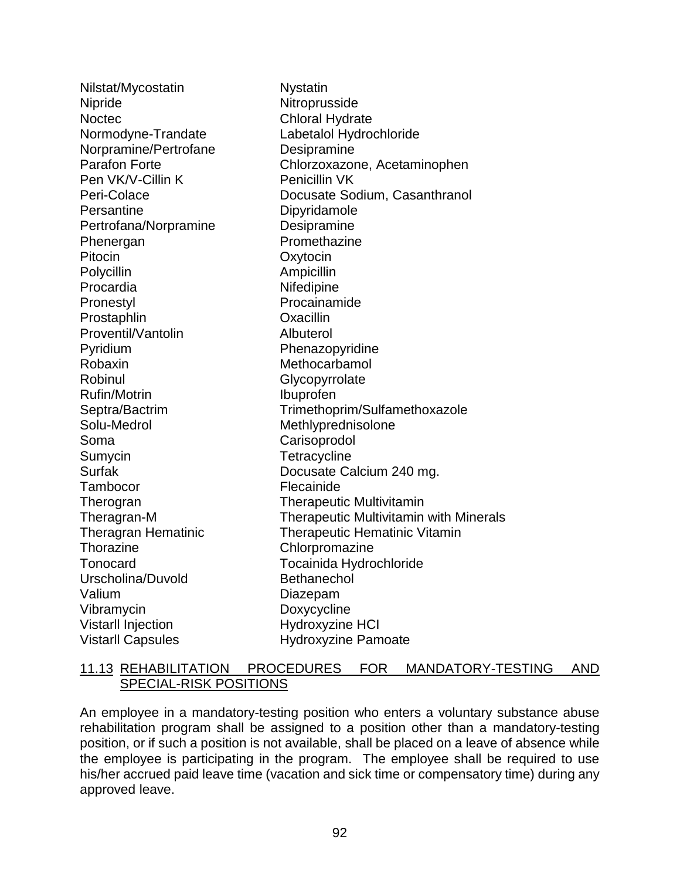| | |
|---|---|
| Nilstat/Mycostatin | Nystatin |
| Nipride | Nitroprusside |
| Noctec | Chloral Hydrate |
| Normodyne-Trandate | Labetalol Hydrochloride |
| Norpramine/Pertrofane | Desipramine |
| Parafon Forte | Chlorzoxazone, Acetaminophen |
| Pen VK/V-Cillin K | Penicillin VK |
| Peri-Colace | Docusate Sodium, Casanthranol |
| Persantine | Dipyridamole |
| Pertrofana/Norpramine | Desipramine |
| Phenergan | Promethazine |
| Pitocin | Oxytocin |
| Polycillin | Ampicillin |
| Procardia | Nifedipine |
| Pronestyl | Procainamide |
| Prostaphlin | Oxacillin |
| Proventil/Vantolin | Albuterol |
| Pyridium | Phenazopyridine |
| Robaxin | Methocarbamol |
| Robinul | Glycopyrrolate |
| Rufin/Motrin | Ibuprofen |
| Septra/Bactrim | Trimethoprim/Sulfamethoxazole |
| Solu-Medrol | Methlyprednisolone |
| Soma | Carisoprodol |
| Sumycin | Tetracycline |
| Surfak | Docusate Calcium 240 mg. |
| Tambocor | Flecainide |
| Therogran | Therapeutic Multivitamin |
| Theragran-M | Therapeutic Multivitamin with Minerals |
| Theragran Hematinic | Therapeutic Hematinic Vitamin |
| Thorazine | Chlorpromazine |
| Tonocard | Tocainida Hydrochloride |
| Urscholina/Duvold | Bethanechol |
| Valium | Diazepam |
| Vibramycin | Doxycycline |
| Vistarll Injection | Hydroxyzine HCI |
| Vistarll Capsules | Hydroxyzine Pamoate |

## 11.13 REHABILITATION PROCEDURES FOR MANDATORY-TESTING AND SPECIAL-RISK POSITIONS

An employee in a mandatory-testing position who enters a voluntary substance abuse rehabilitation program shall be assigned to a position other than a mandatory-testing position, or if such a position is not available, shall be placed on a leave of absence while the employee is participating in the program. The employee shall be required to use his/her accrued paid leave time (vacation and sick time or compensatory time) during any approved leave.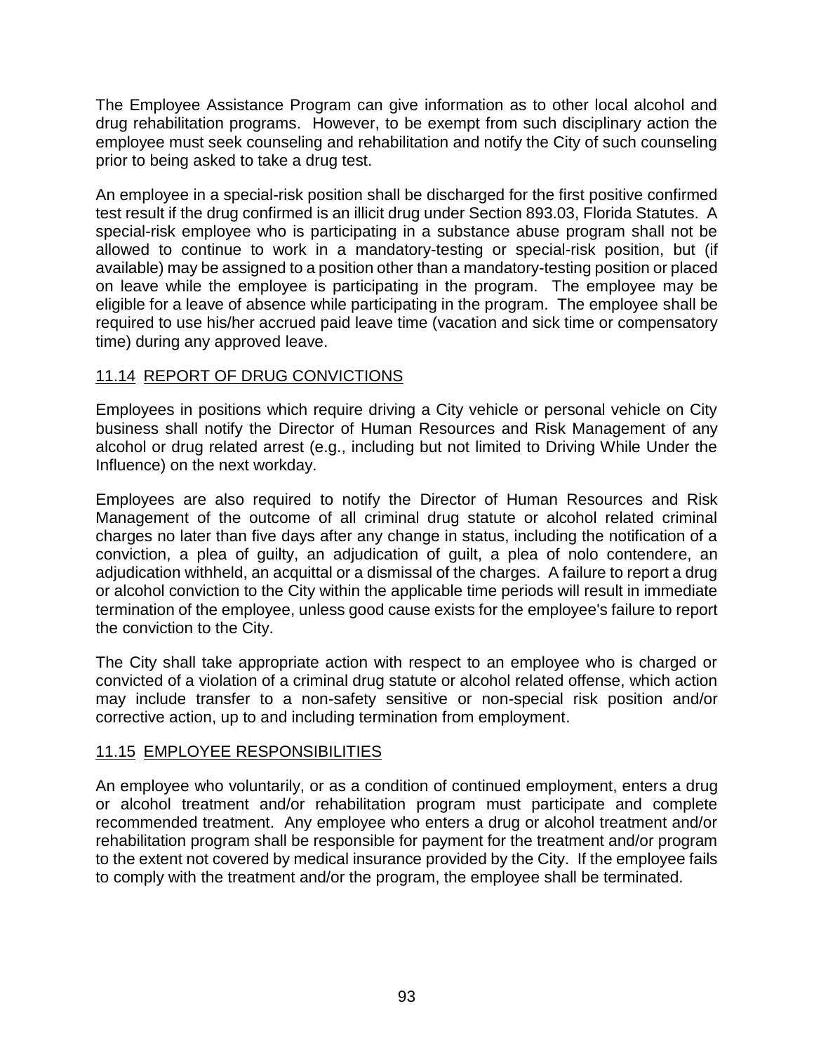The Employee Assistance Program can give information as to other local alcohol and drug rehabilitation programs. However, to be exempt from such disciplinary action the employee must seek counseling and rehabilitation and notify the City of such counseling prior to being asked to take a drug test.

An employee in a special-risk position shall be discharged for the first positive confirmed test result if the drug confirmed is an illicit drug under Section 893.03, Florida Statutes. A special-risk employee who is participating in a substance abuse program shall not be allowed to continue to work in a mandatory-testing or special-risk position, but (if available) may be assigned to a position other than a mandatory-testing position or placed on leave while the employee is participating in the program. The employee may be eligible for a leave of absence while participating in the program. The employee shall be required to use his/her accrued paid leave time (vacation and sick time or compensatory time) during any approved leave.

## 11.14 REPORT OF DRUG CONVICTIONS

Employees in positions which require driving a City vehicle or personal vehicle on City business shall notify the Director of Human Resources and Risk Management of any alcohol or drug related arrest (e.g., including but not limited to Driving While Under the Influence) on the next workday.

Employees are also required to notify the Director of Human Resources and Risk Management of the outcome of all criminal drug statute or alcohol related criminal charges no later than five days after any change in status, including the notification of a conviction, a plea of guilty, an adjudication of guilt, a plea of nolo contendere, an adjudication withheld, an acquittal or a dismissal of the charges. A failure to report a drug or alcohol conviction to the City within the applicable time periods will result in immediate termination of the employee, unless good cause exists for the employee's failure to report the conviction to the City.

The City shall take appropriate action with respect to an employee who is charged or convicted of a violation of a criminal drug statute or alcohol related offense, which action may include transfer to a non-safety sensitive or non-special risk position and/or corrective action, up to and including termination from employment.

## 11.15 EMPLOYEE RESPONSIBILITIES

An employee who voluntarily, or as a condition of continued employment, enters a drug or alcohol treatment and/or rehabilitation program must participate and complete recommended treatment. Any employee who enters a drug or alcohol treatment and/or rehabilitation program shall be responsible for payment for the treatment and/or program to the extent not covered by medical insurance provided by the City. If the employee fails to comply with the treatment and/or the program, the employee shall be terminated.